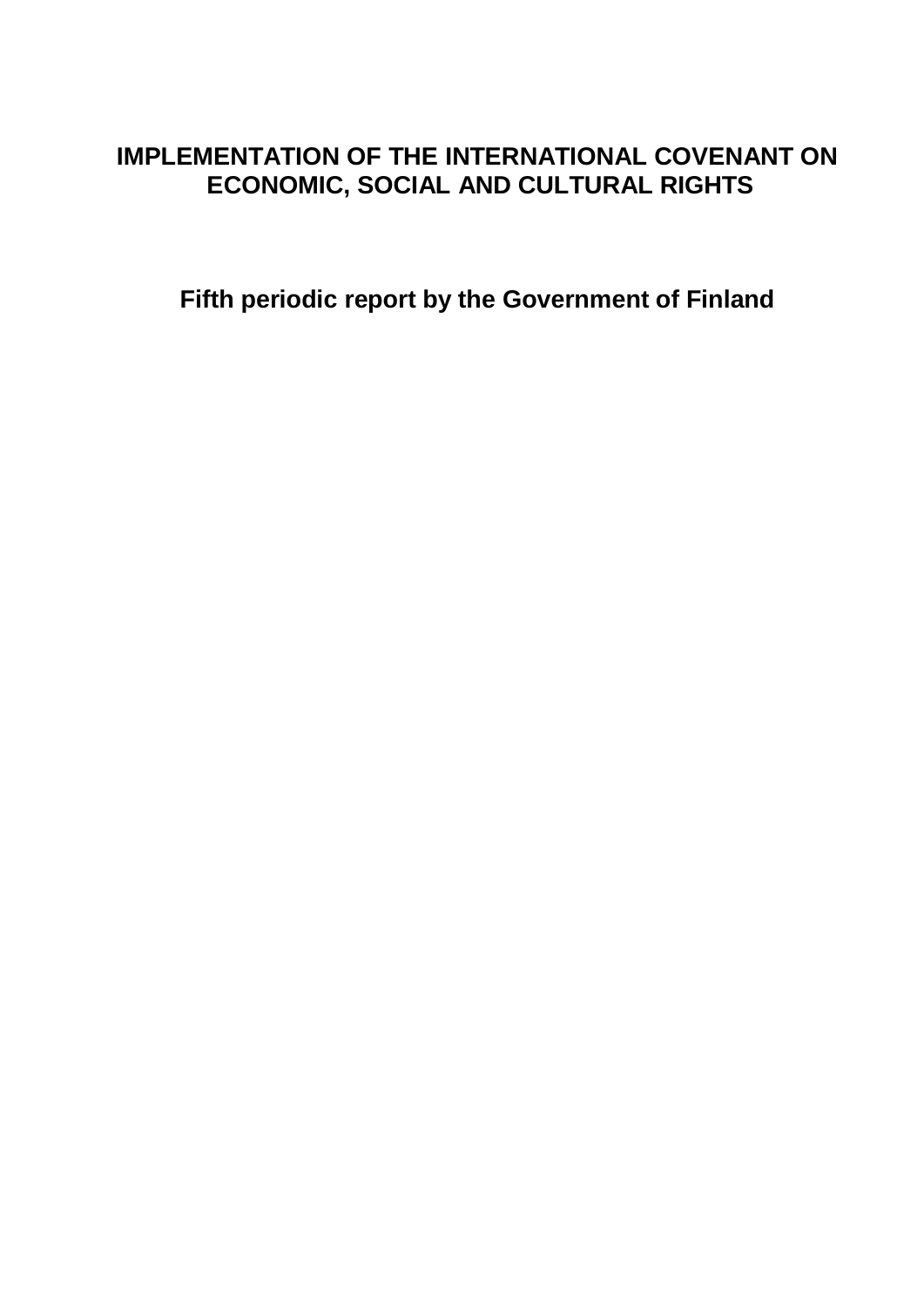# IMPLEMENTATION OF THE INTERNATIONAL COVENANT ON ECONOMIC, SOCIAL AND CULTURAL RIGHTS

## Fifth periodic report by the Government of Finland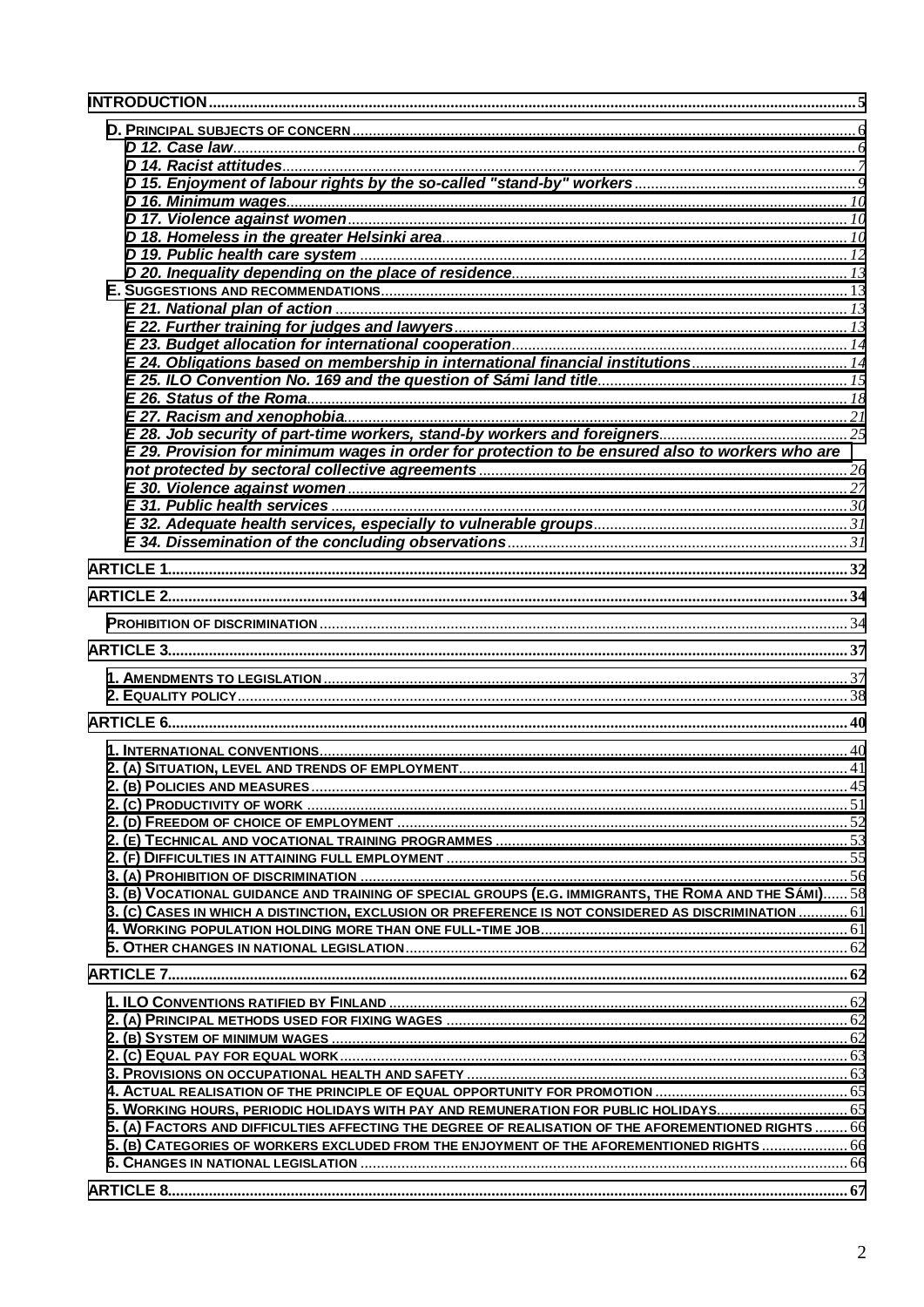| | |
|---|---|
| **INTRODUCTION** | 5 |
| D. PRINCIPAL SUBJECTS OF CONCERN | 6 |
| *D 12. Case law* | 6 |
| *D 14. Racist attitudes* | 7 |
| *D 15. Enjoyment of labour rights by the so-called "stand-by" workers* | 9 |
| *D 16. Minimum wages* | 10 |
| *D 17. Violence against women* | 10 |
| *D 18. Homeless in the greater Helsinki area* | 10 |
| *D 19. Public health care system* | 12 |
| *D 20. Inequality depending on the place of residence* | 13 |
| E. SUGGESTIONS AND RECOMMENDATIONS | 13 |
| *E 21. National plan of action* | 13 |
| *E 22. Further training for judges and lawyers* | 13 |
| *E 23. Budget allocation for international cooperation* | 14 |
| *E 24. Obligations based on membership in international financial institutions* | 14 |
| *E 25. ILO Convention No. 169 and the question of Sámi land title* | 15 |
| *E 26. Status of the Roma* | 18 |
| *E 27. Racism and xenophobia* | 21 |
| *E 28. Job security of part-time workers, stand-by workers and foreigners* | 25 |
| *E 29. Provision for minimum wages in order for protection to be ensured also to workers who are not protected by sectoral collective agreements* | 26 |
| *E 30. Violence against women* | 27 |
| *E 31. Public health services* | 30 |
| *E 32. Adequate health services, especially to vulnerable groups* | 31 |
| *E 34. Dissemination of the concluding observations* | 31 |
| **ARTICLE 1** | 32 |
| **ARTICLE 2** | 34 |
| PROHIBITION OF DISCRIMINATION | 34 |
| **ARTICLE 3** | 37 |
| 1. AMENDMENTS TO LEGISLATION | 37 |
| 2. EQUALITY POLICY | 38 |
| **ARTICLE 6** | 40 |
| 1. INTERNATIONAL CONVENTIONS | 40 |
| 2. (A) SITUATION, LEVEL AND TRENDS OF EMPLOYMENT | 41 |
| 2. (B) POLICIES AND MEASURES | 45 |
| 2. (C) PRODUCTIVITY OF WORK | 51 |
| 2. (D) FREEDOM OF CHOICE OF EMPLOYMENT | 52 |
| 2. (E) TECHNICAL AND VOCATIONAL TRAINING PROGRAMMES | 53 |
| 2. (F) DIFFICULTIES IN ATTAINING FULL EMPLOYMENT | 55 |
| 3. (A) PROHIBITION OF DISCRIMINATION | 56 |
| 3. (B) VOCATIONAL GUIDANCE AND TRAINING OF SPECIAL GROUPS (E.G. IMMIGRANTS, THE ROMA AND THE SÁMI) | 58 |
| 3. (C) CASES IN WHICH A DISTINCTION, EXCLUSION OR PREFERENCE IS NOT CONSIDERED AS DISCRIMINATION | 61 |
| 4. WORKING POPULATION HOLDING MORE THAN ONE FULL-TIME JOB | 61 |
| 5. OTHER CHANGES IN NATIONAL LEGISLATION | 62 |
| **ARTICLE 7** | 62 |
| 1. ILO CONVENTIONS RATIFIED BY FINLAND | 62 |
| 2. (A) PRINCIPAL METHODS USED FOR FIXING WAGES | 62 |
| 2. (B) SYSTEM OF MINIMUM WAGES | 62 |
| 2. (C) EQUAL PAY FOR EQUAL WORK | 63 |
| 3. PROVISIONS ON OCCUPATIONAL HEALTH AND SAFETY | 63 |
| 4. ACTUAL REALISATION OF THE PRINCIPLE OF EQUAL OPPORTUNITY FOR PROMOTION | 65 |
| 5. WORKING HOURS, PERIODIC HOLIDAYS WITH PAY AND REMUNERATION FOR PUBLIC HOLIDAYS | 65 |
| 5. (A) FACTORS AND DIFFICULTIES AFFECTING THE DEGREE OF REALISATION OF THE AFOREMENTIONED RIGHTS | 66 |
| 5. (B) CATEGORIES OF WORKERS EXCLUDED FROM THE ENJOYMENT OF THE AFOREMENTIONED RIGHTS | 66 |
| 6. CHANGES IN NATIONAL LEGISLATION | 66 |
| **ARTICLE 8** | 67 |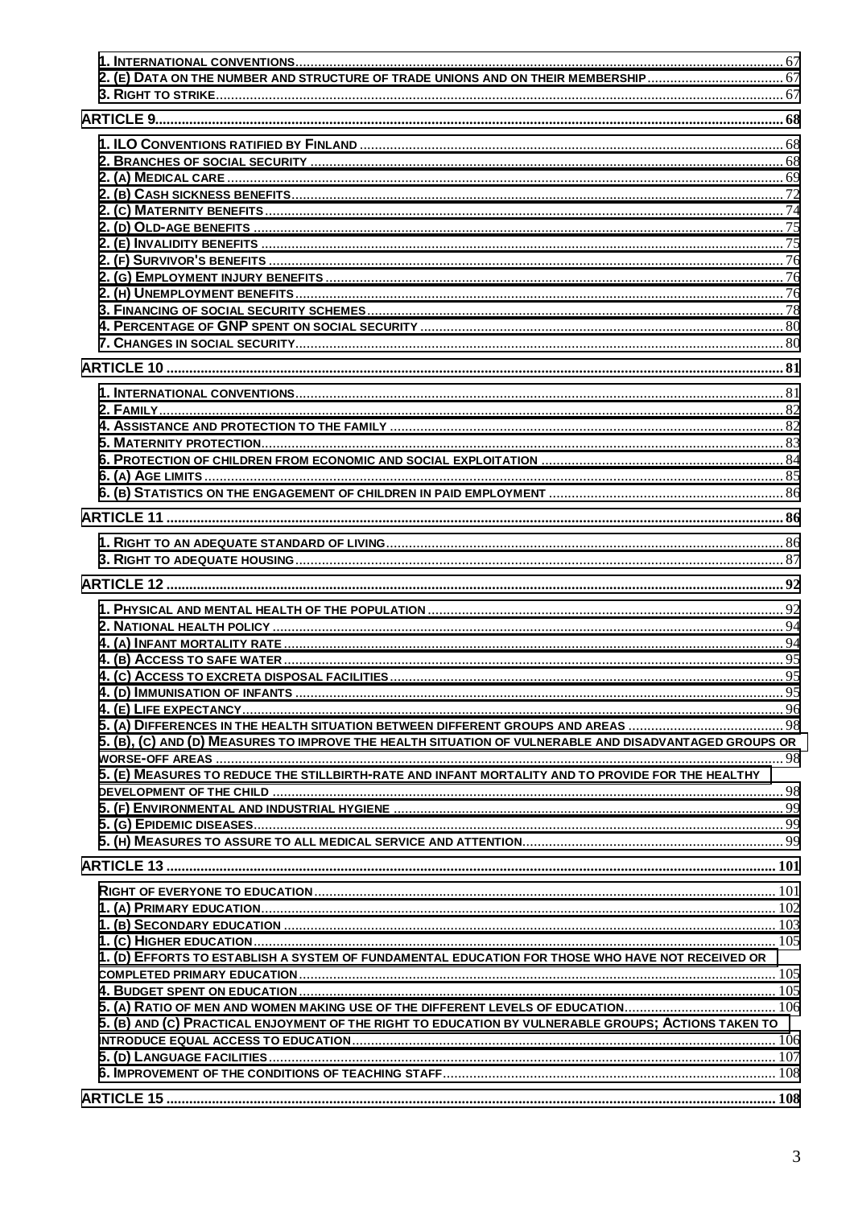1. International conventions ..... 67
2. (e) Data on the number and structure of trade unions and on their membership ..... 67
3. Right to strike ..... 67

**Article 9 ..... 68**

1. ILO Conventions ratified by Finland ..... 68
2. Branches of social security ..... 68
2. (a) Medical care ..... 69
2. (b) Cash sickness benefits ..... 72
2. (c) Maternity benefits ..... 74
2. (d) Old-age benefits ..... 75
2. (e) Invalidity benefits ..... 75
2. (f) Survivor's benefits ..... 76
2. (g) Employment injury benefits ..... 76
2. (h) Unemployment benefits ..... 76
3. Financing of social security schemes ..... 78
4. Percentage of GNP spent on social security ..... 80
7. Changes in social security ..... 80

**Article 10 ..... 81**

1. International conventions ..... 81
2. Family ..... 82
4. Assistance and protection to the family ..... 82
5. Maternity protection ..... 83
6. Protection of children from economic and social exploitation ..... 84
6. (a) Age limits ..... 85
6. (b) Statistics on the engagement of children in paid employment ..... 86

**Article 11 ..... 86**

1. Right to an adequate standard of living ..... 86
3. Right to adequate housing ..... 87

**Article 12 ..... 92**

1. Physical and mental health of the population ..... 92
2. National health policy ..... 94
4. (a) Infant mortality rate ..... 94
4. (b) Access to safe water ..... 95
4. (c) Access to excreta disposal facilities ..... 95
4. (d) Immunisation of infants ..... 95
4. (e) Life expectancy ..... 96
5. (a) Differences in the health situation between different groups and areas ..... 98
5. (b), (c) and (d) Measures to improve the health situation of vulnerable and disadvantaged groups or worse-off areas ..... 98
5. (e) Measures to reduce the stillbirth-rate and infant mortality and to provide for the healthy development of the child ..... 98
5. (f) Environmental and industrial hygiene ..... 99
5. (g) Epidemic diseases ..... 99
5. (h) Measures to assure to all medical service and attention ..... 99

**Article 13 ..... 101**

Right of everyone to education ..... 101
1. (a) Primary education ..... 102
1. (b) Secondary education ..... 103
1. (c) Higher education ..... 105
1. (d) Efforts to establish a system of fundamental education for those who have not received or completed primary education ..... 105
4. Budget spent on education ..... 105
5. (a) Ratio of men and women making use of the different levels of education ..... 106
5. (b) and (c) Practical enjoyment of the right to education by vulnerable groups; Actions taken to introduce equal access to education ..... 106
5. (d) Language facilities ..... 107
6. Improvement of the conditions of teaching staff ..... 108

**Article 15 ..... 108**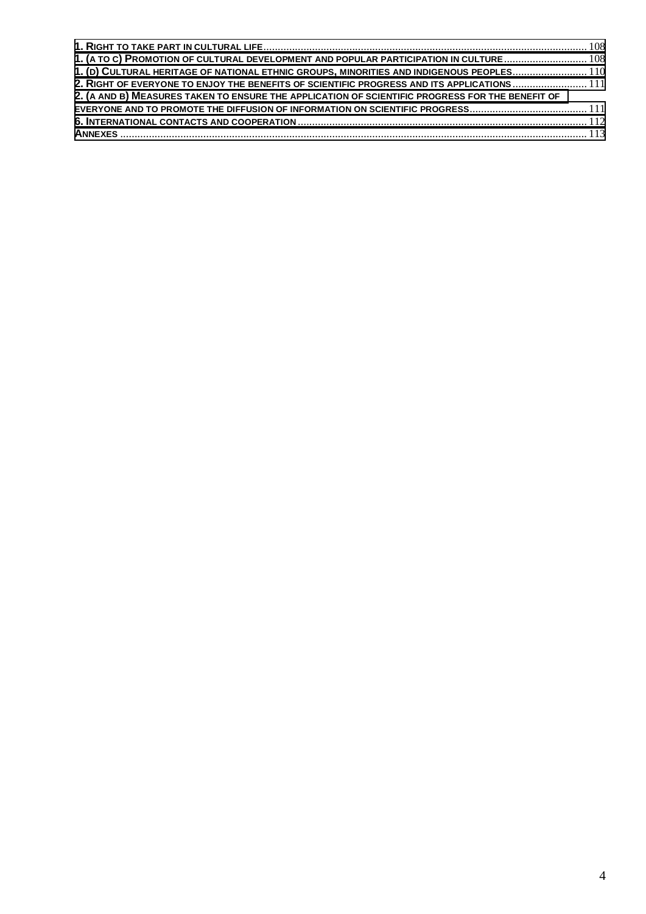1. RIGHT TO TAKE PART IN CULTURAL LIFE ........ 108
1. (A TO C) PROMOTION OF CULTURAL DEVELOPMENT AND POPULAR PARTICIPATION IN CULTURE ........ 108
1. (D) CULTURAL HERITAGE OF NATIONAL ETHNIC GROUPS, MINORITIES AND INDIGENOUS PEOPLES ........ 110
2. RIGHT OF EVERYONE TO ENJOY THE BENEFITS OF SCIENTIFIC PROGRESS AND ITS APPLICATIONS ........ 111
2. (A AND B) MEASURES TAKEN TO ENSURE THE APPLICATION OF SCIENTIFIC PROGRESS FOR THE BENEFIT OF EVERYONE AND TO PROMOTE THE DIFFUSION OF INFORMATION ON SCIENTIFIC PROGRESS ........ 111
6. INTERNATIONAL CONTACTS AND COOPERATION ........ 112
ANNEXES ........ 113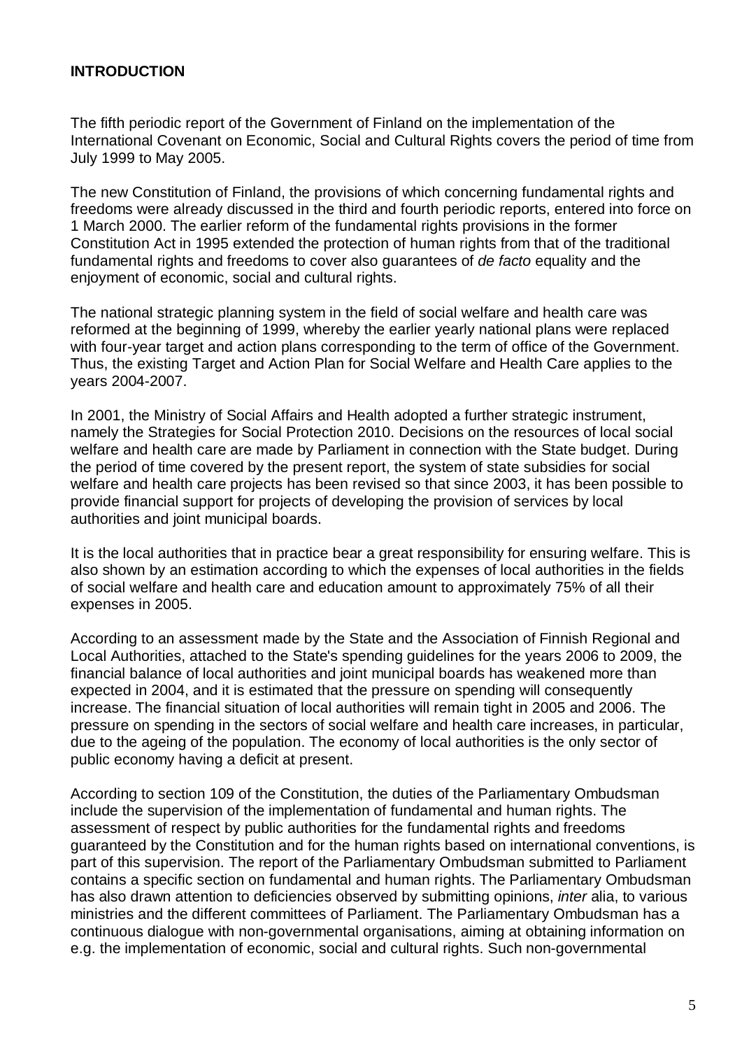## INTRODUCTION

The fifth periodic report of the Government of Finland on the implementation of the International Covenant on Economic, Social and Cultural Rights covers the period of time from July 1999 to May 2005.

The new Constitution of Finland, the provisions of which concerning fundamental rights and freedoms were already discussed in the third and fourth periodic reports, entered into force on 1 March 2000. The earlier reform of the fundamental rights provisions in the former Constitution Act in 1995 extended the protection of human rights from that of the traditional fundamental rights and freedoms to cover also guarantees of *de facto* equality and the enjoyment of economic, social and cultural rights.

The national strategic planning system in the field of social welfare and health care was reformed at the beginning of 1999, whereby the earlier yearly national plans were replaced with four-year target and action plans corresponding to the term of office of the Government. Thus, the existing Target and Action Plan for Social Welfare and Health Care applies to the years 2004-2007.

In 2001, the Ministry of Social Affairs and Health adopted a further strategic instrument, namely the Strategies for Social Protection 2010. Decisions on the resources of local social welfare and health care are made by Parliament in connection with the State budget. During the period of time covered by the present report, the system of state subsidies for social welfare and health care projects has been revised so that since 2003, it has been possible to provide financial support for projects of developing the provision of services by local authorities and joint municipal boards.

It is the local authorities that in practice bear a great responsibility for ensuring welfare. This is also shown by an estimation according to which the expenses of local authorities in the fields of social welfare and health care and education amount to approximately 75% of all their expenses in 2005.

According to an assessment made by the State and the Association of Finnish Regional and Local Authorities, attached to the State's spending guidelines for the years 2006 to 2009, the financial balance of local authorities and joint municipal boards has weakened more than expected in 2004, and it is estimated that the pressure on spending will consequently increase. The financial situation of local authorities will remain tight in 2005 and 2006. The pressure on spending in the sectors of social welfare and health care increases, in particular, due to the ageing of the population. The economy of local authorities is the only sector of public economy having a deficit at present.

According to section 109 of the Constitution, the duties of the Parliamentary Ombudsman include the supervision of the implementation of fundamental and human rights. The assessment of respect by public authorities for the fundamental rights and freedoms guaranteed by the Constitution and for the human rights based on international conventions, is part of this supervision. The report of the Parliamentary Ombudsman submitted to Parliament contains a specific section on fundamental and human rights. The Parliamentary Ombudsman has also drawn attention to deficiencies observed by submitting opinions, *inter* alia, to various ministries and the different committees of Parliament. The Parliamentary Ombudsman has a continuous dialogue with non-governmental organisations, aiming at obtaining information on e.g. the implementation of economic, social and cultural rights. Such non-governmental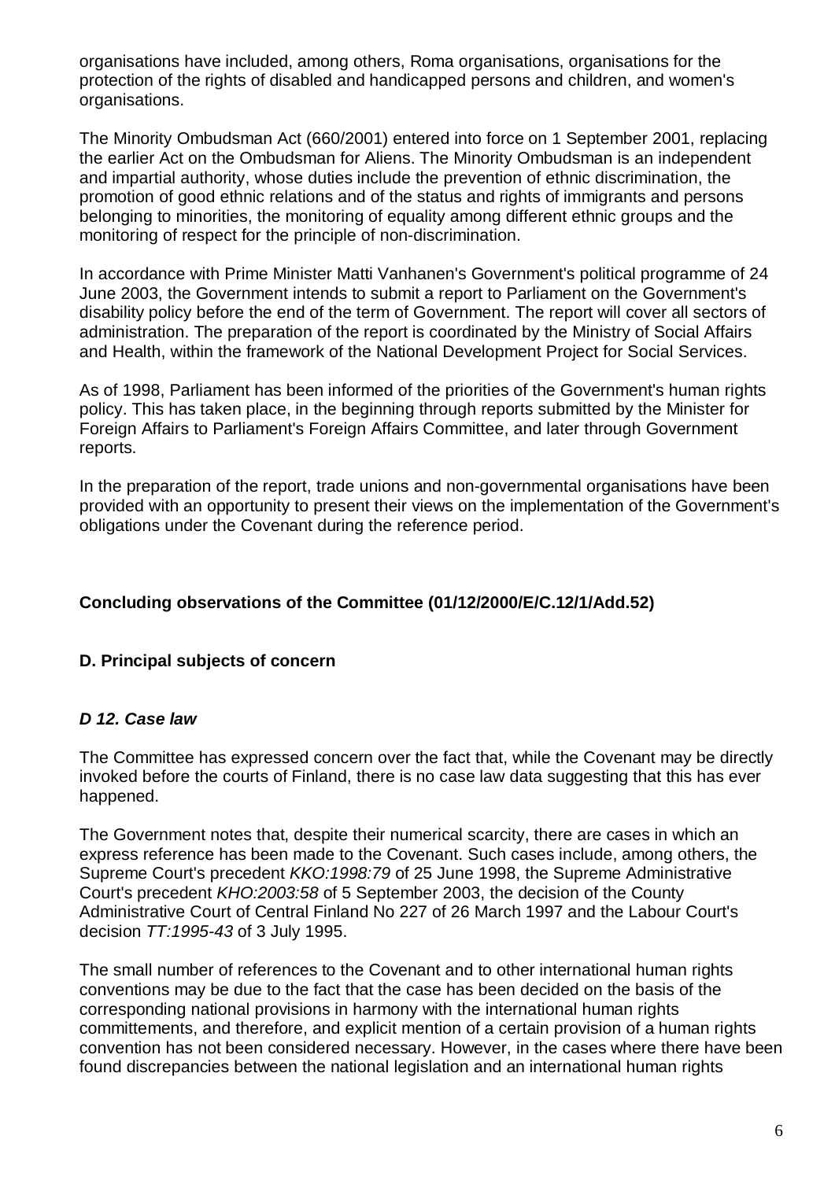organisations have included, among others, Roma organisations, organisations for the protection of the rights of disabled and handicapped persons and children, and women's organisations.

The Minority Ombudsman Act (660/2001) entered into force on 1 September 2001, replacing the earlier Act on the Ombudsman for Aliens. The Minority Ombudsman is an independent and impartial authority, whose duties include the prevention of ethnic discrimination, the promotion of good ethnic relations and of the status and rights of immigrants and persons belonging to minorities, the monitoring of equality among different ethnic groups and the monitoring of respect for the principle of non-discrimination.

In accordance with Prime Minister Matti Vanhanen's Government's political programme of 24 June 2003, the Government intends to submit a report to Parliament on the Government's disability policy before the end of the term of Government. The report will cover all sectors of administration. The preparation of the report is coordinated by the Ministry of Social Affairs and Health, within the framework of the National Development Project for Social Services.

As of 1998, Parliament has been informed of the priorities of the Government's human rights policy. This has taken place, in the beginning through reports submitted by the Minister for Foreign Affairs to Parliament's Foreign Affairs Committee, and later through Government reports.

In the preparation of the report, trade unions and non-governmental organisations have been provided with an opportunity to present their views on the implementation of the Government's obligations under the Covenant during the reference period.

## Concluding observations of the Committee (01/12/2000/E/C.12/1/Add.52)

### D. Principal subjects of concern

#### *D 12. Case law*

The Committee has expressed concern over the fact that, while the Covenant may be directly invoked before the courts of Finland, there is no case law data suggesting that this has ever happened.

The Government notes that, despite their numerical scarcity, there are cases in which an express reference has been made to the Covenant. Such cases include, among others, the Supreme Court's precedent *KKO:1998:79* of 25 June 1998, the Supreme Administrative Court's precedent *KHO:2003:58* of 5 September 2003, the decision of the County Administrative Court of Central Finland No 227 of 26 March 1997 and the Labour Court's decision *TT:1995-43* of 3 July 1995.

The small number of references to the Covenant and to other international human rights conventions may be due to the fact that the case has been decided on the basis of the corresponding national provisions in harmony with the international human rights committements, and therefore, and explicit mention of a certain provision of a human rights convention has not been considered necessary. However, in the cases where there have been found discrepancies between the national legislation and an international human rights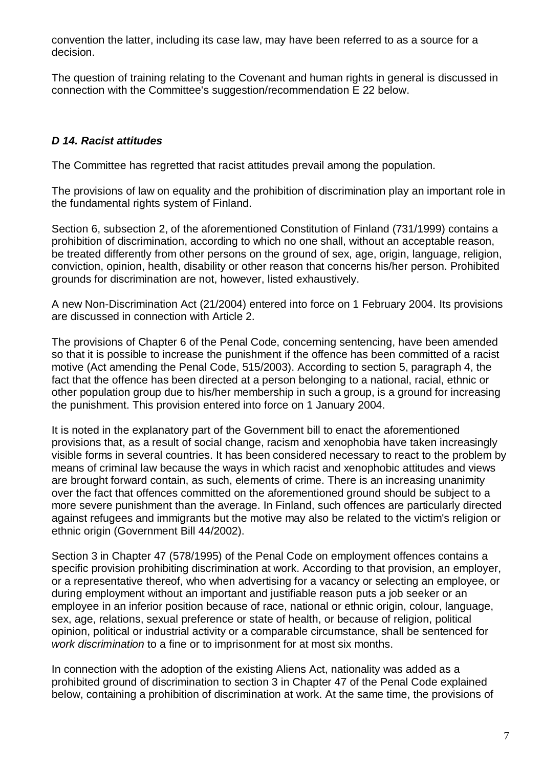convention the latter, including its case law, may have been referred to as a source for a decision.

The question of training relating to the Covenant and human rights in general is discussed in connection with the Committee's suggestion/recommendation E 22 below.

### *D 14. Racist attitudes*

The Committee has regretted that racist attitudes prevail among the population.

The provisions of law on equality and the prohibition of discrimination play an important role in the fundamental rights system of Finland.

Section 6, subsection 2, of the aforementioned Constitution of Finland (731/1999) contains a prohibition of discrimination, according to which no one shall, without an acceptable reason, be treated differently from other persons on the ground of sex, age, origin, language, religion, conviction, opinion, health, disability or other reason that concerns his/her person. Prohibited grounds for discrimination are not, however, listed exhaustively.

A new Non-Discrimination Act (21/2004) entered into force on 1 February 2004. Its provisions are discussed in connection with Article 2.

The provisions of Chapter 6 of the Penal Code, concerning sentencing, have been amended so that it is possible to increase the punishment if the offence has been committed of a racist motive (Act amending the Penal Code, 515/2003). According to section 5, paragraph 4, the fact that the offence has been directed at a person belonging to a national, racial, ethnic or other population group due to his/her membership in such a group, is a ground for increasing the punishment. This provision entered into force on 1 January 2004.

It is noted in the explanatory part of the Government bill to enact the aforementioned provisions that, as a result of social change, racism and xenophobia have taken increasingly visible forms in several countries. It has been considered necessary to react to the problem by means of criminal law because the ways in which racist and xenophobic attitudes and views are brought forward contain, as such, elements of crime. There is an increasing unanimity over the fact that offences committed on the aforementioned ground should be subject to a more severe punishment than the average. In Finland, such offences are particularly directed against refugees and immigrants but the motive may also be related to the victim's religion or ethnic origin (Government Bill 44/2002).

Section 3 in Chapter 47 (578/1995) of the Penal Code on employment offences contains a specific provision prohibiting discrimination at work. According to that provision, an employer, or a representative thereof, who when advertising for a vacancy or selecting an employee, or during employment without an important and justifiable reason puts a job seeker or an employee in an inferior position because of race, national or ethnic origin, colour, language, sex, age, relations, sexual preference or state of health, or because of religion, political opinion, political or industrial activity or a comparable circumstance, shall be sentenced for *work discrimination* to a fine or to imprisonment for at most six months.

In connection with the adoption of the existing Aliens Act, nationality was added as a prohibited ground of discrimination to section 3 in Chapter 47 of the Penal Code explained below, containing a prohibition of discrimination at work. At the same time, the provisions of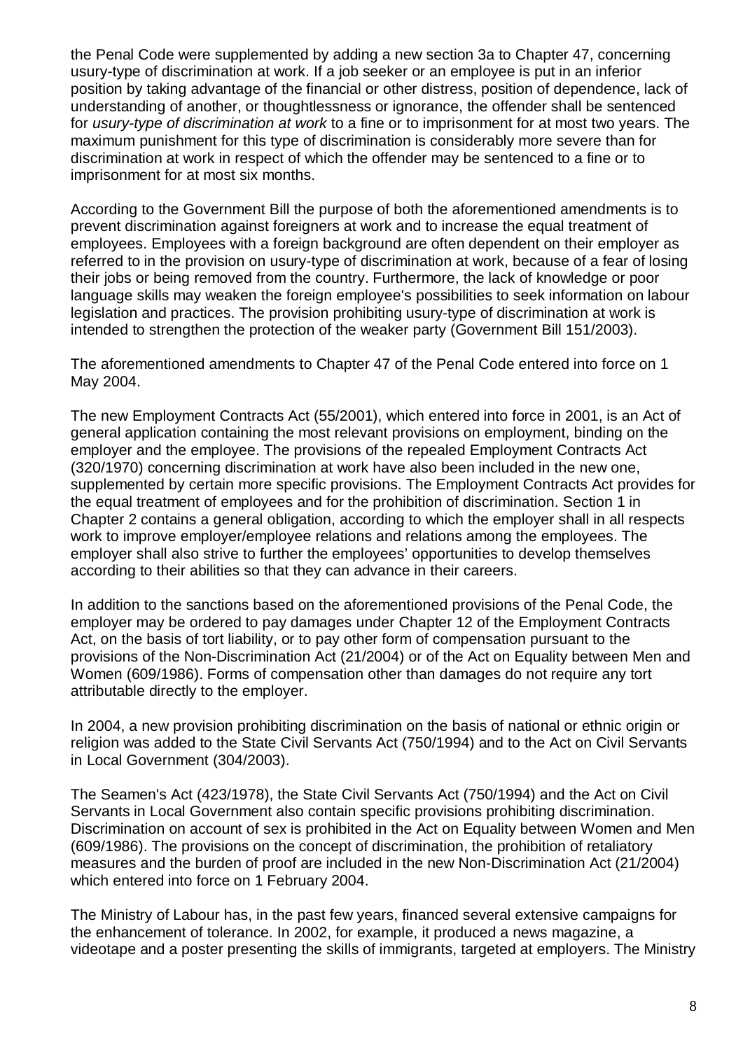the Penal Code were supplemented by adding a new section 3a to Chapter 47, concerning usury-type of discrimination at work. If a job seeker or an employee is put in an inferior position by taking advantage of the financial or other distress, position of dependence, lack of understanding of another, or thoughtlessness or ignorance, the offender shall be sentenced for *usury-type of discrimination at work* to a fine or to imprisonment for at most two years. The maximum punishment for this type of discrimination is considerably more severe than for discrimination at work in respect of which the offender may be sentenced to a fine or to imprisonment for at most six months.

According to the Government Bill the purpose of both the aforementioned amendments is to prevent discrimination against foreigners at work and to increase the equal treatment of employees. Employees with a foreign background are often dependent on their employer as referred to in the provision on usury-type of discrimination at work, because of a fear of losing their jobs or being removed from the country. Furthermore, the lack of knowledge or poor language skills may weaken the foreign employee's possibilities to seek information on labour legislation and practices. The provision prohibiting usury-type of discrimination at work is intended to strengthen the protection of the weaker party (Government Bill 151/2003).

The aforementioned amendments to Chapter 47 of the Penal Code entered into force on 1 May 2004.

The new Employment Contracts Act (55/2001), which entered into force in 2001, is an Act of general application containing the most relevant provisions on employment, binding on the employer and the employee. The provisions of the repealed Employment Contracts Act (320/1970) concerning discrimination at work have also been included in the new one, supplemented by certain more specific provisions. The Employment Contracts Act provides for the equal treatment of employees and for the prohibition of discrimination. Section 1 in Chapter 2 contains a general obligation, according to which the employer shall in all respects work to improve employer/employee relations and relations among the employees. The employer shall also strive to further the employees' opportunities to develop themselves according to their abilities so that they can advance in their careers.

In addition to the sanctions based on the aforementioned provisions of the Penal Code, the employer may be ordered to pay damages under Chapter 12 of the Employment Contracts Act, on the basis of tort liability, or to pay other form of compensation pursuant to the provisions of the Non-Discrimination Act (21/2004) or of the Act on Equality between Men and Women (609/1986). Forms of compensation other than damages do not require any tort attributable directly to the employer.

In 2004, a new provision prohibiting discrimination on the basis of national or ethnic origin or religion was added to the State Civil Servants Act (750/1994) and to the Act on Civil Servants in Local Government (304/2003).

The Seamen's Act (423/1978), the State Civil Servants Act (750/1994) and the Act on Civil Servants in Local Government also contain specific provisions prohibiting discrimination. Discrimination on account of sex is prohibited in the Act on Equality between Women and Men (609/1986). The provisions on the concept of discrimination, the prohibition of retaliatory measures and the burden of proof are included in the new Non-Discrimination Act (21/2004) which entered into force on 1 February 2004.

The Ministry of Labour has, in the past few years, financed several extensive campaigns for the enhancement of tolerance. In 2002, for example, it produced a news magazine, a videotape and a poster presenting the skills of immigrants, targeted at employers. The Ministry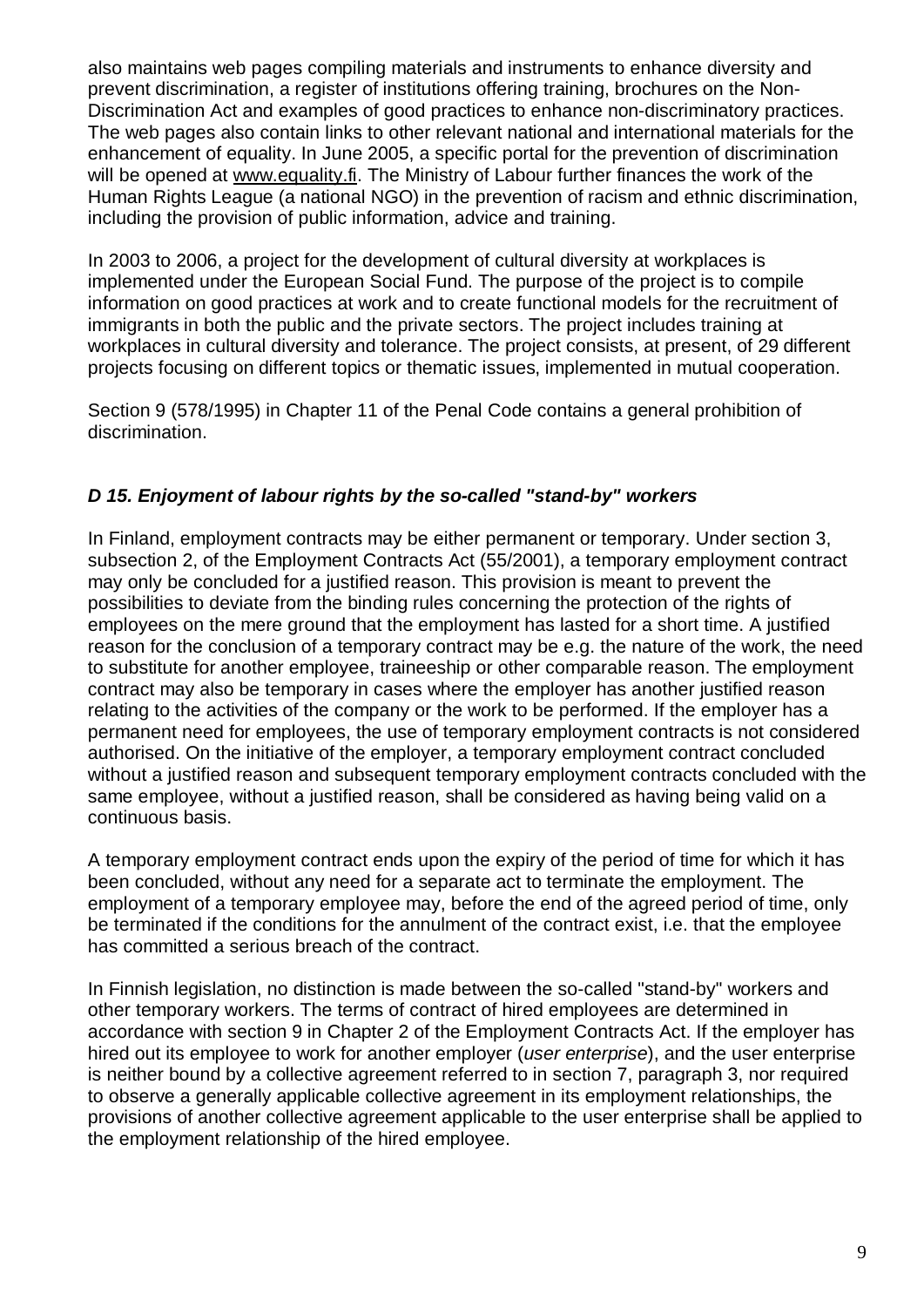also maintains web pages compiling materials and instruments to enhance diversity and prevent discrimination, a register of institutions offering training, brochures on the Non-Discrimination Act and examples of good practices to enhance non-discriminatory practices. The web pages also contain links to other relevant national and international materials for the enhancement of equality. In June 2005, a specific portal for the prevention of discrimination will be opened at www.equality.fi. The Ministry of Labour further finances the work of the Human Rights League (a national NGO) in the prevention of racism and ethnic discrimination, including the provision of public information, advice and training.

In 2003 to 2006, a project for the development of cultural diversity at workplaces is implemented under the European Social Fund. The purpose of the project is to compile information on good practices at work and to create functional models for the recruitment of immigrants in both the public and the private sectors. The project includes training at workplaces in cultural diversity and tolerance. The project consists, at present, of 29 different projects focusing on different topics or thematic issues, implemented in mutual cooperation.

Section 9 (578/1995) in Chapter 11 of the Penal Code contains a general prohibition of discrimination.

### *D 15. Enjoyment of labour rights by the so-called "stand-by" workers*

In Finland, employment contracts may be either permanent or temporary. Under section 3, subsection 2, of the Employment Contracts Act (55/2001), a temporary employment contract may only be concluded for a justified reason. This provision is meant to prevent the possibilities to deviate from the binding rules concerning the protection of the rights of employees on the mere ground that the employment has lasted for a short time. A justified reason for the conclusion of a temporary contract may be e.g. the nature of the work, the need to substitute for another employee, traineeship or other comparable reason. The employment contract may also be temporary in cases where the employer has another justified reason relating to the activities of the company or the work to be performed. If the employer has a permanent need for employees, the use of temporary employment contracts is not considered authorised. On the initiative of the employer, a temporary employment contract concluded without a justified reason and subsequent temporary employment contracts concluded with the same employee, without a justified reason, shall be considered as having being valid on a continuous basis.

A temporary employment contract ends upon the expiry of the period of time for which it has been concluded, without any need for a separate act to terminate the employment. The employment of a temporary employee may, before the end of the agreed period of time, only be terminated if the conditions for the annulment of the contract exist, i.e. that the employee has committed a serious breach of the contract.

In Finnish legislation, no distinction is made between the so-called "stand-by" workers and other temporary workers. The terms of contract of hired employees are determined in accordance with section 9 in Chapter 2 of the Employment Contracts Act. If the employer has hired out its employee to work for another employer (*user enterprise*), and the user enterprise is neither bound by a collective agreement referred to in section 7, paragraph 3, nor required to observe a generally applicable collective agreement in its employment relationships, the provisions of another collective agreement applicable to the user enterprise shall be applied to the employment relationship of the hired employee.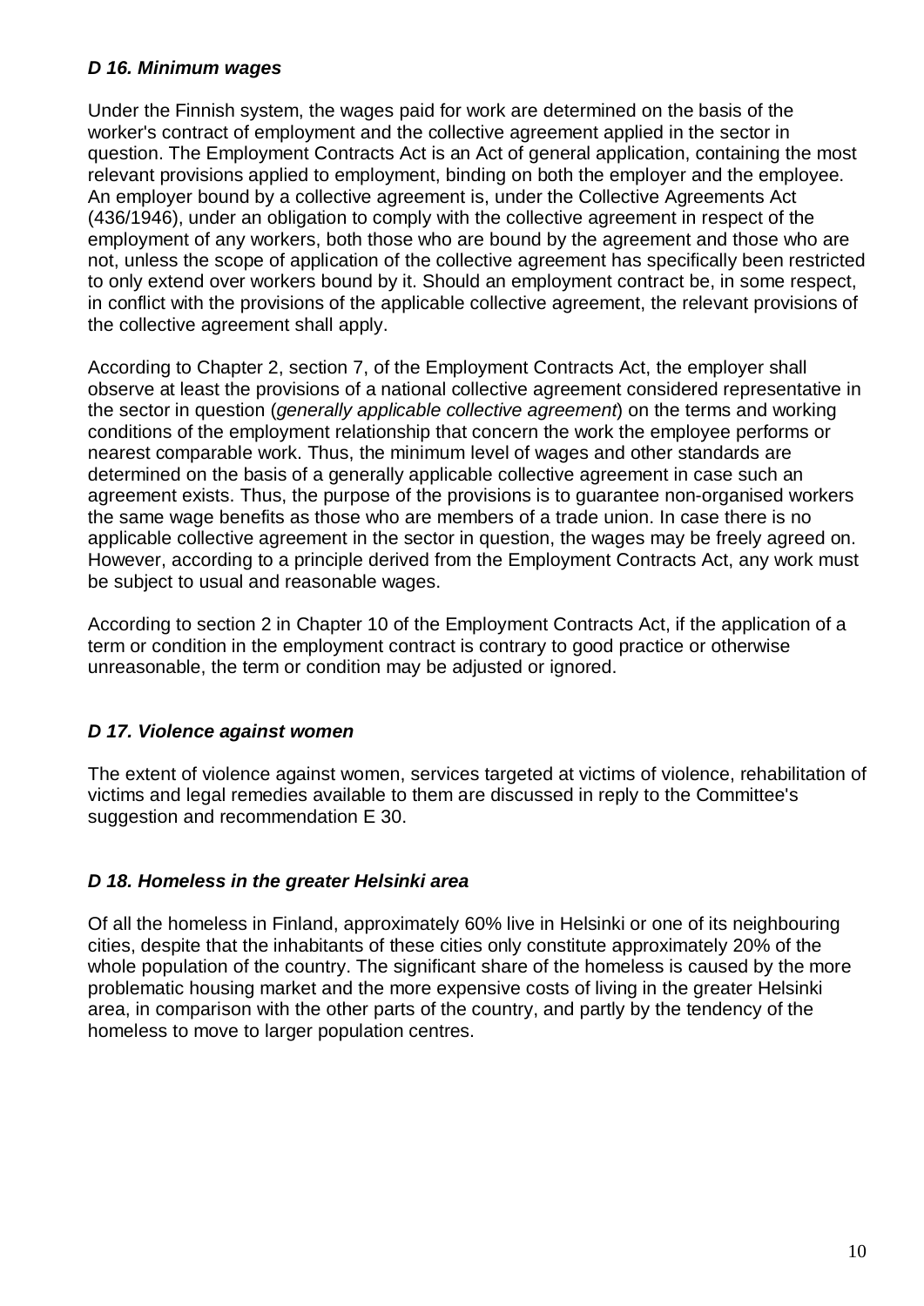### *D 16. Minimum wages*

Under the Finnish system, the wages paid for work are determined on the basis of the worker's contract of employment and the collective agreement applied in the sector in question. The Employment Contracts Act is an Act of general application, containing the most relevant provisions applied to employment, binding on both the employer and the employee. An employer bound by a collective agreement is, under the Collective Agreements Act (436/1946), under an obligation to comply with the collective agreement in respect of the employment of any workers, both those who are bound by the agreement and those who are not, unless the scope of application of the collective agreement has specifically been restricted to only extend over workers bound by it. Should an employment contract be, in some respect, in conflict with the provisions of the applicable collective agreement, the relevant provisions of the collective agreement shall apply.

According to Chapter 2, section 7, of the Employment Contracts Act, the employer shall observe at least the provisions of a national collective agreement considered representative in the sector in question (*generally applicable collective agreement*) on the terms and working conditions of the employment relationship that concern the work the employee performs or nearest comparable work. Thus, the minimum level of wages and other standards are determined on the basis of a generally applicable collective agreement in case such an agreement exists. Thus, the purpose of the provisions is to guarantee non-organised workers the same wage benefits as those who are members of a trade union. In case there is no applicable collective agreement in the sector in question, the wages may be freely agreed on. However, according to a principle derived from the Employment Contracts Act, any work must be subject to usual and reasonable wages.

According to section 2 in Chapter 10 of the Employment Contracts Act, if the application of a term or condition in the employment contract is contrary to good practice or otherwise unreasonable, the term or condition may be adjusted or ignored.

### *D 17. Violence against women*

The extent of violence against women, services targeted at victims of violence, rehabilitation of victims and legal remedies available to them are discussed in reply to the Committee's suggestion and recommendation E 30.

### *D 18. Homeless in the greater Helsinki area*

Of all the homeless in Finland, approximately 60% live in Helsinki or one of its neighbouring cities, despite that the inhabitants of these cities only constitute approximately 20% of the whole population of the country. The significant share of the homeless is caused by the more problematic housing market and the more expensive costs of living in the greater Helsinki area, in comparison with the other parts of the country, and partly by the tendency of the homeless to move to larger population centres.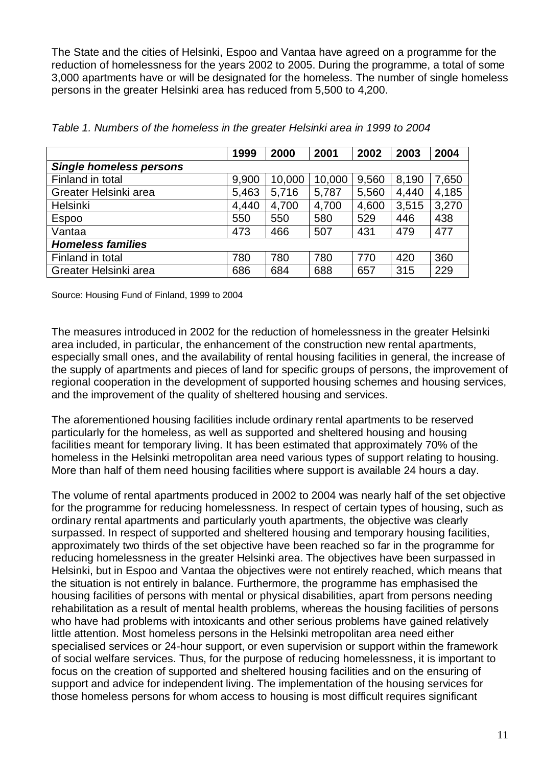The State and the cities of Helsinki, Espoo and Vantaa have agreed on a programme for the reduction of homelessness for the years 2002 to 2005. During the programme, a total of some 3,000 apartments have or will be designated for the homeless. The number of single homeless persons in the greater Helsinki area has reduced from 5,500 to 4,200.

*Table 1. Numbers of the homeless in the greater Helsinki area in 1999 to 2004*

| | 1999 | 2000 | 2001 | 2002 | 2003 | 2004 |
|---|---|---|---|---|---|---|
| ***Single homeless persons*** | | | | | | |
| Finland in total | 9,900 | 10,000 | 10,000 | 9,560 | 8,190 | 7,650 |
| Greater Helsinki area | 5,463 | 5,716 | 5,787 | 5,560 | 4,440 | 4,185 |
| Helsinki | 4,440 | 4,700 | 4,700 | 4,600 | 3,515 | 3,270 |
| Espoo | 550 | 550 | 580 | 529 | 446 | 438 |
| Vantaa | 473 | 466 | 507 | 431 | 479 | 477 |
| ***Homeless families*** | | | | | | |
| Finland in total | 780 | 780 | 780 | 770 | 420 | 360 |
| Greater Helsinki area | 686 | 684 | 688 | 657 | 315 | 229 |

Source: Housing Fund of Finland, 1999 to 2004

The measures introduced in 2002 for the reduction of homelessness in the greater Helsinki area included, in particular, the enhancement of the construction new rental apartments, especially small ones, and the availability of rental housing facilities in general, the increase of the supply of apartments and pieces of land for specific groups of persons, the improvement of regional cooperation in the development of supported housing schemes and housing services, and the improvement of the quality of sheltered housing and services.

The aforementioned housing facilities include ordinary rental apartments to be reserved particularly for the homeless, as well as supported and sheltered housing and housing facilities meant for temporary living. It has been estimated that approximately 70% of the homeless in the Helsinki metropolitan area need various types of support relating to housing. More than half of them need housing facilities where support is available 24 hours a day.

The volume of rental apartments produced in 2002 to 2004 was nearly half of the set objective for the programme for reducing homelessness. In respect of certain types of housing, such as ordinary rental apartments and particularly youth apartments, the objective was clearly surpassed. In respect of supported and sheltered housing and temporary housing facilities, approximately two thirds of the set objective have been reached so far in the programme for reducing homelessness in the greater Helsinki area. The objectives have been surpassed in Helsinki, but in Espoo and Vantaa the objectives were not entirely reached, which means that the situation is not entirely in balance. Furthermore, the programme has emphasised the housing facilities of persons with mental or physical disabilities, apart from persons needing rehabilitation as a result of mental health problems, whereas the housing facilities of persons who have had problems with intoxicants and other serious problems have gained relatively little attention. Most homeless persons in the Helsinki metropolitan area need either specialised services or 24-hour support, or even supervision or support within the framework of social welfare services. Thus, for the purpose of reducing homelessness, it is important to focus on the creation of supported and sheltered housing facilities and on the ensuring of support and advice for independent living. The implementation of the housing services for those homeless persons for whom access to housing is most difficult requires significant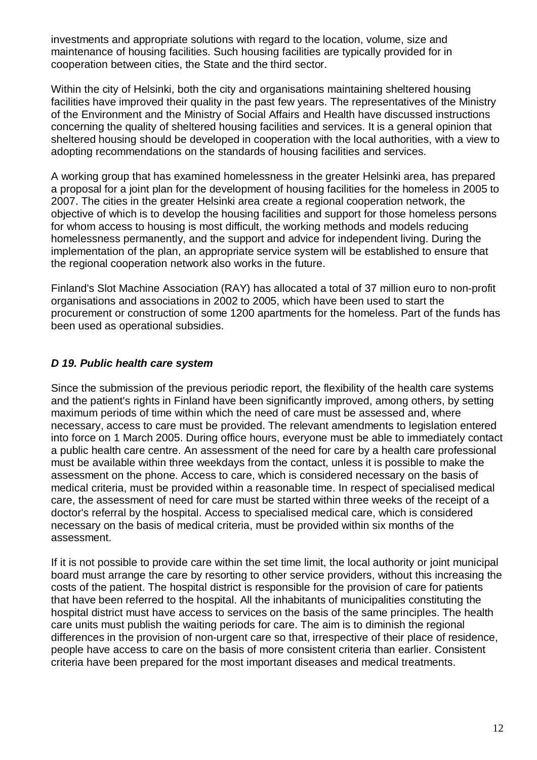investments and appropriate solutions with regard to the location, volume, size and maintenance of housing facilities. Such housing facilities are typically provided for in cooperation between cities, the State and the third sector.

Within the city of Helsinki, both the city and organisations maintaining sheltered housing facilities have improved their quality in the past few years. The representatives of the Ministry of the Environment and the Ministry of Social Affairs and Health have discussed instructions concerning the quality of sheltered housing facilities and services. It is a general opinion that sheltered housing should be developed in cooperation with the local authorities, with a view to adopting recommendations on the standards of housing facilities and services.

A working group that has examined homelessness in the greater Helsinki area, has prepared a proposal for a joint plan for the development of housing facilities for the homeless in 2005 to 2007. The cities in the greater Helsinki area create a regional cooperation network, the objective of which is to develop the housing facilities and support for those homeless persons for whom access to housing is most difficult, the working methods and models reducing homelessness permanently, and the support and advice for independent living. During the implementation of the plan, an appropriate service system will be established to ensure that the regional cooperation network also works in the future.

Finland's Slot Machine Association (RAY) has allocated a total of 37 million euro to non-profit organisations and associations in 2002 to 2005, which have been used to start the procurement or construction of some 1200 apartments for the homeless. Part of the funds has been used as operational subsidies.

### *D 19. Public health care system*

Since the submission of the previous periodic report, the flexibility of the health care systems and the patient's rights in Finland have been significantly improved, among others, by setting maximum periods of time within which the need of care must be assessed and, where necessary, access to care must be provided. The relevant amendments to legislation entered into force on 1 March 2005. During office hours, everyone must be able to immediately contact a public health care centre. An assessment of the need for care by a health care professional must be available within three weekdays from the contact, unless it is possible to make the assessment on the phone. Access to care, which is considered necessary on the basis of medical criteria, must be provided within a reasonable time. In respect of specialised medical care, the assessment of need for care must be started within three weeks of the receipt of a doctor's referral by the hospital. Access to specialised medical care, which is considered necessary on the basis of medical criteria, must be provided within six months of the assessment.

If it is not possible to provide care within the set time limit, the local authority or joint municipal board must arrange the care by resorting to other service providers, without this increasing the costs of the patient. The hospital district is responsible for the provision of care for patients that have been referred to the hospital. All the inhabitants of municipalities constituting the hospital district must have access to services on the basis of the same principles. The health care units must publish the waiting periods for care. The aim is to diminish the regional differences in the provision of non-urgent care so that, irrespective of their place of residence, people have access to care on the basis of more consistent criteria than earlier. Consistent criteria have been prepared for the most important diseases and medical treatments.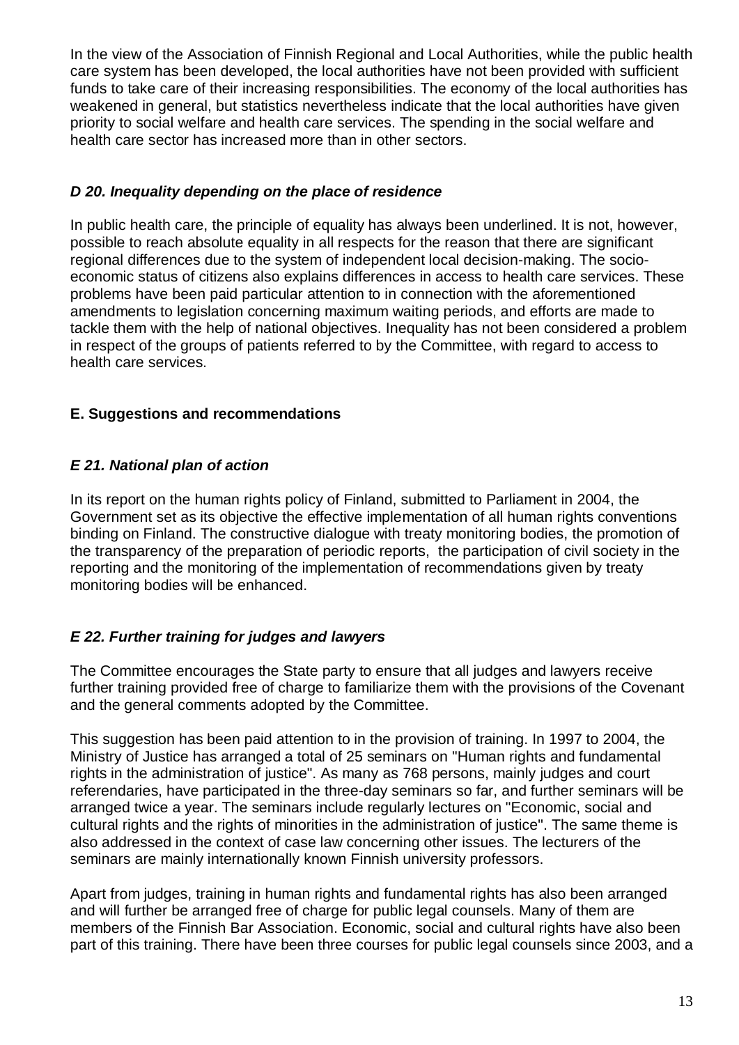In the view of the Association of Finnish Regional and Local Authorities, while the public health care system has been developed, the local authorities have not been provided with sufficient funds to take care of their increasing responsibilities. The economy of the local authorities has weakened in general, but statistics nevertheless indicate that the local authorities have given priority to social welfare and health care services. The spending in the social welfare and health care sector has increased more than in other sectors.

### *D 20. Inequality depending on the place of residence*

In public health care, the principle of equality has always been underlined. It is not, however, possible to reach absolute equality in all respects for the reason that there are significant regional differences due to the system of independent local decision-making. The socio-economic status of citizens also explains differences in access to health care services. These problems have been paid particular attention to in connection with the aforementioned amendments to legislation concerning maximum waiting periods, and efforts are made to tackle them with the help of national objectives. Inequality has not been considered a problem in respect of the groups of patients referred to by the Committee, with regard to access to health care services.

## E. Suggestions and recommendations

### *E 21. National plan of action*

In its report on the human rights policy of Finland, submitted to Parliament in 2004, the Government set as its objective the effective implementation of all human rights conventions binding on Finland. The constructive dialogue with treaty monitoring bodies, the promotion of the transparency of the preparation of periodic reports, the participation of civil society in the reporting and the monitoring of the implementation of recommendations given by treaty monitoring bodies will be enhanced.

### *E 22. Further training for judges and lawyers*

The Committee encourages the State party to ensure that all judges and lawyers receive further training provided free of charge to familiarize them with the provisions of the Covenant and the general comments adopted by the Committee.

This suggestion has been paid attention to in the provision of training. In 1997 to 2004, the Ministry of Justice has arranged a total of 25 seminars on "Human rights and fundamental rights in the administration of justice". As many as 768 persons, mainly judges and court referendaries, have participated in the three-day seminars so far, and further seminars will be arranged twice a year. The seminars include regularly lectures on "Economic, social and cultural rights and the rights of minorities in the administration of justice". The same theme is also addressed in the context of case law concerning other issues. The lecturers of the seminars are mainly internationally known Finnish university professors.

Apart from judges, training in human rights and fundamental rights has also been arranged and will further be arranged free of charge for public legal counsels. Many of them are members of the Finnish Bar Association. Economic, social and cultural rights have also been part of this training. There have been three courses for public legal counsels since 2003, and a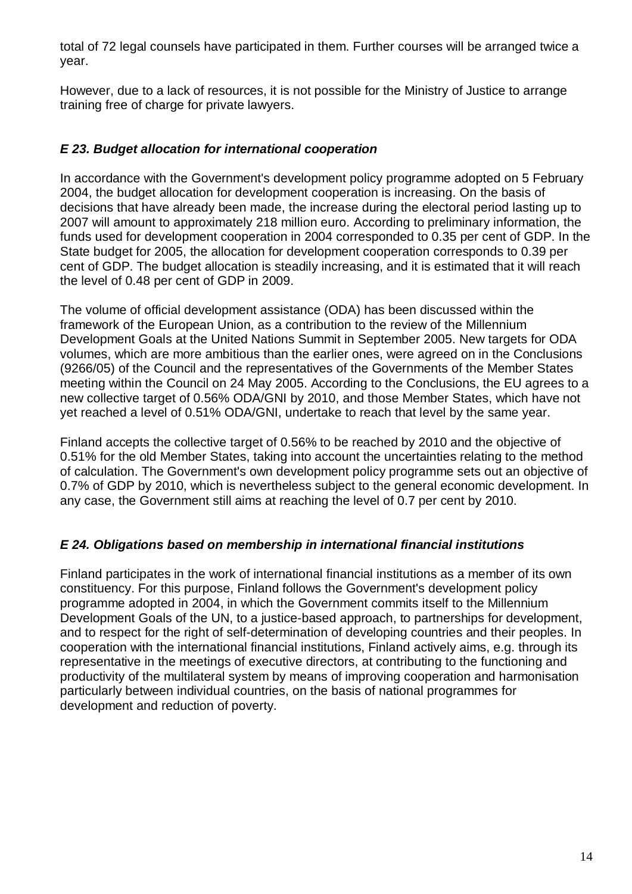total of 72 legal counsels have participated in them. Further courses will be arranged twice a year.

However, due to a lack of resources, it is not possible for the Ministry of Justice to arrange training free of charge for private lawyers.

### *E 23. Budget allocation for international cooperation*

In accordance with the Government's development policy programme adopted on 5 February 2004, the budget allocation for development cooperation is increasing. On the basis of decisions that have already been made, the increase during the electoral period lasting up to 2007 will amount to approximately 218 million euro. According to preliminary information, the funds used for development cooperation in 2004 corresponded to 0.35 per cent of GDP. In the State budget for 2005, the allocation for development cooperation corresponds to 0.39 per cent of GDP. The budget allocation is steadily increasing, and it is estimated that it will reach the level of 0.48 per cent of GDP in 2009.

The volume of official development assistance (ODA) has been discussed within the framework of the European Union, as a contribution to the review of the Millennium Development Goals at the United Nations Summit in September 2005. New targets for ODA volumes, which are more ambitious than the earlier ones, were agreed on in the Conclusions (9266/05) of the Council and the representatives of the Governments of the Member States meeting within the Council on 24 May 2005. According to the Conclusions, the EU agrees to a new collective target of 0.56% ODA/GNI by 2010, and those Member States, which have not yet reached a level of 0.51% ODA/GNI, undertake to reach that level by the same year.

Finland accepts the collective target of 0.56% to be reached by 2010 and the objective of 0.51% for the old Member States, taking into account the uncertainties relating to the method of calculation. The Government's own development policy programme sets out an objective of 0.7% of GDP by 2010, which is nevertheless subject to the general economic development. In any case, the Government still aims at reaching the level of 0.7 per cent by 2010.

### *E 24. Obligations based on membership in international financial institutions*

Finland participates in the work of international financial institutions as a member of its own constituency. For this purpose, Finland follows the Government's development policy programme adopted in 2004, in which the Government commits itself to the Millennium Development Goals of the UN, to a justice-based approach, to partnerships for development, and to respect for the right of self-determination of developing countries and their peoples. In cooperation with the international financial institutions, Finland actively aims, e.g. through its representative in the meetings of executive directors, at contributing to the functioning and productivity of the multilateral system by means of improving cooperation and harmonisation particularly between individual countries, on the basis of national programmes for development and reduction of poverty.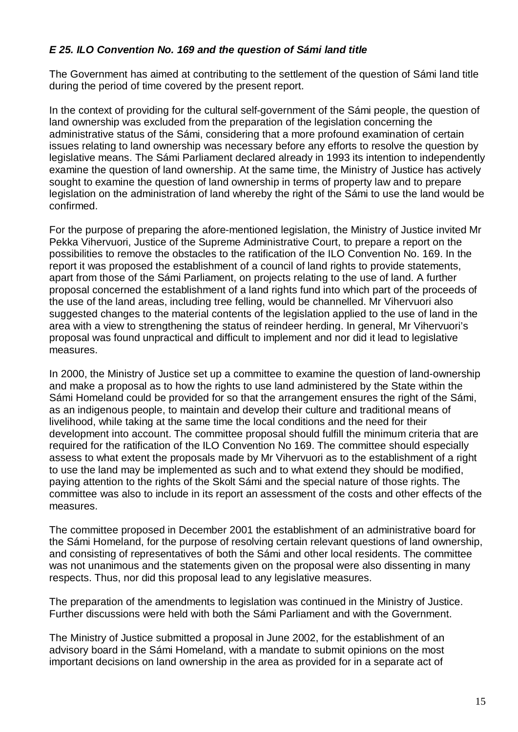***E 25. ILO Convention No. 169 and the question of Sámi land title***

The Government has aimed at contributing to the settlement of the question of Sámi land title during the period of time covered by the present report.

In the context of providing for the cultural self-government of the Sámi people, the question of land ownership was excluded from the preparation of the legislation concerning the administrative status of the Sámi, considering that a more profound examination of certain issues relating to land ownership was necessary before any efforts to resolve the question by legislative means. The Sámi Parliament declared already in 1993 its intention to independently examine the question of land ownership. At the same time, the Ministry of Justice has actively sought to examine the question of land ownership in terms of property law and to prepare legislation on the administration of land whereby the right of the Sámi to use the land would be confirmed.

For the purpose of preparing the afore-mentioned legislation, the Ministry of Justice invited Mr Pekka Vihervuori, Justice of the Supreme Administrative Court, to prepare a report on the possibilities to remove the obstacles to the ratification of the ILO Convention No. 169. In the report it was proposed the establishment of a council of land rights to provide statements, apart from those of the Sámi Parliament, on projects relating to the use of land. A further proposal concerned the establishment of a land rights fund into which part of the proceeds of the use of the land areas, including tree felling, would be channelled. Mr Vihervuori also suggested changes to the material contents of the legislation applied to the use of land in the area with a view to strengthening the status of reindeer herding. In general, Mr Vihervuori's proposal was found unpractical and difficult to implement and nor did it lead to legislative measures.

In 2000, the Ministry of Justice set up a committee to examine the question of land-ownership and make a proposal as to how the rights to use land administered by the State within the Sámi Homeland could be provided for so that the arrangement ensures the right of the Sámi, as an indigenous people, to maintain and develop their culture and traditional means of livelihood, while taking at the same time the local conditions and the need for their development into account. The committee proposal should fulfill the minimum criteria that are required for the ratification of the ILO Convention No 169. The committee should especially assess to what extent the proposals made by Mr Vihervuori as to the establishment of a right to use the land may be implemented as such and to what extend they should be modified, paying attention to the rights of the Skolt Sámi and the special nature of those rights. The committee was also to include in its report an assessment of the costs and other effects of the measures.

The committee proposed in December 2001 the establishment of an administrative board for the Sámi Homeland, for the purpose of resolving certain relevant questions of land ownership, and consisting of representatives of both the Sámi and other local residents. The committee was not unanimous and the statements given on the proposal were also dissenting in many respects. Thus, nor did this proposal lead to any legislative measures.

The preparation of the amendments to legislation was continued in the Ministry of Justice. Further discussions were held with both the Sámi Parliament and with the Government.

The Ministry of Justice submitted a proposal in June 2002, for the establishment of an advisory board in the Sámi Homeland, with a mandate to submit opinions on the most important decisions on land ownership in the area as provided for in a separate act of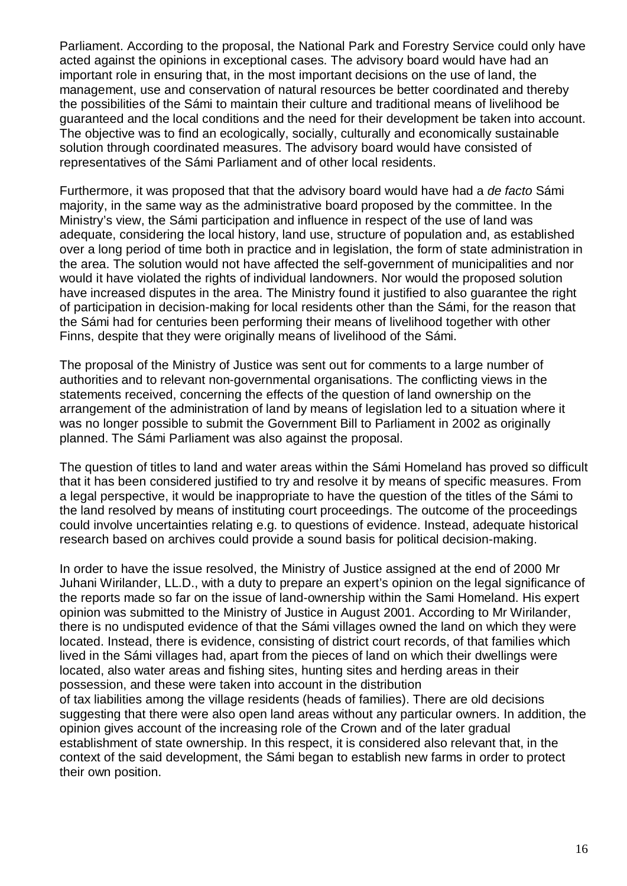Parliament. According to the proposal, the National Park and Forestry Service could only have acted against the opinions in exceptional cases. The advisory board would have had an important role in ensuring that, in the most important decisions on the use of land, the management, use and conservation of natural resources be better coordinated and thereby the possibilities of the Sámi to maintain their culture and traditional means of livelihood be guaranteed and the local conditions and the need for their development be taken into account. The objective was to find an ecologically, socially, culturally and economically sustainable solution through coordinated measures. The advisory board would have consisted of representatives of the Sámi Parliament and of other local residents.

Furthermore, it was proposed that that the advisory board would have had a *de facto* Sámi majority, in the same way as the administrative board proposed by the committee. In the Ministry's view, the Sámi participation and influence in respect of the use of land was adequate, considering the local history, land use, structure of population and, as established over a long period of time both in practice and in legislation, the form of state administration in the area. The solution would not have affected the self-government of municipalities and nor would it have violated the rights of individual landowners. Nor would the proposed solution have increased disputes in the area. The Ministry found it justified to also guarantee the right of participation in decision-making for local residents other than the Sámi, for the reason that the Sámi had for centuries been performing their means of livelihood together with other Finns, despite that they were originally means of livelihood of the Sámi.

The proposal of the Ministry of Justice was sent out for comments to a large number of authorities and to relevant non-governmental organisations. The conflicting views in the statements received, concerning the effects of the question of land ownership on the arrangement of the administration of land by means of legislation led to a situation where it was no longer possible to submit the Government Bill to Parliament in 2002 as originally planned. The Sámi Parliament was also against the proposal.

The question of titles to land and water areas within the Sámi Homeland has proved so difficult that it has been considered justified to try and resolve it by means of specific measures. From a legal perspective, it would be inappropriate to have the question of the titles of the Sámi to the land resolved by means of instituting court proceedings. The outcome of the proceedings could involve uncertainties relating e.g. to questions of evidence. Instead, adequate historical research based on archives could provide a sound basis for political decision-making.

In order to have the issue resolved, the Ministry of Justice assigned at the end of 2000 Mr Juhani Wirilander, LL.D., with a duty to prepare an expert's opinion on the legal significance of the reports made so far on the issue of land-ownership within the Sami Homeland. His expert opinion was submitted to the Ministry of Justice in August 2001. According to Mr Wirilander, there is no undisputed evidence of that the Sámi villages owned the land on which they were located. Instead, there is evidence, consisting of district court records, of that families which lived in the Sámi villages had, apart from the pieces of land on which their dwellings were located, also water areas and fishing sites, hunting sites and herding areas in their possession, and these were taken into account in the distribution of tax liabilities among the village residents (heads of families). There are old decisions suggesting that there were also open land areas without any particular owners. In addition, the opinion gives account of the increasing role of the Crown and of the later gradual establishment of state ownership. In this respect, it is considered also relevant that, in the context of the said development, the Sámi began to establish new farms in order to protect their own position.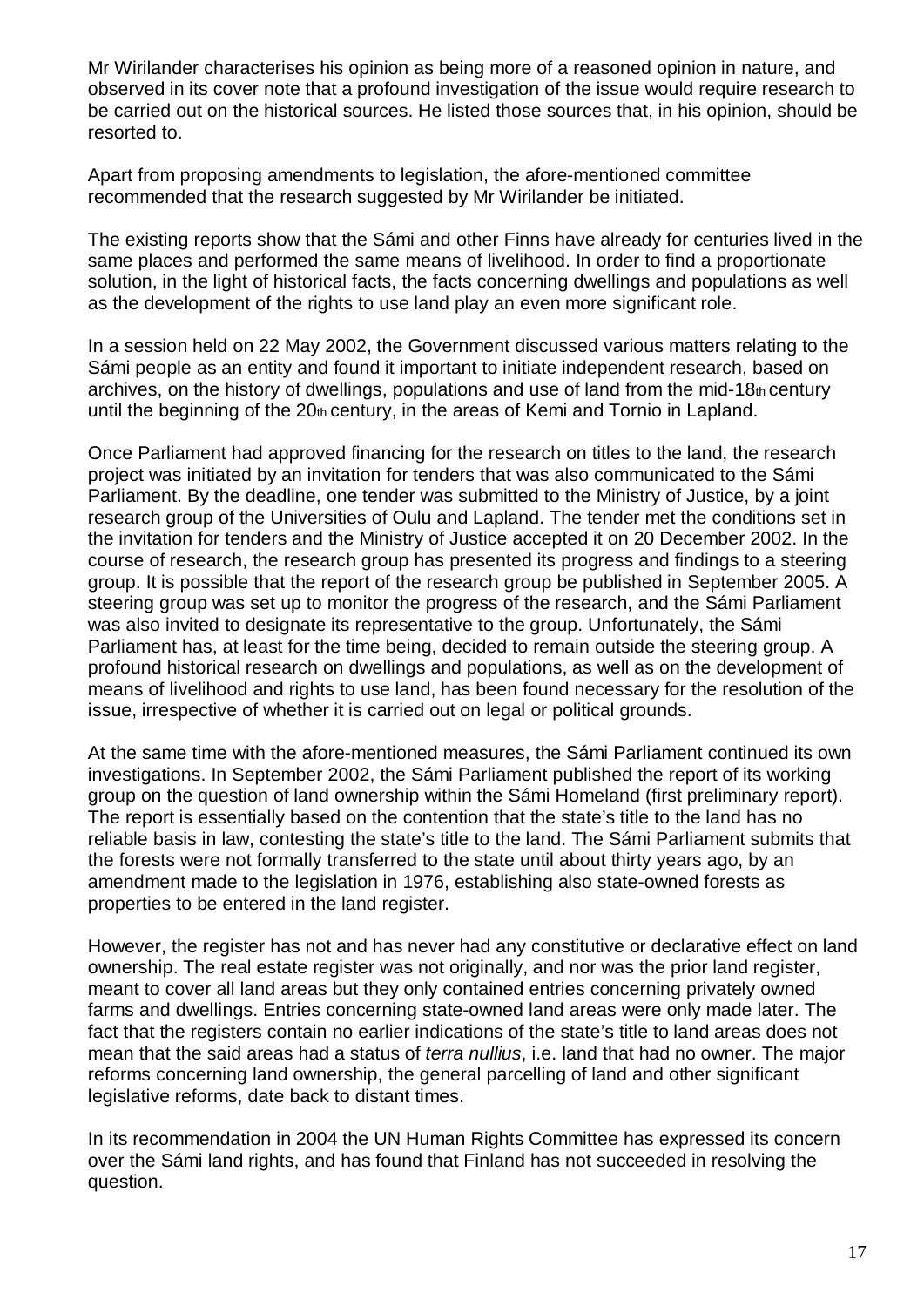Mr Wirilander characterises his opinion as being more of a reasoned opinion in nature, and observed in its cover note that a profound investigation of the issue would require research to be carried out on the historical sources. He listed those sources that, in his opinion, should be resorted to.

Apart from proposing amendments to legislation, the afore-mentioned committee recommended that the research suggested by Mr Wirilander be initiated.

The existing reports show that the Sámi and other Finns have already for centuries lived in the same places and performed the same means of livelihood. In order to find a proportionate solution, in the light of historical facts, the facts concerning dwellings and populations as well as the development of the rights to use land play an even more significant role.

In a session held on 22 May 2002, the Government discussed various matters relating to the Sámi people as an entity and found it important to initiate independent research, based on archives, on the history of dwellings, populations and use of land from the mid-18th century until the beginning of the 20th century, in the areas of Kemi and Tornio in Lapland.

Once Parliament had approved financing for the research on titles to the land, the research project was initiated by an invitation for tenders that was also communicated to the Sámi Parliament. By the deadline, one tender was submitted to the Ministry of Justice, by a joint research group of the Universities of Oulu and Lapland. The tender met the conditions set in the invitation for tenders and the Ministry of Justice accepted it on 20 December 2002. In the course of research, the research group has presented its progress and findings to a steering group. It is possible that the report of the research group be published in September 2005. A steering group was set up to monitor the progress of the research, and the Sámi Parliament was also invited to designate its representative to the group. Unfortunately, the Sámi Parliament has, at least for the time being, decided to remain outside the steering group. A profound historical research on dwellings and populations, as well as on the development of means of livelihood and rights to use land, has been found necessary for the resolution of the issue, irrespective of whether it is carried out on legal or political grounds.

At the same time with the afore-mentioned measures, the Sámi Parliament continued its own investigations. In September 2002, the Sámi Parliament published the report of its working group on the question of land ownership within the Sámi Homeland (first preliminary report). The report is essentially based on the contention that the state's title to the land has no reliable basis in law, contesting the state's title to the land. The Sámi Parliament submits that the forests were not formally transferred to the state until about thirty years ago, by an amendment made to the legislation in 1976, establishing also state-owned forests as properties to be entered in the land register.

However, the register has not and has never had any constitutive or declarative effect on land ownership. The real estate register was not originally, and nor was the prior land register, meant to cover all land areas but they only contained entries concerning privately owned farms and dwellings. Entries concerning state-owned land areas were only made later. The fact that the registers contain no earlier indications of the state's title to land areas does not mean that the said areas had a status of *terra nullius*, i.e. land that had no owner. The major reforms concerning land ownership, the general parcelling of land and other significant legislative reforms, date back to distant times.

In its recommendation in 2004 the UN Human Rights Committee has expressed its concern over the Sámi land rights, and has found that Finland has not succeeded in resolving the question.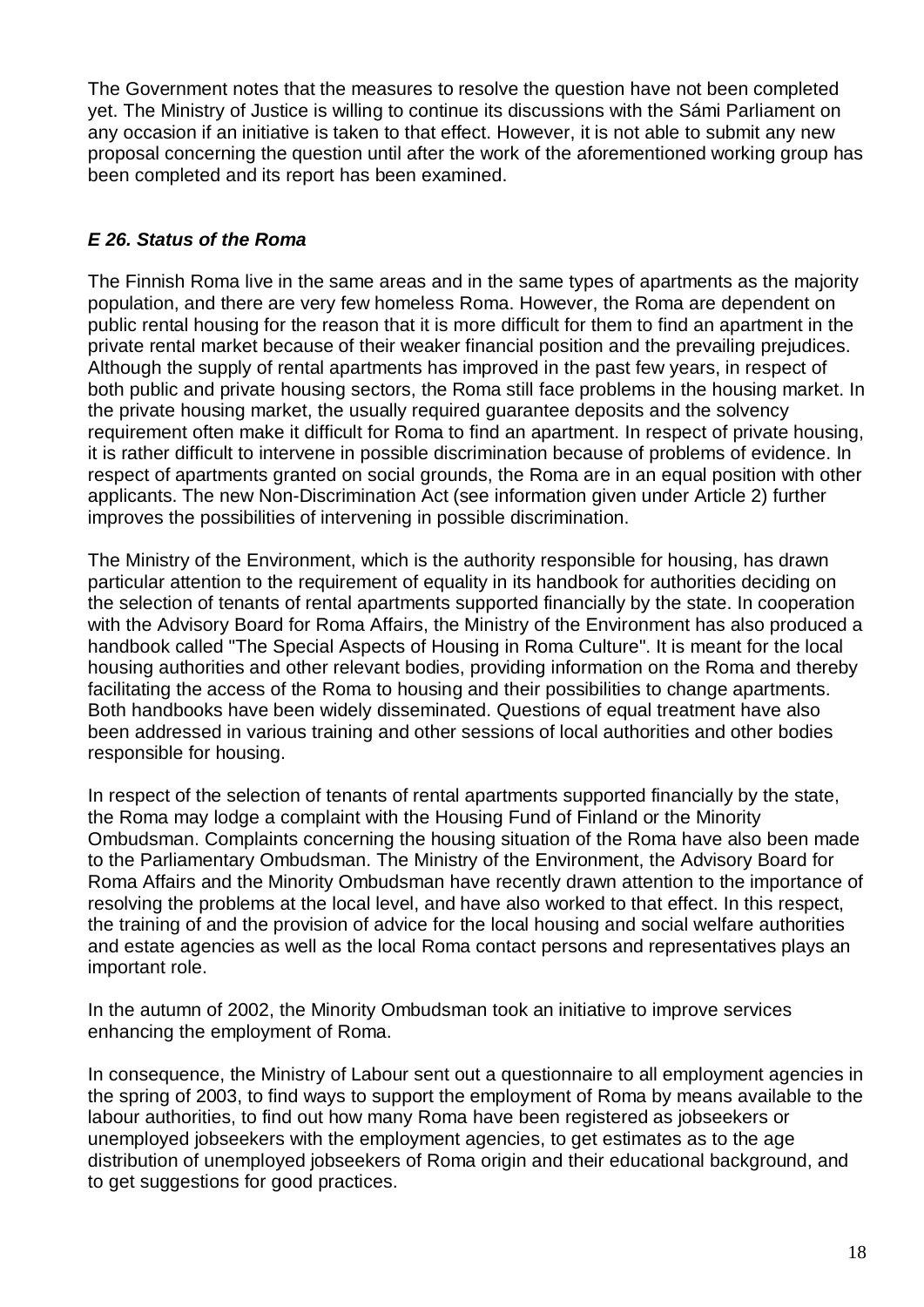The Government notes that the measures to resolve the question have not been completed yet. The Ministry of Justice is willing to continue its discussions with the Sámi Parliament on any occasion if an initiative is taken to that effect. However, it is not able to submit any new proposal concerning the question until after the work of the aforementioned working group has been completed and its report has been examined.

### *E 26. Status of the Roma*

The Finnish Roma live in the same areas and in the same types of apartments as the majority population, and there are very few homeless Roma. However, the Roma are dependent on public rental housing for the reason that it is more difficult for them to find an apartment in the private rental market because of their weaker financial position and the prevailing prejudices. Although the supply of rental apartments has improved in the past few years, in respect of both public and private housing sectors, the Roma still face problems in the housing market. In the private housing market, the usually required guarantee deposits and the solvency requirement often make it difficult for Roma to find an apartment. In respect of private housing, it is rather difficult to intervene in possible discrimination because of problems of evidence. In respect of apartments granted on social grounds, the Roma are in an equal position with other applicants. The new Non-Discrimination Act (see information given under Article 2) further improves the possibilities of intervening in possible discrimination.

The Ministry of the Environment, which is the authority responsible for housing, has drawn particular attention to the requirement of equality in its handbook for authorities deciding on the selection of tenants of rental apartments supported financially by the state. In cooperation with the Advisory Board for Roma Affairs, the Ministry of the Environment has also produced a handbook called "The Special Aspects of Housing in Roma Culture". It is meant for the local housing authorities and other relevant bodies, providing information on the Roma and thereby facilitating the access of the Roma to housing and their possibilities to change apartments. Both handbooks have been widely disseminated. Questions of equal treatment have also been addressed in various training and other sessions of local authorities and other bodies responsible for housing.

In respect of the selection of tenants of rental apartments supported financially by the state, the Roma may lodge a complaint with the Housing Fund of Finland or the Minority Ombudsman. Complaints concerning the housing situation of the Roma have also been made to the Parliamentary Ombudsman. The Ministry of the Environment, the Advisory Board for Roma Affairs and the Minority Ombudsman have recently drawn attention to the importance of resolving the problems at the local level, and have also worked to that effect. In this respect, the training of and the provision of advice for the local housing and social welfare authorities and estate agencies as well as the local Roma contact persons and representatives plays an important role.

In the autumn of 2002, the Minority Ombudsman took an initiative to improve services enhancing the employment of Roma.

In consequence, the Ministry of Labour sent out a questionnaire to all employment agencies in the spring of 2003, to find ways to support the employment of Roma by means available to the labour authorities, to find out how many Roma have been registered as jobseekers or unemployed jobseekers with the employment agencies, to get estimates as to the age distribution of unemployed jobseekers of Roma origin and their educational background, and to get suggestions for good practices.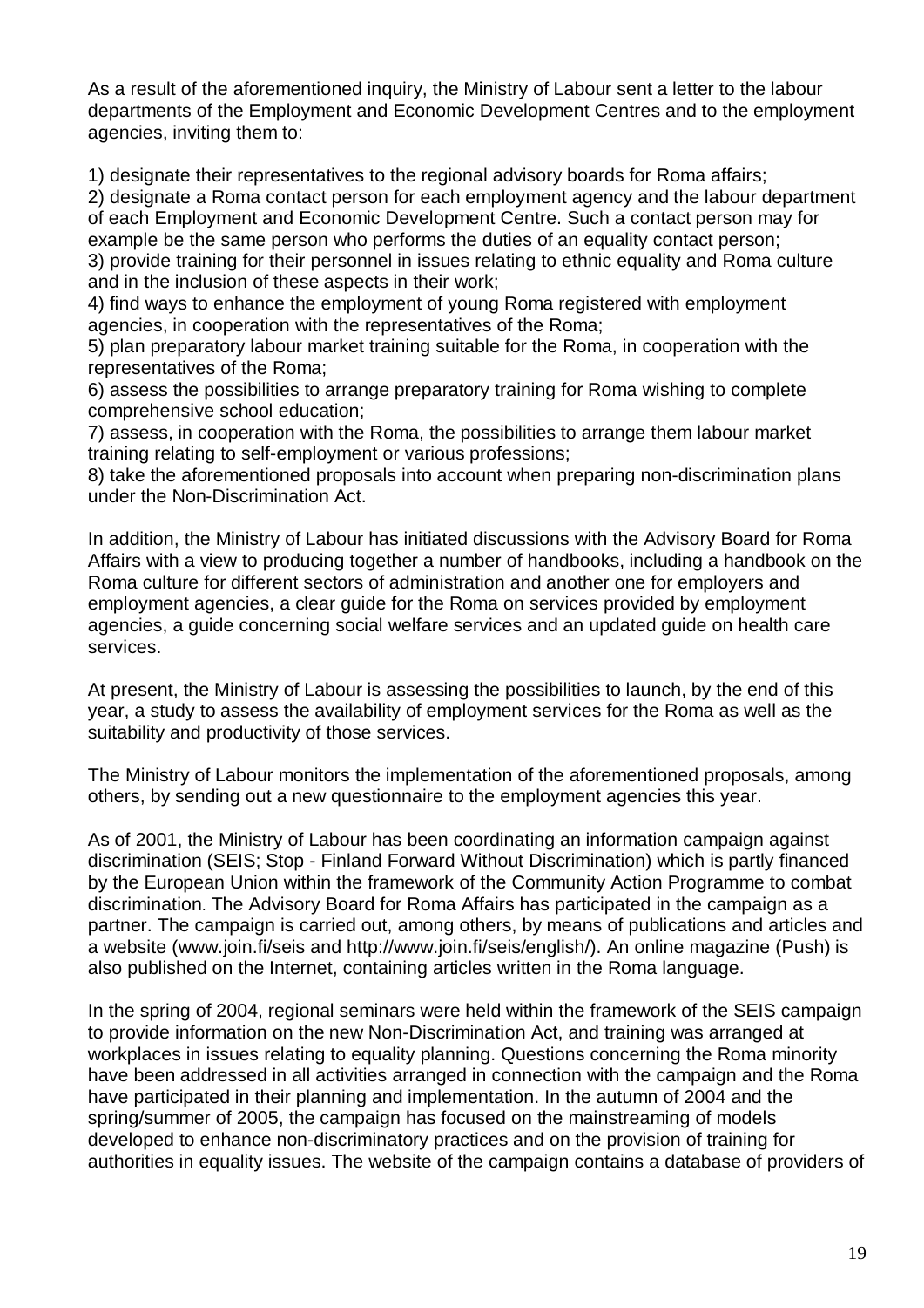As a result of the aforementioned inquiry, the Ministry of Labour sent a letter to the labour departments of the Employment and Economic Development Centres and to the employment agencies, inviting them to:

1) designate their representatives to the regional advisory boards for Roma affairs;
2) designate a Roma contact person for each employment agency and the labour department of each Employment and Economic Development Centre. Such a contact person may for example be the same person who performs the duties of an equality contact person;
3) provide training for their personnel in issues relating to ethnic equality and Roma culture and in the inclusion of these aspects in their work;
4) find ways to enhance the employment of young Roma registered with employment agencies, in cooperation with the representatives of the Roma;
5) plan preparatory labour market training suitable for the Roma, in cooperation with the representatives of the Roma;
6) assess the possibilities to arrange preparatory training for Roma wishing to complete comprehensive school education;
7) assess, in cooperation with the Roma, the possibilities to arrange them labour market training relating to self-employment or various professions;
8) take the aforementioned proposals into account when preparing non-discrimination plans under the Non-Discrimination Act.

In addition, the Ministry of Labour has initiated discussions with the Advisory Board for Roma Affairs with a view to producing together a number of handbooks, including a handbook on the Roma culture for different sectors of administration and another one for employers and employment agencies, a clear guide for the Roma on services provided by employment agencies, a guide concerning social welfare services and an updated guide on health care services.

At present, the Ministry of Labour is assessing the possibilities to launch, by the end of this year, a study to assess the availability of employment services for the Roma as well as the suitability and productivity of those services.

The Ministry of Labour monitors the implementation of the aforementioned proposals, among others, by sending out a new questionnaire to the employment agencies this year.

As of 2001, the Ministry of Labour has been coordinating an information campaign against discrimination (SEIS; Stop - Finland Forward Without Discrimination) which is partly financed by the European Union within the framework of the Community Action Programme to combat discrimination. The Advisory Board for Roma Affairs has participated in the campaign as a partner. The campaign is carried out, among others, by means of publications and articles and a website (www.join.fi/seis and http://www.join.fi/seis/english/). An online magazine (Push) is also published on the Internet, containing articles written in the Roma language.

In the spring of 2004, regional seminars were held within the framework of the SEIS campaign to provide information on the new Non-Discrimination Act, and training was arranged at workplaces in issues relating to equality planning. Questions concerning the Roma minority have been addressed in all activities arranged in connection with the campaign and the Roma have participated in their planning and implementation. In the autumn of 2004 and the spring/summer of 2005, the campaign has focused on the mainstreaming of models developed to enhance non-discriminatory practices and on the provision of training for authorities in equality issues. The website of the campaign contains a database of providers of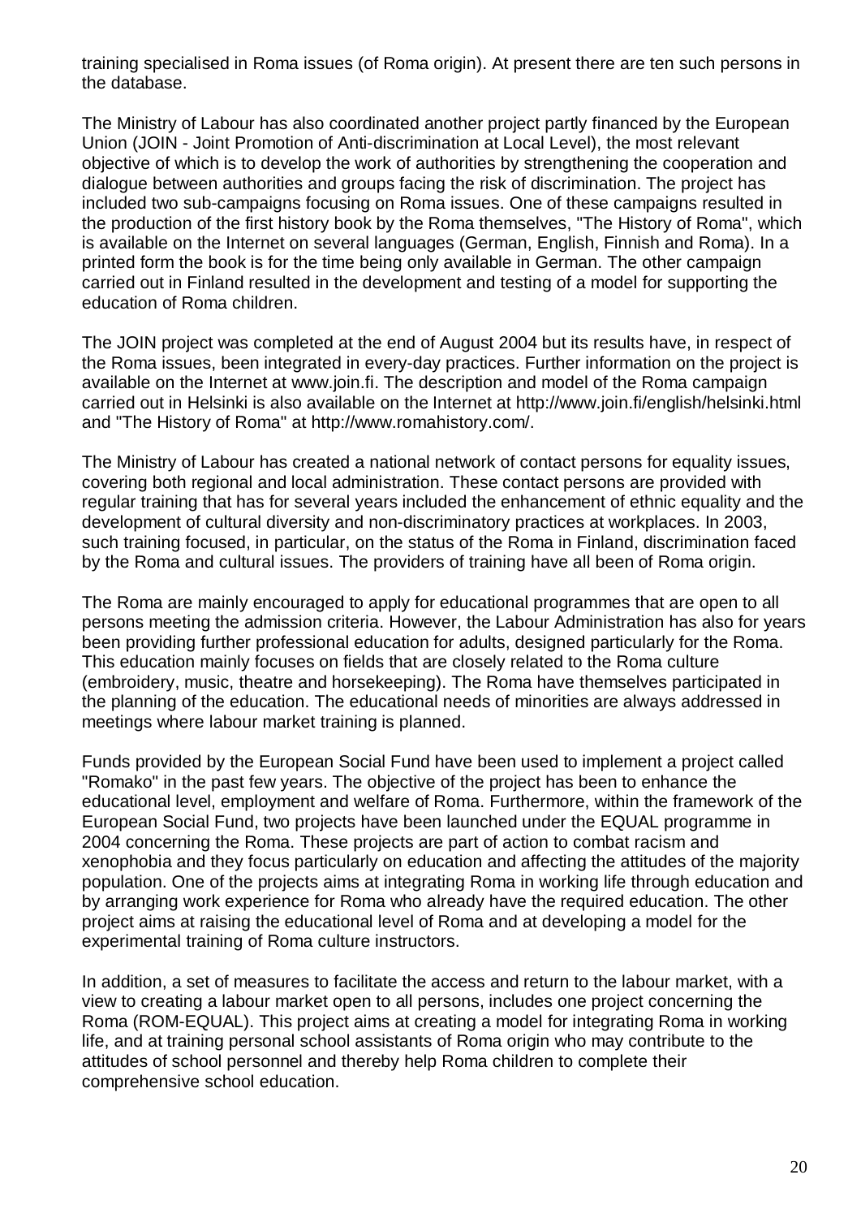training specialised in Roma issues (of Roma origin). At present there are ten such persons in the database.

The Ministry of Labour has also coordinated another project partly financed by the European Union (JOIN - Joint Promotion of Anti-discrimination at Local Level), the most relevant objective of which is to develop the work of authorities by strengthening the cooperation and dialogue between authorities and groups facing the risk of discrimination. The project has included two sub-campaigns focusing on Roma issues. One of these campaigns resulted in the production of the first history book by the Roma themselves, "The History of Roma", which is available on the Internet on several languages (German, English, Finnish and Roma). In a printed form the book is for the time being only available in German. The other campaign carried out in Finland resulted in the development and testing of a model for supporting the education of Roma children.

The JOIN project was completed at the end of August 2004 but its results have, in respect of the Roma issues, been integrated in every-day practices. Further information on the project is available on the Internet at www.join.fi. The description and model of the Roma campaign carried out in Helsinki is also available on the Internet at http://www.join.fi/english/helsinki.html and "The History of Roma" at http://www.romahistory.com/.

The Ministry of Labour has created a national network of contact persons for equality issues, covering both regional and local administration. These contact persons are provided with regular training that has for several years included the enhancement of ethnic equality and the development of cultural diversity and non-discriminatory practices at workplaces. In 2003, such training focused, in particular, on the status of the Roma in Finland, discrimination faced by the Roma and cultural issues. The providers of training have all been of Roma origin.

The Roma are mainly encouraged to apply for educational programmes that are open to all persons meeting the admission criteria. However, the Labour Administration has also for years been providing further professional education for adults, designed particularly for the Roma. This education mainly focuses on fields that are closely related to the Roma culture (embroidery, music, theatre and horsekeeping). The Roma have themselves participated in the planning of the education. The educational needs of minorities are always addressed in meetings where labour market training is planned.

Funds provided by the European Social Fund have been used to implement a project called "Romako" in the past few years. The objective of the project has been to enhance the educational level, employment and welfare of Roma. Furthermore, within the framework of the European Social Fund, two projects have been launched under the EQUAL programme in 2004 concerning the Roma. These projects are part of action to combat racism and xenophobia and they focus particularly on education and affecting the attitudes of the majority population. One of the projects aims at integrating Roma in working life through education and by arranging work experience for Roma who already have the required education. The other project aims at raising the educational level of Roma and at developing a model for the experimental training of Roma culture instructors.

In addition, a set of measures to facilitate the access and return to the labour market, with a view to creating a labour market open to all persons, includes one project concerning the Roma (ROM-EQUAL). This project aims at creating a model for integrating Roma in working life, and at training personal school assistants of Roma origin who may contribute to the attitudes of school personnel and thereby help Roma children to complete their comprehensive school education.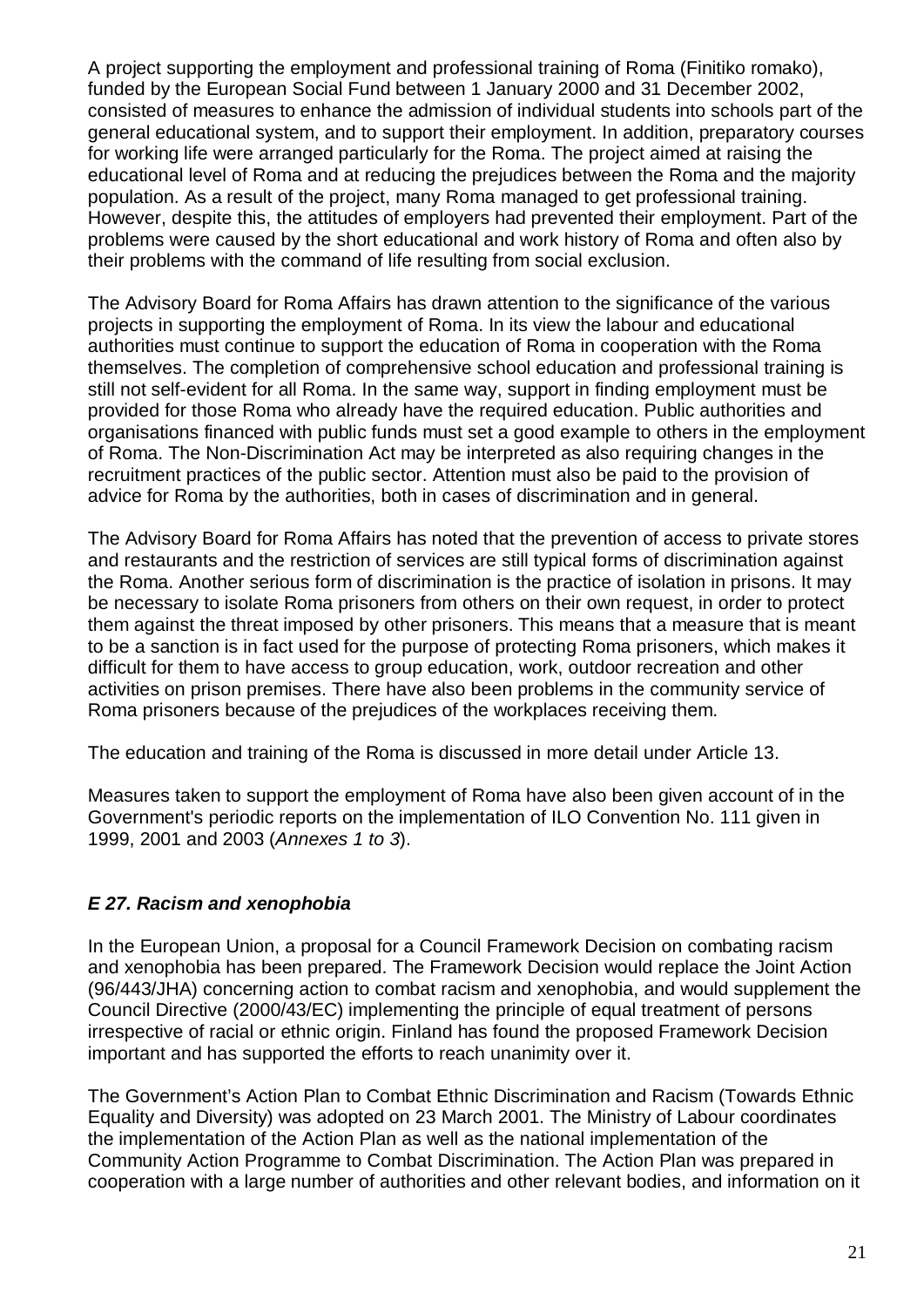A project supporting the employment and professional training of Roma (Finitiko romako), funded by the European Social Fund between 1 January 2000 and 31 December 2002, consisted of measures to enhance the admission of individual students into schools part of the general educational system, and to support their employment. In addition, preparatory courses for working life were arranged particularly for the Roma. The project aimed at raising the educational level of Roma and at reducing the prejudices between the Roma and the majority population. As a result of the project, many Roma managed to get professional training. However, despite this, the attitudes of employers had prevented their employment. Part of the problems were caused by the short educational and work history of Roma and often also by their problems with the command of life resulting from social exclusion.

The Advisory Board for Roma Affairs has drawn attention to the significance of the various projects in supporting the employment of Roma. In its view the labour and educational authorities must continue to support the education of Roma in cooperation with the Roma themselves. The completion of comprehensive school education and professional training is still not self-evident for all Roma. In the same way, support in finding employment must be provided for those Roma who already have the required education. Public authorities and organisations financed with public funds must set a good example to others in the employment of Roma. The Non-Discrimination Act may be interpreted as also requiring changes in the recruitment practices of the public sector. Attention must also be paid to the provision of advice for Roma by the authorities, both in cases of discrimination and in general.

The Advisory Board for Roma Affairs has noted that the prevention of access to private stores and restaurants and the restriction of services are still typical forms of discrimination against the Roma. Another serious form of discrimination is the practice of isolation in prisons. It may be necessary to isolate Roma prisoners from others on their own request, in order to protect them against the threat imposed by other prisoners. This means that a measure that is meant to be a sanction is in fact used for the purpose of protecting Roma prisoners, which makes it difficult for them to have access to group education, work, outdoor recreation and other activities on prison premises. There have also been problems in the community service of Roma prisoners because of the prejudices of the workplaces receiving them.

The education and training of the Roma is discussed in more detail under Article 13.

Measures taken to support the employment of Roma have also been given account of in the Government's periodic reports on the implementation of ILO Convention No. 111 given in 1999, 2001 and 2003 (*Annexes 1 to 3*).

### *E 27. Racism and xenophobia*

In the European Union, a proposal for a Council Framework Decision on combating racism and xenophobia has been prepared. The Framework Decision would replace the Joint Action (96/443/JHA) concerning action to combat racism and xenophobia, and would supplement the Council Directive (2000/43/EC) implementing the principle of equal treatment of persons irrespective of racial or ethnic origin. Finland has found the proposed Framework Decision important and has supported the efforts to reach unanimity over it.

The Government's Action Plan to Combat Ethnic Discrimination and Racism (Towards Ethnic Equality and Diversity) was adopted on 23 March 2001. The Ministry of Labour coordinates the implementation of the Action Plan as well as the national implementation of the Community Action Programme to Combat Discrimination. The Action Plan was prepared in cooperation with a large number of authorities and other relevant bodies, and information on it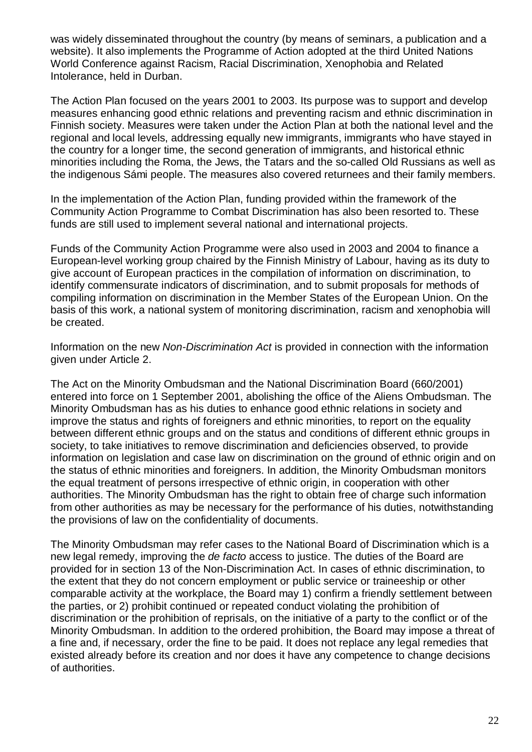was widely disseminated throughout the country (by means of seminars, a publication and a website). It also implements the Programme of Action adopted at the third United Nations World Conference against Racism, Racial Discrimination, Xenophobia and Related Intolerance, held in Durban.

The Action Plan focused on the years 2001 to 2003. Its purpose was to support and develop measures enhancing good ethnic relations and preventing racism and ethnic discrimination in Finnish society. Measures were taken under the Action Plan at both the national level and the regional and local levels, addressing equally new immigrants, immigrants who have stayed in the country for a longer time, the second generation of immigrants, and historical ethnic minorities including the Roma, the Jews, the Tatars and the so-called Old Russians as well as the indigenous Sámi people. The measures also covered returnees and their family members.

In the implementation of the Action Plan, funding provided within the framework of the Community Action Programme to Combat Discrimination has also been resorted to. These funds are still used to implement several national and international projects.

Funds of the Community Action Programme were also used in 2003 and 2004 to finance a European-level working group chaired by the Finnish Ministry of Labour, having as its duty to give account of European practices in the compilation of information on discrimination, to identify commensurate indicators of discrimination, and to submit proposals for methods of compiling information on discrimination in the Member States of the European Union. On the basis of this work, a national system of monitoring discrimination, racism and xenophobia will be created.

Information on the new *Non-Discrimination Act* is provided in connection with the information given under Article 2.

The Act on the Minority Ombudsman and the National Discrimination Board (660/2001) entered into force on 1 September 2001, abolishing the office of the Aliens Ombudsman. The Minority Ombudsman has as his duties to enhance good ethnic relations in society and improve the status and rights of foreigners and ethnic minorities, to report on the equality between different ethnic groups and on the status and conditions of different ethnic groups in society, to take initiatives to remove discrimination and deficiencies observed, to provide information on legislation and case law on discrimination on the ground of ethnic origin and on the status of ethnic minorities and foreigners. In addition, the Minority Ombudsman monitors the equal treatment of persons irrespective of ethnic origin, in cooperation with other authorities. The Minority Ombudsman has the right to obtain free of charge such information from other authorities as may be necessary for the performance of his duties, notwithstanding the provisions of law on the confidentiality of documents.

The Minority Ombudsman may refer cases to the National Board of Discrimination which is a new legal remedy, improving the *de facto* access to justice. The duties of the Board are provided for in section 13 of the Non-Discrimination Act. In cases of ethnic discrimination, to the extent that they do not concern employment or public service or traineeship or other comparable activity at the workplace, the Board may 1) confirm a friendly settlement between the parties, or 2) prohibit continued or repeated conduct violating the prohibition of discrimination or the prohibition of reprisals, on the initiative of a party to the conflict or of the Minority Ombudsman. In addition to the ordered prohibition, the Board may impose a threat of a fine and, if necessary, order the fine to be paid. It does not replace any legal remedies that existed already before its creation and nor does it have any competence to change decisions of authorities.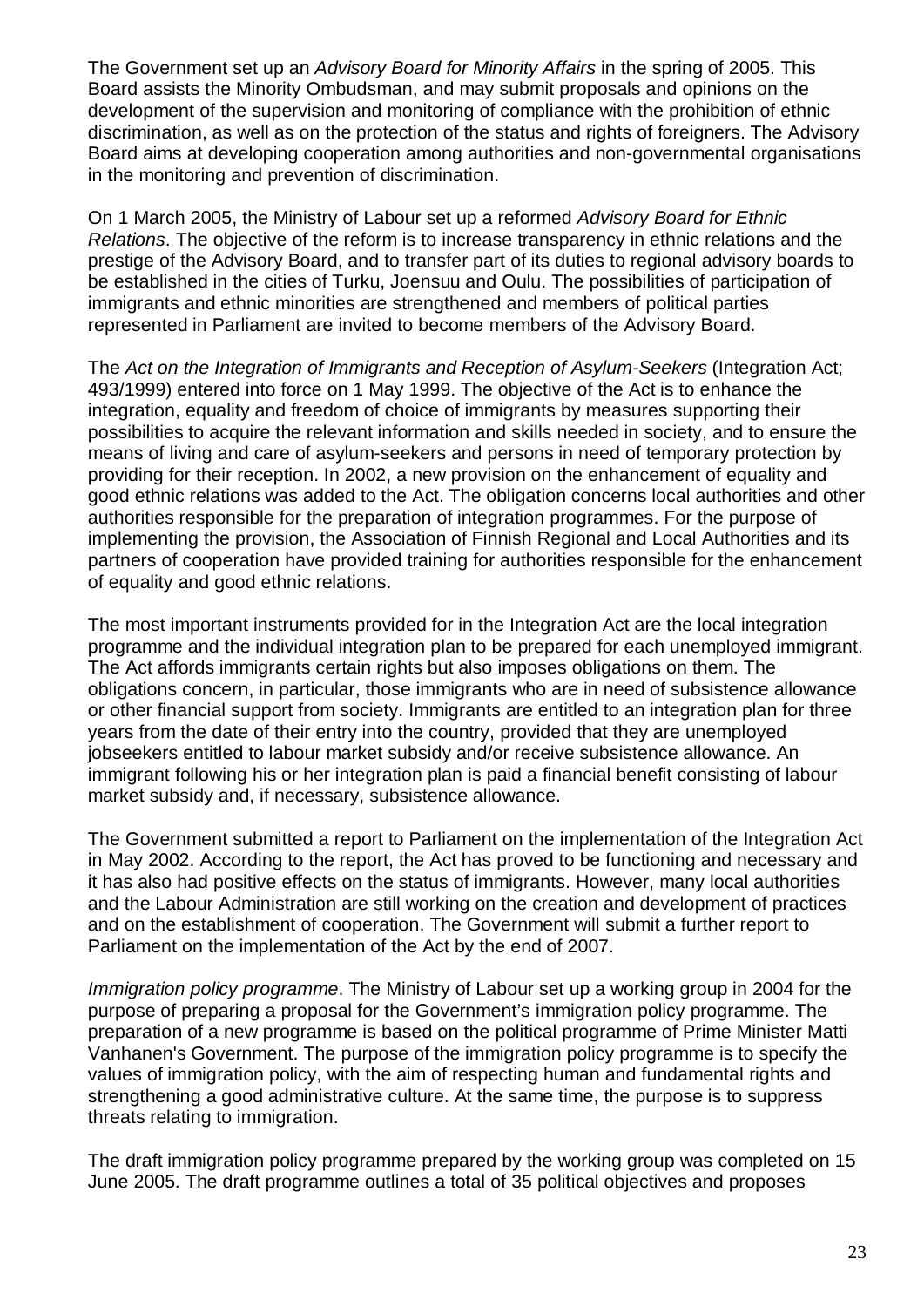The Government set up an *Advisory Board for Minority Affairs* in the spring of 2005. This Board assists the Minority Ombudsman, and may submit proposals and opinions on the development of the supervision and monitoring of compliance with the prohibition of ethnic discrimination, as well as on the protection of the status and rights of foreigners. The Advisory Board aims at developing cooperation among authorities and non-governmental organisations in the monitoring and prevention of discrimination.

On 1 March 2005, the Ministry of Labour set up a reformed *Advisory Board for Ethnic Relations*. The objective of the reform is to increase transparency in ethnic relations and the prestige of the Advisory Board, and to transfer part of its duties to regional advisory boards to be established in the cities of Turku, Joensuu and Oulu. The possibilities of participation of immigrants and ethnic minorities are strengthened and members of political parties represented in Parliament are invited to become members of the Advisory Board.

The *Act on the Integration of Immigrants and Reception of Asylum-Seekers* (Integration Act; 493/1999) entered into force on 1 May 1999. The objective of the Act is to enhance the integration, equality and freedom of choice of immigrants by measures supporting their possibilities to acquire the relevant information and skills needed in society, and to ensure the means of living and care of asylum-seekers and persons in need of temporary protection by providing for their reception. In 2002, a new provision on the enhancement of equality and good ethnic relations was added to the Act. The obligation concerns local authorities and other authorities responsible for the preparation of integration programmes. For the purpose of implementing the provision, the Association of Finnish Regional and Local Authorities and its partners of cooperation have provided training for authorities responsible for the enhancement of equality and good ethnic relations.

The most important instruments provided for in the Integration Act are the local integration programme and the individual integration plan to be prepared for each unemployed immigrant. The Act affords immigrants certain rights but also imposes obligations on them. The obligations concern, in particular, those immigrants who are in need of subsistence allowance or other financial support from society. Immigrants are entitled to an integration plan for three years from the date of their entry into the country, provided that they are unemployed jobseekers entitled to labour market subsidy and/or receive subsistence allowance. An immigrant following his or her integration plan is paid a financial benefit consisting of labour market subsidy and, if necessary, subsistence allowance.

The Government submitted a report to Parliament on the implementation of the Integration Act in May 2002. According to the report, the Act has proved to be functioning and necessary and it has also had positive effects on the status of immigrants. However, many local authorities and the Labour Administration are still working on the creation and development of practices and on the establishment of cooperation. The Government will submit a further report to Parliament on the implementation of the Act by the end of 2007.

*Immigration policy programme*. The Ministry of Labour set up a working group in 2004 for the purpose of preparing a proposal for the Government's immigration policy programme. The preparation of a new programme is based on the political programme of Prime Minister Matti Vanhanen's Government. The purpose of the immigration policy programme is to specify the values of immigration policy, with the aim of respecting human and fundamental rights and strengthening a good administrative culture. At the same time, the purpose is to suppress threats relating to immigration.

The draft immigration policy programme prepared by the working group was completed on 15 June 2005. The draft programme outlines a total of 35 political objectives and proposes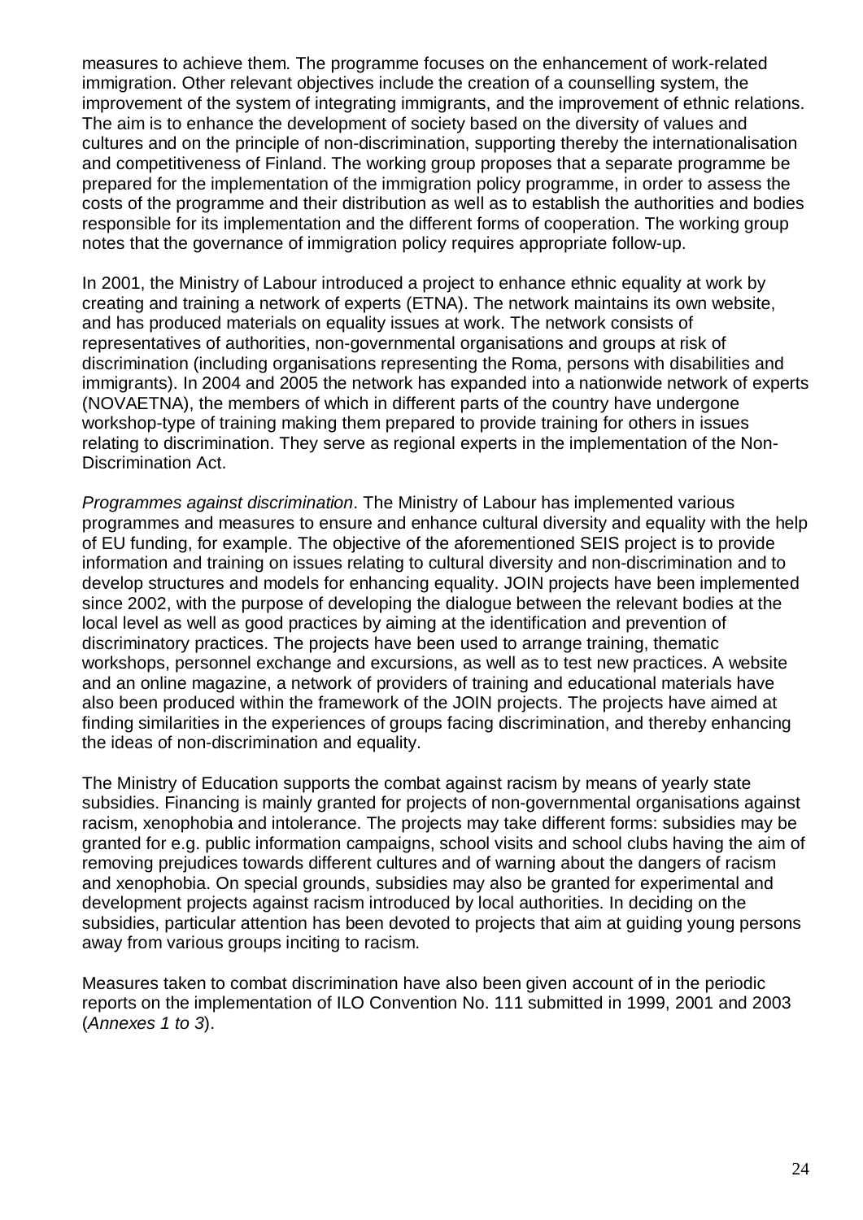measures to achieve them. The programme focuses on the enhancement of work-related immigration. Other relevant objectives include the creation of a counselling system, the improvement of the system of integrating immigrants, and the improvement of ethnic relations. The aim is to enhance the development of society based on the diversity of values and cultures and on the principle of non-discrimination, supporting thereby the internationalisation and competitiveness of Finland. The working group proposes that a separate programme be prepared for the implementation of the immigration policy programme, in order to assess the costs of the programme and their distribution as well as to establish the authorities and bodies responsible for its implementation and the different forms of cooperation. The working group notes that the governance of immigration policy requires appropriate follow-up.

In 2001, the Ministry of Labour introduced a project to enhance ethnic equality at work by creating and training a network of experts (ETNA). The network maintains its own website, and has produced materials on equality issues at work. The network consists of representatives of authorities, non-governmental organisations and groups at risk of discrimination (including organisations representing the Roma, persons with disabilities and immigrants). In 2004 and 2005 the network has expanded into a nationwide network of experts (NOVAETNA), the members of which in different parts of the country have undergone workshop-type of training making them prepared to provide training for others in issues relating to discrimination. They serve as regional experts in the implementation of the Non-Discrimination Act.

*Programmes against discrimination*. The Ministry of Labour has implemented various programmes and measures to ensure and enhance cultural diversity and equality with the help of EU funding, for example. The objective of the aforementioned SEIS project is to provide information and training on issues relating to cultural diversity and non-discrimination and to develop structures and models for enhancing equality. JOIN projects have been implemented since 2002, with the purpose of developing the dialogue between the relevant bodies at the local level as well as good practices by aiming at the identification and prevention of discriminatory practices. The projects have been used to arrange training, thematic workshops, personnel exchange and excursions, as well as to test new practices. A website and an online magazine, a network of providers of training and educational materials have also been produced within the framework of the JOIN projects. The projects have aimed at finding similarities in the experiences of groups facing discrimination, and thereby enhancing the ideas of non-discrimination and equality.

The Ministry of Education supports the combat against racism by means of yearly state subsidies. Financing is mainly granted for projects of non-governmental organisations against racism, xenophobia and intolerance. The projects may take different forms: subsidies may be granted for e.g. public information campaigns, school visits and school clubs having the aim of removing prejudices towards different cultures and of warning about the dangers of racism and xenophobia. On special grounds, subsidies may also be granted for experimental and development projects against racism introduced by local authorities. In deciding on the subsidies, particular attention has been devoted to projects that aim at guiding young persons away from various groups inciting to racism.

Measures taken to combat discrimination have also been given account of in the periodic reports on the implementation of ILO Convention No. 111 submitted in 1999, 2001 and 2003 (*Annexes 1 to 3*).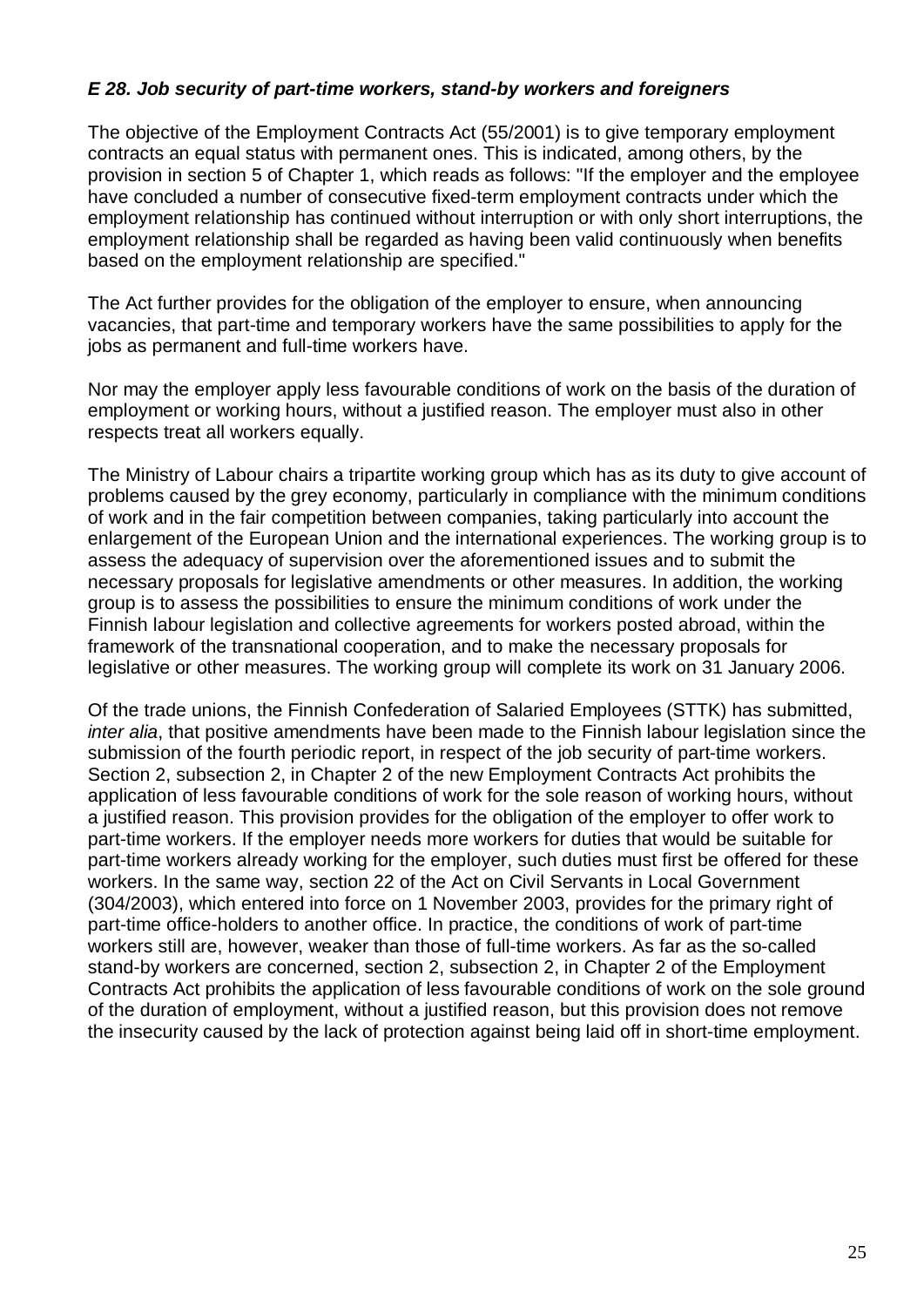### *E 28. Job security of part-time workers, stand-by workers and foreigners*

The objective of the Employment Contracts Act (55/2001) is to give temporary employment contracts an equal status with permanent ones. This is indicated, among others, by the provision in section 5 of Chapter 1, which reads as follows: "If the employer and the employee have concluded a number of consecutive fixed-term employment contracts under which the employment relationship has continued without interruption or with only short interruptions, the employment relationship shall be regarded as having been valid continuously when benefits based on the employment relationship are specified."

The Act further provides for the obligation of the employer to ensure, when announcing vacancies, that part-time and temporary workers have the same possibilities to apply for the jobs as permanent and full-time workers have.

Nor may the employer apply less favourable conditions of work on the basis of the duration of employment or working hours, without a justified reason. The employer must also in other respects treat all workers equally.

The Ministry of Labour chairs a tripartite working group which has as its duty to give account of problems caused by the grey economy, particularly in compliance with the minimum conditions of work and in the fair competition between companies, taking particularly into account the enlargement of the European Union and the international experiences. The working group is to assess the adequacy of supervision over the aforementioned issues and to submit the necessary proposals for legislative amendments or other measures. In addition, the working group is to assess the possibilities to ensure the minimum conditions of work under the Finnish labour legislation and collective agreements for workers posted abroad, within the framework of the transnational cooperation, and to make the necessary proposals for legislative or other measures. The working group will complete its work on 31 January 2006.

Of the trade unions, the Finnish Confederation of Salaried Employees (STTK) has submitted, *inter alia*, that positive amendments have been made to the Finnish labour legislation since the submission of the fourth periodic report, in respect of the job security of part-time workers. Section 2, subsection 2, in Chapter 2 of the new Employment Contracts Act prohibits the application of less favourable conditions of work for the sole reason of working hours, without a justified reason. This provision provides for the obligation of the employer to offer work to part-time workers. If the employer needs more workers for duties that would be suitable for part-time workers already working for the employer, such duties must first be offered for these workers. In the same way, section 22 of the Act on Civil Servants in Local Government (304/2003), which entered into force on 1 November 2003, provides for the primary right of part-time office-holders to another office. In practice, the conditions of work of part-time workers still are, however, weaker than those of full-time workers. As far as the so-called stand-by workers are concerned, section 2, subsection 2, in Chapter 2 of the Employment Contracts Act prohibits the application of less favourable conditions of work on the sole ground of the duration of employment, without a justified reason, but this provision does not remove the insecurity caused by the lack of protection against being laid off in short-time employment.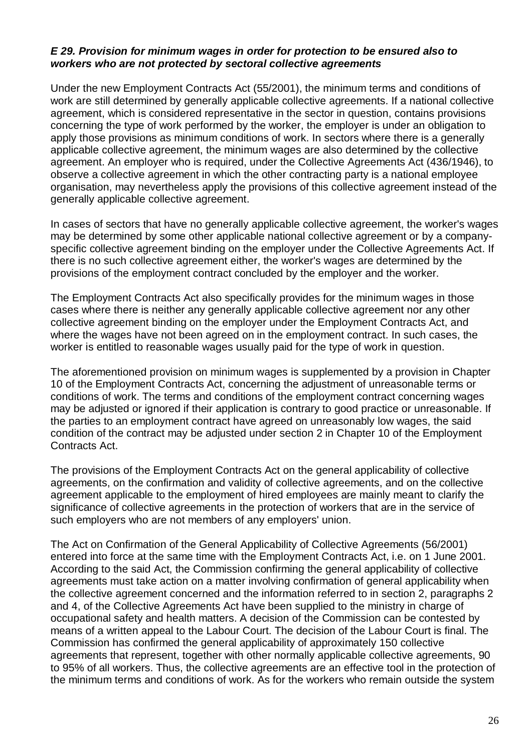***E 29. Provision for minimum wages in order for protection to be ensured also to workers who are not protected by sectoral collective agreements***

Under the new Employment Contracts Act (55/2001), the minimum terms and conditions of work are still determined by generally applicable collective agreements. If a national collective agreement, which is considered representative in the sector in question, contains provisions concerning the type of work performed by the worker, the employer is under an obligation to apply those provisions as minimum conditions of work. In sectors where there is a generally applicable collective agreement, the minimum wages are also determined by the collective agreement. An employer who is required, under the Collective Agreements Act (436/1946), to observe a collective agreement in which the other contracting party is a national employee organisation, may nevertheless apply the provisions of this collective agreement instead of the generally applicable collective agreement.

In cases of sectors that have no generally applicable collective agreement, the worker's wages may be determined by some other applicable national collective agreement or by a company-specific collective agreement binding on the employer under the Collective Agreements Act. If there is no such collective agreement either, the worker's wages are determined by the provisions of the employment contract concluded by the employer and the worker.

The Employment Contracts Act also specifically provides for the minimum wages in those cases where there is neither any generally applicable collective agreement nor any other collective agreement binding on the employer under the Employment Contracts Act, and where the wages have not been agreed on in the employment contract. In such cases, the worker is entitled to reasonable wages usually paid for the type of work in question.

The aforementioned provision on minimum wages is supplemented by a provision in Chapter 10 of the Employment Contracts Act, concerning the adjustment of unreasonable terms or conditions of work. The terms and conditions of the employment contract concerning wages may be adjusted or ignored if their application is contrary to good practice or unreasonable. If the parties to an employment contract have agreed on unreasonably low wages, the said condition of the contract may be adjusted under section 2 in Chapter 10 of the Employment Contracts Act.

The provisions of the Employment Contracts Act on the general applicability of collective agreements, on the confirmation and validity of collective agreements, and on the collective agreement applicable to the employment of hired employees are mainly meant to clarify the significance of collective agreements in the protection of workers that are in the service of such employers who are not members of any employers' union.

The Act on Confirmation of the General Applicability of Collective Agreements (56/2001) entered into force at the same time with the Employment Contracts Act, i.e. on 1 June 2001. According to the said Act, the Commission confirming the general applicability of collective agreements must take action on a matter involving confirmation of general applicability when the collective agreement concerned and the information referred to in section 2, paragraphs 2 and 4, of the Collective Agreements Act have been supplied to the ministry in charge of occupational safety and health matters. A decision of the Commission can be contested by means of a written appeal to the Labour Court. The decision of the Labour Court is final. The Commission has confirmed the general applicability of approximately 150 collective agreements that represent, together with other normally applicable collective agreements, 90 to 95% of all workers. Thus, the collective agreements are an effective tool in the protection of the minimum terms and conditions of work. As for the workers who remain outside the system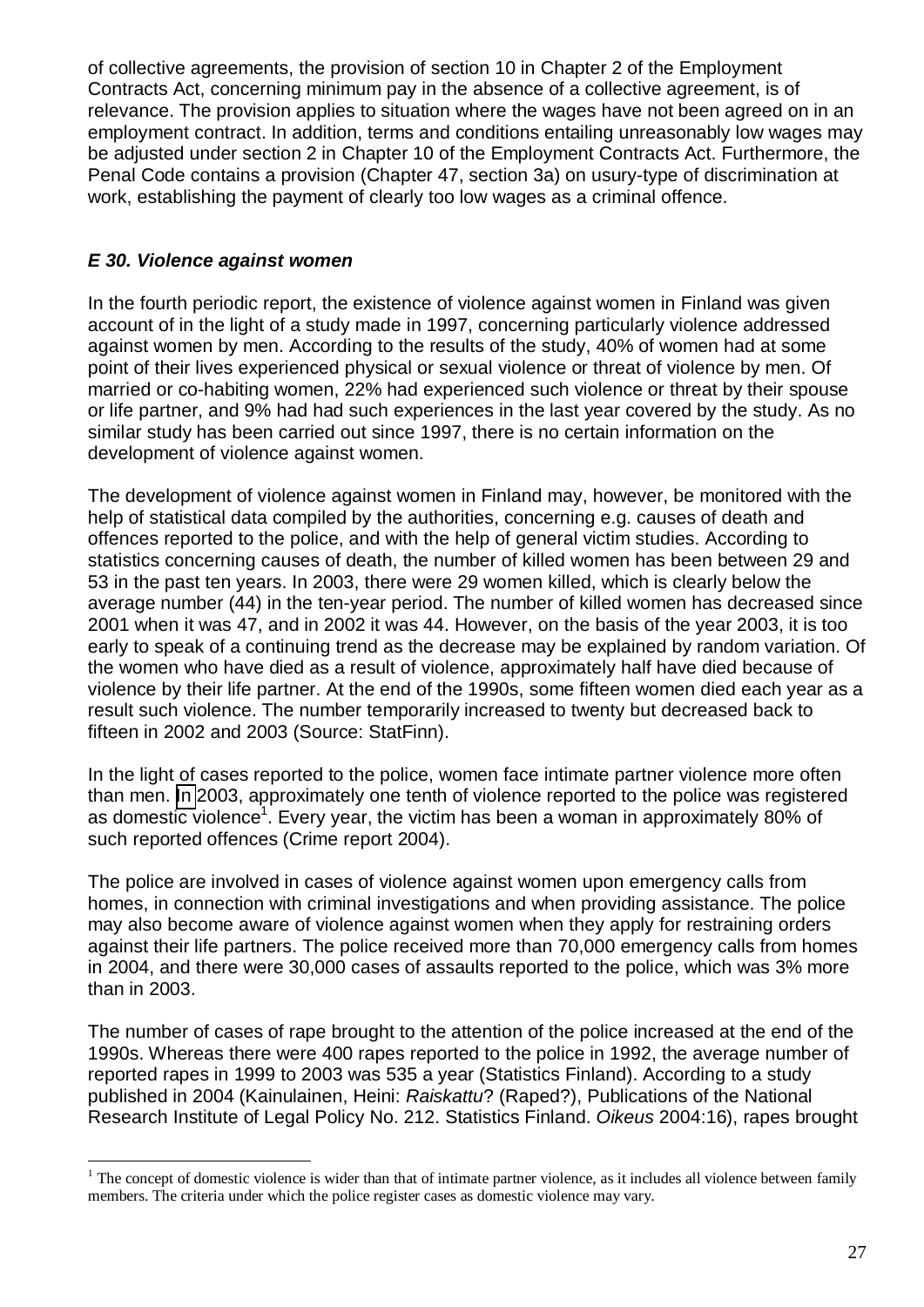of collective agreements, the provision of section 10 in Chapter 2 of the Employment Contracts Act, concerning minimum pay in the absence of a collective agreement, is of relevance. The provision applies to situation where the wages have not been agreed on in an employment contract. In addition, terms and conditions entailing unreasonably low wages may be adjusted under section 2 in Chapter 10 of the Employment Contracts Act. Furthermore, the Penal Code contains a provision (Chapter 47, section 3a) on usury-type of discrimination at work, establishing the payment of clearly too low wages as a criminal offence.

### *E 30. Violence against women*

In the fourth periodic report, the existence of violence against women in Finland was given account of in the light of a study made in 1997, concerning particularly violence addressed against women by men. According to the results of the study, 40% of women had at some point of their lives experienced physical or sexual violence or threat of violence by men. Of married or co-habiting women, 22% had experienced such violence or threat by their spouse or life partner, and 9% had had such experiences in the last year covered by the study. As no similar study has been carried out since 1997, there is no certain information on the development of violence against women.

The development of violence against women in Finland may, however, be monitored with the help of statistical data compiled by the authorities, concerning e.g. causes of death and offences reported to the police, and with the help of general victim studies. According to statistics concerning causes of death, the number of killed women has been between 29 and 53 in the past ten years. In 2003, there were 29 women killed, which is clearly below the average number (44) in the ten-year period. The number of killed women has decreased since 2001 when it was 47, and in 2002 it was 44. However, on the basis of the year 2003, it is too early to speak of a continuing trend as the decrease may be explained by random variation. Of the women who have died as a result of violence, approximately half have died because of violence by their life partner. At the end of the 1990s, some fifteen women died each year as a result such violence. The number temporarily increased to twenty but decreased back to fifteen in 2002 and 2003 (Source: StatFinn).

In the light of cases reported to the police, women face intimate partner violence more often than men. In 2003, approximately one tenth of violence reported to the police was registered as domestic violence[1]. Every year, the victim has been a woman in approximately 80% of such reported offences (Crime report 2004).

The police are involved in cases of violence against women upon emergency calls from homes, in connection with criminal investigations and when providing assistance. The police may also become aware of violence against women when they apply for restraining orders against their life partners. The police received more than 70,000 emergency calls from homes in 2004, and there were 30,000 cases of assaults reported to the police, which was 3% more than in 2003.

The number of cases of rape brought to the attention of the police increased at the end of the 1990s. Whereas there were 400 rapes reported to the police in 1992, the average number of reported rapes in 1999 to 2003 was 535 a year (Statistics Finland). According to a study published in 2004 (Kainulainen, Heini: *Raiskattu*? (Raped?), Publications of the National Research Institute of Legal Policy No. 212. Statistics Finland. *Oikeus* 2004:16), rapes brought

[1] The concept of domestic violence is wider than that of intimate partner violence, as it includes all violence between family members. The criteria under which the police register cases as domestic violence may vary.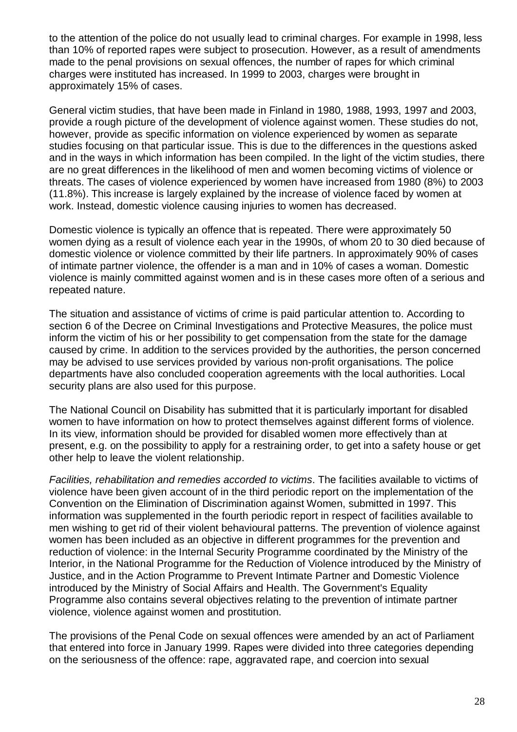to the attention of the police do not usually lead to criminal charges. For example in 1998, less than 10% of reported rapes were subject to prosecution. However, as a result of amendments made to the penal provisions on sexual offences, the number of rapes for which criminal charges were instituted has increased. In 1999 to 2003, charges were brought in approximately 15% of cases.

General victim studies, that have been made in Finland in 1980, 1988, 1993, 1997 and 2003, provide a rough picture of the development of violence against women. These studies do not, however, provide as specific information on violence experienced by women as separate studies focusing on that particular issue. This is due to the differences in the questions asked and in the ways in which information has been compiled. In the light of the victim studies, there are no great differences in the likelihood of men and women becoming victims of violence or threats. The cases of violence experienced by women have increased from 1980 (8%) to 2003 (11.8%). This increase is largely explained by the increase of violence faced by women at work. Instead, domestic violence causing injuries to women has decreased.

Domestic violence is typically an offence that is repeated. There were approximately 50 women dying as a result of violence each year in the 1990s, of whom 20 to 30 died because of domestic violence or violence committed by their life partners. In approximately 90% of cases of intimate partner violence, the offender is a man and in 10% of cases a woman. Domestic violence is mainly committed against women and is in these cases more often of a serious and repeated nature.

The situation and assistance of victims of crime is paid particular attention to. According to section 6 of the Decree on Criminal Investigations and Protective Measures, the police must inform the victim of his or her possibility to get compensation from the state for the damage caused by crime. In addition to the services provided by the authorities, the person concerned may be advised to use services provided by various non-profit organisations. The police departments have also concluded cooperation agreements with the local authorities. Local security plans are also used for this purpose.

The National Council on Disability has submitted that it is particularly important for disabled women to have information on how to protect themselves against different forms of violence. In its view, information should be provided for disabled women more effectively than at present, e.g. on the possibility to apply for a restraining order, to get into a safety house or get other help to leave the violent relationship.

*Facilities, rehabilitation and remedies accorded to victims*. The facilities available to victims of violence have been given account of in the third periodic report on the implementation of the Convention on the Elimination of Discrimination against Women, submitted in 1997. This information was supplemented in the fourth periodic report in respect of facilities available to men wishing to get rid of their violent behavioural patterns. The prevention of violence against women has been included as an objective in different programmes for the prevention and reduction of violence: in the Internal Security Programme coordinated by the Ministry of the Interior, in the National Programme for the Reduction of Violence introduced by the Ministry of Justice, and in the Action Programme to Prevent Intimate Partner and Domestic Violence introduced by the Ministry of Social Affairs and Health. The Government's Equality Programme also contains several objectives relating to the prevention of intimate partner violence, violence against women and prostitution.

The provisions of the Penal Code on sexual offences were amended by an act of Parliament that entered into force in January 1999. Rapes were divided into three categories depending on the seriousness of the offence: rape, aggravated rape, and coercion into sexual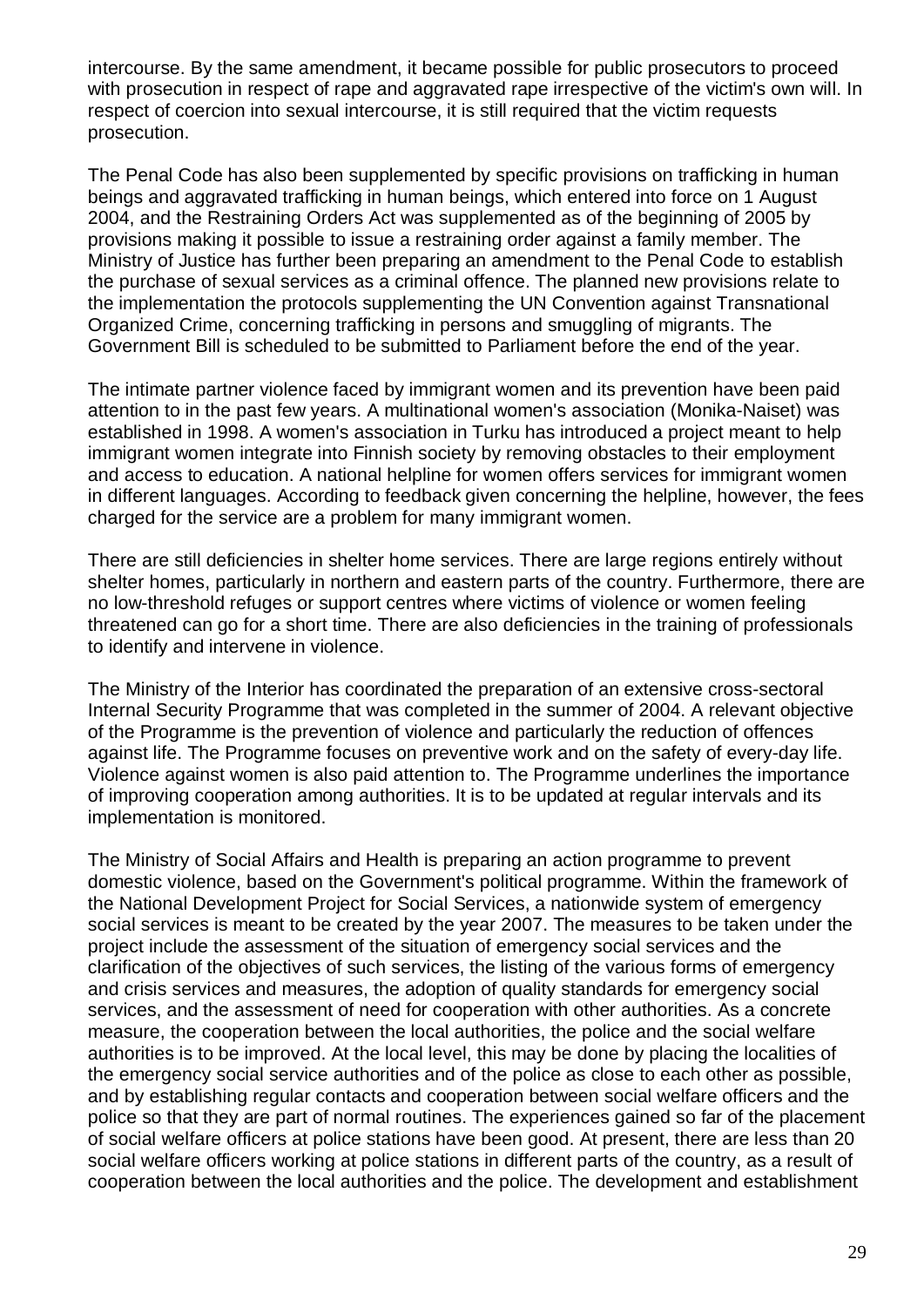intercourse. By the same amendment, it became possible for public prosecutors to proceed with prosecution in respect of rape and aggravated rape irrespective of the victim's own will. In respect of coercion into sexual intercourse, it is still required that the victim requests prosecution.

The Penal Code has also been supplemented by specific provisions on trafficking in human beings and aggravated trafficking in human beings, which entered into force on 1 August 2004, and the Restraining Orders Act was supplemented as of the beginning of 2005 by provisions making it possible to issue a restraining order against a family member. The Ministry of Justice has further been preparing an amendment to the Penal Code to establish the purchase of sexual services as a criminal offence. The planned new provisions relate to the implementation the protocols supplementing the UN Convention against Transnational Organized Crime, concerning trafficking in persons and smuggling of migrants. The Government Bill is scheduled to be submitted to Parliament before the end of the year.

The intimate partner violence faced by immigrant women and its prevention have been paid attention to in the past few years. A multinational women's association (Monika-Naiset) was established in 1998. A women's association in Turku has introduced a project meant to help immigrant women integrate into Finnish society by removing obstacles to their employment and access to education. A national helpline for women offers services for immigrant women in different languages. According to feedback given concerning the helpline, however, the fees charged for the service are a problem for many immigrant women.

There are still deficiencies in shelter home services. There are large regions entirely without shelter homes, particularly in northern and eastern parts of the country. Furthermore, there are no low-threshold refuges or support centres where victims of violence or women feeling threatened can go for a short time. There are also deficiencies in the training of professionals to identify and intervene in violence.

The Ministry of the Interior has coordinated the preparation of an extensive cross-sectoral Internal Security Programme that was completed in the summer of 2004. A relevant objective of the Programme is the prevention of violence and particularly the reduction of offences against life. The Programme focuses on preventive work and on the safety of every-day life. Violence against women is also paid attention to. The Programme underlines the importance of improving cooperation among authorities. It is to be updated at regular intervals and its implementation is monitored.

The Ministry of Social Affairs and Health is preparing an action programme to prevent domestic violence, based on the Government's political programme. Within the framework of the National Development Project for Social Services, a nationwide system of emergency social services is meant to be created by the year 2007. The measures to be taken under the project include the assessment of the situation of emergency social services and the clarification of the objectives of such services, the listing of the various forms of emergency and crisis services and measures, the adoption of quality standards for emergency social services, and the assessment of need for cooperation with other authorities. As a concrete measure, the cooperation between the local authorities, the police and the social welfare authorities is to be improved. At the local level, this may be done by placing the localities of the emergency social service authorities and of the police as close to each other as possible, and by establishing regular contacts and cooperation between social welfare officers and the police so that they are part of normal routines. The experiences gained so far of the placement of social welfare officers at police stations have been good. At present, there are less than 20 social welfare officers working at police stations in different parts of the country, as a result of cooperation between the local authorities and the police. The development and establishment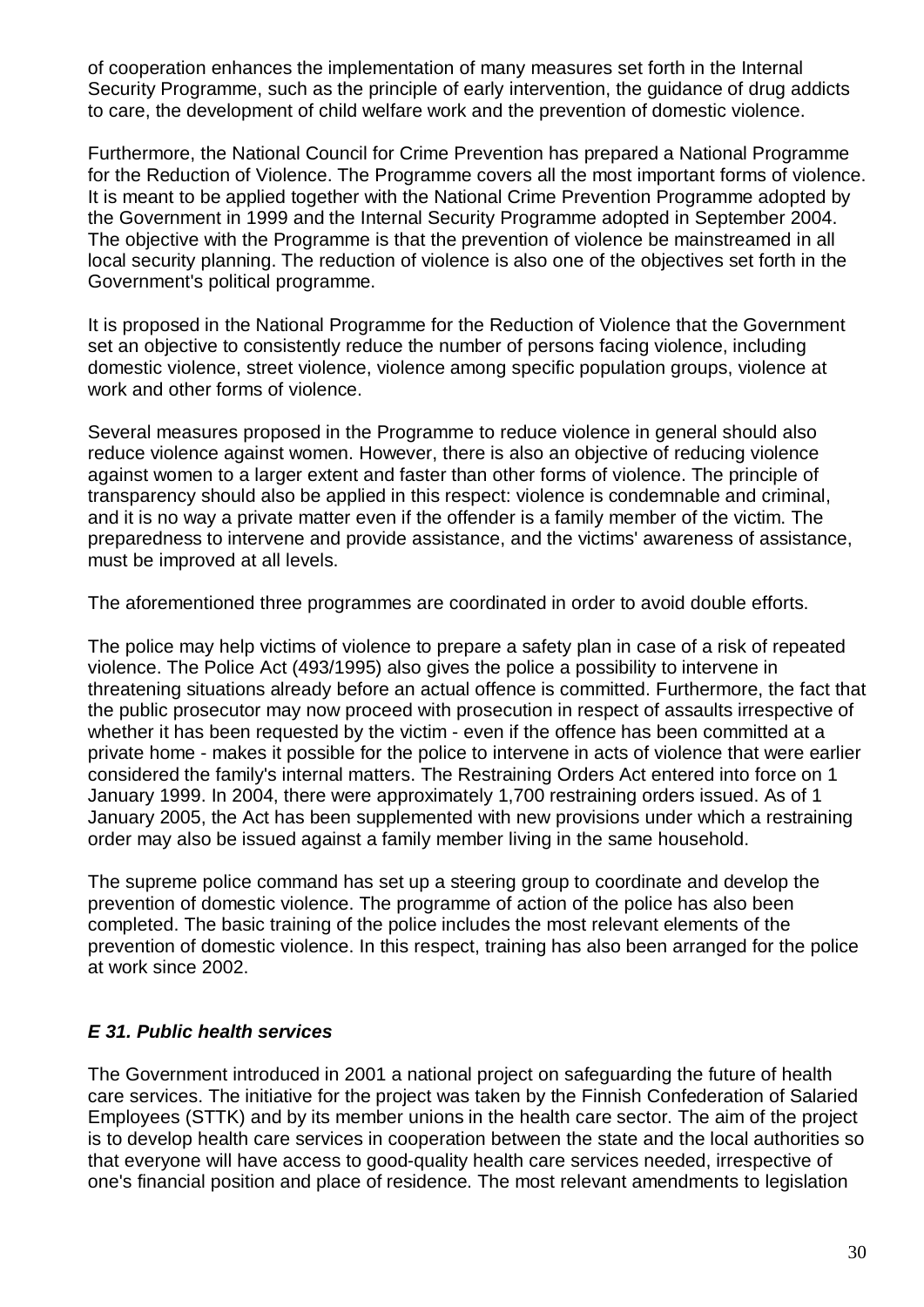of cooperation enhances the implementation of many measures set forth in the Internal Security Programme, such as the principle of early intervention, the guidance of drug addicts to care, the development of child welfare work and the prevention of domestic violence.

Furthermore, the National Council for Crime Prevention has prepared a National Programme for the Reduction of Violence. The Programme covers all the most important forms of violence. It is meant to be applied together with the National Crime Prevention Programme adopted by the Government in 1999 and the Internal Security Programme adopted in September 2004. The objective with the Programme is that the prevention of violence be mainstreamed in all local security planning. The reduction of violence is also one of the objectives set forth in the Government's political programme.

It is proposed in the National Programme for the Reduction of Violence that the Government set an objective to consistently reduce the number of persons facing violence, including domestic violence, street violence, violence among specific population groups, violence at work and other forms of violence.

Several measures proposed in the Programme to reduce violence in general should also reduce violence against women. However, there is also an objective of reducing violence against women to a larger extent and faster than other forms of violence. The principle of transparency should also be applied in this respect: violence is condemnable and criminal, and it is no way a private matter even if the offender is a family member of the victim. The preparedness to intervene and provide assistance, and the victims' awareness of assistance, must be improved at all levels.

The aforementioned three programmes are coordinated in order to avoid double efforts.

The police may help victims of violence to prepare a safety plan in case of a risk of repeated violence. The Police Act (493/1995) also gives the police a possibility to intervene in threatening situations already before an actual offence is committed. Furthermore, the fact that the public prosecutor may now proceed with prosecution in respect of assaults irrespective of whether it has been requested by the victim - even if the offence has been committed at a private home - makes it possible for the police to intervene in acts of violence that were earlier considered the family's internal matters. The Restraining Orders Act entered into force on 1 January 1999. In 2004, there were approximately 1,700 restraining orders issued. As of 1 January 2005, the Act has been supplemented with new provisions under which a restraining order may also be issued against a family member living in the same household.

The supreme police command has set up a steering group to coordinate and develop the prevention of domestic violence. The programme of action of the police has also been completed. The basic training of the police includes the most relevant elements of the prevention of domestic violence. In this respect, training has also been arranged for the police at work since 2002.

### *E 31. Public health services*

The Government introduced in 2001 a national project on safeguarding the future of health care services. The initiative for the project was taken by the Finnish Confederation of Salaried Employees (STTK) and by its member unions in the health care sector. The aim of the project is to develop health care services in cooperation between the state and the local authorities so that everyone will have access to good-quality health care services needed, irrespective of one's financial position and place of residence. The most relevant amendments to legislation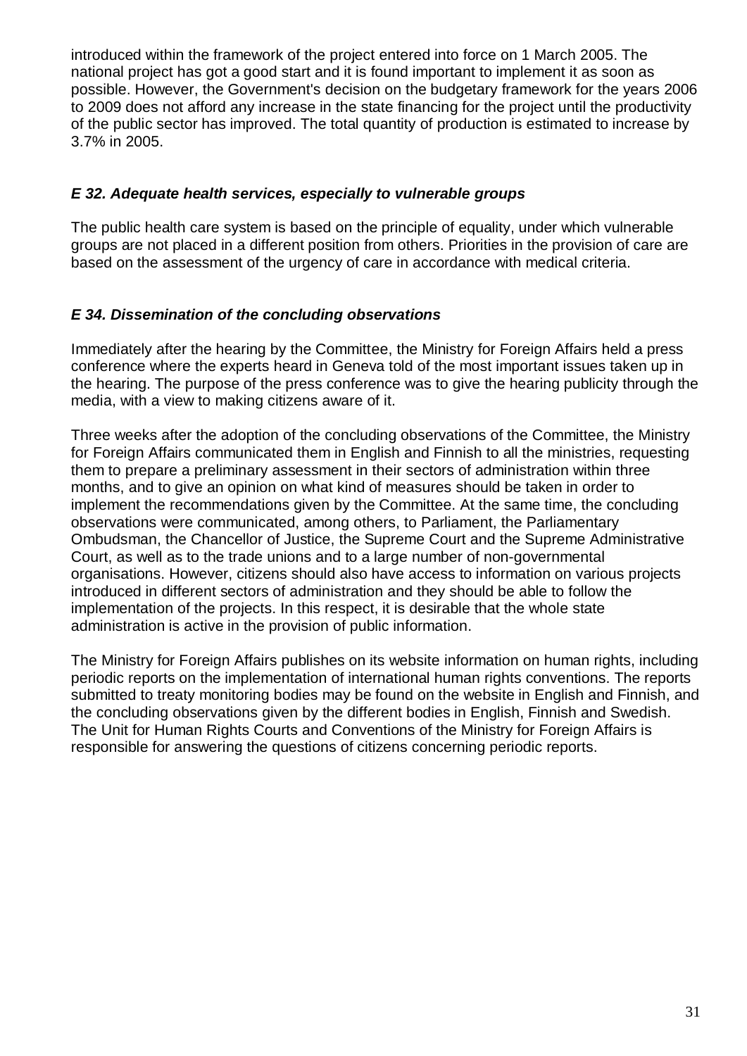introduced within the framework of the project entered into force on 1 March 2005. The national project has got a good start and it is found important to implement it as soon as possible. However, the Government's decision on the budgetary framework for the years 2006 to 2009 does not afford any increase in the state financing for the project until the productivity of the public sector has improved. The total quantity of production is estimated to increase by 3.7% in 2005.

### *E 32. Adequate health services, especially to vulnerable groups*

The public health care system is based on the principle of equality, under which vulnerable groups are not placed in a different position from others. Priorities in the provision of care are based on the assessment of the urgency of care in accordance with medical criteria.

### *E 34. Dissemination of the concluding observations*

Immediately after the hearing by the Committee, the Ministry for Foreign Affairs held a press conference where the experts heard in Geneva told of the most important issues taken up in the hearing. The purpose of the press conference was to give the hearing publicity through the media, with a view to making citizens aware of it.

Three weeks after the adoption of the concluding observations of the Committee, the Ministry for Foreign Affairs communicated them in English and Finnish to all the ministries, requesting them to prepare a preliminary assessment in their sectors of administration within three months, and to give an opinion on what kind of measures should be taken in order to implement the recommendations given by the Committee. At the same time, the concluding observations were communicated, among others, to Parliament, the Parliamentary Ombudsman, the Chancellor of Justice, the Supreme Court and the Supreme Administrative Court, as well as to the trade unions and to a large number of non-governmental organisations. However, citizens should also have access to information on various projects introduced in different sectors of administration and they should be able to follow the implementation of the projects. In this respect, it is desirable that the whole state administration is active in the provision of public information.

The Ministry for Foreign Affairs publishes on its website information on human rights, including periodic reports on the implementation of international human rights conventions. The reports submitted to treaty monitoring bodies may be found on the website in English and Finnish, and the concluding observations given by the different bodies in English, Finnish and Swedish. The Unit for Human Rights Courts and Conventions of the Ministry for Foreign Affairs is responsible for answering the questions of citizens concerning periodic reports.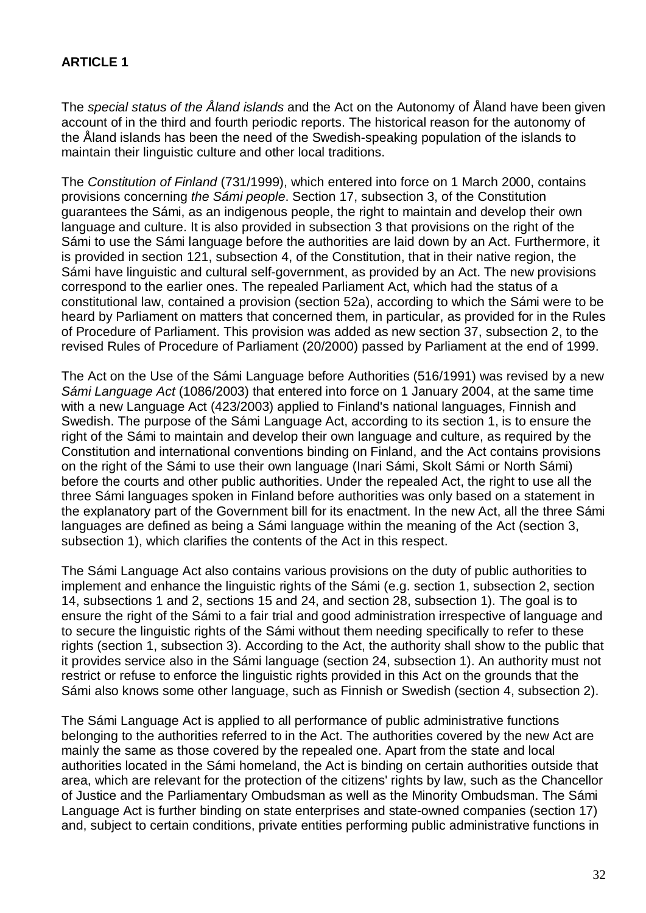**ARTICLE 1**

The *special status of the Åland islands* and the Act on the Autonomy of Åland have been given account of in the third and fourth periodic reports. The historical reason for the autonomy of the Åland islands has been the need of the Swedish-speaking population of the islands to maintain their linguistic culture and other local traditions.

The *Constitution of Finland* (731/1999), which entered into force on 1 March 2000, contains provisions concerning *the Sámi people*. Section 17, subsection 3, of the Constitution guarantees the Sámi, as an indigenous people, the right to maintain and develop their own language and culture. It is also provided in subsection 3 that provisions on the right of the Sámi to use the Sámi language before the authorities are laid down by an Act. Furthermore, it is provided in section 121, subsection 4, of the Constitution, that in their native region, the Sámi have linguistic and cultural self-government, as provided by an Act. The new provisions correspond to the earlier ones. The repealed Parliament Act, which had the status of a constitutional law, contained a provision (section 52a), according to which the Sámi were to be heard by Parliament on matters that concerned them, in particular, as provided for in the Rules of Procedure of Parliament. This provision was added as new section 37, subsection 2, to the revised Rules of Procedure of Parliament (20/2000) passed by Parliament at the end of 1999.

The Act on the Use of the Sámi Language before Authorities (516/1991) was revised by a new *Sámi Language Act* (1086/2003) that entered into force on 1 January 2004, at the same time with a new Language Act (423/2003) applied to Finland's national languages, Finnish and Swedish. The purpose of the Sámi Language Act, according to its section 1, is to ensure the right of the Sámi to maintain and develop their own language and culture, as required by the Constitution and international conventions binding on Finland, and the Act contains provisions on the right of the Sámi to use their own language (Inari Sámi, Skolt Sámi or North Sámi) before the courts and other public authorities. Under the repealed Act, the right to use all the three Sámi languages spoken in Finland before authorities was only based on a statement in the explanatory part of the Government bill for its enactment. In the new Act, all the three Sámi languages are defined as being a Sámi language within the meaning of the Act (section 3, subsection 1), which clarifies the contents of the Act in this respect.

The Sámi Language Act also contains various provisions on the duty of public authorities to implement and enhance the linguistic rights of the Sámi (e.g. section 1, subsection 2, section 14, subsections 1 and 2, sections 15 and 24, and section 28, subsection 1). The goal is to ensure the right of the Sámi to a fair trial and good administration irrespective of language and to secure the linguistic rights of the Sámi without them needing specifically to refer to these rights (section 1, subsection 3). According to the Act, the authority shall show to the public that it provides service also in the Sámi language (section 24, subsection 1). An authority must not restrict or refuse to enforce the linguistic rights provided in this Act on the grounds that the Sámi also knows some other language, such as Finnish or Swedish (section 4, subsection 2).

The Sámi Language Act is applied to all performance of public administrative functions belonging to the authorities referred to in the Act. The authorities covered by the new Act are mainly the same as those covered by the repealed one. Apart from the state and local authorities located in the Sámi homeland, the Act is binding on certain authorities outside that area, which are relevant for the protection of the citizens' rights by law, such as the Chancellor of Justice and the Parliamentary Ombudsman as well as the Minority Ombudsman. The Sámi Language Act is further binding on state enterprises and state-owned companies (section 17) and, subject to certain conditions, private entities performing public administrative functions in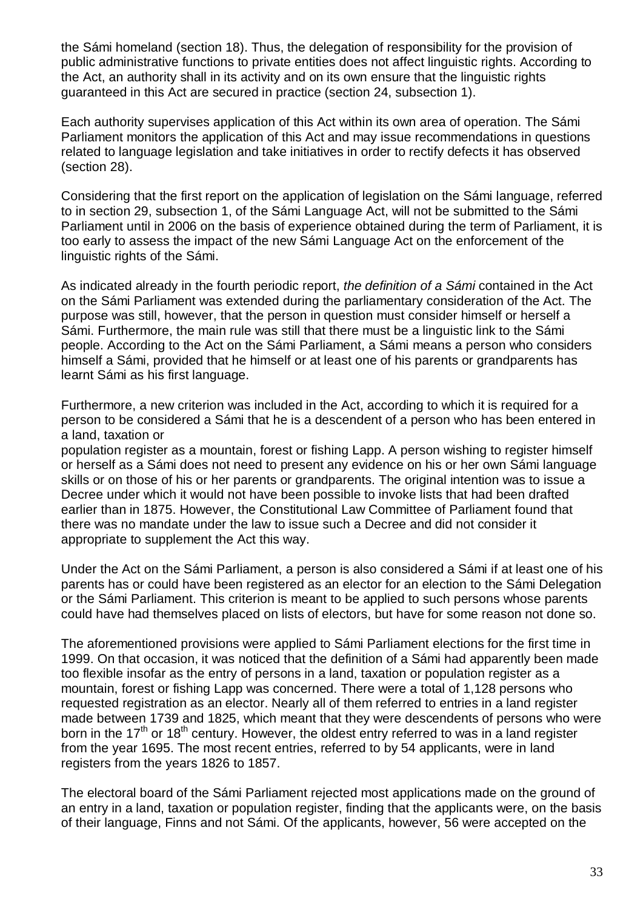the Sámi homeland (section 18). Thus, the delegation of responsibility for the provision of public administrative functions to private entities does not affect linguistic rights. According to the Act, an authority shall in its activity and on its own ensure that the linguistic rights guaranteed in this Act are secured in practice (section 24, subsection 1).

Each authority supervises application of this Act within its own area of operation. The Sámi Parliament monitors the application of this Act and may issue recommendations in questions related to language legislation and take initiatives in order to rectify defects it has observed (section 28).

Considering that the first report on the application of legislation on the Sámi language, referred to in section 29, subsection 1, of the Sámi Language Act, will not be submitted to the Sámi Parliament until in 2006 on the basis of experience obtained during the term of Parliament, it is too early to assess the impact of the new Sámi Language Act on the enforcement of the linguistic rights of the Sámi.

As indicated already in the fourth periodic report, *the definition of a Sámi* contained in the Act on the Sámi Parliament was extended during the parliamentary consideration of the Act. The purpose was still, however, that the person in question must consider himself or herself a Sámi. Furthermore, the main rule was still that there must be a linguistic link to the Sámi people. According to the Act on the Sámi Parliament, a Sámi means a person who considers himself a Sámi, provided that he himself or at least one of his parents or grandparents has learnt Sámi as his first language.

Furthermore, a new criterion was included in the Act, according to which it is required for a person to be considered a Sámi that he is a descendent of a person who has been entered in a land, taxation or population register as a mountain, forest or fishing Lapp. A person wishing to register himself or herself as a Sámi does not need to present any evidence on his or her own Sámi language skills or on those of his or her parents or grandparents. The original intention was to issue a Decree under which it would not have been possible to invoke lists that had been drafted earlier than in 1875. However, the Constitutional Law Committee of Parliament found that there was no mandate under the law to issue such a Decree and did not consider it appropriate to supplement the Act this way.

Under the Act on the Sámi Parliament, a person is also considered a Sámi if at least one of his parents has or could have been registered as an elector for an election to the Sámi Delegation or the Sámi Parliament. This criterion is meant to be applied to such persons whose parents could have had themselves placed on lists of electors, but have for some reason not done so.

The aforementioned provisions were applied to Sámi Parliament elections for the first time in 1999. On that occasion, it was noticed that the definition of a Sámi had apparently been made too flexible insofar as the entry of persons in a land, taxation or population register as a mountain, forest or fishing Lapp was concerned. There were a total of 1,128 persons who requested registration as an elector. Nearly all of them referred to entries in a land register made between 1739 and 1825, which meant that they were descendents of persons who were born in the 17th or 18th century. However, the oldest entry referred to was in a land register from the year 1695. The most recent entries, referred to by 54 applicants, were in land registers from the years 1826 to 1857.

The electoral board of the Sámi Parliament rejected most applications made on the ground of an entry in a land, taxation or population register, finding that the applicants were, on the basis of their language, Finns and not Sámi. Of the applicants, however, 56 were accepted on the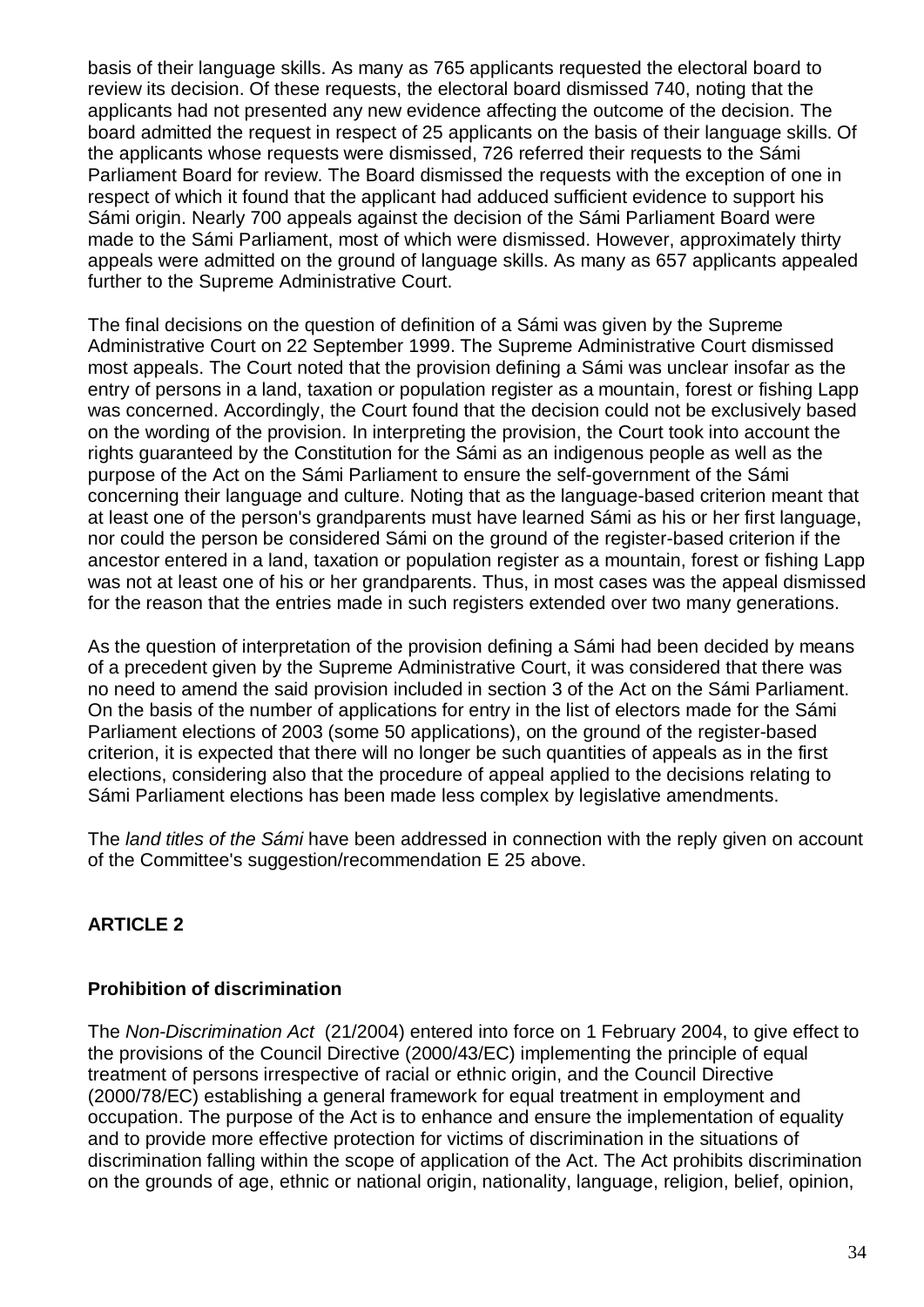basis of their language skills. As many as 765 applicants requested the electoral board to review its decision. Of these requests, the electoral board dismissed 740, noting that the applicants had not presented any new evidence affecting the outcome of the decision. The board admitted the request in respect of 25 applicants on the basis of their language skills. Of the applicants whose requests were dismissed, 726 referred their requests to the Sámi Parliament Board for review. The Board dismissed the requests with the exception of one in respect of which it found that the applicant had adduced sufficient evidence to support his Sámi origin. Nearly 700 appeals against the decision of the Sámi Parliament Board were made to the Sámi Parliament, most of which were dismissed. However, approximately thirty appeals were admitted on the ground of language skills. As many as 657 applicants appealed further to the Supreme Administrative Court.

The final decisions on the question of definition of a Sámi was given by the Supreme Administrative Court on 22 September 1999. The Supreme Administrative Court dismissed most appeals. The Court noted that the provision defining a Sámi was unclear insofar as the entry of persons in a land, taxation or population register as a mountain, forest or fishing Lapp was concerned. Accordingly, the Court found that the decision could not be exclusively based on the wording of the provision. In interpreting the provision, the Court took into account the rights guaranteed by the Constitution for the Sámi as an indigenous people as well as the purpose of the Act on the Sámi Parliament to ensure the self-government of the Sámi concerning their language and culture. Noting that as the language-based criterion meant that at least one of the person's grandparents must have learned Sámi as his or her first language, nor could the person be considered Sámi on the ground of the register-based criterion if the ancestor entered in a land, taxation or population register as a mountain, forest or fishing Lapp was not at least one of his or her grandparents. Thus, in most cases was the appeal dismissed for the reason that the entries made in such registers extended over two many generations.

As the question of interpretation of the provision defining a Sámi had been decided by means of a precedent given by the Supreme Administrative Court, it was considered that there was no need to amend the said provision included in section 3 of the Act on the Sámi Parliament. On the basis of the number of applications for entry in the list of electors made for the Sámi Parliament elections of 2003 (some 50 applications), on the ground of the register-based criterion, it is expected that there will no longer be such quantities of appeals as in the first elections, considering also that the procedure of appeal applied to the decisions relating to Sámi Parliament elections has been made less complex by legislative amendments.

The *land titles of the Sámi* have been addressed in connection with the reply given on account of the Committee's suggestion/recommendation E 25 above.

## ARTICLE 2

### Prohibition of discrimination

The *Non-Discrimination Act* (21/2004) entered into force on 1 February 2004, to give effect to the provisions of the Council Directive (2000/43/EC) implementing the principle of equal treatment of persons irrespective of racial or ethnic origin, and the Council Directive (2000/78/EC) establishing a general framework for equal treatment in employment and occupation. The purpose of the Act is to enhance and ensure the implementation of equality and to provide more effective protection for victims of discrimination in the situations of discrimination falling within the scope of application of the Act. The Act prohibits discrimination on the grounds of age, ethnic or national origin, nationality, language, religion, belief, opinion,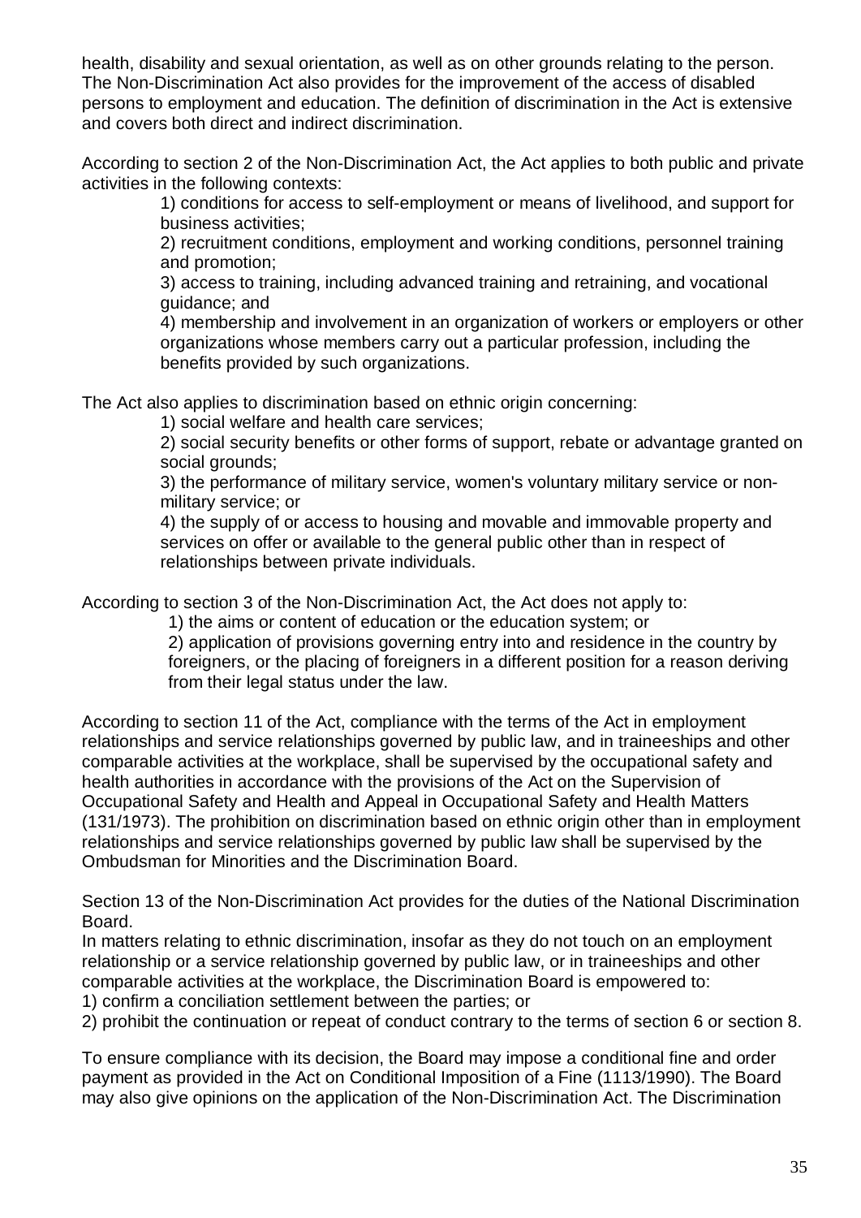health, disability and sexual orientation, as well as on other grounds relating to the person. The Non-Discrimination Act also provides for the improvement of the access of disabled persons to employment and education. The definition of discrimination in the Act is extensive and covers both direct and indirect discrimination.

According to section 2 of the Non-Discrimination Act, the Act applies to both public and private activities in the following contexts:

> 1) conditions for access to self-employment or means of livelihood, and support for business activities;
> 2) recruitment conditions, employment and working conditions, personnel training and promotion;
> 3) access to training, including advanced training and retraining, and vocational guidance; and
> 4) membership and involvement in an organization of workers or employers or other organizations whose members carry out a particular profession, including the benefits provided by such organizations.

The Act also applies to discrimination based on ethnic origin concerning:

> 1) social welfare and health care services;
> 2) social security benefits or other forms of support, rebate or advantage granted on social grounds;
> 3) the performance of military service, women's voluntary military service or non-military service; or
> 4) the supply of or access to housing and movable and immovable property and services on offer or available to the general public other than in respect of relationships between private individuals.

According to section 3 of the Non-Discrimination Act, the Act does not apply to:

> 1) the aims or content of education or the education system; or
> 2) application of provisions governing entry into and residence in the country by foreigners, or the placing of foreigners in a different position for a reason deriving from their legal status under the law.

According to section 11 of the Act, compliance with the terms of the Act in employment relationships and service relationships governed by public law, and in traineeships and other comparable activities at the workplace, shall be supervised by the occupational safety and health authorities in accordance with the provisions of the Act on the Supervision of Occupational Safety and Health and Appeal in Occupational Safety and Health Matters (131/1973). The prohibition on discrimination based on ethnic origin other than in employment relationships and service relationships governed by public law shall be supervised by the Ombudsman for Minorities and the Discrimination Board.

Section 13 of the Non-Discrimination Act provides for the duties of the National Discrimination Board.
In matters relating to ethnic discrimination, insofar as they do not touch on an employment relationship or a service relationship governed by public law, or in traineeships and other comparable activities at the workplace, the Discrimination Board is empowered to:
1) confirm a conciliation settlement between the parties; or
2) prohibit the continuation or repeat of conduct contrary to the terms of section 6 or section 8.

To ensure compliance with its decision, the Board may impose a conditional fine and order payment as provided in the Act on Conditional Imposition of a Fine (1113/1990). The Board may also give opinions on the application of the Non-Discrimination Act. The Discrimination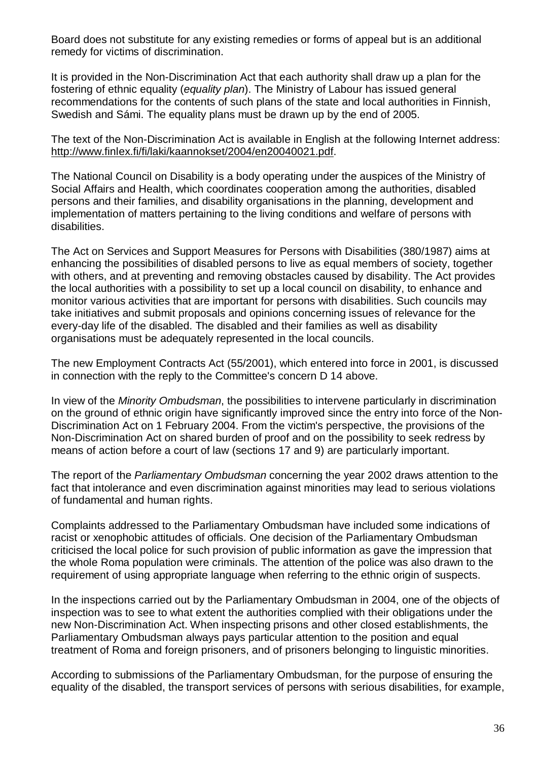Board does not substitute for any existing remedies or forms of appeal but is an additional remedy for victims of discrimination.

It is provided in the Non-Discrimination Act that each authority shall draw up a plan for the fostering of ethnic equality (*equality plan*). The Ministry of Labour has issued general recommendations for the contents of such plans of the state and local authorities in Finnish, Swedish and Sámi. The equality plans must be drawn up by the end of 2005.

The text of the Non-Discrimination Act is available in English at the following Internet address: http://www.finlex.fi/fi/laki/kaannokset/2004/en20040021.pdf.

The National Council on Disability is a body operating under the auspices of the Ministry of Social Affairs and Health, which coordinates cooperation among the authorities, disabled persons and their families, and disability organisations in the planning, development and implementation of matters pertaining to the living conditions and welfare of persons with disabilities.

The Act on Services and Support Measures for Persons with Disabilities (380/1987) aims at enhancing the possibilities of disabled persons to live as equal members of society, together with others, and at preventing and removing obstacles caused by disability. The Act provides the local authorities with a possibility to set up a local council on disability, to enhance and monitor various activities that are important for persons with disabilities. Such councils may take initiatives and submit proposals and opinions concerning issues of relevance for the every-day life of the disabled. The disabled and their families as well as disability organisations must be adequately represented in the local councils.

The new Employment Contracts Act (55/2001), which entered into force in 2001, is discussed in connection with the reply to the Committee's concern D 14 above.

In view of the *Minority Ombudsman*, the possibilities to intervene particularly in discrimination on the ground of ethnic origin have significantly improved since the entry into force of the Non-Discrimination Act on 1 February 2004. From the victim's perspective, the provisions of the Non-Discrimination Act on shared burden of proof and on the possibility to seek redress by means of action before a court of law (sections 17 and 9) are particularly important.

The report of the *Parliamentary Ombudsman* concerning the year 2002 draws attention to the fact that intolerance and even discrimination against minorities may lead to serious violations of fundamental and human rights.

Complaints addressed to the Parliamentary Ombudsman have included some indications of racist or xenophobic attitudes of officials. One decision of the Parliamentary Ombudsman criticised the local police for such provision of public information as gave the impression that the whole Roma population were criminals. The attention of the police was also drawn to the requirement of using appropriate language when referring to the ethnic origin of suspects.

In the inspections carried out by the Parliamentary Ombudsman in 2004, one of the objects of inspection was to see to what extent the authorities complied with their obligations under the new Non-Discrimination Act. When inspecting prisons and other closed establishments, the Parliamentary Ombudsman always pays particular attention to the position and equal treatment of Roma and foreign prisoners, and of prisoners belonging to linguistic minorities.

According to submissions of the Parliamentary Ombudsman, for the purpose of ensuring the equality of the disabled, the transport services of persons with serious disabilities, for example,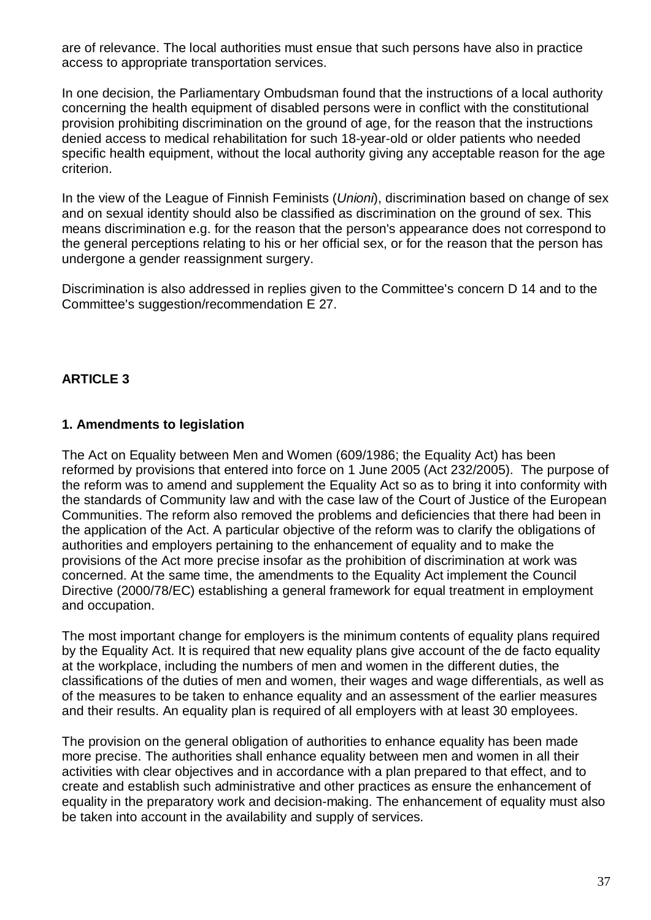are of relevance. The local authorities must ensue that such persons have also in practice access to appropriate transportation services.

In one decision, the Parliamentary Ombudsman found that the instructions of a local authority concerning the health equipment of disabled persons were in conflict with the constitutional provision prohibiting discrimination on the ground of age, for the reason that the instructions denied access to medical rehabilitation for such 18-year-old or older patients who needed specific health equipment, without the local authority giving any acceptable reason for the age criterion.

In the view of the League of Finnish Feminists (*Unioni*), discrimination based on change of sex and on sexual identity should also be classified as discrimination on the ground of sex. This means discrimination e.g. for the reason that the person's appearance does not correspond to the general perceptions relating to his or her official sex, or for the reason that the person has undergone a gender reassignment surgery.

Discrimination is also addressed in replies given to the Committee's concern D 14 and to the Committee's suggestion/recommendation E 27.

## ARTICLE 3

### 1. Amendments to legislation

The Act on Equality between Men and Women (609/1986; the Equality Act) has been reformed by provisions that entered into force on 1 June 2005 (Act 232/2005). The purpose of the reform was to amend and supplement the Equality Act so as to bring it into conformity with the standards of Community law and with the case law of the Court of Justice of the European Communities. The reform also removed the problems and deficiencies that there had been in the application of the Act. A particular objective of the reform was to clarify the obligations of authorities and employers pertaining to the enhancement of equality and to make the provisions of the Act more precise insofar as the prohibition of discrimination at work was concerned. At the same time, the amendments to the Equality Act implement the Council Directive (2000/78/EC) establishing a general framework for equal treatment in employment and occupation.

The most important change for employers is the minimum contents of equality plans required by the Equality Act. It is required that new equality plans give account of the de facto equality at the workplace, including the numbers of men and women in the different duties, the classifications of the duties of men and women, their wages and wage differentials, as well as of the measures to be taken to enhance equality and an assessment of the earlier measures and their results. An equality plan is required of all employers with at least 30 employees.

The provision on the general obligation of authorities to enhance equality has been made more precise. The authorities shall enhance equality between men and women in all their activities with clear objectives and in accordance with a plan prepared to that effect, and to create and establish such administrative and other practices as ensure the enhancement of equality in the preparatory work and decision-making. The enhancement of equality must also be taken into account in the availability and supply of services.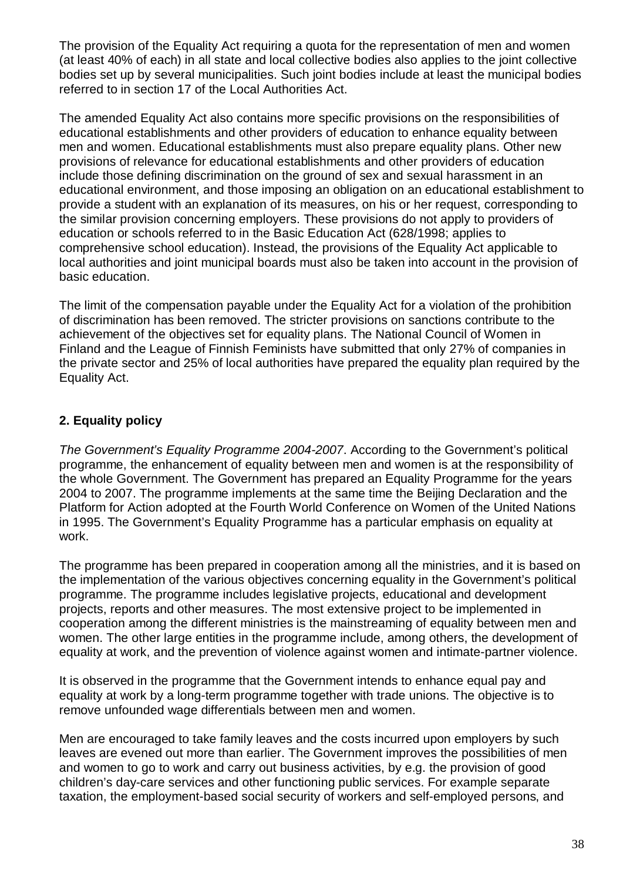The provision of the Equality Act requiring a quota for the representation of men and women (at least 40% of each) in all state and local collective bodies also applies to the joint collective bodies set up by several municipalities. Such joint bodies include at least the municipal bodies referred to in section 17 of the Local Authorities Act.

The amended Equality Act also contains more specific provisions on the responsibilities of educational establishments and other providers of education to enhance equality between men and women. Educational establishments must also prepare equality plans. Other new provisions of relevance for educational establishments and other providers of education include those defining discrimination on the ground of sex and sexual harassment in an educational environment, and those imposing an obligation on an educational establishment to provide a student with an explanation of its measures, on his or her request, corresponding to the similar provision concerning employers. These provisions do not apply to providers of education or schools referred to in the Basic Education Act (628/1998; applies to comprehensive school education). Instead, the provisions of the Equality Act applicable to local authorities and joint municipal boards must also be taken into account in the provision of basic education.

The limit of the compensation payable under the Equality Act for a violation of the prohibition of discrimination has been removed. The stricter provisions on sanctions contribute to the achievement of the objectives set for equality plans. The National Council of Women in Finland and the League of Finnish Feminists have submitted that only 27% of companies in the private sector and 25% of local authorities have prepared the equality plan required by the Equality Act.

## 2. Equality policy

*The Government's Equality Programme 2004-2007*. According to the Government's political programme, the enhancement of equality between men and women is at the responsibility of the whole Government. The Government has prepared an Equality Programme for the years 2004 to 2007. The programme implements at the same time the Beijing Declaration and the Platform for Action adopted at the Fourth World Conference on Women of the United Nations in 1995. The Government's Equality Programme has a particular emphasis on equality at work.

The programme has been prepared in cooperation among all the ministries, and it is based on the implementation of the various objectives concerning equality in the Government's political programme. The programme includes legislative projects, educational and development projects, reports and other measures. The most extensive project to be implemented in cooperation among the different ministries is the mainstreaming of equality between men and women. The other large entities in the programme include, among others, the development of equality at work, and the prevention of violence against women and intimate-partner violence.

It is observed in the programme that the Government intends to enhance equal pay and equality at work by a long-term programme together with trade unions. The objective is to remove unfounded wage differentials between men and women.

Men are encouraged to take family leaves and the costs incurred upon employers by such leaves are evened out more than earlier. The Government improves the possibilities of men and women to go to work and carry out business activities, by e.g. the provision of good children's day-care services and other functioning public services. For example separate taxation, the employment-based social security of workers and self-employed persons, and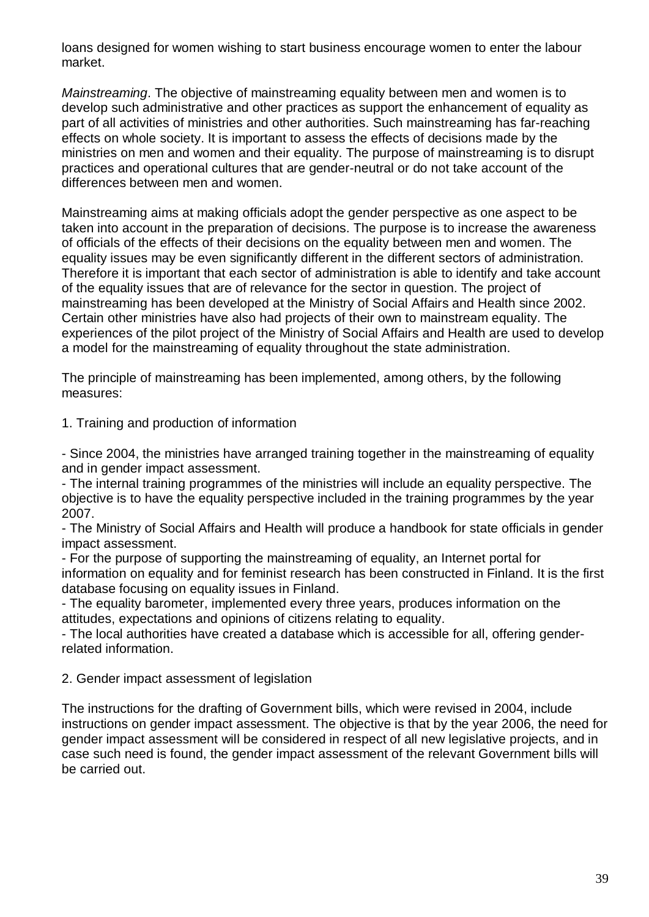loans designed for women wishing to start business encourage women to enter the labour market.

*Mainstreaming*. The objective of mainstreaming equality between men and women is to develop such administrative and other practices as support the enhancement of equality as part of all activities of ministries and other authorities. Such mainstreaming has far-reaching effects on whole society. It is important to assess the effects of decisions made by the ministries on men and women and their equality. The purpose of mainstreaming is to disrupt practices and operational cultures that are gender-neutral or do not take account of the differences between men and women.

Mainstreaming aims at making officials adopt the gender perspective as one aspect to be taken into account in the preparation of decisions. The purpose is to increase the awareness of officials of the effects of their decisions on the equality between men and women. The equality issues may be even significantly different in the different sectors of administration. Therefore it is important that each sector of administration is able to identify and take account of the equality issues that are of relevance for the sector in question. The project of mainstreaming has been developed at the Ministry of Social Affairs and Health since 2002. Certain other ministries have also had projects of their own to mainstream equality. The experiences of the pilot project of the Ministry of Social Affairs and Health are used to develop a model for the mainstreaming of equality throughout the state administration.

The principle of mainstreaming has been implemented, among others, by the following measures:

1. Training and production of information

- Since 2004, the ministries have arranged training together in the mainstreaming of equality and in gender impact assessment.
- The internal training programmes of the ministries will include an equality perspective. The objective is to have the equality perspective included in the training programmes by the year 2007.
- The Ministry of Social Affairs and Health will produce a handbook for state officials in gender impact assessment.
- For the purpose of supporting the mainstreaming of equality, an Internet portal for information on equality and for feminist research has been constructed in Finland. It is the first database focusing on equality issues in Finland.
- The equality barometer, implemented every three years, produces information on the attitudes, expectations and opinions of citizens relating to equality.
- The local authorities have created a database which is accessible for all, offering gender-related information.

2. Gender impact assessment of legislation

The instructions for the drafting of Government bills, which were revised in 2004, include instructions on gender impact assessment. The objective is that by the year 2006, the need for gender impact assessment will be considered in respect of all new legislative projects, and in case such need is found, the gender impact assessment of the relevant Government bills will be carried out.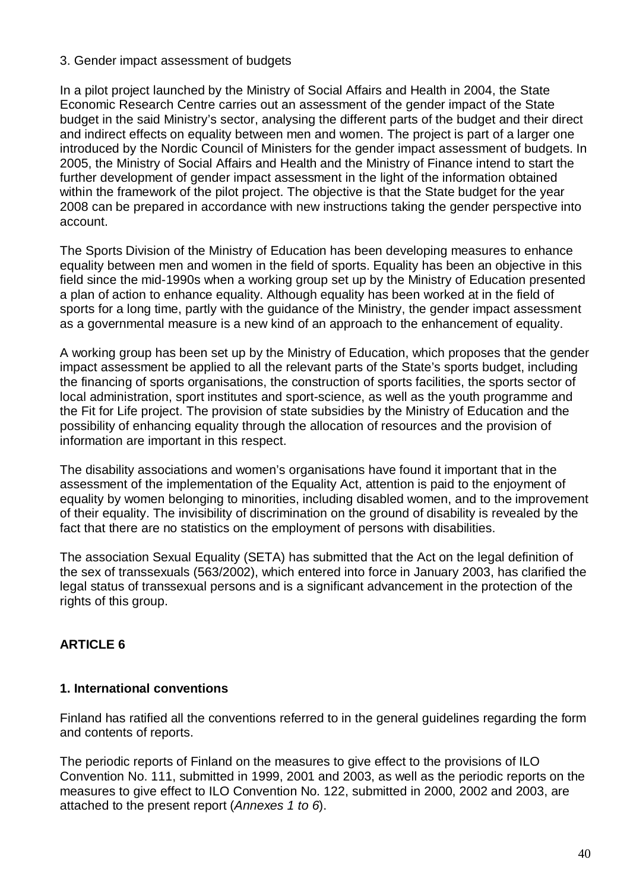3. Gender impact assessment of budgets

In a pilot project launched by the Ministry of Social Affairs and Health in 2004, the State Economic Research Centre carries out an assessment of the gender impact of the State budget in the said Ministry's sector, analysing the different parts of the budget and their direct and indirect effects on equality between men and women. The project is part of a larger one introduced by the Nordic Council of Ministers for the gender impact assessment of budgets. In 2005, the Ministry of Social Affairs and Health and the Ministry of Finance intend to start the further development of gender impact assessment in the light of the information obtained within the framework of the pilot project. The objective is that the State budget for the year 2008 can be prepared in accordance with new instructions taking the gender perspective into account.

The Sports Division of the Ministry of Education has been developing measures to enhance equality between men and women in the field of sports. Equality has been an objective in this field since the mid-1990s when a working group set up by the Ministry of Education presented a plan of action to enhance equality. Although equality has been worked at in the field of sports for a long time, partly with the guidance of the Ministry, the gender impact assessment as a governmental measure is a new kind of an approach to the enhancement of equality.

A working group has been set up by the Ministry of Education, which proposes that the gender impact assessment be applied to all the relevant parts of the State's sports budget, including the financing of sports organisations, the construction of sports facilities, the sports sector of local administration, sport institutes and sport-science, as well as the youth programme and the Fit for Life project. The provision of state subsidies by the Ministry of Education and the possibility of enhancing equality through the allocation of resources and the provision of information are important in this respect.

The disability associations and women's organisations have found it important that in the assessment of the implementation of the Equality Act, attention is paid to the enjoyment of equality by women belonging to minorities, including disabled women, and to the improvement of their equality. The invisibility of discrimination on the ground of disability is revealed by the fact that there are no statistics on the employment of persons with disabilities.

The association Sexual Equality (SETA) has submitted that the Act on the legal definition of the sex of transsexuals (563/2002), which entered into force in January 2003, has clarified the legal status of transsexual persons and is a significant advancement in the protection of the rights of this group.

## ARTICLE 6

### 1. International conventions

Finland has ratified all the conventions referred to in the general guidelines regarding the form and contents of reports.

The periodic reports of Finland on the measures to give effect to the provisions of ILO Convention No. 111, submitted in 1999, 2001 and 2003, as well as the periodic reports on the measures to give effect to ILO Convention No. 122, submitted in 2000, 2002 and 2003, are attached to the present report (*Annexes 1 to 6*).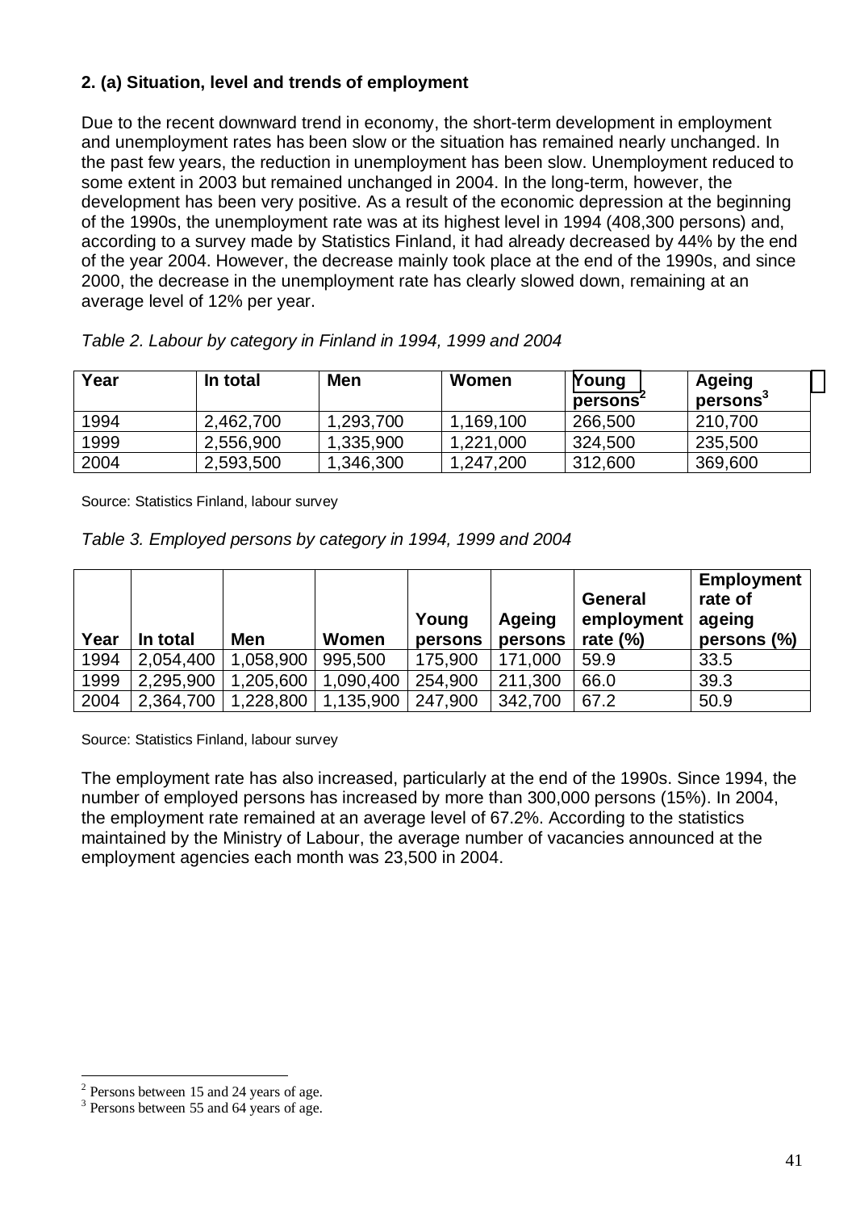**2. (a) Situation, level and trends of employment**

Due to the recent downward trend in economy, the short-term development in employment and unemployment rates has been slow or the situation has remained nearly unchanged. In the past few years, the reduction in unemployment has been slow. Unemployment reduced to some extent in 2003 but remained unchanged in 2004. In the long-term, however, the development has been very positive. As a result of the economic depression at the beginning of the 1990s, the unemployment rate was at its highest level in 1994 (408,300 persons) and, according to a survey made by Statistics Finland, it had already decreased by 44% by the end of the year 2004. However, the decrease mainly took place at the end of the 1990s, and since 2000, the decrease in the unemployment rate has clearly slowed down, remaining at an average level of 12% per year.

*Table 2. Labour by category in Finland in 1994, 1999 and 2004*

| Year | In total | Men | Women | Young persons[2] | Ageing persons[3] |
|---|---|---|---|---|---|
| 1994 | 2,462,700 | 1,293,700 | 1,169,100 | 266,500 | 210,700 |
| 1999 | 2,556,900 | 1,335,900 | 1,221,000 | 324,500 | 235,500 |
| 2004 | 2,593,500 | 1,346,300 | 1,247,200 | 312,600 | 369,600 |

Source: Statistics Finland, labour survey

*Table 3. Employed persons by category in 1994, 1999 and 2004*

| Year | In total | Men | Women | Young persons | Ageing persons | General employment rate (%) | Employment rate of ageing persons (%) |
|---|---|---|---|---|---|---|---|
| 1994 | 2,054,400 | 1,058,900 | 995,500 | 175,900 | 171,000 | 59.9 | 33.5 |
| 1999 | 2,295,900 | 1,205,600 | 1,090,400 | 254,900 | 211,300 | 66.0 | 39.3 |
| 2004 | 2,364,700 | 1,228,800 | 1,135,900 | 247,900 | 342,700 | 67.2 | 50.9 |

Source: Statistics Finland, labour survey

The employment rate has also increased, particularly at the end of the 1990s. Since 1994, the number of employed persons has increased by more than 300,000 persons (15%). In 2004, the employment rate remained at an average level of 67.2%. According to the statistics maintained by the Ministry of Labour, the average number of vacancies announced at the employment agencies each month was 23,500 in 2004.

[2] Persons between 15 and 24 years of age.
[3] Persons between 55 and 64 years of age.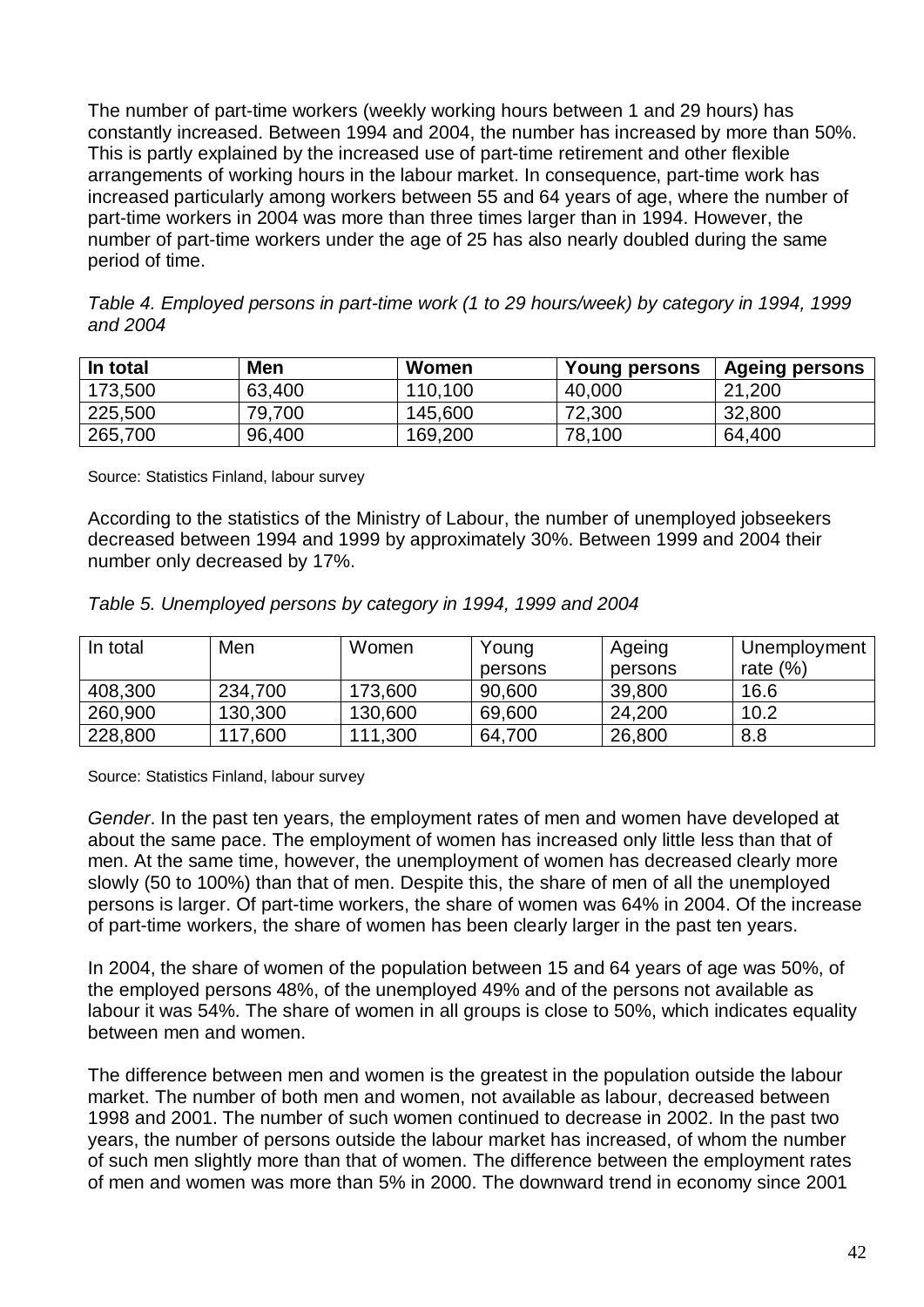The number of part-time workers (weekly working hours between 1 and 29 hours) has constantly increased. Between 1994 and 2004, the number has increased by more than 50%. This is partly explained by the increased use of part-time retirement and other flexible arrangements of working hours in the labour market. In consequence, part-time work has increased particularly among workers between 55 and 64 years of age, where the number of part-time workers in 2004 was more than three times larger than in 1994. However, the number of part-time workers under the age of 25 has also nearly doubled during the same period of time.

*Table 4. Employed persons in part-time work (1 to 29 hours/week) by category in 1994, 1999 and 2004*

| **In total** | **Men** | **Women** | **Young persons** | **Ageing persons** |
|---|---|---|---|---|
| 173,500 | 63,400 | 110,100 | 40,000 | 21,200 |
| 225,500 | 79,700 | 145,600 | 72,300 | 32,800 |
| 265,700 | 96,400 | 169,200 | 78,100 | 64,400 |

Source: Statistics Finland, labour survey

According to the statistics of the Ministry of Labour, the number of unemployed jobseekers decreased between 1994 and 1999 by approximately 30%. Between 1999 and 2004 their number only decreased by 17%.

*Table 5. Unemployed persons by category in 1994, 1999 and 2004*

| In total | Men | Women | Young persons | Ageing persons | Unemployment rate (%) |
|---|---|---|---|---|---|
| 408,300 | 234,700 | 173,600 | 90,600 | 39,800 | 16.6 |
| 260,900 | 130,300 | 130,600 | 69,600 | 24,200 | 10.2 |
| 228,800 | 117,600 | 111,300 | 64,700 | 26,800 | 8.8 |

Source: Statistics Finland, labour survey

*Gender*. In the past ten years, the employment rates of men and women have developed at about the same pace. The employment of women has increased only little less than that of men. At the same time, however, the unemployment of women has decreased clearly more slowly (50 to 100%) than that of men. Despite this, the share of men of all the unemployed persons is larger. Of part-time workers, the share of women was 64% in 2004. Of the increase of part-time workers, the share of women has been clearly larger in the past ten years.

In 2004, the share of women of the population between 15 and 64 years of age was 50%, of the employed persons 48%, of the unemployed 49% and of the persons not available as labour it was 54%. The share of women in all groups is close to 50%, which indicates equality between men and women.

The difference between men and women is the greatest in the population outside the labour market. The number of both men and women, not available as labour, decreased between 1998 and 2001. The number of such women continued to decrease in 2002. In the past two years, the number of persons outside the labour market has increased, of whom the number of such men slightly more than that of women. The difference between the employment rates of men and women was more than 5% in 2000. The downward trend in economy since 2001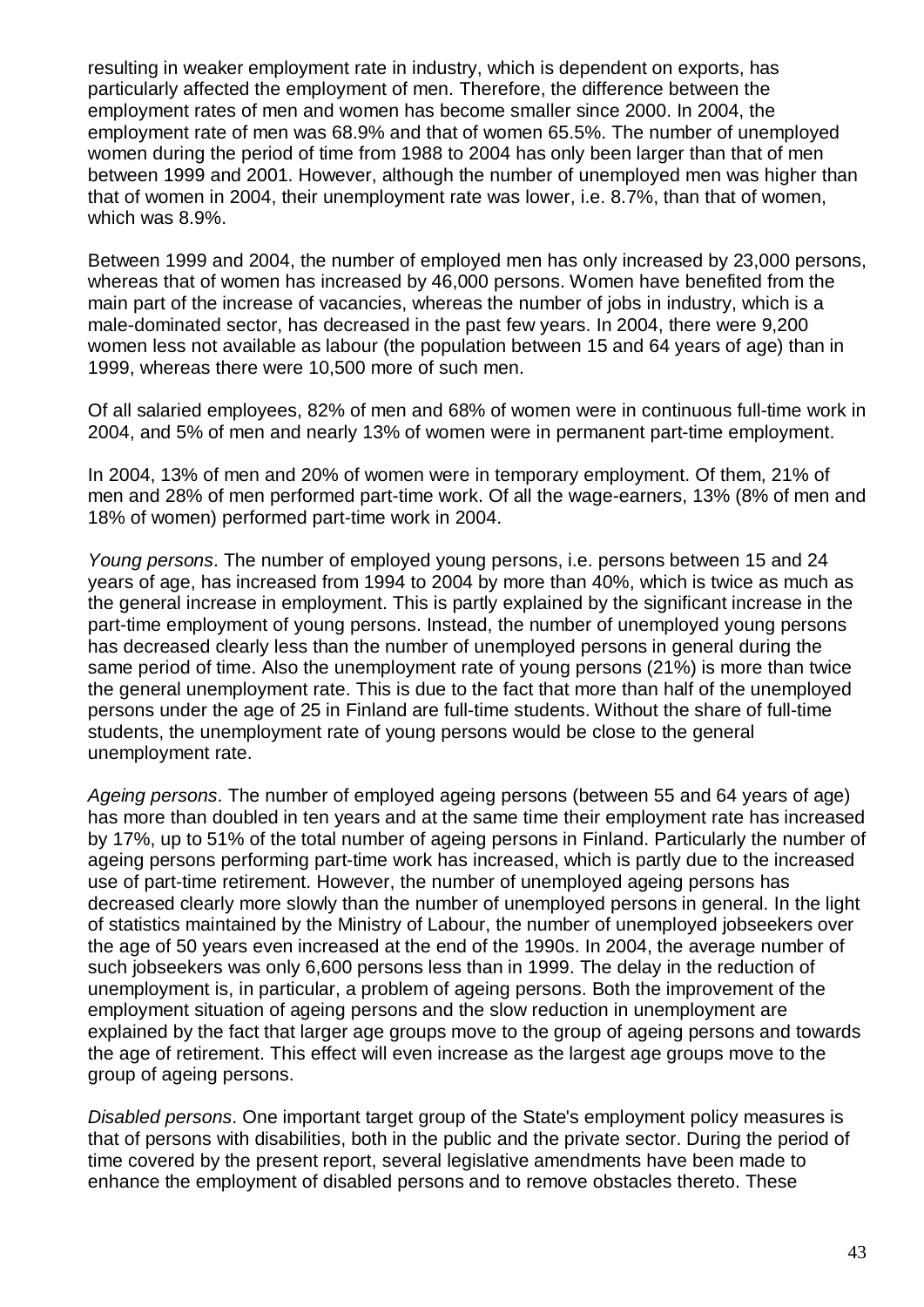resulting in weaker employment rate in industry, which is dependent on exports, has particularly affected the employment of men. Therefore, the difference between the employment rates of men and women has become smaller since 2000. In 2004, the employment rate of men was 68.9% and that of women 65.5%. The number of unemployed women during the period of time from 1988 to 2004 has only been larger than that of men between 1999 and 2001. However, although the number of unemployed men was higher than that of women in 2004, their unemployment rate was lower, i.e. 8.7%, than that of women, which was 8.9%.

Between 1999 and 2004, the number of employed men has only increased by 23,000 persons, whereas that of women has increased by 46,000 persons. Women have benefited from the main part of the increase of vacancies, whereas the number of jobs in industry, which is a male-dominated sector, has decreased in the past few years. In 2004, there were 9,200 women less not available as labour (the population between 15 and 64 years of age) than in 1999, whereas there were 10,500 more of such men.

Of all salaried employees, 82% of men and 68% of women were in continuous full-time work in 2004, and 5% of men and nearly 13% of women were in permanent part-time employment.

In 2004, 13% of men and 20% of women were in temporary employment. Of them, 21% of men and 28% of men performed part-time work. Of all the wage-earners, 13% (8% of men and 18% of women) performed part-time work in 2004.

*Young persons*. The number of employed young persons, i.e. persons between 15 and 24 years of age, has increased from 1994 to 2004 by more than 40%, which is twice as much as the general increase in employment. This is partly explained by the significant increase in the part-time employment of young persons. Instead, the number of unemployed young persons has decreased clearly less than the number of unemployed persons in general during the same period of time. Also the unemployment rate of young persons (21%) is more than twice the general unemployment rate. This is due to the fact that more than half of the unemployed persons under the age of 25 in Finland are full-time students. Without the share of full-time students, the unemployment rate of young persons would be close to the general unemployment rate.

*Ageing persons*. The number of employed ageing persons (between 55 and 64 years of age) has more than doubled in ten years and at the same time their employment rate has increased by 17%, up to 51% of the total number of ageing persons in Finland. Particularly the number of ageing persons performing part-time work has increased, which is partly due to the increased use of part-time retirement. However, the number of unemployed ageing persons has decreased clearly more slowly than the number of unemployed persons in general. In the light of statistics maintained by the Ministry of Labour, the number of unemployed jobseekers over the age of 50 years even increased at the end of the 1990s. In 2004, the average number of such jobseekers was only 6,600 persons less than in 1999. The delay in the reduction of unemployment is, in particular, a problem of ageing persons. Both the improvement of the employment situation of ageing persons and the slow reduction in unemployment are explained by the fact that larger age groups move to the group of ageing persons and towards the age of retirement. This effect will even increase as the largest age groups move to the group of ageing persons.

*Disabled persons*. One important target group of the State's employment policy measures is that of persons with disabilities, both in the public and the private sector. During the period of time covered by the present report, several legislative amendments have been made to enhance the employment of disabled persons and to remove obstacles thereto. These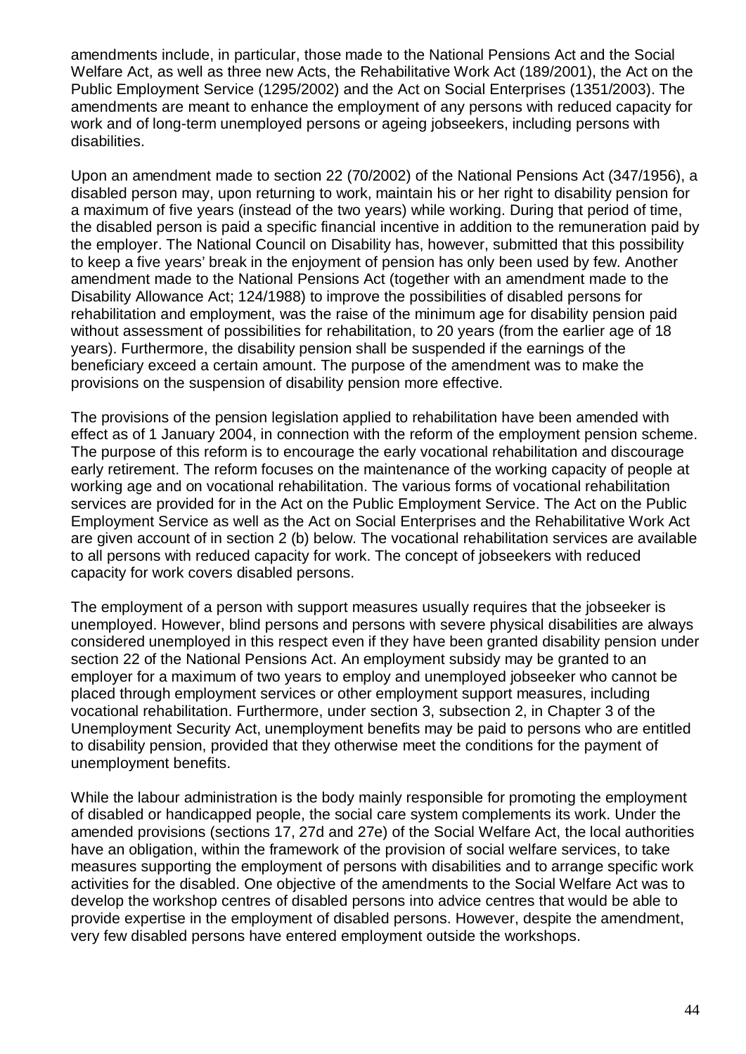amendments include, in particular, those made to the National Pensions Act and the Social Welfare Act, as well as three new Acts, the Rehabilitative Work Act (189/2001), the Act on the Public Employment Service (1295/2002) and the Act on Social Enterprises (1351/2003). The amendments are meant to enhance the employment of any persons with reduced capacity for work and of long-term unemployed persons or ageing jobseekers, including persons with disabilities.

Upon an amendment made to section 22 (70/2002) of the National Pensions Act (347/1956), a disabled person may, upon returning to work, maintain his or her right to disability pension for a maximum of five years (instead of the two years) while working. During that period of time, the disabled person is paid a specific financial incentive in addition to the remuneration paid by the employer. The National Council on Disability has, however, submitted that this possibility to keep a five years' break in the enjoyment of pension has only been used by few. Another amendment made to the National Pensions Act (together with an amendment made to the Disability Allowance Act; 124/1988) to improve the possibilities of disabled persons for rehabilitation and employment, was the raise of the minimum age for disability pension paid without assessment of possibilities for rehabilitation, to 20 years (from the earlier age of 18 years). Furthermore, the disability pension shall be suspended if the earnings of the beneficiary exceed a certain amount. The purpose of the amendment was to make the provisions on the suspension of disability pension more effective.

The provisions of the pension legislation applied to rehabilitation have been amended with effect as of 1 January 2004, in connection with the reform of the employment pension scheme. The purpose of this reform is to encourage the early vocational rehabilitation and discourage early retirement. The reform focuses on the maintenance of the working capacity of people at working age and on vocational rehabilitation. The various forms of vocational rehabilitation services are provided for in the Act on the Public Employment Service. The Act on the Public Employment Service as well as the Act on Social Enterprises and the Rehabilitative Work Act are given account of in section 2 (b) below. The vocational rehabilitation services are available to all persons with reduced capacity for work. The concept of jobseekers with reduced capacity for work covers disabled persons.

The employment of a person with support measures usually requires that the jobseeker is unemployed. However, blind persons and persons with severe physical disabilities are always considered unemployed in this respect even if they have been granted disability pension under section 22 of the National Pensions Act. An employment subsidy may be granted to an employer for a maximum of two years to employ and unemployed jobseeker who cannot be placed through employment services or other employment support measures, including vocational rehabilitation. Furthermore, under section 3, subsection 2, in Chapter 3 of the Unemployment Security Act, unemployment benefits may be paid to persons who are entitled to disability pension, provided that they otherwise meet the conditions for the payment of unemployment benefits.

While the labour administration is the body mainly responsible for promoting the employment of disabled or handicapped people, the social care system complements its work. Under the amended provisions (sections 17, 27d and 27e) of the Social Welfare Act, the local authorities have an obligation, within the framework of the provision of social welfare services, to take measures supporting the employment of persons with disabilities and to arrange specific work activities for the disabled. One objective of the amendments to the Social Welfare Act was to develop the workshop centres of disabled persons into advice centres that would be able to provide expertise in the employment of disabled persons. However, despite the amendment, very few disabled persons have entered employment outside the workshops.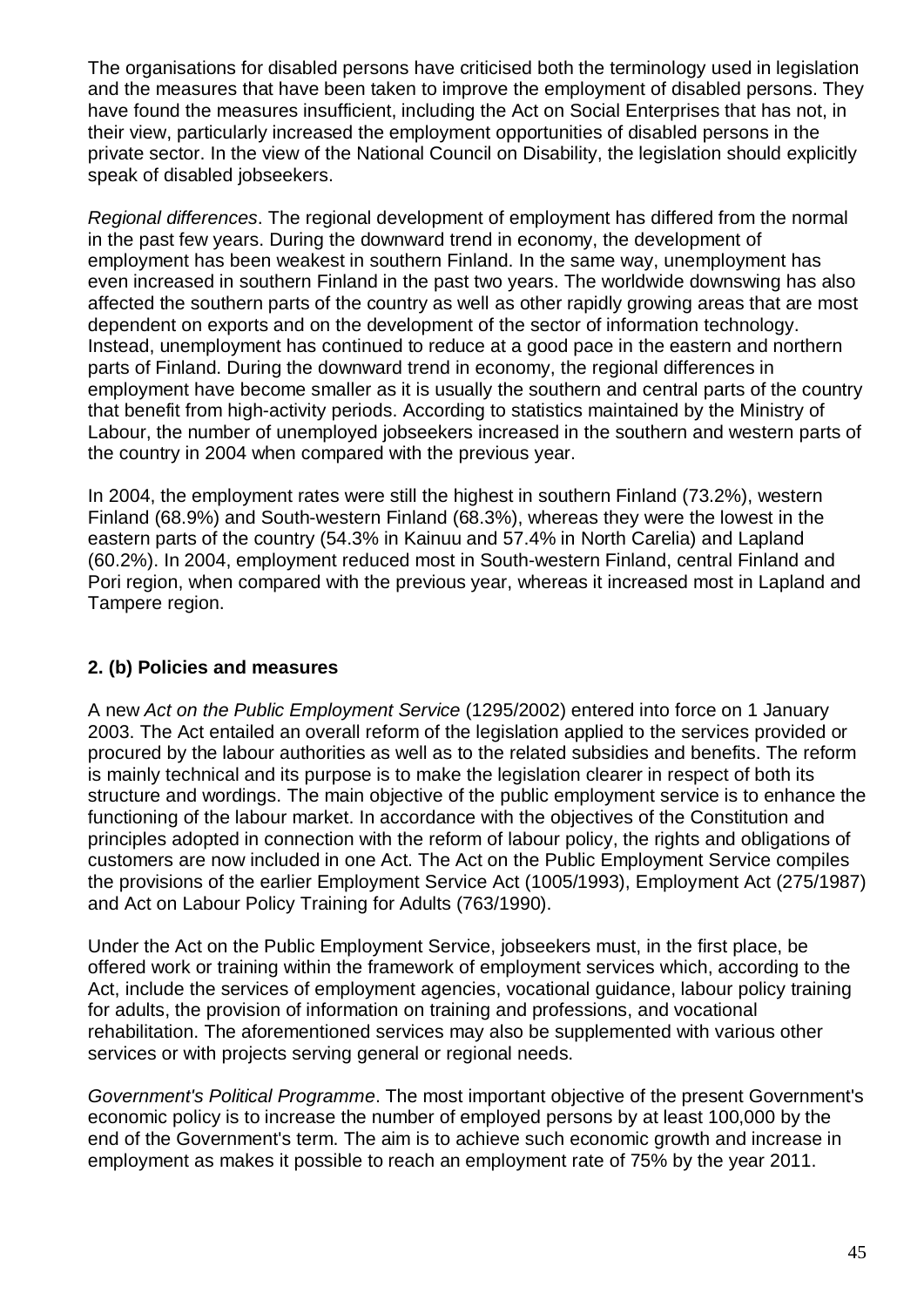The organisations for disabled persons have criticised both the terminology used in legislation and the measures that have been taken to improve the employment of disabled persons. They have found the measures insufficient, including the Act on Social Enterprises that has not, in their view, particularly increased the employment opportunities of disabled persons in the private sector. In the view of the National Council on Disability, the legislation should explicitly speak of disabled jobseekers.

*Regional differences*. The regional development of employment has differed from the normal in the past few years. During the downward trend in economy, the development of employment has been weakest in southern Finland. In the same way, unemployment has even increased in southern Finland in the past two years. The worldwide downswing has also affected the southern parts of the country as well as other rapidly growing areas that are most dependent on exports and on the development of the sector of information technology. Instead, unemployment has continued to reduce at a good pace in the eastern and northern parts of Finland. During the downward trend in economy, the regional differences in employment have become smaller as it is usually the southern and central parts of the country that benefit from high-activity periods. According to statistics maintained by the Ministry of Labour, the number of unemployed jobseekers increased in the southern and western parts of the country in 2004 when compared with the previous year.

In 2004, the employment rates were still the highest in southern Finland (73.2%), western Finland (68.9%) and South-western Finland (68.3%), whereas they were the lowest in the eastern parts of the country (54.3% in Kainuu and 57.4% in North Carelia) and Lapland (60.2%). In 2004, employment reduced most in South-western Finland, central Finland and Pori region, when compared with the previous year, whereas it increased most in Lapland and Tampere region.

## 2. (b) Policies and measures

A new *Act on the Public Employment Service* (1295/2002) entered into force on 1 January 2003. The Act entailed an overall reform of the legislation applied to the services provided or procured by the labour authorities as well as to the related subsidies and benefits. The reform is mainly technical and its purpose is to make the legislation clearer in respect of both its structure and wordings. The main objective of the public employment service is to enhance the functioning of the labour market. In accordance with the objectives of the Constitution and principles adopted in connection with the reform of labour policy, the rights and obligations of customers are now included in one Act. The Act on the Public Employment Service compiles the provisions of the earlier Employment Service Act (1005/1993), Employment Act (275/1987) and Act on Labour Policy Training for Adults (763/1990).

Under the Act on the Public Employment Service, jobseekers must, in the first place, be offered work or training within the framework of employment services which, according to the Act, include the services of employment agencies, vocational guidance, labour policy training for adults, the provision of information on training and professions, and vocational rehabilitation. The aforementioned services may also be supplemented with various other services or with projects serving general or regional needs.

*Government's Political Programme*. The most important objective of the present Government's economic policy is to increase the number of employed persons by at least 100,000 by the end of the Government's term. The aim is to achieve such economic growth and increase in employment as makes it possible to reach an employment rate of 75% by the year 2011.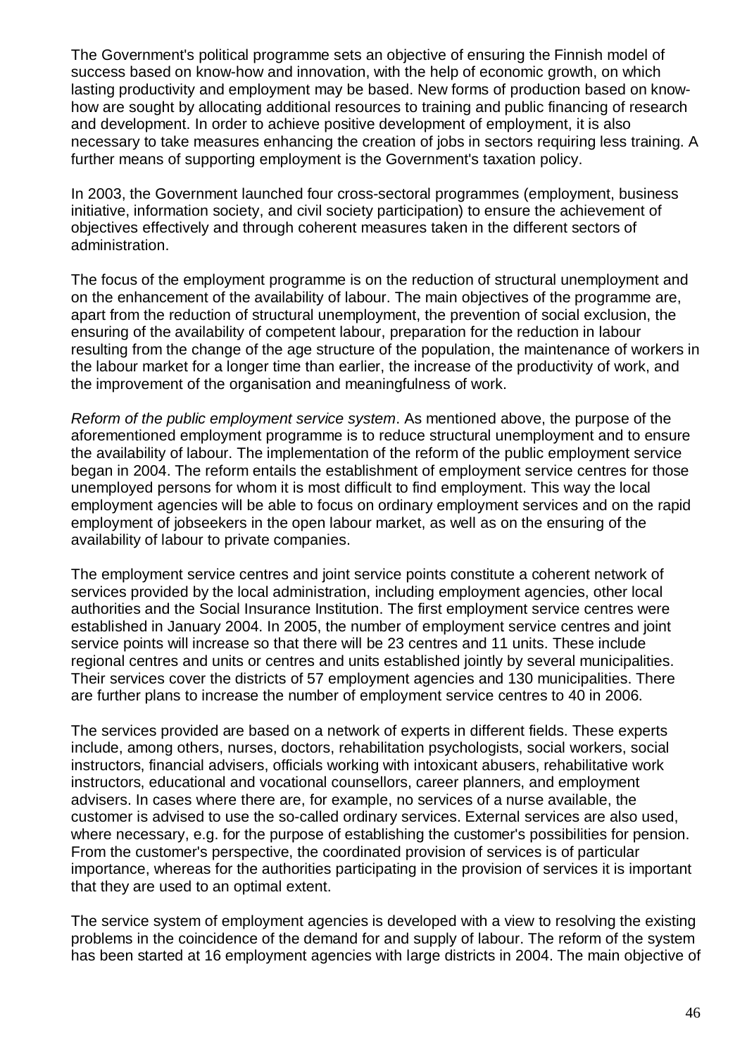The Government's political programme sets an objective of ensuring the Finnish model of success based on know-how and innovation, with the help of economic growth, on which lasting productivity and employment may be based. New forms of production based on know-how are sought by allocating additional resources to training and public financing of research and development. In order to achieve positive development of employment, it is also necessary to take measures enhancing the creation of jobs in sectors requiring less training. A further means of supporting employment is the Government's taxation policy.

In 2003, the Government launched four cross-sectoral programmes (employment, business initiative, information society, and civil society participation) to ensure the achievement of objectives effectively and through coherent measures taken in the different sectors of administration.

The focus of the employment programme is on the reduction of structural unemployment and on the enhancement of the availability of labour. The main objectives of the programme are, apart from the reduction of structural unemployment, the prevention of social exclusion, the ensuring of the availability of competent labour, preparation for the reduction in labour resulting from the change of the age structure of the population, the maintenance of workers in the labour market for a longer time than earlier, the increase of the productivity of work, and the improvement of the organisation and meaningfulness of work.

*Reform of the public employment service system*. As mentioned above, the purpose of the aforementioned employment programme is to reduce structural unemployment and to ensure the availability of labour. The implementation of the reform of the public employment service began in 2004. The reform entails the establishment of employment service centres for those unemployed persons for whom it is most difficult to find employment. This way the local employment agencies will be able to focus on ordinary employment services and on the rapid employment of jobseekers in the open labour market, as well as on the ensuring of the availability of labour to private companies.

The employment service centres and joint service points constitute a coherent network of services provided by the local administration, including employment agencies, other local authorities and the Social Insurance Institution. The first employment service centres were established in January 2004. In 2005, the number of employment service centres and joint service points will increase so that there will be 23 centres and 11 units. These include regional centres and units or centres and units established jointly by several municipalities. Their services cover the districts of 57 employment agencies and 130 municipalities. There are further plans to increase the number of employment service centres to 40 in 2006.

The services provided are based on a network of experts in different fields. These experts include, among others, nurses, doctors, rehabilitation psychologists, social workers, social instructors, financial advisers, officials working with intoxicant abusers, rehabilitative work instructors, educational and vocational counsellors, career planners, and employment advisers. In cases where there are, for example, no services of a nurse available, the customer is advised to use the so-called ordinary services. External services are also used, where necessary, e.g. for the purpose of establishing the customer's possibilities for pension. From the customer's perspective, the coordinated provision of services is of particular importance, whereas for the authorities participating in the provision of services it is important that they are used to an optimal extent.

The service system of employment agencies is developed with a view to resolving the existing problems in the coincidence of the demand for and supply of labour. The reform of the system has been started at 16 employment agencies with large districts in 2004. The main objective of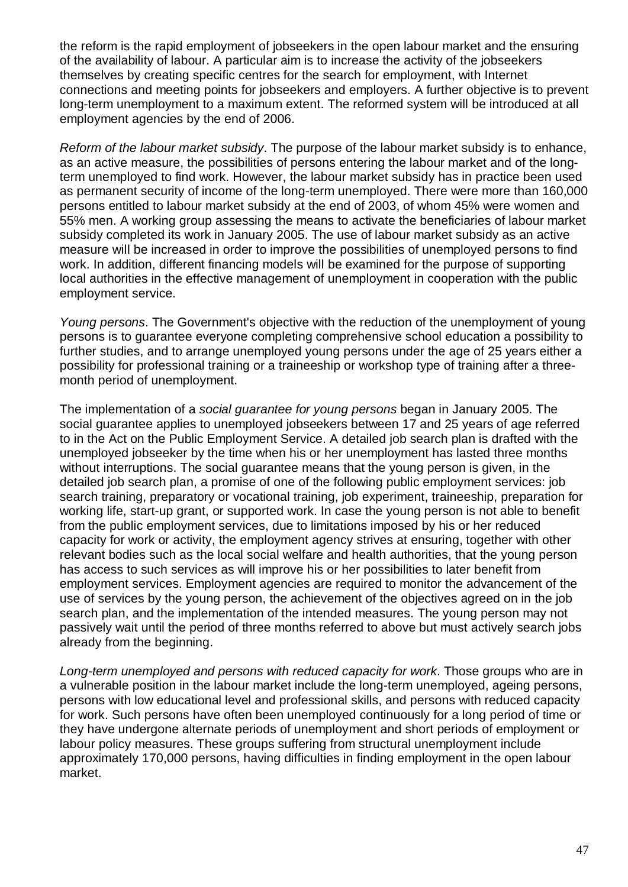the reform is the rapid employment of jobseekers in the open labour market and the ensuring of the availability of labour. A particular aim is to increase the activity of the jobseekers themselves by creating specific centres for the search for employment, with Internet connections and meeting points for jobseekers and employers. A further objective is to prevent long-term unemployment to a maximum extent. The reformed system will be introduced at all employment agencies by the end of 2006.

*Reform of the labour market subsidy*. The purpose of the labour market subsidy is to enhance, as an active measure, the possibilities of persons entering the labour market and of the long-term unemployed to find work. However, the labour market subsidy has in practice been used as permanent security of income of the long-term unemployed. There were more than 160,000 persons entitled to labour market subsidy at the end of 2003, of whom 45% were women and 55% men. A working group assessing the means to activate the beneficiaries of labour market subsidy completed its work in January 2005. The use of labour market subsidy as an active measure will be increased in order to improve the possibilities of unemployed persons to find work. In addition, different financing models will be examined for the purpose of supporting local authorities in the effective management of unemployment in cooperation with the public employment service.

*Young persons*. The Government's objective with the reduction of the unemployment of young persons is to guarantee everyone completing comprehensive school education a possibility to further studies, and to arrange unemployed young persons under the age of 25 years either a possibility for professional training or a traineeship or workshop type of training after a three-month period of unemployment.

The implementation of a *social guarantee for young persons* began in January 2005. The social guarantee applies to unemployed jobseekers between 17 and 25 years of age referred to in the Act on the Public Employment Service. A detailed job search plan is drafted with the unemployed jobseeker by the time when his or her unemployment has lasted three months without interruptions. The social guarantee means that the young person is given, in the detailed job search plan, a promise of one of the following public employment services: job search training, preparatory or vocational training, job experiment, traineeship, preparation for working life, start-up grant, or supported work. In case the young person is not able to benefit from the public employment services, due to limitations imposed by his or her reduced capacity for work or activity, the employment agency strives at ensuring, together with other relevant bodies such as the local social welfare and health authorities, that the young person has access to such services as will improve his or her possibilities to later benefit from employment services. Employment agencies are required to monitor the advancement of the use of services by the young person, the achievement of the objectives agreed on in the job search plan, and the implementation of the intended measures. The young person may not passively wait until the period of three months referred to above but must actively search jobs already from the beginning.

*Long-term unemployed and persons with reduced capacity for work*. Those groups who are in a vulnerable position in the labour market include the long-term unemployed, ageing persons, persons with low educational level and professional skills, and persons with reduced capacity for work. Such persons have often been unemployed continuously for a long period of time or they have undergone alternate periods of unemployment and short periods of employment or labour policy measures. These groups suffering from structural unemployment include approximately 170,000 persons, having difficulties in finding employment in the open labour market.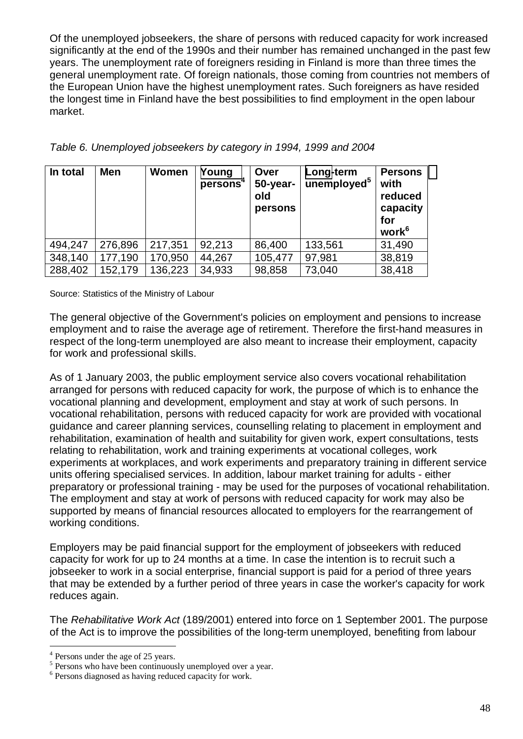Of the unemployed jobseekers, the share of persons with reduced capacity for work increased significantly at the end of the 1990s and their number has remained unchanged in the past few years. The unemployment rate of foreigners residing in Finland is more than three times the general unemployment rate. Of foreign nationals, those coming from countries not members of the European Union have the highest unemployment rates. Such foreigners as have resided the longest time in Finland have the best possibilities to find employment in the open labour market.

*Table 6. Unemployed jobseekers by category in 1994, 1999 and 2004*

| In total | Men | Women | Young persons[4] | Over 50-year-old persons | Long-term unemployed[5] | Persons with reduced capacity for work[6] |
|---|---|---|---|---|---|---|
| 494,247 | 276,896 | 217,351 | 92,213 | 86,400 | 133,561 | 31,490 |
| 348,140 | 177,190 | 170,950 | 44,267 | 105,477 | 97,981 | 38,819 |
| 288,402 | 152,179 | 136,223 | 34,933 | 98,858 | 73,040 | 38,418 |

Source: Statistics of the Ministry of Labour

The general objective of the Government's policies on employment and pensions to increase employment and to raise the average age of retirement. Therefore the first-hand measures in respect of the long-term unemployed are also meant to increase their employment, capacity for work and professional skills.

As of 1 January 2003, the public employment service also covers vocational rehabilitation arranged for persons with reduced capacity for work, the purpose of which is to enhance the vocational planning and development, employment and stay at work of such persons. In vocational rehabilitation, persons with reduced capacity for work are provided with vocational guidance and career planning services, counselling relating to placement in employment and rehabilitation, examination of health and suitability for given work, expert consultations, tests relating to rehabilitation, work and training experiments at vocational colleges, work experiments at workplaces, and work experiments and preparatory training in different service units offering specialised services. In addition, labour market training for adults - either preparatory or professional training - may be used for the purposes of vocational rehabilitation. The employment and stay at work of persons with reduced capacity for work may also be supported by means of financial resources allocated to employers for the rearrangement of working conditions.

Employers may be paid financial support for the employment of jobseekers with reduced capacity for work for up to 24 months at a time. In case the intention is to recruit such a jobseeker to work in a social enterprise, financial support is paid for a period of three years that may be extended by a further period of three years in case the worker's capacity for work reduces again.

The *Rehabilitative Work Act* (189/2001) entered into force on 1 September 2001. The purpose of the Act is to improve the possibilities of the long-term unemployed, benefiting from labour

[4] Persons under the age of 25 years.
[5] Persons who have been continuously unemployed over a year.
[6] Persons diagnosed as having reduced capacity for work.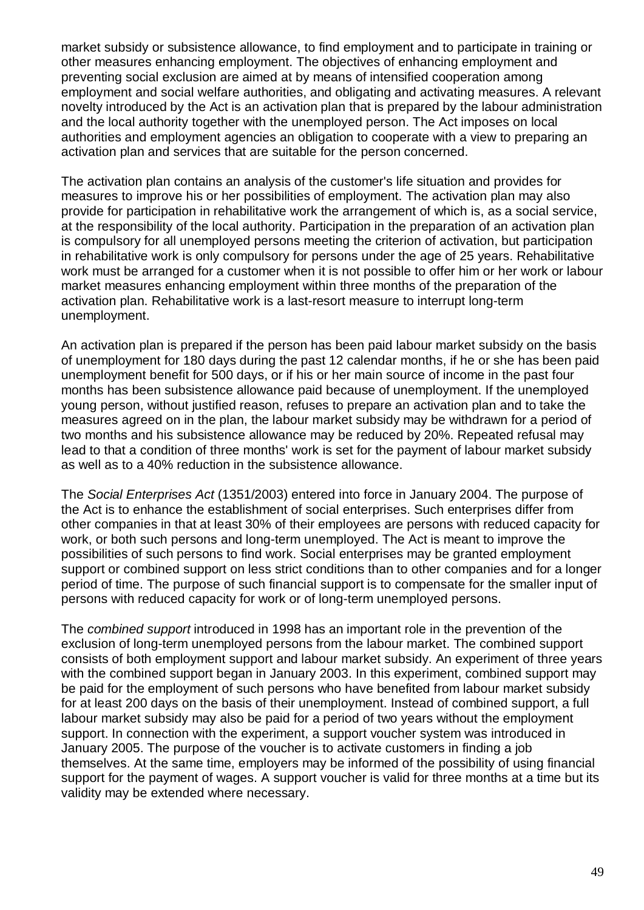market subsidy or subsistence allowance, to find employment and to participate in training or other measures enhancing employment. The objectives of enhancing employment and preventing social exclusion are aimed at by means of intensified cooperation among employment and social welfare authorities, and obligating and activating measures. A relevant novelty introduced by the Act is an activation plan that is prepared by the labour administration and the local authority together with the unemployed person. The Act imposes on local authorities and employment agencies an obligation to cooperate with a view to preparing an activation plan and services that are suitable for the person concerned.

The activation plan contains an analysis of the customer's life situation and provides for measures to improve his or her possibilities of employment. The activation plan may also provide for participation in rehabilitative work the arrangement of which is, as a social service, at the responsibility of the local authority. Participation in the preparation of an activation plan is compulsory for all unemployed persons meeting the criterion of activation, but participation in rehabilitative work is only compulsory for persons under the age of 25 years. Rehabilitative work must be arranged for a customer when it is not possible to offer him or her work or labour market measures enhancing employment within three months of the preparation of the activation plan. Rehabilitative work is a last-resort measure to interrupt long-term unemployment.

An activation plan is prepared if the person has been paid labour market subsidy on the basis of unemployment for 180 days during the past 12 calendar months, if he or she has been paid unemployment benefit for 500 days, or if his or her main source of income in the past four months has been subsistence allowance paid because of unemployment. If the unemployed young person, without justified reason, refuses to prepare an activation plan and to take the measures agreed on in the plan, the labour market subsidy may be withdrawn for a period of two months and his subsistence allowance may be reduced by 20%. Repeated refusal may lead to that a condition of three months' work is set for the payment of labour market subsidy as well as to a 40% reduction in the subsistence allowance.

The *Social Enterprises Act* (1351/2003) entered into force in January 2004. The purpose of the Act is to enhance the establishment of social enterprises. Such enterprises differ from other companies in that at least 30% of their employees are persons with reduced capacity for work, or both such persons and long-term unemployed. The Act is meant to improve the possibilities of such persons to find work. Social enterprises may be granted employment support or combined support on less strict conditions than to other companies and for a longer period of time. The purpose of such financial support is to compensate for the smaller input of persons with reduced capacity for work or of long-term unemployed persons.

The *combined support* introduced in 1998 has an important role in the prevention of the exclusion of long-term unemployed persons from the labour market. The combined support consists of both employment support and labour market subsidy. An experiment of three years with the combined support began in January 2003. In this experiment, combined support may be paid for the employment of such persons who have benefited from labour market subsidy for at least 200 days on the basis of their unemployment. Instead of combined support, a full labour market subsidy may also be paid for a period of two years without the employment support. In connection with the experiment, a support voucher system was introduced in January 2005. The purpose of the voucher is to activate customers in finding a job themselves. At the same time, employers may be informed of the possibility of using financial support for the payment of wages. A support voucher is valid for three months at a time but its validity may be extended where necessary.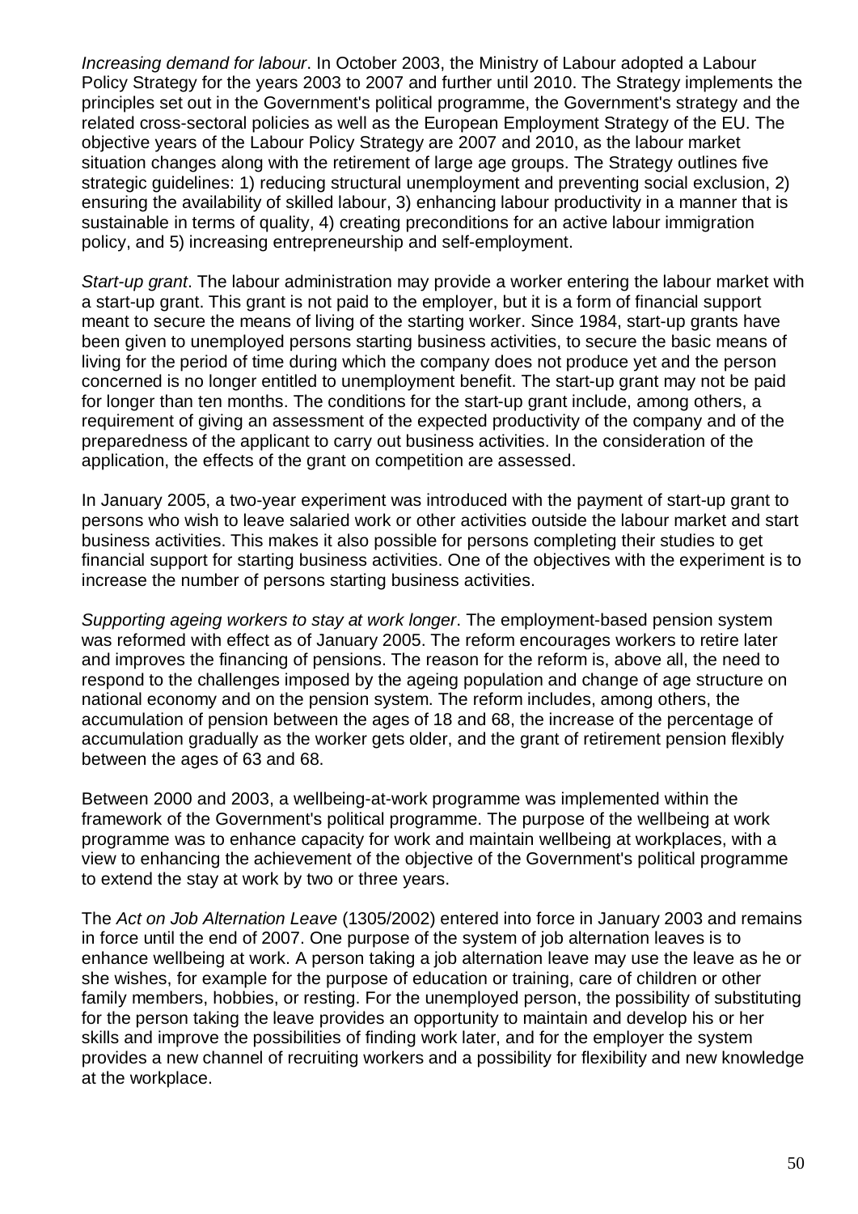*Increasing demand for labour*. In October 2003, the Ministry of Labour adopted a Labour Policy Strategy for the years 2003 to 2007 and further until 2010. The Strategy implements the principles set out in the Government's political programme, the Government's strategy and the related cross-sectoral policies as well as the European Employment Strategy of the EU. The objective years of the Labour Policy Strategy are 2007 and 2010, as the labour market situation changes along with the retirement of large age groups. The Strategy outlines five strategic guidelines: 1) reducing structural unemployment and preventing social exclusion, 2) ensuring the availability of skilled labour, 3) enhancing labour productivity in a manner that is sustainable in terms of quality, 4) creating preconditions for an active labour immigration policy, and 5) increasing entrepreneurship and self-employment.

*Start-up grant*. The labour administration may provide a worker entering the labour market with a start-up grant. This grant is not paid to the employer, but it is a form of financial support meant to secure the means of living of the starting worker. Since 1984, start-up grants have been given to unemployed persons starting business activities, to secure the basic means of living for the period of time during which the company does not produce yet and the person concerned is no longer entitled to unemployment benefit. The start-up grant may not be paid for longer than ten months. The conditions for the start-up grant include, among others, a requirement of giving an assessment of the expected productivity of the company and of the preparedness of the applicant to carry out business activities. In the consideration of the application, the effects of the grant on competition are assessed.

In January 2005, a two-year experiment was introduced with the payment of start-up grant to persons who wish to leave salaried work or other activities outside the labour market and start business activities. This makes it also possible for persons completing their studies to get financial support for starting business activities. One of the objectives with the experiment is to increase the number of persons starting business activities.

*Supporting ageing workers to stay at work longer*. The employment-based pension system was reformed with effect as of January 2005. The reform encourages workers to retire later and improves the financing of pensions. The reason for the reform is, above all, the need to respond to the challenges imposed by the ageing population and change of age structure on national economy and on the pension system. The reform includes, among others, the accumulation of pension between the ages of 18 and 68, the increase of the percentage of accumulation gradually as the worker gets older, and the grant of retirement pension flexibly between the ages of 63 and 68.

Between 2000 and 2003, a wellbeing-at-work programme was implemented within the framework of the Government's political programme. The purpose of the wellbeing at work programme was to enhance capacity for work and maintain wellbeing at workplaces, with a view to enhancing the achievement of the objective of the Government's political programme to extend the stay at work by two or three years.

The *Act on Job Alternation Leave* (1305/2002) entered into force in January 2003 and remains in force until the end of 2007. One purpose of the system of job alternation leaves is to enhance wellbeing at work. A person taking a job alternation leave may use the leave as he or she wishes, for example for the purpose of education or training, care of children or other family members, hobbies, or resting. For the unemployed person, the possibility of substituting for the person taking the leave provides an opportunity to maintain and develop his or her skills and improve the possibilities of finding work later, and for the employer the system provides a new channel of recruiting workers and a possibility for flexibility and new knowledge at the workplace.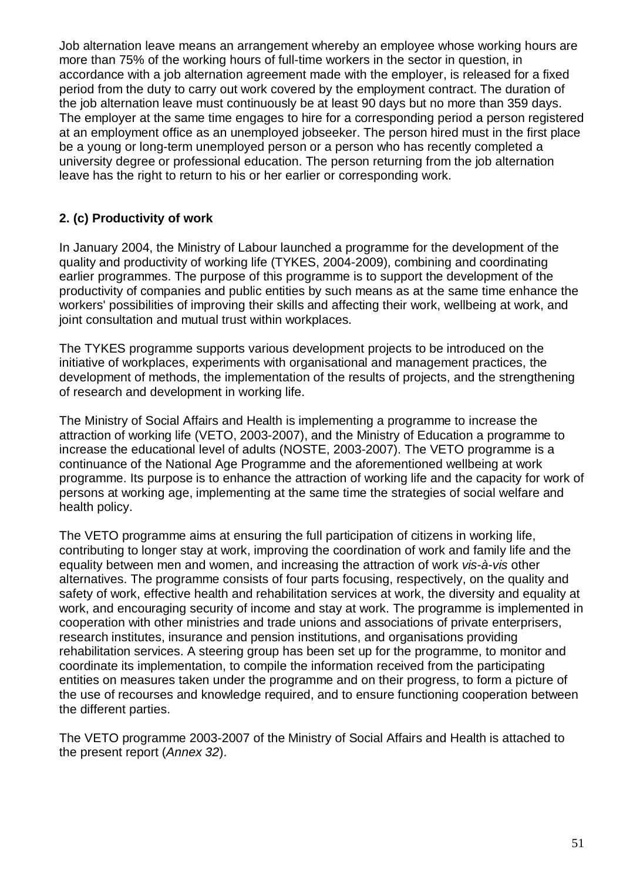Job alternation leave means an arrangement whereby an employee whose working hours are more than 75% of the working hours of full-time workers in the sector in question, in accordance with a job alternation agreement made with the employer, is released for a fixed period from the duty to carry out work covered by the employment contract. The duration of the job alternation leave must continuously be at least 90 days but no more than 359 days. The employer at the same time engages to hire for a corresponding period a person registered at an employment office as an unemployed jobseeker. The person hired must in the first place be a young or long-term unemployed person or a person who has recently completed a university degree or professional education. The person returning from the job alternation leave has the right to return to his or her earlier or corresponding work.

**2. (c) Productivity of work**

In January 2004, the Ministry of Labour launched a programme for the development of the quality and productivity of working life (TYKES, 2004-2009), combining and coordinating earlier programmes. The purpose of this programme is to support the development of the productivity of companies and public entities by such means as at the same time enhance the workers' possibilities of improving their skills and affecting their work, wellbeing at work, and joint consultation and mutual trust within workplaces.

The TYKES programme supports various development projects to be introduced on the initiative of workplaces, experiments with organisational and management practices, the development of methods, the implementation of the results of projects, and the strengthening of research and development in working life.

The Ministry of Social Affairs and Health is implementing a programme to increase the attraction of working life (VETO, 2003-2007), and the Ministry of Education a programme to increase the educational level of adults (NOSTE, 2003-2007). The VETO programme is a continuance of the National Age Programme and the aforementioned wellbeing at work programme. Its purpose is to enhance the attraction of working life and the capacity for work of persons at working age, implementing at the same time the strategies of social welfare and health policy.

The VETO programme aims at ensuring the full participation of citizens in working life, contributing to longer stay at work, improving the coordination of work and family life and the equality between men and women, and increasing the attraction of work *vis-à-vis* other alternatives. The programme consists of four parts focusing, respectively, on the quality and safety of work, effective health and rehabilitation services at work, the diversity and equality at work, and encouraging security of income and stay at work. The programme is implemented in cooperation with other ministries and trade unions and associations of private enterprisers, research institutes, insurance and pension institutions, and organisations providing rehabilitation services. A steering group has been set up for the programme, to monitor and coordinate its implementation, to compile the information received from the participating entities on measures taken under the programme and on their progress, to form a picture of the use of recourses and knowledge required, and to ensure functioning cooperation between the different parties.

The VETO programme 2003-2007 of the Ministry of Social Affairs and Health is attached to the present report (*Annex 32*).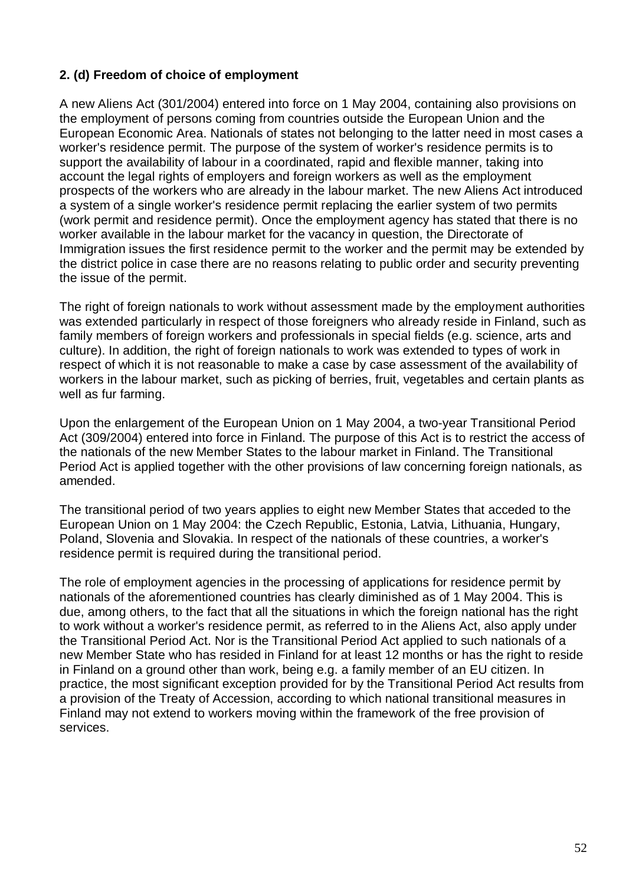**2. (d) Freedom of choice of employment**

A new Aliens Act (301/2004) entered into force on 1 May 2004, containing also provisions on the employment of persons coming from countries outside the European Union and the European Economic Area. Nationals of states not belonging to the latter need in most cases a worker's residence permit. The purpose of the system of worker's residence permits is to support the availability of labour in a coordinated, rapid and flexible manner, taking into account the legal rights of employers and foreign workers as well as the employment prospects of the workers who are already in the labour market. The new Aliens Act introduced a system of a single worker's residence permit replacing the earlier system of two permits (work permit and residence permit). Once the employment agency has stated that there is no worker available in the labour market for the vacancy in question, the Directorate of Immigration issues the first residence permit to the worker and the permit may be extended by the district police in case there are no reasons relating to public order and security preventing the issue of the permit.

The right of foreign nationals to work without assessment made by the employment authorities was extended particularly in respect of those foreigners who already reside in Finland, such as family members of foreign workers and professionals in special fields (e.g. science, arts and culture). In addition, the right of foreign nationals to work was extended to types of work in respect of which it is not reasonable to make a case by case assessment of the availability of workers in the labour market, such as picking of berries, fruit, vegetables and certain plants as well as fur farming.

Upon the enlargement of the European Union on 1 May 2004, a two-year Transitional Period Act (309/2004) entered into force in Finland. The purpose of this Act is to restrict the access of the nationals of the new Member States to the labour market in Finland. The Transitional Period Act is applied together with the other provisions of law concerning foreign nationals, as amended.

The transitional period of two years applies to eight new Member States that acceded to the European Union on 1 May 2004: the Czech Republic, Estonia, Latvia, Lithuania, Hungary, Poland, Slovenia and Slovakia. In respect of the nationals of these countries, a worker's residence permit is required during the transitional period.

The role of employment agencies in the processing of applications for residence permit by nationals of the aforementioned countries has clearly diminished as of 1 May 2004. This is due, among others, to the fact that all the situations in which the foreign national has the right to work without a worker's residence permit, as referred to in the Aliens Act, also apply under the Transitional Period Act. Nor is the Transitional Period Act applied to such nationals of a new Member State who has resided in Finland for at least 12 months or has the right to reside in Finland on a ground other than work, being e.g. a family member of an EU citizen. In practice, the most significant exception provided for by the Transitional Period Act results from a provision of the Treaty of Accession, according to which national transitional measures in Finland may not extend to workers moving within the framework of the free provision of services.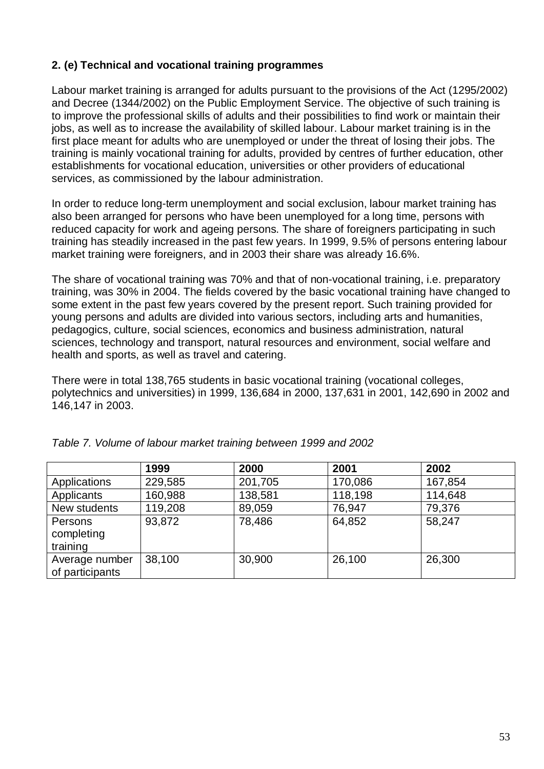## 2. (e) Technical and vocational training programmes

Labour market training is arranged for adults pursuant to the provisions of the Act (1295/2002) and Decree (1344/2002) on the Public Employment Service. The objective of such training is to improve the professional skills of adults and their possibilities to find work or maintain their jobs, as well as to increase the availability of skilled labour. Labour market training is in the first place meant for adults who are unemployed or under the threat of losing their jobs. The training is mainly vocational training for adults, provided by centres of further education, other establishments for vocational education, universities or other providers of educational services, as commissioned by the labour administration.

In order to reduce long-term unemployment and social exclusion, labour market training has also been arranged for persons who have been unemployed for a long time, persons with reduced capacity for work and ageing persons. The share of foreigners participating in such training has steadily increased in the past few years. In 1999, 9.5% of persons entering labour market training were foreigners, and in 2003 their share was already 16.6%.

The share of vocational training was 70% and that of non-vocational training, i.e. preparatory training, was 30% in 2004. The fields covered by the basic vocational training have changed to some extent in the past few years covered by the present report. Such training provided for young persons and adults are divided into various sectors, including arts and humanities, pedagogics, culture, social sciences, economics and business administration, natural sciences, technology and transport, natural resources and environment, social welfare and health and sports, as well as travel and catering.

There were in total 138,765 students in basic vocational training (vocational colleges, polytechnics and universities) in 1999, 136,684 in 2000, 137,631 in 2001, 142,690 in 2002 and 146,147 in 2003.

*Table 7. Volume of labour market training between 1999 and 2002*

| | **1999** | **2000** | **2001** | **2002** |
|---|---|---|---|---|
| Applications | 229,585 | 201,705 | 170,086 | 167,854 |
| Applicants | 160,988 | 138,581 | 118,198 | 114,648 |
| New students | 119,208 | 89,059 | 76,947 | 79,376 |
| Persons completing training | 93,872 | 78,486 | 64,852 | 58,247 |
| Average number of participants | 38,100 | 30,900 | 26,100 | 26,300 |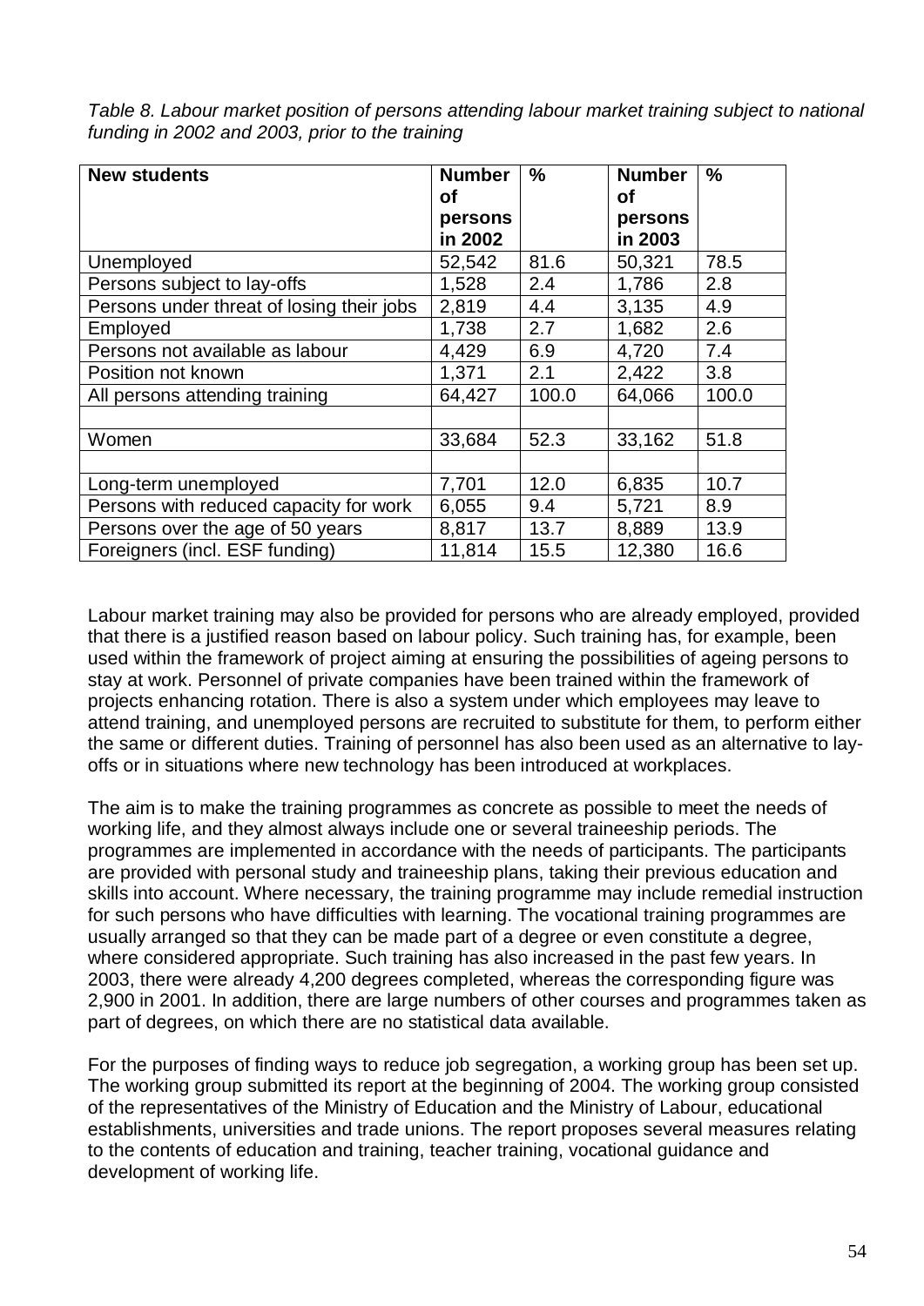*Table 8. Labour market position of persons attending labour market training subject to national funding in 2002 and 2003, prior to the training*

| New students | Number of persons in 2002 | % | Number of persons in 2003 | % |
|---|---|---|---|---|
| Unemployed | 52,542 | 81.6 | 50,321 | 78.5 |
| Persons subject to lay-offs | 1,528 | 2.4 | 1,786 | 2.8 |
| Persons under threat of losing their jobs | 2,819 | 4.4 | 3,135 | 4.9 |
| Employed | 1,738 | 2.7 | 1,682 | 2.6 |
| Persons not available as labour | 4,429 | 6.9 | 4,720 | 7.4 |
| Position not known | 1,371 | 2.1 | 2,422 | 3.8 |
| All persons attending training | 64,427 | 100.0 | 64,066 | 100.0 |
| | | | | |
| Women | 33,684 | 52.3 | 33,162 | 51.8 |
| | | | | |
| Long-term unemployed | 7,701 | 12.0 | 6,835 | 10.7 |
| Persons with reduced capacity for work | 6,055 | 9.4 | 5,721 | 8.9 |
| Persons over the age of 50 years | 8,817 | 13.7 | 8,889 | 13.9 |
| Foreigners (incl. ESF funding) | 11,814 | 15.5 | 12,380 | 16.6 |

Labour market training may also be provided for persons who are already employed, provided that there is a justified reason based on labour policy. Such training has, for example, been used within the framework of project aiming at ensuring the possibilities of ageing persons to stay at work. Personnel of private companies have been trained within the framework of projects enhancing rotation. There is also a system under which employees may leave to attend training, and unemployed persons are recruited to substitute for them, to perform either the same or different duties. Training of personnel has also been used as an alternative to lay-offs or in situations where new technology has been introduced at workplaces.

The aim is to make the training programmes as concrete as possible to meet the needs of working life, and they almost always include one or several traineeship periods. The programmes are implemented in accordance with the needs of participants. The participants are provided with personal study and traineeship plans, taking their previous education and skills into account. Where necessary, the training programme may include remedial instruction for such persons who have difficulties with learning. The vocational training programmes are usually arranged so that they can be made part of a degree or even constitute a degree, where considered appropriate. Such training has also increased in the past few years. In 2003, there were already 4,200 degrees completed, whereas the corresponding figure was 2,900 in 2001. In addition, there are large numbers of other courses and programmes taken as part of degrees, on which there are no statistical data available.

For the purposes of finding ways to reduce job segregation, a working group has been set up. The working group submitted its report at the beginning of 2004. The working group consisted of the representatives of the Ministry of Education and the Ministry of Labour, educational establishments, universities and trade unions. The report proposes several measures relating to the contents of education and training, teacher training, vocational guidance and development of working life.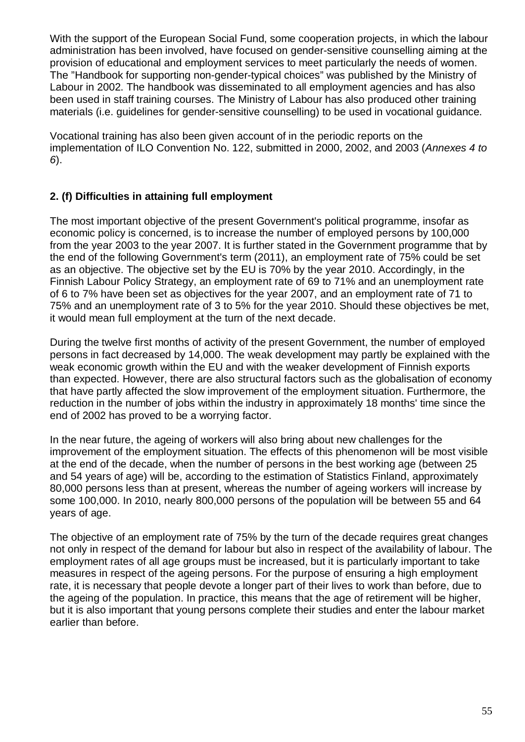With the support of the European Social Fund, some cooperation projects, in which the labour administration has been involved, have focused on gender-sensitive counselling aiming at the provision of educational and employment services to meet particularly the needs of women. The "Handbook for supporting non-gender-typical choices" was published by the Ministry of Labour in 2002. The handbook was disseminated to all employment agencies and has also been used in staff training courses. The Ministry of Labour has also produced other training materials (i.e. guidelines for gender-sensitive counselling) to be used in vocational guidance.

Vocational training has also been given account of in the periodic reports on the implementation of ILO Convention No. 122, submitted in 2000, 2002, and 2003 (*Annexes 4 to 6*).

**2. (f) Difficulties in attaining full employment**

The most important objective of the present Government's political programme, insofar as economic policy is concerned, is to increase the number of employed persons by 100,000 from the year 2003 to the year 2007. It is further stated in the Government programme that by the end of the following Government's term (2011), an employment rate of 75% could be set as an objective. The objective set by the EU is 70% by the year 2010. Accordingly, in the Finnish Labour Policy Strategy, an employment rate of 69 to 71% and an unemployment rate of 6 to 7% have been set as objectives for the year 2007, and an employment rate of 71 to 75% and an unemployment rate of 3 to 5% for the year 2010. Should these objectives be met, it would mean full employment at the turn of the next decade.

During the twelve first months of activity of the present Government, the number of employed persons in fact decreased by 14,000. The weak development may partly be explained with the weak economic growth within the EU and with the weaker development of Finnish exports than expected. However, there are also structural factors such as the globalisation of economy that have partly affected the slow improvement of the employment situation. Furthermore, the reduction in the number of jobs within the industry in approximately 18 months' time since the end of 2002 has proved to be a worrying factor.

In the near future, the ageing of workers will also bring about new challenges for the improvement of the employment situation. The effects of this phenomenon will be most visible at the end of the decade, when the number of persons in the best working age (between 25 and 54 years of age) will be, according to the estimation of Statistics Finland, approximately 80,000 persons less than at present, whereas the number of ageing workers will increase by some 100,000. In 2010, nearly 800,000 persons of the population will be between 55 and 64 years of age.

The objective of an employment rate of 75% by the turn of the decade requires great changes not only in respect of the demand for labour but also in respect of the availability of labour. The employment rates of all age groups must be increased, but it is particularly important to take measures in respect of the ageing persons. For the purpose of ensuring a high employment rate, it is necessary that people devote a longer part of their lives to work than before, due to the ageing of the population. In practice, this means that the age of retirement will be higher, but it is also important that young persons complete their studies and enter the labour market earlier than before.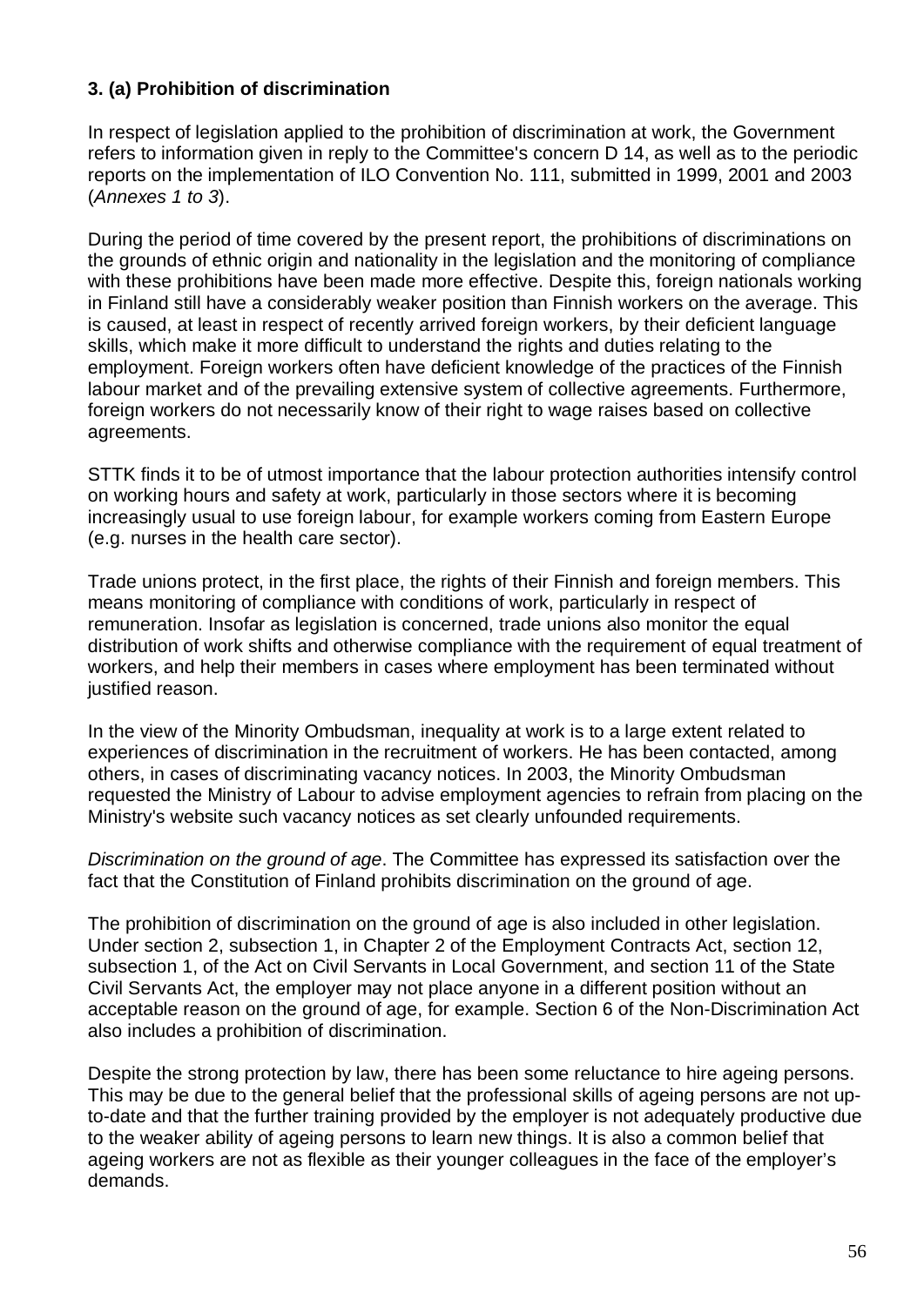### 3. (a) Prohibition of discrimination

In respect of legislation applied to the prohibition of discrimination at work, the Government refers to information given in reply to the Committee's concern D 14, as well as to the periodic reports on the implementation of ILO Convention No. 111, submitted in 1999, 2001 and 2003 (*Annexes 1 to 3*).

During the period of time covered by the present report, the prohibitions of discriminations on the grounds of ethnic origin and nationality in the legislation and the monitoring of compliance with these prohibitions have been made more effective. Despite this, foreign nationals working in Finland still have a considerably weaker position than Finnish workers on the average. This is caused, at least in respect of recently arrived foreign workers, by their deficient language skills, which make it more difficult to understand the rights and duties relating to the employment. Foreign workers often have deficient knowledge of the practices of the Finnish labour market and of the prevailing extensive system of collective agreements. Furthermore, foreign workers do not necessarily know of their right to wage raises based on collective agreements.

STTK finds it to be of utmost importance that the labour protection authorities intensify control on working hours and safety at work, particularly in those sectors where it is becoming increasingly usual to use foreign labour, for example workers coming from Eastern Europe (e.g. nurses in the health care sector).

Trade unions protect, in the first place, the rights of their Finnish and foreign members. This means monitoring of compliance with conditions of work, particularly in respect of remuneration. Insofar as legislation is concerned, trade unions also monitor the equal distribution of work shifts and otherwise compliance with the requirement of equal treatment of workers, and help their members in cases where employment has been terminated without justified reason.

In the view of the Minority Ombudsman, inequality at work is to a large extent related to experiences of discrimination in the recruitment of workers. He has been contacted, among others, in cases of discriminating vacancy notices. In 2003, the Minority Ombudsman requested the Ministry of Labour to advise employment agencies to refrain from placing on the Ministry's website such vacancy notices as set clearly unfounded requirements.

*Discrimination on the ground of age*. The Committee has expressed its satisfaction over the fact that the Constitution of Finland prohibits discrimination on the ground of age.

The prohibition of discrimination on the ground of age is also included in other legislation. Under section 2, subsection 1, in Chapter 2 of the Employment Contracts Act, section 12, subsection 1, of the Act on Civil Servants in Local Government, and section 11 of the State Civil Servants Act, the employer may not place anyone in a different position without an acceptable reason on the ground of age, for example. Section 6 of the Non-Discrimination Act also includes a prohibition of discrimination.

Despite the strong protection by law, there has been some reluctance to hire ageing persons. This may be due to the general belief that the professional skills of ageing persons are not up-to-date and that the further training provided by the employer is not adequately productive due to the weaker ability of ageing persons to learn new things. It is also a common belief that ageing workers are not as flexible as their younger colleagues in the face of the employer's demands.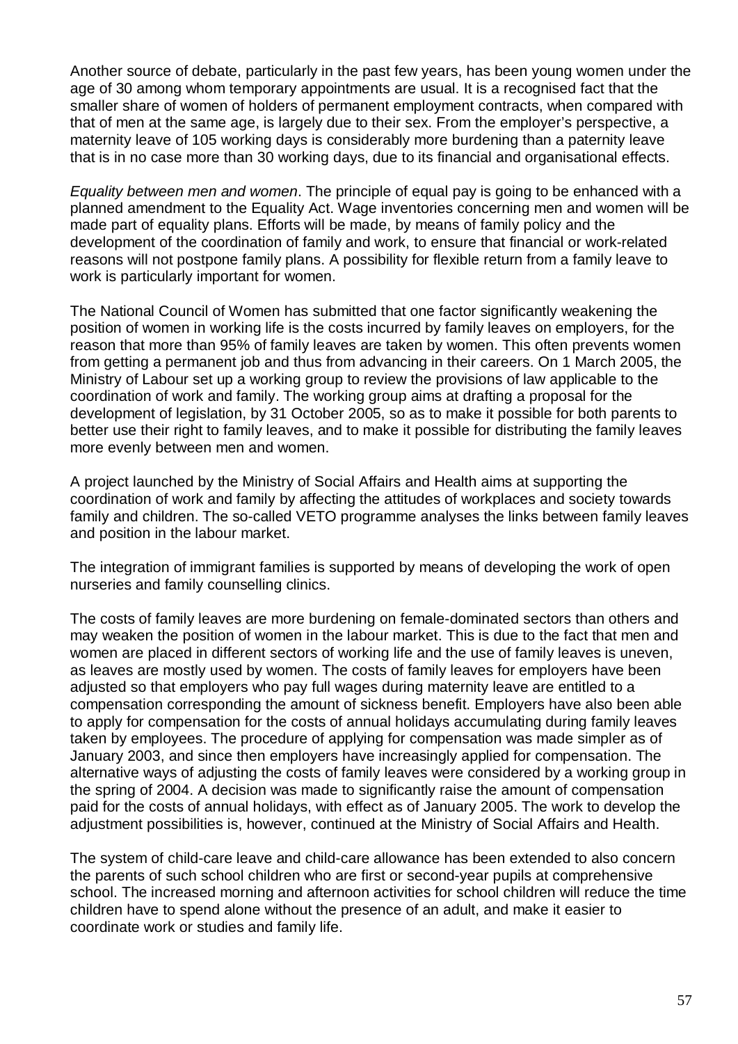Another source of debate, particularly in the past few years, has been young women under the age of 30 among whom temporary appointments are usual. It is a recognised fact that the smaller share of women of holders of permanent employment contracts, when compared with that of men at the same age, is largely due to their sex. From the employer's perspective, a maternity leave of 105 working days is considerably more burdening than a paternity leave that is in no case more than 30 working days, due to its financial and organisational effects.

*Equality between men and women*. The principle of equal pay is going to be enhanced with a planned amendment to the Equality Act. Wage inventories concerning men and women will be made part of equality plans. Efforts will be made, by means of family policy and the development of the coordination of family and work, to ensure that financial or work-related reasons will not postpone family plans. A possibility for flexible return from a family leave to work is particularly important for women.

The National Council of Women has submitted that one factor significantly weakening the position of women in working life is the costs incurred by family leaves on employers, for the reason that more than 95% of family leaves are taken by women. This often prevents women from getting a permanent job and thus from advancing in their careers. On 1 March 2005, the Ministry of Labour set up a working group to review the provisions of law applicable to the coordination of work and family. The working group aims at drafting a proposal for the development of legislation, by 31 October 2005, so as to make it possible for both parents to better use their right to family leaves, and to make it possible for distributing the family leaves more evenly between men and women.

A project launched by the Ministry of Social Affairs and Health aims at supporting the coordination of work and family by affecting the attitudes of workplaces and society towards family and children. The so-called VETO programme analyses the links between family leaves and position in the labour market.

The integration of immigrant families is supported by means of developing the work of open nurseries and family counselling clinics.

The costs of family leaves are more burdening on female-dominated sectors than others and may weaken the position of women in the labour market. This is due to the fact that men and women are placed in different sectors of working life and the use of family leaves is uneven, as leaves are mostly used by women. The costs of family leaves for employers have been adjusted so that employers who pay full wages during maternity leave are entitled to a compensation corresponding the amount of sickness benefit. Employers have also been able to apply for compensation for the costs of annual holidays accumulating during family leaves taken by employees. The procedure of applying for compensation was made simpler as of January 2003, and since then employers have increasingly applied for compensation. The alternative ways of adjusting the costs of family leaves were considered by a working group in the spring of 2004. A decision was made to significantly raise the amount of compensation paid for the costs of annual holidays, with effect as of January 2005. The work to develop the adjustment possibilities is, however, continued at the Ministry of Social Affairs and Health.

The system of child-care leave and child-care allowance has been extended to also concern the parents of such school children who are first or second-year pupils at comprehensive school. The increased morning and afternoon activities for school children will reduce the time children have to spend alone without the presence of an adult, and make it easier to coordinate work or studies and family life.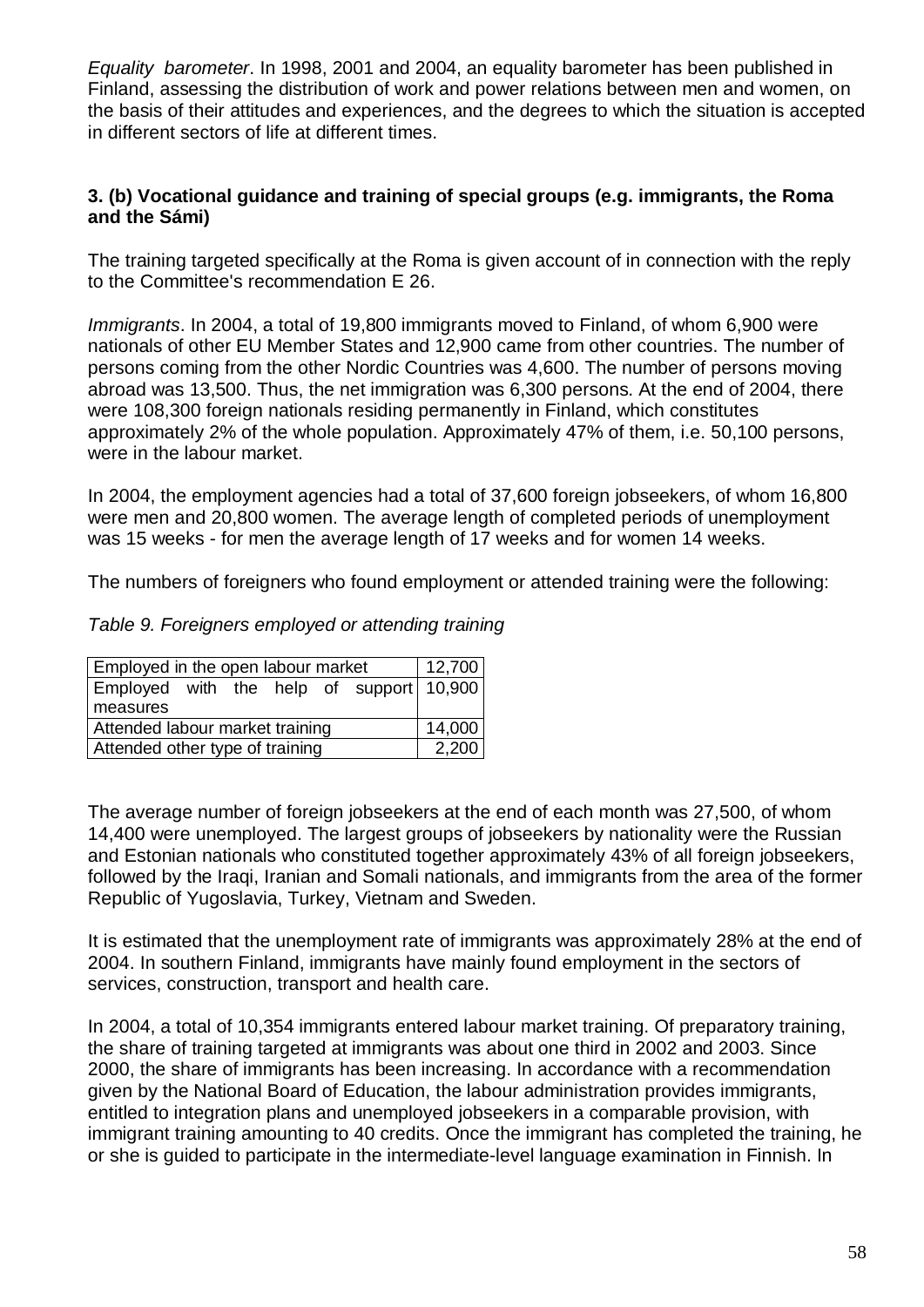*Equality barometer*. In 1998, 2001 and 2004, an equality barometer has been published in Finland, assessing the distribution of work and power relations between men and women, on the basis of their attitudes and experiences, and the degrees to which the situation is accepted in different sectors of life at different times.

**3. (b) Vocational guidance and training of special groups (e.g. immigrants, the Roma and the Sámi)**

The training targeted specifically at the Roma is given account of in connection with the reply to the Committee's recommendation E 26.

*Immigrants*. In 2004, a total of 19,800 immigrants moved to Finland, of whom 6,900 were nationals of other EU Member States and 12,900 came from other countries. The number of persons coming from the other Nordic Countries was 4,600. The number of persons moving abroad was 13,500. Thus, the net immigration was 6,300 persons. At the end of 2004, there were 108,300 foreign nationals residing permanently in Finland, which constitutes approximately 2% of the whole population. Approximately 47% of them, i.e. 50,100 persons, were in the labour market.

In 2004, the employment agencies had a total of 37,600 foreign jobseekers, of whom 16,800 were men and 20,800 women. The average length of completed periods of unemployment was 15 weeks - for men the average length of 17 weeks and for women 14 weeks.

The numbers of foreigners who found employment or attended training were the following:

*Table 9. Foreigners employed or attending training*

| | |
|---|---|
| Employed in the open labour market | 12,700 |
| Employed with the help of support measures | 10,900 |
| Attended labour market training | 14,000 |
| Attended other type of training | 2,200 |

The average number of foreign jobseekers at the end of each month was 27,500, of whom 14,400 were unemployed. The largest groups of jobseekers by nationality were the Russian and Estonian nationals who constituted together approximately 43% of all foreign jobseekers, followed by the Iraqi, Iranian and Somali nationals, and immigrants from the area of the former Republic of Yugoslavia, Turkey, Vietnam and Sweden.

It is estimated that the unemployment rate of immigrants was approximately 28% at the end of 2004. In southern Finland, immigrants have mainly found employment in the sectors of services, construction, transport and health care.

In 2004, a total of 10,354 immigrants entered labour market training. Of preparatory training, the share of training targeted at immigrants was about one third in 2002 and 2003. Since 2000, the share of immigrants has been increasing. In accordance with a recommendation given by the National Board of Education, the labour administration provides immigrants, entitled to integration plans and unemployed jobseekers in a comparable provision, with immigrant training amounting to 40 credits. Once the immigrant has completed the training, he or she is guided to participate in the intermediate-level language examination in Finnish. In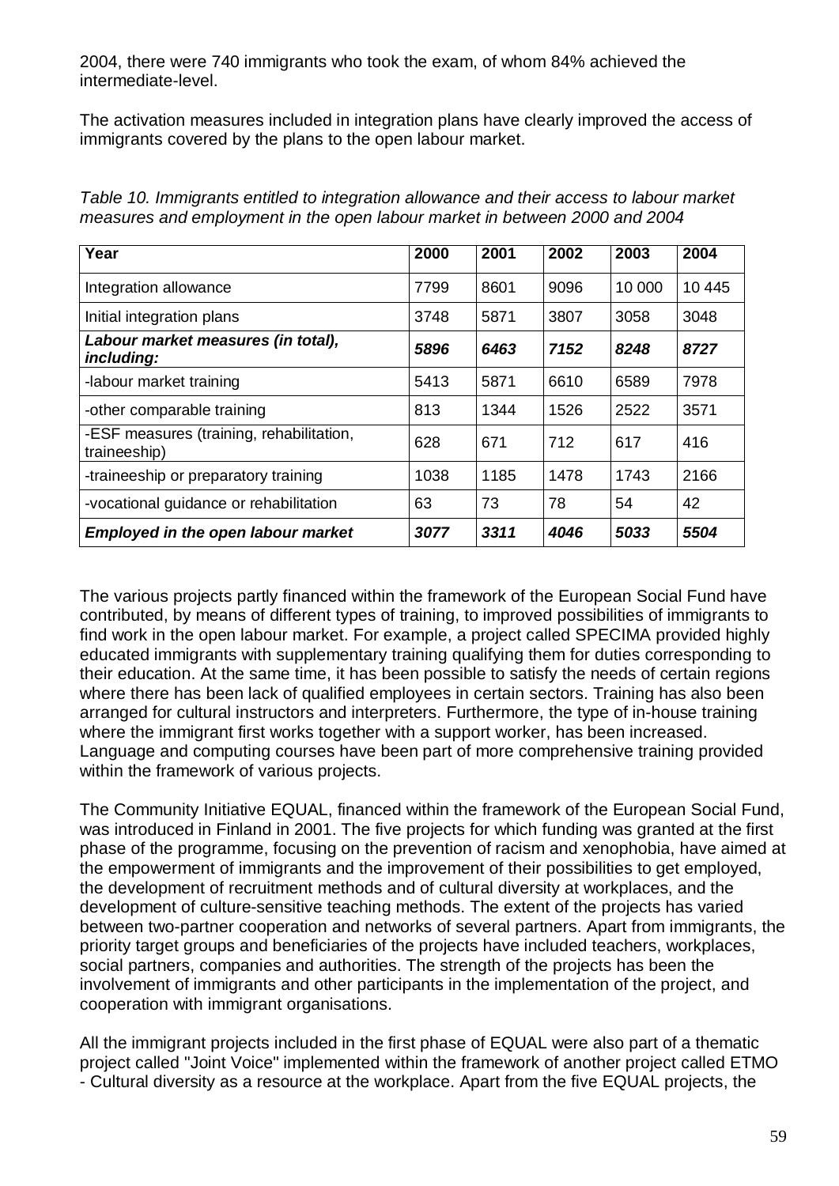2004, there were 740 immigrants who took the exam, of whom 84% achieved the intermediate-level.

The activation measures included in integration plans have clearly improved the access of immigrants covered by the plans to the open labour market.

*Table 10. Immigrants entitled to integration allowance and their access to labour market measures and employment in the open labour market in between 2000 and 2004*

| Year | 2000 | 2001 | 2002 | 2003 | 2004 |
|---|---|---|---|---|---|
| Integration allowance | 7799 | 8601 | 9096 | 10 000 | 10 445 |
| Initial integration plans | 3748 | 5871 | 3807 | 3058 | 3048 |
| ***Labour market measures (in total), including:*** | ***5896*** | ***6463*** | ***7152*** | ***8248*** | ***8727*** |
| -labour market training | 5413 | 5871 | 6610 | 6589 | 7978 |
| -other comparable training | 813 | 1344 | 1526 | 2522 | 3571 |
| -ESF measures (training, rehabilitation, traineeship) | 628 | 671 | 712 | 617 | 416 |
| -traineeship or preparatory training | 1038 | 1185 | 1478 | 1743 | 2166 |
| -vocational guidance or rehabilitation | 63 | 73 | 78 | 54 | 42 |
| ***Employed in the open labour market*** | ***3077*** | ***3311*** | ***4046*** | ***5033*** | ***5504*** |

The various projects partly financed within the framework of the European Social Fund have contributed, by means of different types of training, to improved possibilities of immigrants to find work in the open labour market. For example, a project called SPECIMA provided highly educated immigrants with supplementary training qualifying them for duties corresponding to their education. At the same time, it has been possible to satisfy the needs of certain regions where there has been lack of qualified employees in certain sectors. Training has also been arranged for cultural instructors and interpreters. Furthermore, the type of in-house training where the immigrant first works together with a support worker, has been increased. Language and computing courses have been part of more comprehensive training provided within the framework of various projects.

The Community Initiative EQUAL, financed within the framework of the European Social Fund, was introduced in Finland in 2001. The five projects for which funding was granted at the first phase of the programme, focusing on the prevention of racism and xenophobia, have aimed at the empowerment of immigrants and the improvement of their possibilities to get employed, the development of recruitment methods and of cultural diversity at workplaces, and the development of culture-sensitive teaching methods. The extent of the projects has varied between two-partner cooperation and networks of several partners. Apart from immigrants, the priority target groups and beneficiaries of the projects have included teachers, workplaces, social partners, companies and authorities. The strength of the projects has been the involvement of immigrants and other participants in the implementation of the project, and cooperation with immigrant organisations.

All the immigrant projects included in the first phase of EQUAL were also part of a thematic project called "Joint Voice" implemented within the framework of another project called ETMO - Cultural diversity as a resource at the workplace. Apart from the five EQUAL projects, the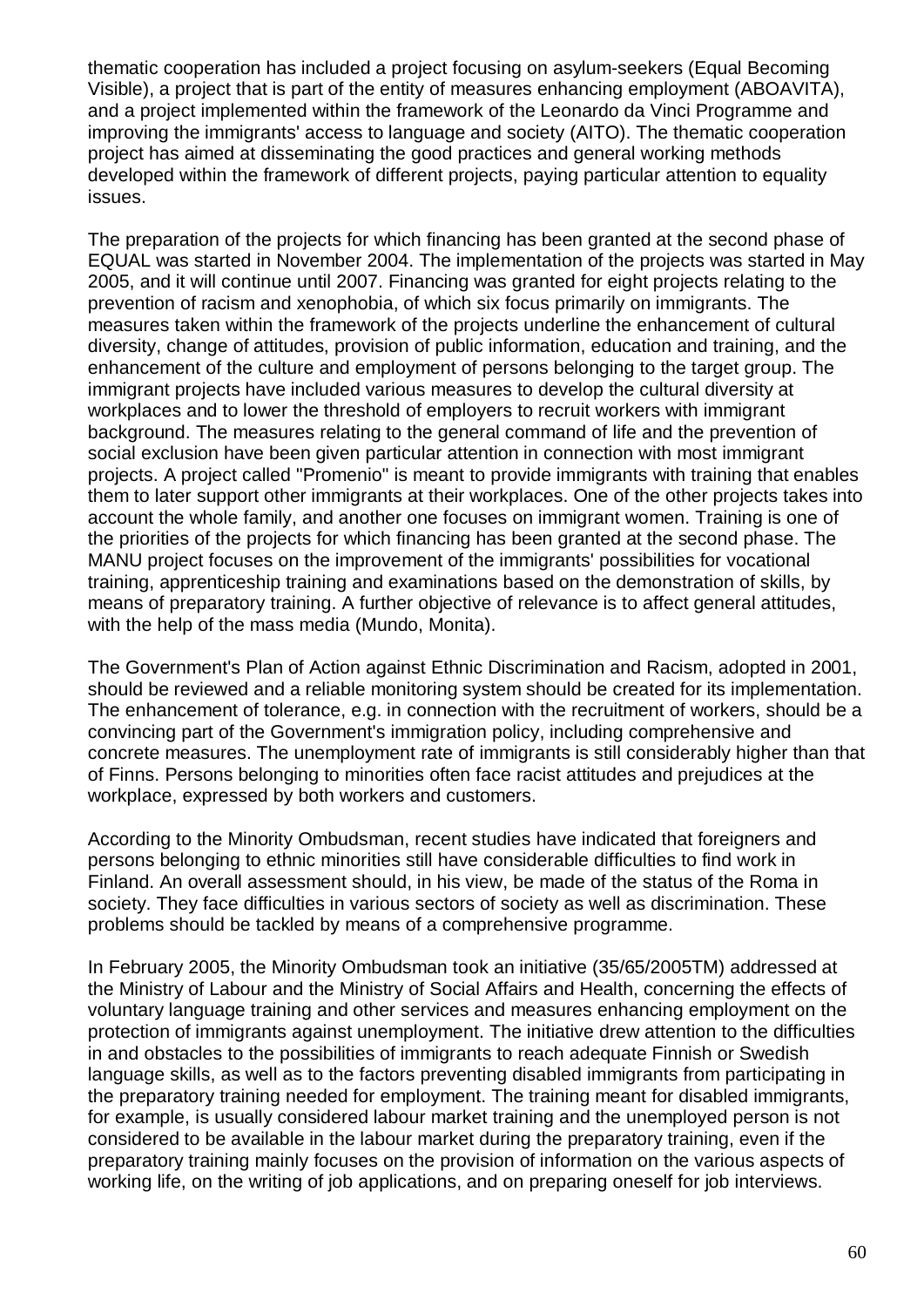thematic cooperation has included a project focusing on asylum-seekers (Equal Becoming Visible), a project that is part of the entity of measures enhancing employment (ABOAVITA), and a project implemented within the framework of the Leonardo da Vinci Programme and improving the immigrants' access to language and society (AITO). The thematic cooperation project has aimed at disseminating the good practices and general working methods developed within the framework of different projects, paying particular attention to equality issues.

The preparation of the projects for which financing has been granted at the second phase of EQUAL was started in November 2004. The implementation of the projects was started in May 2005, and it will continue until 2007. Financing was granted for eight projects relating to the prevention of racism and xenophobia, of which six focus primarily on immigrants. The measures taken within the framework of the projects underline the enhancement of cultural diversity, change of attitudes, provision of public information, education and training, and the enhancement of the culture and employment of persons belonging to the target group. The immigrant projects have included various measures to develop the cultural diversity at workplaces and to lower the threshold of employers to recruit workers with immigrant background. The measures relating to the general command of life and the prevention of social exclusion have been given particular attention in connection with most immigrant projects. A project called "Promenio" is meant to provide immigrants with training that enables them to later support other immigrants at their workplaces. One of the other projects takes into account the whole family, and another one focuses on immigrant women. Training is one of the priorities of the projects for which financing has been granted at the second phase. The MANU project focuses on the improvement of the immigrants' possibilities for vocational training, apprenticeship training and examinations based on the demonstration of skills, by means of preparatory training. A further objective of relevance is to affect general attitudes, with the help of the mass media (Mundo, Monita).

The Government's Plan of Action against Ethnic Discrimination and Racism, adopted in 2001, should be reviewed and a reliable monitoring system should be created for its implementation. The enhancement of tolerance, e.g. in connection with the recruitment of workers, should be a convincing part of the Government's immigration policy, including comprehensive and concrete measures. The unemployment rate of immigrants is still considerably higher than that of Finns. Persons belonging to minorities often face racist attitudes and prejudices at the workplace, expressed by both workers and customers.

According to the Minority Ombudsman, recent studies have indicated that foreigners and persons belonging to ethnic minorities still have considerable difficulties to find work in Finland. An overall assessment should, in his view, be made of the status of the Roma in society. They face difficulties in various sectors of society as well as discrimination. These problems should be tackled by means of a comprehensive programme.

In February 2005, the Minority Ombudsman took an initiative (35/65/2005TM) addressed at the Ministry of Labour and the Ministry of Social Affairs and Health, concerning the effects of voluntary language training and other services and measures enhancing employment on the protection of immigrants against unemployment. The initiative drew attention to the difficulties in and obstacles to the possibilities of immigrants to reach adequate Finnish or Swedish language skills, as well as to the factors preventing disabled immigrants from participating in the preparatory training needed for employment. The training meant for disabled immigrants, for example, is usually considered labour market training and the unemployed person is not considered to be available in the labour market during the preparatory training, even if the preparatory training mainly focuses on the provision of information on the various aspects of working life, on the writing of job applications, and on preparing oneself for job interviews.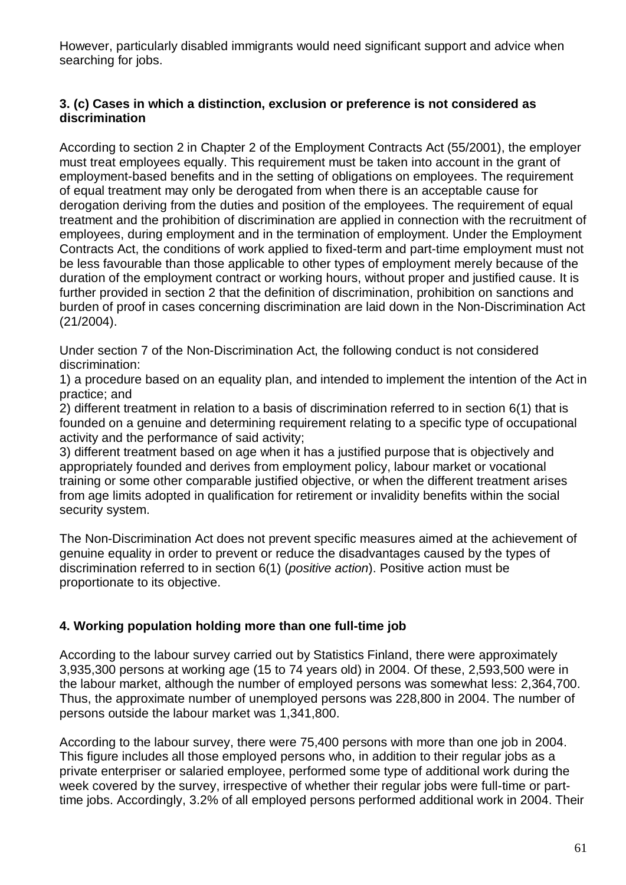However, particularly disabled immigrants would need significant support and advice when searching for jobs.

### 3. (c) Cases in which a distinction, exclusion or preference is not considered as discrimination

According to section 2 in Chapter 2 of the Employment Contracts Act (55/2001), the employer must treat employees equally. This requirement must be taken into account in the grant of employment-based benefits and in the setting of obligations on employees. The requirement of equal treatment may only be derogated from when there is an acceptable cause for derogation deriving from the duties and position of the employees. The requirement of equal treatment and the prohibition of discrimination are applied in connection with the recruitment of employees, during employment and in the termination of employment. Under the Employment Contracts Act, the conditions of work applied to fixed-term and part-time employment must not be less favourable than those applicable to other types of employment merely because of the duration of the employment contract or working hours, without proper and justified cause. It is further provided in section 2 that the definition of discrimination, prohibition on sanctions and burden of proof in cases concerning discrimination are laid down in the Non-Discrimination Act (21/2004).

Under section 7 of the Non-Discrimination Act, the following conduct is not considered discrimination:
1) a procedure based on an equality plan, and intended to implement the intention of the Act in practice; and
2) different treatment in relation to a basis of discrimination referred to in section 6(1) that is founded on a genuine and determining requirement relating to a specific type of occupational activity and the performance of said activity;
3) different treatment based on age when it has a justified purpose that is objectively and appropriately founded and derives from employment policy, labour market or vocational training or some other comparable justified objective, or when the different treatment arises from age limits adopted in qualification for retirement or invalidity benefits within the social security system.

The Non-Discrimination Act does not prevent specific measures aimed at the achievement of genuine equality in order to prevent or reduce the disadvantages caused by the types of discrimination referred to in section 6(1) (*positive action*). Positive action must be proportionate to its objective.

### 4. Working population holding more than one full-time job

According to the labour survey carried out by Statistics Finland, there were approximately 3,935,300 persons at working age (15 to 74 years old) in 2004. Of these, 2,593,500 were in the labour market, although the number of employed persons was somewhat less: 2,364,700. Thus, the approximate number of unemployed persons was 228,800 in 2004. The number of persons outside the labour market was 1,341,800.

According to the labour survey, there were 75,400 persons with more than one job in 2004. This figure includes all those employed persons who, in addition to their regular jobs as a private enterpriser or salaried employee, performed some type of additional work during the week covered by the survey, irrespective of whether their regular jobs were full-time or part-time jobs. Accordingly, 3.2% of all employed persons performed additional work in 2004. Their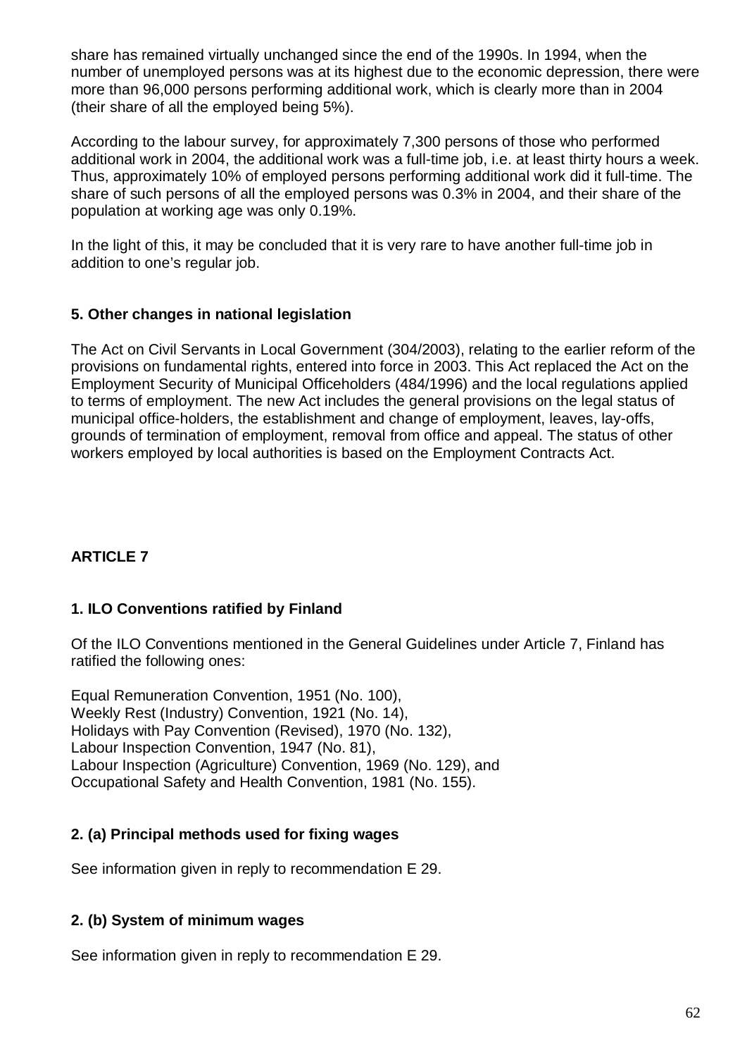share has remained virtually unchanged since the end of the 1990s. In 1994, when the number of unemployed persons was at its highest due to the economic depression, there were more than 96,000 persons performing additional work, which is clearly more than in 2004 (their share of all the employed being 5%).

According to the labour survey, for approximately 7,300 persons of those who performed additional work in 2004, the additional work was a full-time job, i.e. at least thirty hours a week. Thus, approximately 10% of employed persons performing additional work did it full-time. The share of such persons of all the employed persons was 0.3% in 2004, and their share of the population at working age was only 0.19%.

In the light of this, it may be concluded that it is very rare to have another full-time job in addition to one's regular job.

### 5. Other changes in national legislation

The Act on Civil Servants in Local Government (304/2003), relating to the earlier reform of the provisions on fundamental rights, entered into force in 2003. This Act replaced the Act on the Employment Security of Municipal Officeholders (484/1996) and the local regulations applied to terms of employment. The new Act includes the general provisions on the legal status of municipal office-holders, the establishment and change of employment, leaves, lay-offs, grounds of termination of employment, removal from office and appeal. The status of other workers employed by local authorities is based on the Employment Contracts Act.

## ARTICLE 7

### 1. ILO Conventions ratified by Finland

Of the ILO Conventions mentioned in the General Guidelines under Article 7, Finland has ratified the following ones:

Equal Remuneration Convention, 1951 (No. 100),
Weekly Rest (Industry) Convention, 1921 (No. 14),
Holidays with Pay Convention (Revised), 1970 (No. 132),
Labour Inspection Convention, 1947 (No. 81),
Labour Inspection (Agriculture) Convention, 1969 (No. 129), and
Occupational Safety and Health Convention, 1981 (No. 155).

### 2. (a) Principal methods used for fixing wages

See information given in reply to recommendation E 29.

### 2. (b) System of minimum wages

See information given in reply to recommendation E 29.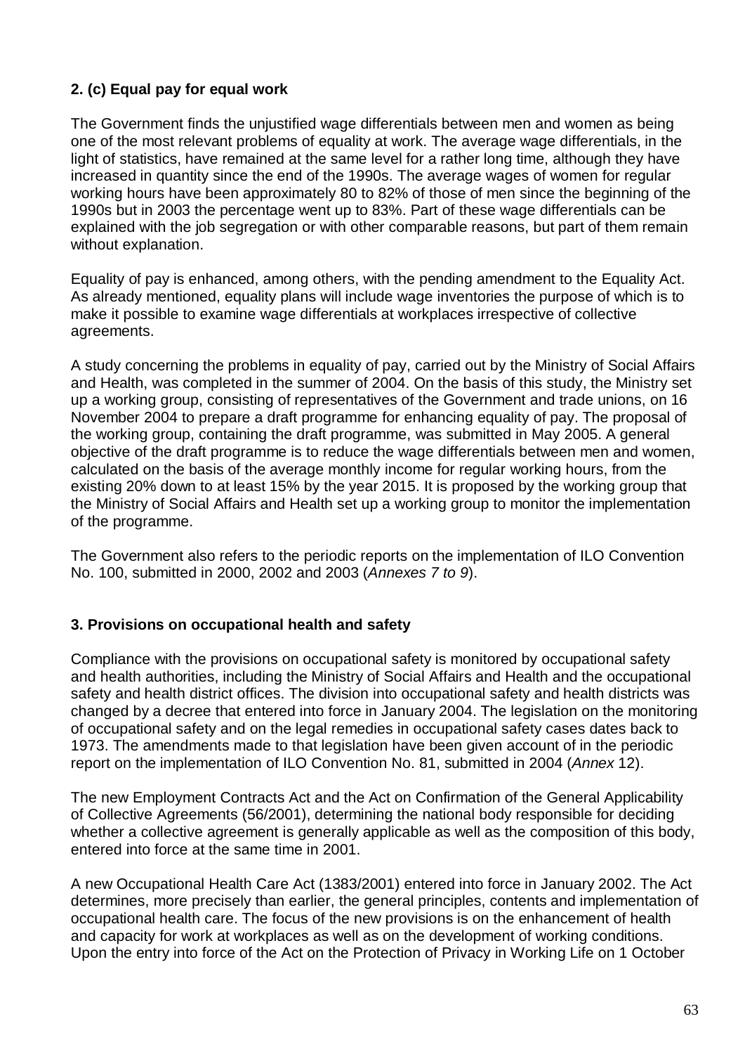### 2. (c) Equal pay for equal work

The Government finds the unjustified wage differentials between men and women as being one of the most relevant problems of equality at work. The average wage differentials, in the light of statistics, have remained at the same level for a rather long time, although they have increased in quantity since the end of the 1990s. The average wages of women for regular working hours have been approximately 80 to 82% of those of men since the beginning of the 1990s but in 2003 the percentage went up to 83%. Part of these wage differentials can be explained with the job segregation or with other comparable reasons, but part of them remain without explanation.

Equality of pay is enhanced, among others, with the pending amendment to the Equality Act. As already mentioned, equality plans will include wage inventories the purpose of which is to make it possible to examine wage differentials at workplaces irrespective of collective agreements.

A study concerning the problems in equality of pay, carried out by the Ministry of Social Affairs and Health, was completed in the summer of 2004. On the basis of this study, the Ministry set up a working group, consisting of representatives of the Government and trade unions, on 16 November 2004 to prepare a draft programme for enhancing equality of pay. The proposal of the working group, containing the draft programme, was submitted in May 2005. A general objective of the draft programme is to reduce the wage differentials between men and women, calculated on the basis of the average monthly income for regular working hours, from the existing 20% down to at least 15% by the year 2015. It is proposed by the working group that the Ministry of Social Affairs and Health set up a working group to monitor the implementation of the programme.

The Government also refers to the periodic reports on the implementation of ILO Convention No. 100, submitted in 2000, 2002 and 2003 (*Annexes 7 to 9*).

### 3. Provisions on occupational health and safety

Compliance with the provisions on occupational safety is monitored by occupational safety and health authorities, including the Ministry of Social Affairs and Health and the occupational safety and health district offices. The division into occupational safety and health districts was changed by a decree that entered into force in January 2004. The legislation on the monitoring of occupational safety and on the legal remedies in occupational safety cases dates back to 1973. The amendments made to that legislation have been given account of in the periodic report on the implementation of ILO Convention No. 81, submitted in 2004 (*Annex* 12).

The new Employment Contracts Act and the Act on Confirmation of the General Applicability of Collective Agreements (56/2001), determining the national body responsible for deciding whether a collective agreement is generally applicable as well as the composition of this body, entered into force at the same time in 2001.

A new Occupational Health Care Act (1383/2001) entered into force in January 2002. The Act determines, more precisely than earlier, the general principles, contents and implementation of occupational health care. The focus of the new provisions is on the enhancement of health and capacity for work at workplaces as well as on the development of working conditions. Upon the entry into force of the Act on the Protection of Privacy in Working Life on 1 October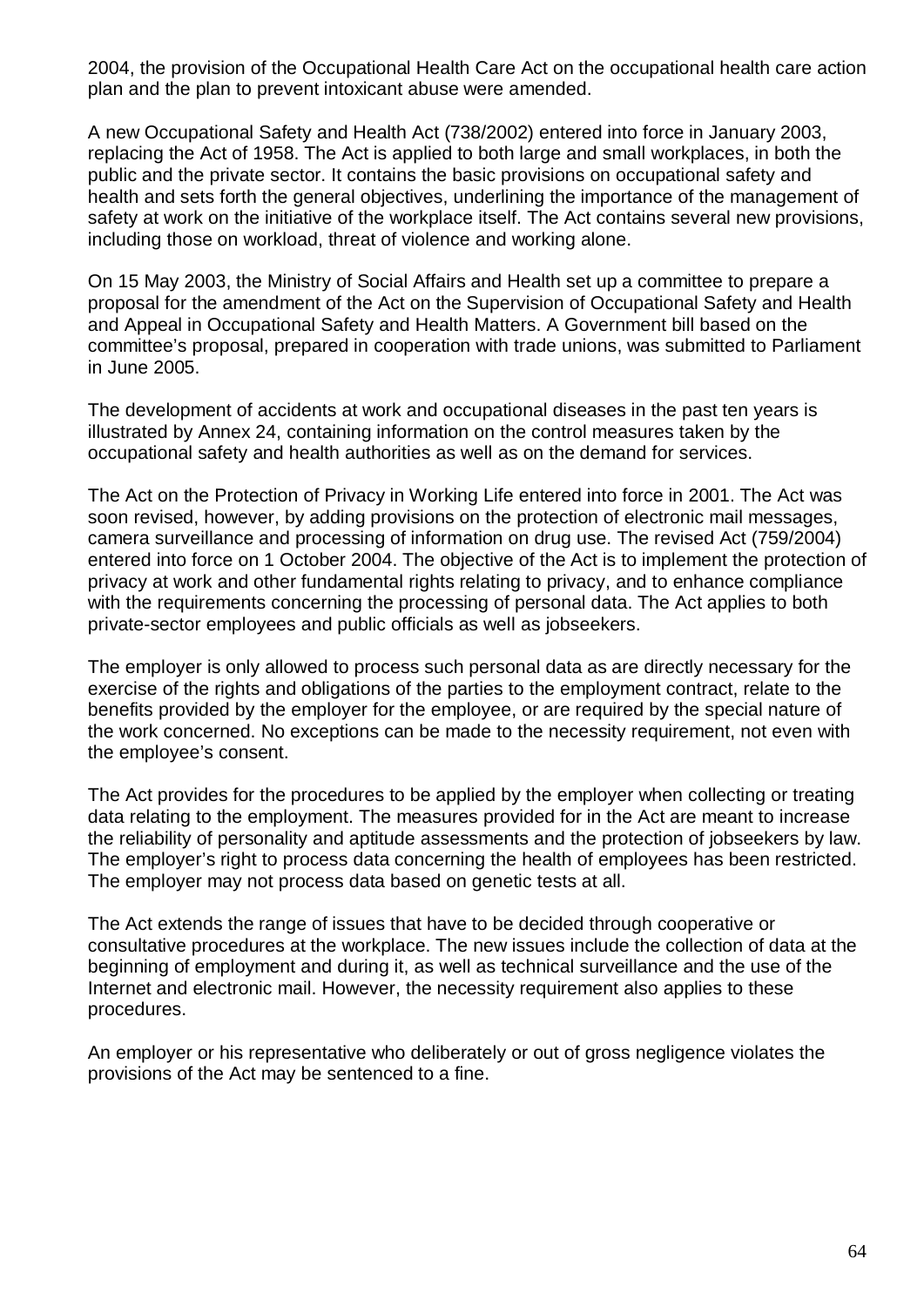2004, the provision of the Occupational Health Care Act on the occupational health care action plan and the plan to prevent intoxicant abuse were amended.

A new Occupational Safety and Health Act (738/2002) entered into force in January 2003, replacing the Act of 1958. The Act is applied to both large and small workplaces, in both the public and the private sector. It contains the basic provisions on occupational safety and health and sets forth the general objectives, underlining the importance of the management of safety at work on the initiative of the workplace itself. The Act contains several new provisions, including those on workload, threat of violence and working alone.

On 15 May 2003, the Ministry of Social Affairs and Health set up a committee to prepare a proposal for the amendment of the Act on the Supervision of Occupational Safety and Health and Appeal in Occupational Safety and Health Matters. A Government bill based on the committee's proposal, prepared in cooperation with trade unions, was submitted to Parliament in June 2005.

The development of accidents at work and occupational diseases in the past ten years is illustrated by Annex 24, containing information on the control measures taken by the occupational safety and health authorities as well as on the demand for services.

The Act on the Protection of Privacy in Working Life entered into force in 2001. The Act was soon revised, however, by adding provisions on the protection of electronic mail messages, camera surveillance and processing of information on drug use. The revised Act (759/2004) entered into force on 1 October 2004. The objective of the Act is to implement the protection of privacy at work and other fundamental rights relating to privacy, and to enhance compliance with the requirements concerning the processing of personal data. The Act applies to both private-sector employees and public officials as well as jobseekers.

The employer is only allowed to process such personal data as are directly necessary for the exercise of the rights and obligations of the parties to the employment contract, relate to the benefits provided by the employer for the employee, or are required by the special nature of the work concerned. No exceptions can be made to the necessity requirement, not even with the employee's consent.

The Act provides for the procedures to be applied by the employer when collecting or treating data relating to the employment. The measures provided for in the Act are meant to increase the reliability of personality and aptitude assessments and the protection of jobseekers by law. The employer's right to process data concerning the health of employees has been restricted. The employer may not process data based on genetic tests at all.

The Act extends the range of issues that have to be decided through cooperative or consultative procedures at the workplace. The new issues include the collection of data at the beginning of employment and during it, as well as technical surveillance and the use of the Internet and electronic mail. However, the necessity requirement also applies to these procedures.

An employer or his representative who deliberately or out of gross negligence violates the provisions of the Act may be sentenced to a fine.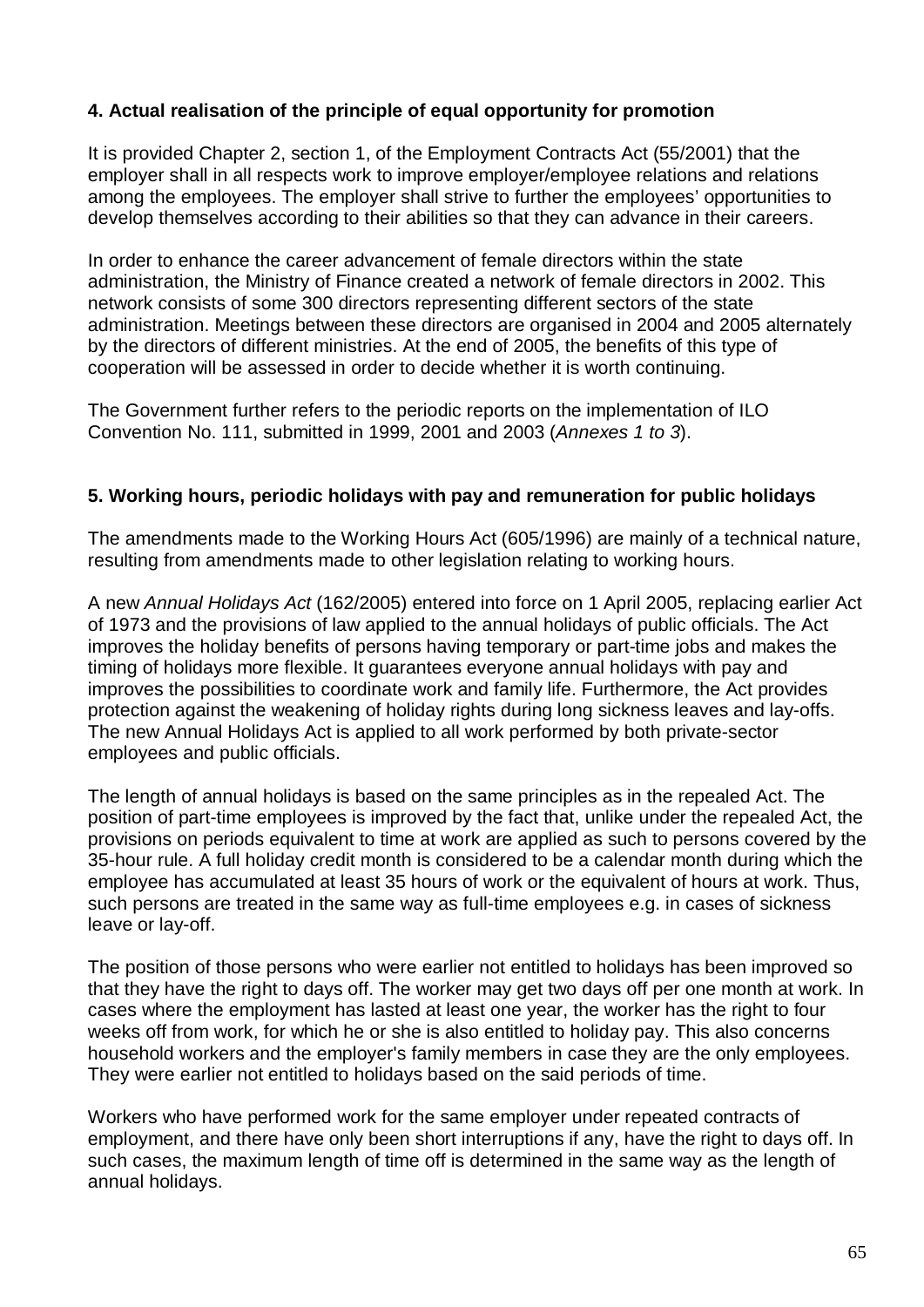### 4. Actual realisation of the principle of equal opportunity for promotion

It is provided Chapter 2, section 1, of the Employment Contracts Act (55/2001) that the employer shall in all respects work to improve employer/employee relations and relations among the employees. The employer shall strive to further the employees' opportunities to develop themselves according to their abilities so that they can advance in their careers.

In order to enhance the career advancement of female directors within the state administration, the Ministry of Finance created a network of female directors in 2002. This network consists of some 300 directors representing different sectors of the state administration. Meetings between these directors are organised in 2004 and 2005 alternately by the directors of different ministries. At the end of 2005, the benefits of this type of cooperation will be assessed in order to decide whether it is worth continuing.

The Government further refers to the periodic reports on the implementation of ILO Convention No. 111, submitted in 1999, 2001 and 2003 (*Annexes 1 to 3*).

### 5. Working hours, periodic holidays with pay and remuneration for public holidays

The amendments made to the Working Hours Act (605/1996) are mainly of a technical nature, resulting from amendments made to other legislation relating to working hours.

A new *Annual Holidays Act* (162/2005) entered into force on 1 April 2005, replacing earlier Act of 1973 and the provisions of law applied to the annual holidays of public officials. The Act improves the holiday benefits of persons having temporary or part-time jobs and makes the timing of holidays more flexible. It guarantees everyone annual holidays with pay and improves the possibilities to coordinate work and family life. Furthermore, the Act provides protection against the weakening of holiday rights during long sickness leaves and lay-offs. The new Annual Holidays Act is applied to all work performed by both private-sector employees and public officials.

The length of annual holidays is based on the same principles as in the repealed Act. The position of part-time employees is improved by the fact that, unlike under the repealed Act, the provisions on periods equivalent to time at work are applied as such to persons covered by the 35-hour rule. A full holiday credit month is considered to be a calendar month during which the employee has accumulated at least 35 hours of work or the equivalent of hours at work. Thus, such persons are treated in the same way as full-time employees e.g. in cases of sickness leave or lay-off.

The position of those persons who were earlier not entitled to holidays has been improved so that they have the right to days off. The worker may get two days off per one month at work. In cases where the employment has lasted at least one year, the worker has the right to four weeks off from work, for which he or she is also entitled to holiday pay. This also concerns household workers and the employer's family members in case they are the only employees. They were earlier not entitled to holidays based on the said periods of time.

Workers who have performed work for the same employer under repeated contracts of employment, and there have only been short interruptions if any, have the right to days off. In such cases, the maximum length of time off is determined in the same way as the length of annual holidays.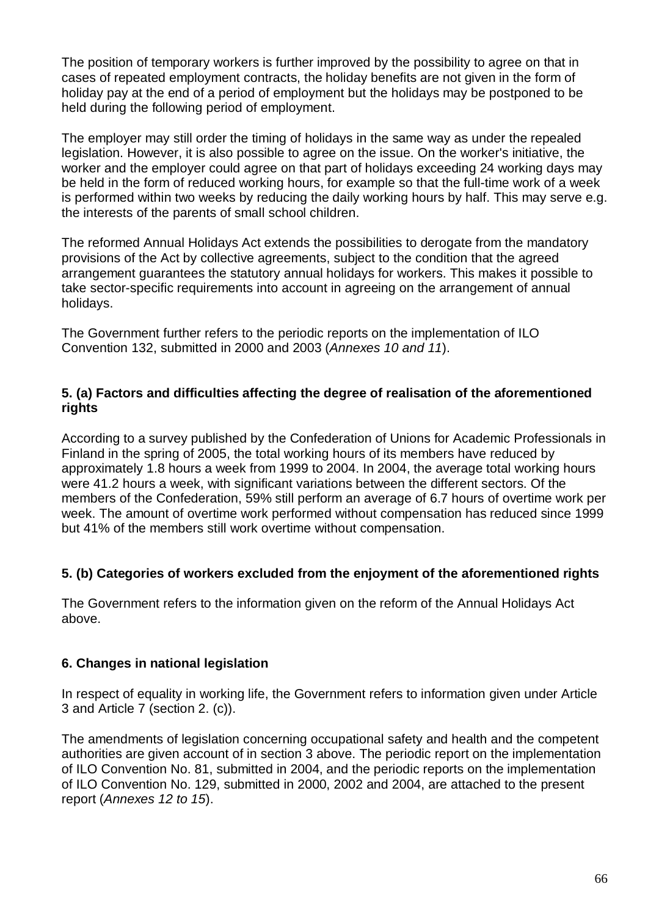The position of temporary workers is further improved by the possibility to agree on that in cases of repeated employment contracts, the holiday benefits are not given in the form of holiday pay at the end of a period of employment but the holidays may be postponed to be held during the following period of employment.

The employer may still order the timing of holidays in the same way as under the repealed legislation. However, it is also possible to agree on the issue. On the worker's initiative, the worker and the employer could agree on that part of holidays exceeding 24 working days may be held in the form of reduced working hours, for example so that the full-time work of a week is performed within two weeks by reducing the daily working hours by half. This may serve e.g. the interests of the parents of small school children.

The reformed Annual Holidays Act extends the possibilities to derogate from the mandatory provisions of the Act by collective agreements, subject to the condition that the agreed arrangement guarantees the statutory annual holidays for workers. This makes it possible to take sector-specific requirements into account in agreeing on the arrangement of annual holidays.

The Government further refers to the periodic reports on the implementation of ILO Convention 132, submitted in 2000 and 2003 (*Annexes 10 and 11*).

**5. (a) Factors and difficulties affecting the degree of realisation of the aforementioned rights**

According to a survey published by the Confederation of Unions for Academic Professionals in Finland in the spring of 2005, the total working hours of its members have reduced by approximately 1.8 hours a week from 1999 to 2004. In 2004, the average total working hours were 41.2 hours a week, with significant variations between the different sectors. Of the members of the Confederation, 59% still perform an average of 6.7 hours of overtime work per week. The amount of overtime work performed without compensation has reduced since 1999 but 41% of the members still work overtime without compensation.

**5. (b) Categories of workers excluded from the enjoyment of the aforementioned rights**

The Government refers to the information given on the reform of the Annual Holidays Act above.

**6. Changes in national legislation**

In respect of equality in working life, the Government refers to information given under Article 3 and Article 7 (section 2. (c)).

The amendments of legislation concerning occupational safety and health and the competent authorities are given account of in section 3 above. The periodic report on the implementation of ILO Convention No. 81, submitted in 2004, and the periodic reports on the implementation of ILO Convention No. 129, submitted in 2000, 2002 and 2004, are attached to the present report (*Annexes 12 to 15*).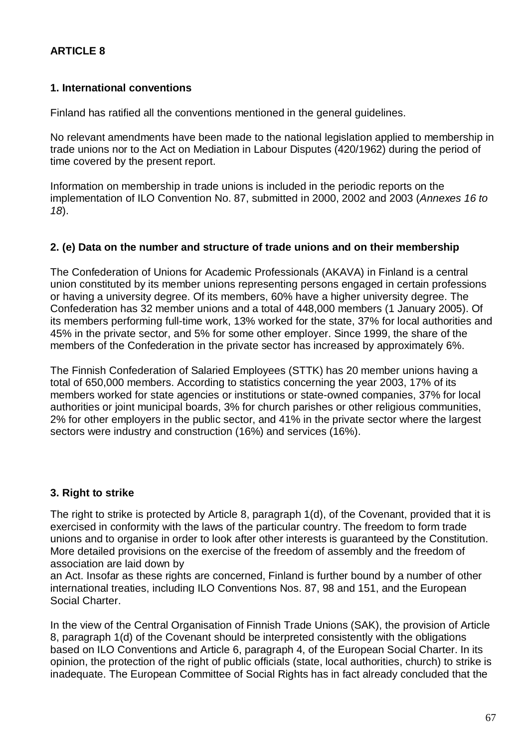**ARTICLE 8**

**1. International conventions**

Finland has ratified all the conventions mentioned in the general guidelines.

No relevant amendments have been made to the national legislation applied to membership in trade unions nor to the Act on Mediation in Labour Disputes (420/1962) during the period of time covered by the present report.

Information on membership in trade unions is included in the periodic reports on the implementation of ILO Convention No. 87, submitted in 2000, 2002 and 2003 (*Annexes 16 to 18*).

**2. (e) Data on the number and structure of trade unions and on their membership**

The Confederation of Unions for Academic Professionals (AKAVA) in Finland is a central union constituted by its member unions representing persons engaged in certain professions or having a university degree. Of its members, 60% have a higher university degree. The Confederation has 32 member unions and a total of 448,000 members (1 January 2005). Of its members performing full-time work, 13% worked for the state, 37% for local authorities and 45% in the private sector, and 5% for some other employer. Since 1999, the share of the members of the Confederation in the private sector has increased by approximately 6%.

The Finnish Confederation of Salaried Employees (STTK) has 20 member unions having a total of 650,000 members. According to statistics concerning the year 2003, 17% of its members worked for state agencies or institutions or state-owned companies, 37% for local authorities or joint municipal boards, 3% for church parishes or other religious communities, 2% for other employers in the public sector, and 41% in the private sector where the largest sectors were industry and construction (16%) and services (16%).

**3. Right to strike**

The right to strike is protected by Article 8, paragraph 1(d), of the Covenant, provided that it is exercised in conformity with the laws of the particular country. The freedom to form trade unions and to organise in order to look after other interests is guaranteed by the Constitution. More detailed provisions on the exercise of the freedom of assembly and the freedom of association are laid down by an Act. Insofar as these rights are concerned, Finland is further bound by a number of other international treaties, including ILO Conventions Nos. 87, 98 and 151, and the European Social Charter.

In the view of the Central Organisation of Finnish Trade Unions (SAK), the provision of Article 8, paragraph 1(d) of the Covenant should be interpreted consistently with the obligations based on ILO Conventions and Article 6, paragraph 4, of the European Social Charter. In its opinion, the protection of the right of public officials (state, local authorities, church) to strike is inadequate. The European Committee of Social Rights has in fact already concluded that the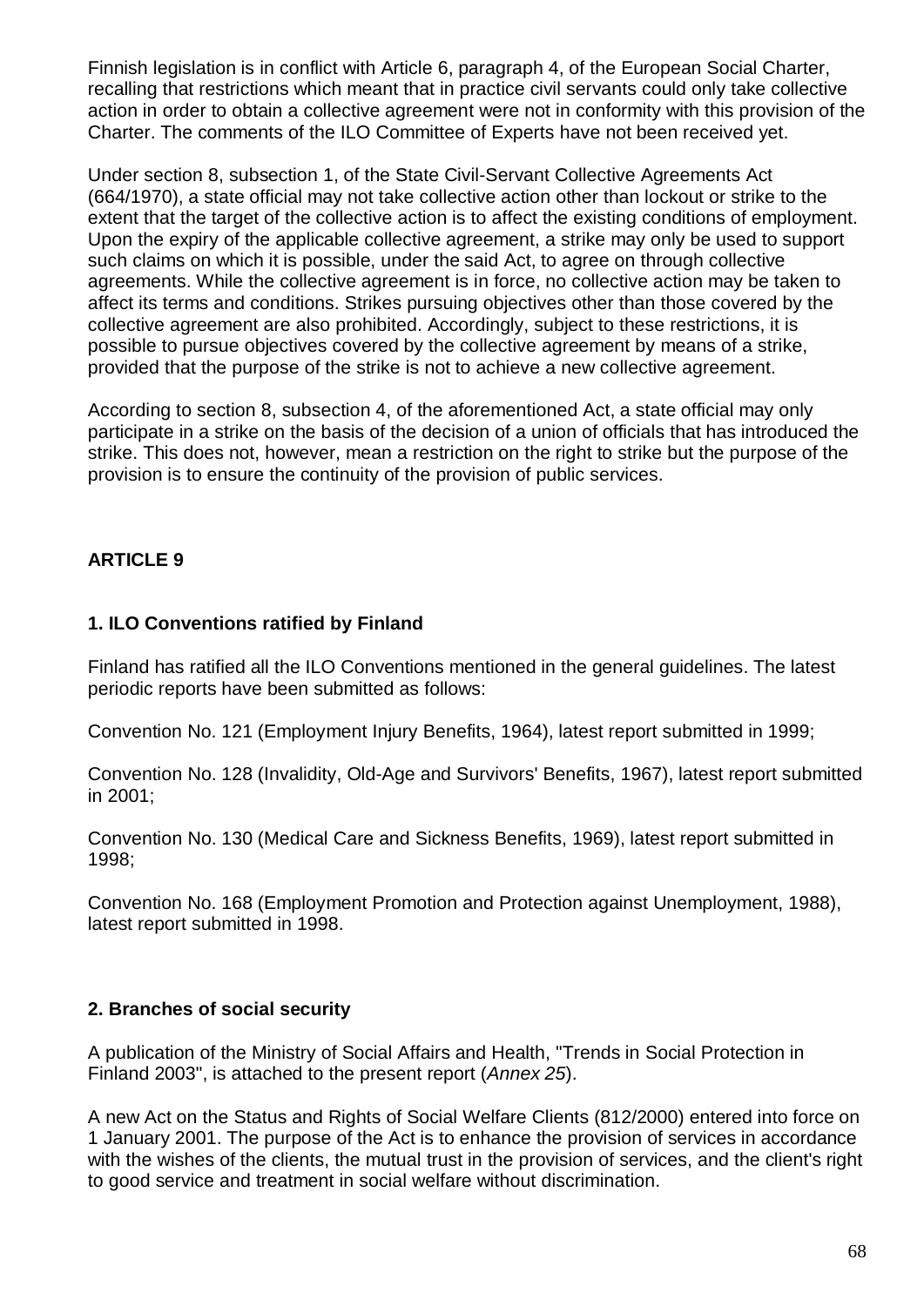Finnish legislation is in conflict with Article 6, paragraph 4, of the European Social Charter, recalling that restrictions which meant that in practice civil servants could only take collective action in order to obtain a collective agreement were not in conformity with this provision of the Charter. The comments of the ILO Committee of Experts have not been received yet.

Under section 8, subsection 1, of the State Civil-Servant Collective Agreements Act (664/1970), a state official may not take collective action other than lockout or strike to the extent that the target of the collective action is to affect the existing conditions of employment. Upon the expiry of the applicable collective agreement, a strike may only be used to support such claims on which it is possible, under the said Act, to agree on through collective agreements. While the collective agreement is in force, no collective action may be taken to affect its terms and conditions. Strikes pursuing objectives other than those covered by the collective agreement are also prohibited. Accordingly, subject to these restrictions, it is possible to pursue objectives covered by the collective agreement by means of a strike, provided that the purpose of the strike is not to achieve a new collective agreement.

According to section 8, subsection 4, of the aforementioned Act, a state official may only participate in a strike on the basis of the decision of a union of officials that has introduced the strike. This does not, however, mean a restriction on the right to strike but the purpose of the provision is to ensure the continuity of the provision of public services.

## ARTICLE 9

### 1. ILO Conventions ratified by Finland

Finland has ratified all the ILO Conventions mentioned in the general guidelines. The latest periodic reports have been submitted as follows:

Convention No. 121 (Employment Injury Benefits, 1964), latest report submitted in 1999;

Convention No. 128 (Invalidity, Old-Age and Survivors' Benefits, 1967), latest report submitted in 2001;

Convention No. 130 (Medical Care and Sickness Benefits, 1969), latest report submitted in 1998;

Convention No. 168 (Employment Promotion and Protection against Unemployment, 1988), latest report submitted in 1998.

### 2. Branches of social security

A publication of the Ministry of Social Affairs and Health, "Trends in Social Protection in Finland 2003", is attached to the present report (*Annex 25*).

A new Act on the Status and Rights of Social Welfare Clients (812/2000) entered into force on 1 January 2001. The purpose of the Act is to enhance the provision of services in accordance with the wishes of the clients, the mutual trust in the provision of services, and the client's right to good service and treatment in social welfare without discrimination.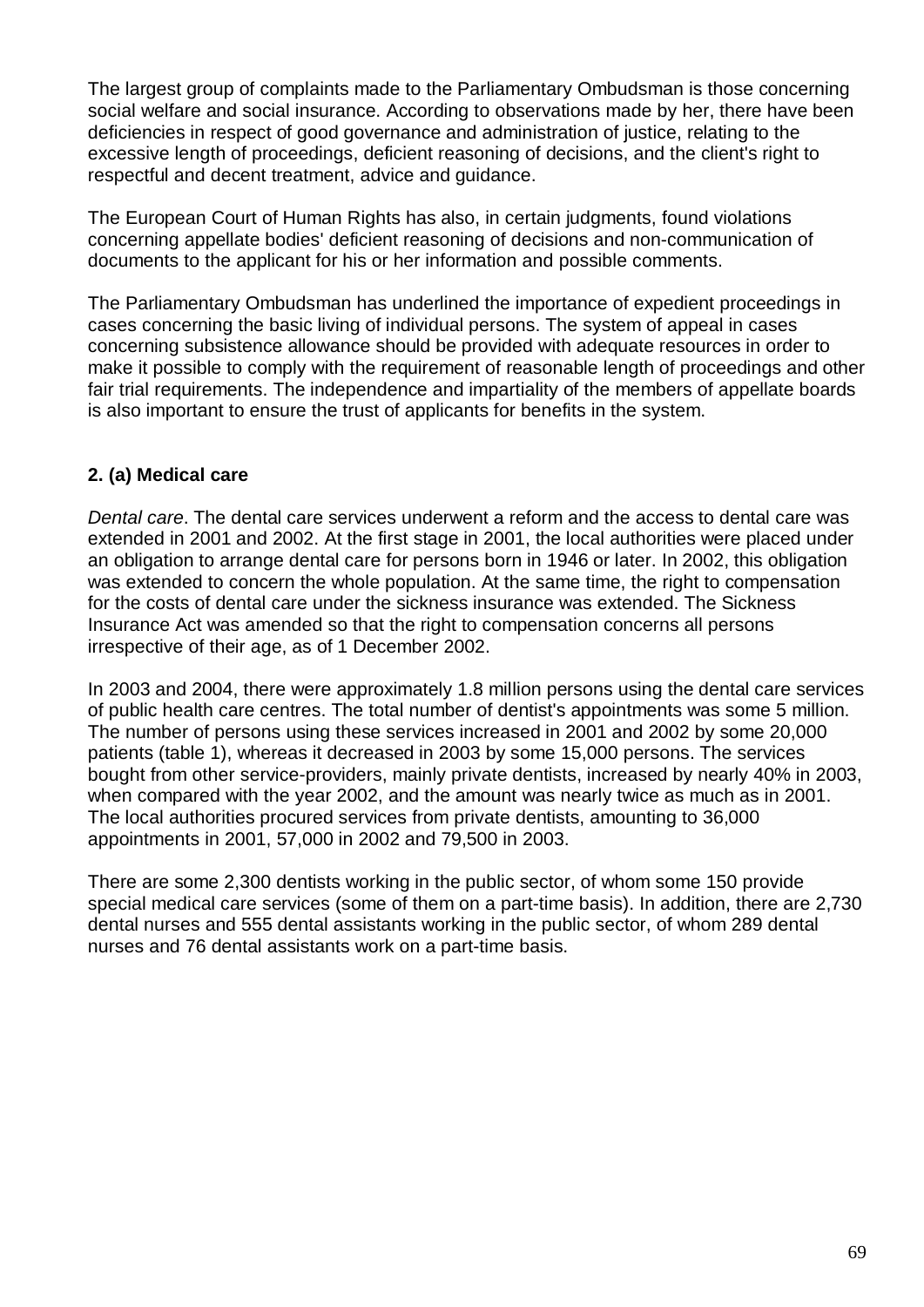The largest group of complaints made to the Parliamentary Ombudsman is those concerning social welfare and social insurance. According to observations made by her, there have been deficiencies in respect of good governance and administration of justice, relating to the excessive length of proceedings, deficient reasoning of decisions, and the client's right to respectful and decent treatment, advice and guidance.

The European Court of Human Rights has also, in certain judgments, found violations concerning appellate bodies' deficient reasoning of decisions and non-communication of documents to the applicant for his or her information and possible comments.

The Parliamentary Ombudsman has underlined the importance of expedient proceedings in cases concerning the basic living of individual persons. The system of appeal in cases concerning subsistence allowance should be provided with adequate resources in order to make it possible to comply with the requirement of reasonable length of proceedings and other fair trial requirements. The independence and impartiality of the members of appellate boards is also important to ensure the trust of applicants for benefits in the system.

**2. (a) Medical care**

*Dental care*. The dental care services underwent a reform and the access to dental care was extended in 2001 and 2002. At the first stage in 2001, the local authorities were placed under an obligation to arrange dental care for persons born in 1946 or later. In 2002, this obligation was extended to concern the whole population. At the same time, the right to compensation for the costs of dental care under the sickness insurance was extended. The Sickness Insurance Act was amended so that the right to compensation concerns all persons irrespective of their age, as of 1 December 2002.

In 2003 and 2004, there were approximately 1.8 million persons using the dental care services of public health care centres. The total number of dentist's appointments was some 5 million. The number of persons using these services increased in 2001 and 2002 by some 20,000 patients (table 1), whereas it decreased in 2003 by some 15,000 persons. The services bought from other service-providers, mainly private dentists, increased by nearly 40% in 2003, when compared with the year 2002, and the amount was nearly twice as much as in 2001. The local authorities procured services from private dentists, amounting to 36,000 appointments in 2001, 57,000 in 2002 and 79,500 in 2003.

There are some 2,300 dentists working in the public sector, of whom some 150 provide special medical care services (some of them on a part-time basis). In addition, there are 2,730 dental nurses and 555 dental assistants working in the public sector, of whom 289 dental nurses and 76 dental assistants work on a part-time basis.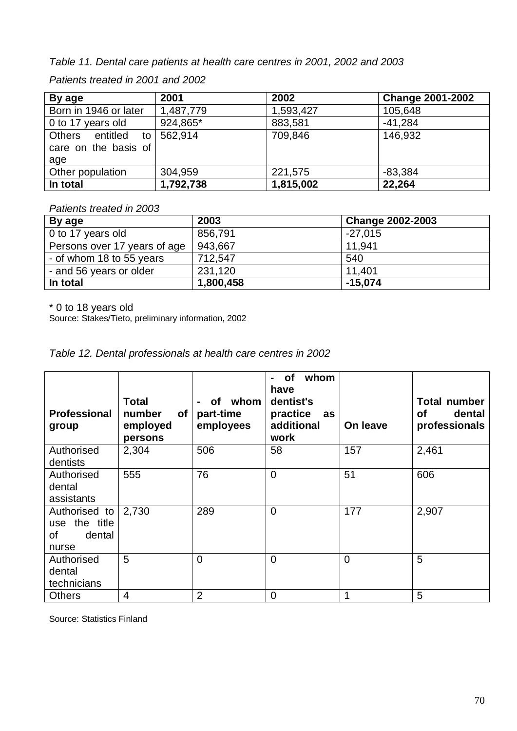*Table 11. Dental care patients at health care centres in 2001, 2002 and 2003*

*Patients treated in 2001 and 2002*

| By age | 2001 | 2002 | Change 2001-2002 |
|---|---|---|---|
| Born in 1946 or later | 1,487,779 | 1,593,427 | 105,648 |
| 0 to 17 years old | 924,865* | 883,581 | -41,284 |
| Others entitled to care on the basis of age | 562,914 | 709,846 | 146,932 |
| Other population | 304,959 | 221,575 | -83,384 |
| **In total** | **1,792,738** | **1,815,002** | **22,264** |

*Patients treated in 2003*

| By age | 2003 | Change 2002-2003 |
|---|---|---|
| 0 to 17 years old | 856,791 | -27,015 |
| Persons over 17 years of age | 943,667 | 11,941 |
| - of whom 18 to 55 years | 712,547 | 540 |
| - and 56 years or older | 231,120 | 11,401 |
| **In total** | **1,800,458** | **-15,074** |

* 0 to 18 years old

Source: Stakes/Tieto, preliminary information, 2002

*Table 12. Dental professionals at health care centres in 2002*

| Professional group | Total number of employed persons | - of whom part-time employees | - of whom have dentist's practice as additional work | On leave | Total number of dental professionals |
|---|---|---|---|---|---|
| Authorised dentists | 2,304 | 506 | 58 | 157 | 2,461 |
| Authorised dental assistants | 555 | 76 | 0 | 51 | 606 |
| Authorised to use the title of dental nurse | 2,730 | 289 | 0 | 177 | 2,907 |
| Authorised dental technicians | 5 | 0 | 0 | 0 | 5 |
| Others | 4 | 2 | 0 | 1 | 5 |

Source: Statistics Finland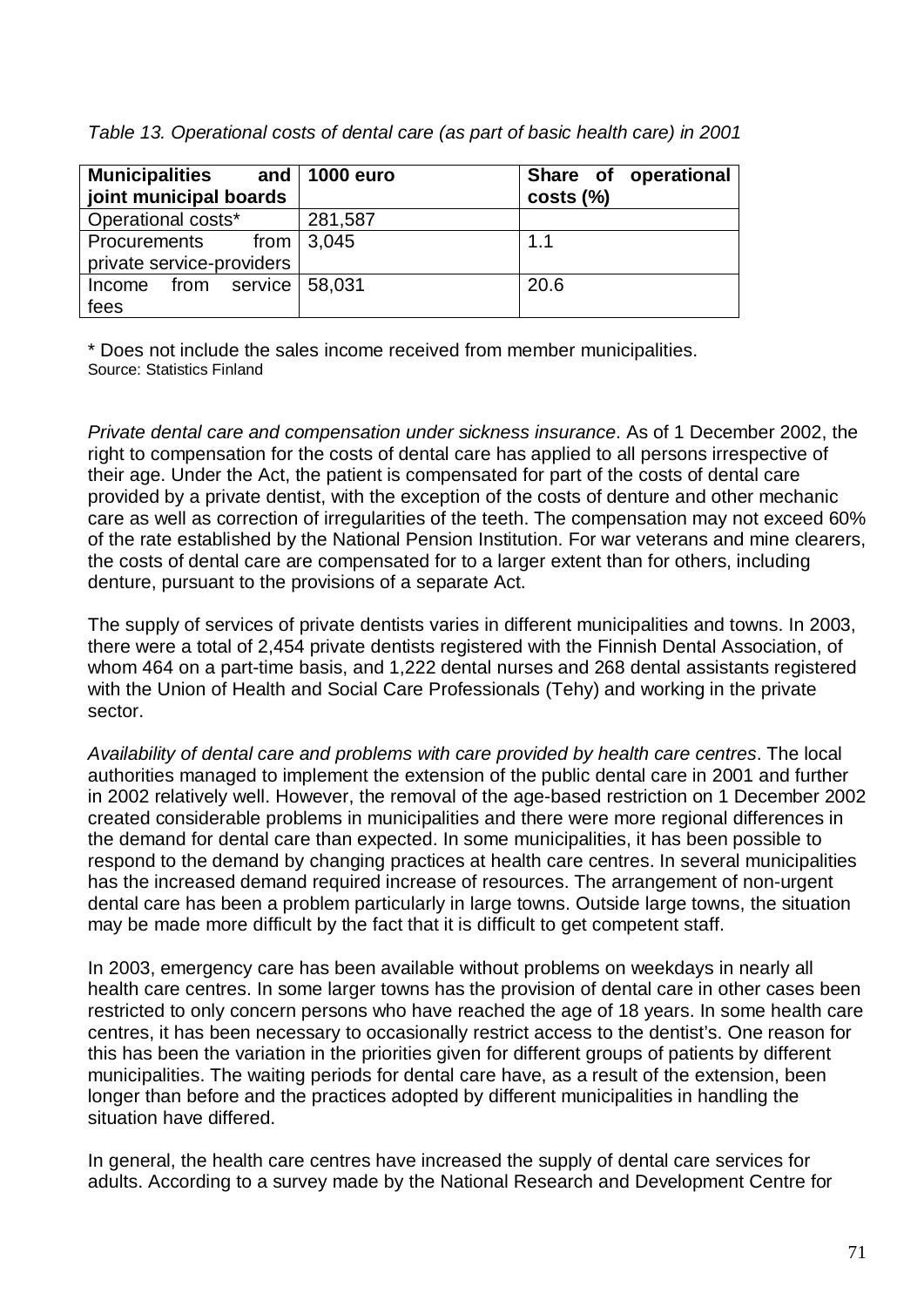*Table 13. Operational costs of dental care (as part of basic health care) in 2001*

| Municipalities and joint municipal boards | 1000 euro | Share of operational costs (%) |
|---|---|---|
| Operational costs* | 281,587 | |
| Procurements from private service-providers | 3,045 | 1.1 |
| Income from service fees | 58,031 | 20.6 |

\* Does not include the sales income received from member municipalities.
Source: Statistics Finland

*Private dental care and compensation under sickness insurance*. As of 1 December 2002, the right to compensation for the costs of dental care has applied to all persons irrespective of their age. Under the Act, the patient is compensated for part of the costs of dental care provided by a private dentist, with the exception of the costs of denture and other mechanic care as well as correction of irregularities of the teeth. The compensation may not exceed 60% of the rate established by the National Pension Institution. For war veterans and mine clearers, the costs of dental care are compensated for to a larger extent than for others, including denture, pursuant to the provisions of a separate Act.

The supply of services of private dentists varies in different municipalities and towns. In 2003, there were a total of 2,454 private dentists registered with the Finnish Dental Association, of whom 464 on a part-time basis, and 1,222 dental nurses and 268 dental assistants registered with the Union of Health and Social Care Professionals (Tehy) and working in the private sector.

*Availability of dental care and problems with care provided by health care centres*. The local authorities managed to implement the extension of the public dental care in 2001 and further in 2002 relatively well. However, the removal of the age-based restriction on 1 December 2002 created considerable problems in municipalities and there were more regional differences in the demand for dental care than expected. In some municipalities, it has been possible to respond to the demand by changing practices at health care centres. In several municipalities has the increased demand required increase of resources. The arrangement of non-urgent dental care has been a problem particularly in large towns. Outside large towns, the situation may be made more difficult by the fact that it is difficult to get competent staff.

In 2003, emergency care has been available without problems on weekdays in nearly all health care centres. In some larger towns has the provision of dental care in other cases been restricted to only concern persons who have reached the age of 18 years. In some health care centres, it has been necessary to occasionally restrict access to the dentist's. One reason for this has been the variation in the priorities given for different groups of patients by different municipalities. The waiting periods for dental care have, as a result of the extension, been longer than before and the practices adopted by different municipalities in handling the situation have differed.

In general, the health care centres have increased the supply of dental care services for adults. According to a survey made by the National Research and Development Centre for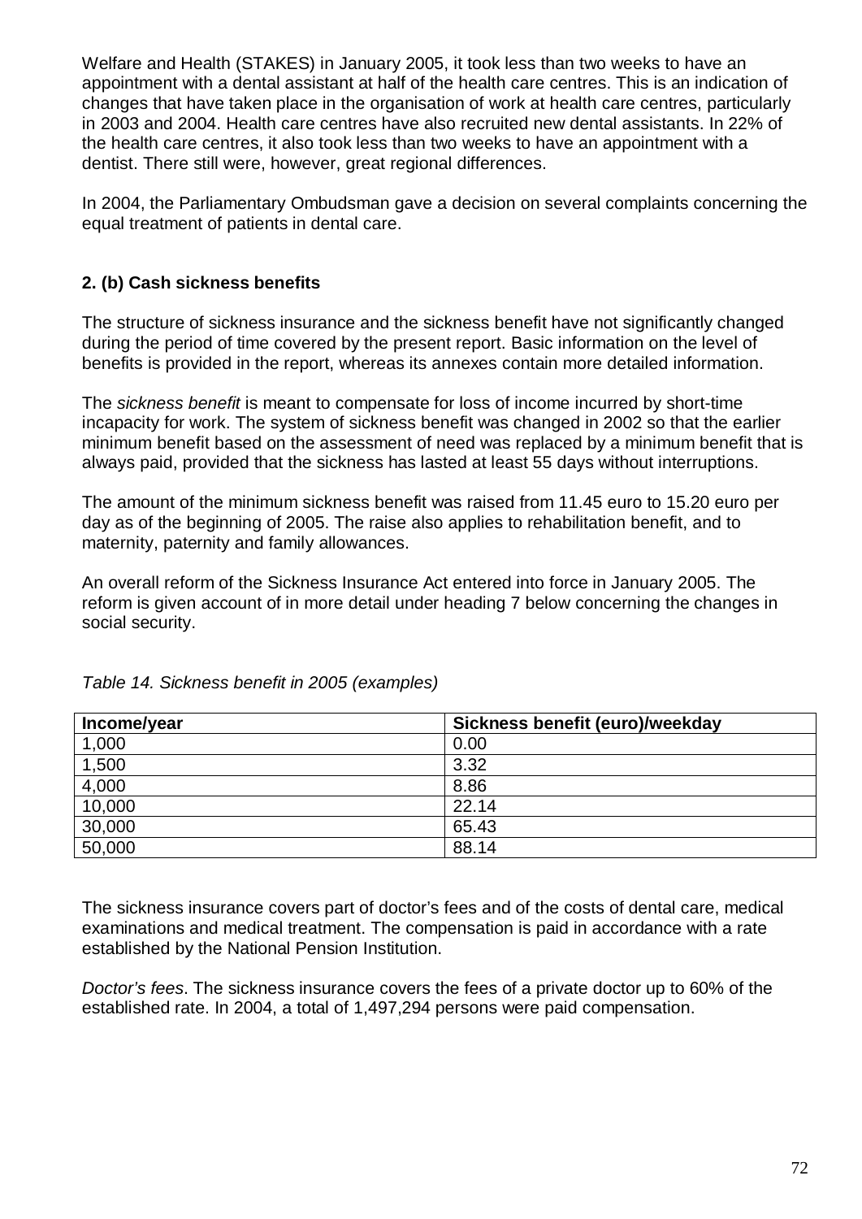Welfare and Health (STAKES) in January 2005, it took less than two weeks to have an appointment with a dental assistant at half of the health care centres. This is an indication of changes that have taken place in the organisation of work at health care centres, particularly in 2003 and 2004. Health care centres have also recruited new dental assistants. In 22% of the health care centres, it also took less than two weeks to have an appointment with a dentist. There still were, however, great regional differences.

In 2004, the Parliamentary Ombudsman gave a decision on several complaints concerning the equal treatment of patients in dental care.

## 2. (b) Cash sickness benefits

The structure of sickness insurance and the sickness benefit have not significantly changed during the period of time covered by the present report. Basic information on the level of benefits is provided in the report, whereas its annexes contain more detailed information.

The *sickness benefit* is meant to compensate for loss of income incurred by short-time incapacity for work. The system of sickness benefit was changed in 2002 so that the earlier minimum benefit based on the assessment of need was replaced by a minimum benefit that is always paid, provided that the sickness has lasted at least 55 days without interruptions.

The amount of the minimum sickness benefit was raised from 11.45 euro to 15.20 euro per day as of the beginning of 2005. The raise also applies to rehabilitation benefit, and to maternity, paternity and family allowances.

An overall reform of the Sickness Insurance Act entered into force in January 2005. The reform is given account of in more detail under heading 7 below concerning the changes in social security.

*Table 14. Sickness benefit in 2005 (examples)*

| Income/year | Sickness benefit (euro)/weekday |
|---|---|
| 1,000 | 0.00 |
| 1,500 | 3.32 |
| 4,000 | 8.86 |
| 10,000 | 22.14 |
| 30,000 | 65.43 |
| 50,000 | 88.14 |

The sickness insurance covers part of doctor's fees and of the costs of dental care, medical examinations and medical treatment. The compensation is paid in accordance with a rate established by the National Pension Institution.

*Doctor's fees*. The sickness insurance covers the fees of a private doctor up to 60% of the established rate. In 2004, a total of 1,497,294 persons were paid compensation.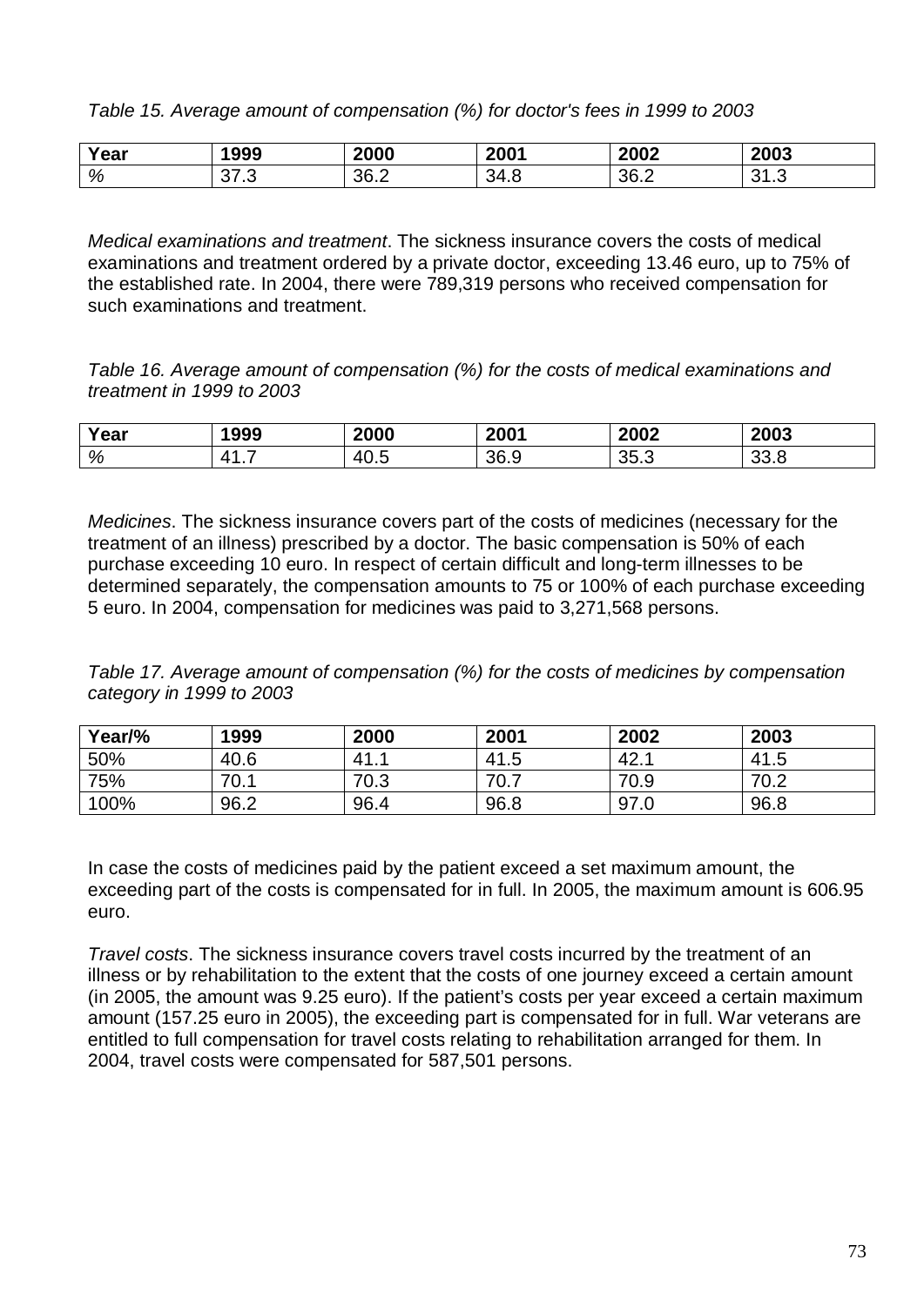*Table 15. Average amount of compensation (%) for doctor's fees in 1999 to 2003*

| Year | 1999 | 2000 | 2001 | 2002 | 2003 |
|---|---|---|---|---|---|
| % | 37.3 | 36.2 | 34.8 | 36.2 | 31.3 |

*Medical examinations and treatment*. The sickness insurance covers the costs of medical examinations and treatment ordered by a private doctor, exceeding 13.46 euro, up to 75% of the established rate. In 2004, there were 789,319 persons who received compensation for such examinations and treatment.

*Table 16. Average amount of compensation (%) for the costs of medical examinations and treatment in 1999 to 2003*

| Year | 1999 | 2000 | 2001 | 2002 | 2003 |
|---|---|---|---|---|---|
| % | 41.7 | 40.5 | 36.9 | 35.3 | 33.8 |

*Medicines*. The sickness insurance covers part of the costs of medicines (necessary for the treatment of an illness) prescribed by a doctor. The basic compensation is 50% of each purchase exceeding 10 euro. In respect of certain difficult and long-term illnesses to be determined separately, the compensation amounts to 75 or 100% of each purchase exceeding 5 euro. In 2004, compensation for medicines was paid to 3,271,568 persons.

*Table 17. Average amount of compensation (%) for the costs of medicines by compensation category in 1999 to 2003*

| Year/% | 1999 | 2000 | 2001 | 2002 | 2003 |
|---|---|---|---|---|---|
| 50% | 40.6 | 41.1 | 41.5 | 42.1 | 41.5 |
| 75% | 70.1 | 70.3 | 70.7 | 70.9 | 70.2 |
| 100% | 96.2 | 96.4 | 96.8 | 97.0 | 96.8 |

In case the costs of medicines paid by the patient exceed a set maximum amount, the exceeding part of the costs is compensated for in full. In 2005, the maximum amount is 606.95 euro.

*Travel costs*. The sickness insurance covers travel costs incurred by the treatment of an illness or by rehabilitation to the extent that the costs of one journey exceed a certain amount (in 2005, the amount was 9.25 euro). If the patient's costs per year exceed a certain maximum amount (157.25 euro in 2005), the exceeding part is compensated for in full. War veterans are entitled to full compensation for travel costs relating to rehabilitation arranged for them. In 2004, travel costs were compensated for 587,501 persons.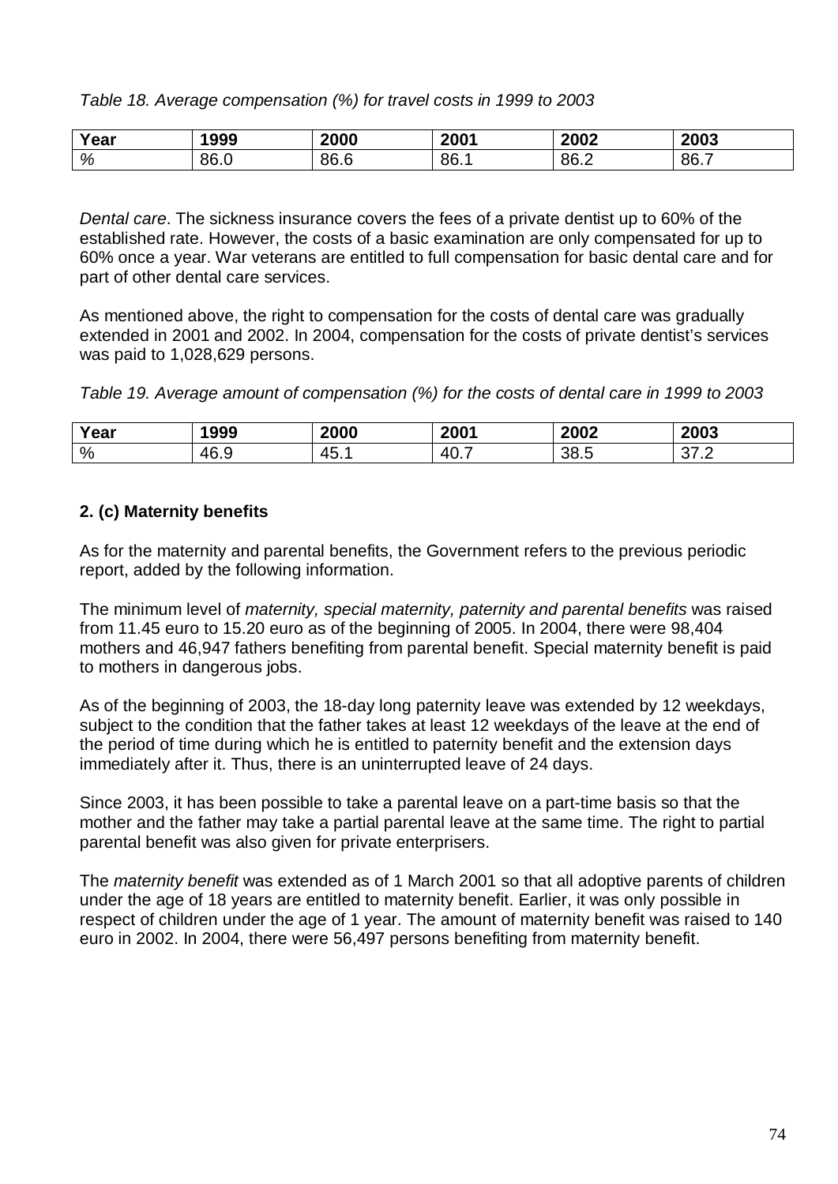*Table 18. Average compensation (%) for travel costs in 1999 to 2003*

| Year | 1999 | 2000 | 2001 | 2002 | 2003 |
|---|---|---|---|---|---|
| % | 86.0 | 86.6 | 86.1 | 86.2 | 86.7 |

*Dental care*. The sickness insurance covers the fees of a private dentist up to 60% of the established rate. However, the costs of a basic examination are only compensated for up to 60% once a year. War veterans are entitled to full compensation for basic dental care and for part of other dental care services.

As mentioned above, the right to compensation for the costs of dental care was gradually extended in 2001 and 2002. In 2004, compensation for the costs of private dentist's services was paid to 1,028,629 persons.

*Table 19. Average amount of compensation (%) for the costs of dental care in 1999 to 2003*

| Year | 1999 | 2000 | 2001 | 2002 | 2003 |
|---|---|---|---|---|---|
| % | 46.9 | 45.1 | 40.7 | 38.5 | 37.2 |

**2. (c) Maternity benefits**

As for the maternity and parental benefits, the Government refers to the previous periodic report, added by the following information.

The minimum level of *maternity, special maternity, paternity and parental benefits* was raised from 11.45 euro to 15.20 euro as of the beginning of 2005. In 2004, there were 98,404 mothers and 46,947 fathers benefiting from parental benefit. Special maternity benefit is paid to mothers in dangerous jobs.

As of the beginning of 2003, the 18-day long paternity leave was extended by 12 weekdays, subject to the condition that the father takes at least 12 weekdays of the leave at the end of the period of time during which he is entitled to paternity benefit and the extension days immediately after it. Thus, there is an uninterrupted leave of 24 days.

Since 2003, it has been possible to take a parental leave on a part-time basis so that the mother and the father may take a partial parental leave at the same time. The right to partial parental benefit was also given for private enterprisers.

The *maternity benefit* was extended as of 1 March 2001 so that all adoptive parents of children under the age of 18 years are entitled to maternity benefit. Earlier, it was only possible in respect of children under the age of 1 year. The amount of maternity benefit was raised to 140 euro in 2002. In 2004, there were 56,497 persons benefiting from maternity benefit.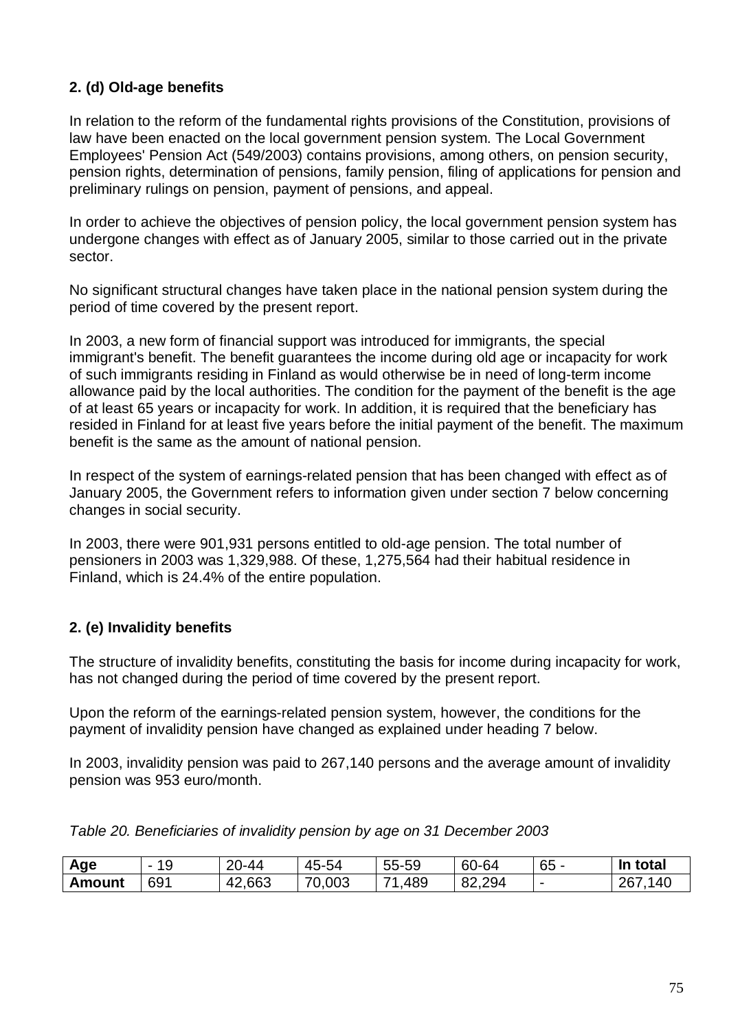**2. (d) Old-age benefits**

In relation to the reform of the fundamental rights provisions of the Constitution, provisions of law have been enacted on the local government pension system. The Local Government Employees' Pension Act (549/2003) contains provisions, among others, on pension security, pension rights, determination of pensions, family pension, filing of applications for pension and preliminary rulings on pension, payment of pensions, and appeal.

In order to achieve the objectives of pension policy, the local government pension system has undergone changes with effect as of January 2005, similar to those carried out in the private sector.

No significant structural changes have taken place in the national pension system during the period of time covered by the present report.

In 2003, a new form of financial support was introduced for immigrants, the special immigrant's benefit. The benefit guarantees the income during old age or incapacity for work of such immigrants residing in Finland as would otherwise be in need of long-term income allowance paid by the local authorities. The condition for the payment of the benefit is the age of at least 65 years or incapacity for work. In addition, it is required that the beneficiary has resided in Finland for at least five years before the initial payment of the benefit. The maximum benefit is the same as the amount of national pension.

In respect of the system of earnings-related pension that has been changed with effect as of January 2005, the Government refers to information given under section 7 below concerning changes in social security.

In 2003, there were 901,931 persons entitled to old-age pension. The total number of pensioners in 2003 was 1,329,988. Of these, 1,275,564 had their habitual residence in Finland, which is 24.4% of the entire population.

**2. (e) Invalidity benefits**

The structure of invalidity benefits, constituting the basis for income during incapacity for work, has not changed during the period of time covered by the present report.

Upon the reform of the earnings-related pension system, however, the conditions for the payment of invalidity pension have changed as explained under heading 7 below.

In 2003, invalidity pension was paid to 267,140 persons and the average amount of invalidity pension was 953 euro/month.

*Table 20. Beneficiaries of invalidity pension by age on 31 December 2003*

| **Age** | - 19 | 20-44 | 45-54 | 55-59 | 60-64 | 65 - | **In total** |
|---|---|---|---|---|---|---|---|
| **Amount** | 691 | 42,663 | 70,003 | 71,489 | 82,294 | - | 267,140 |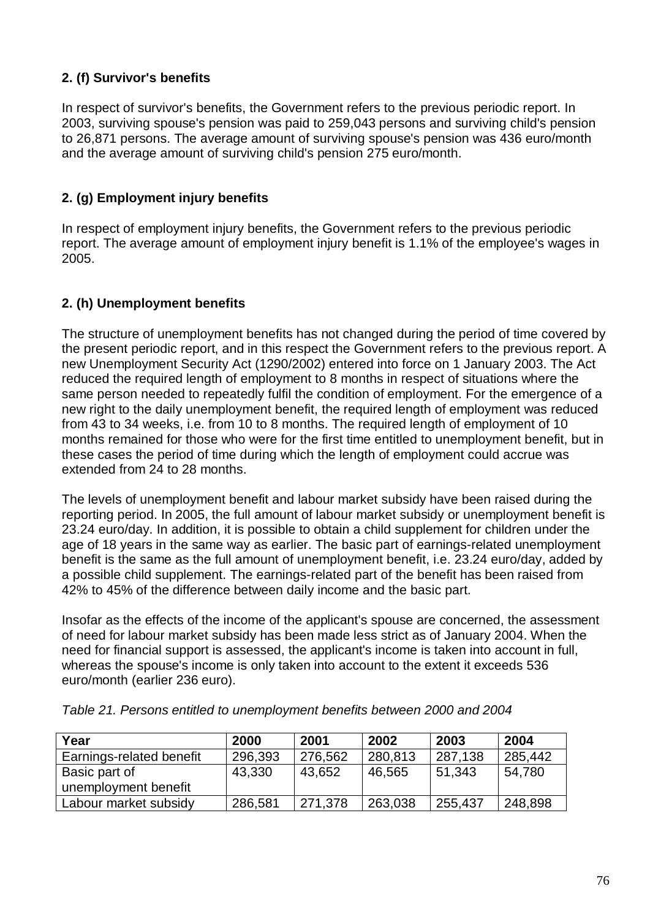### 2. (f) Survivor's benefits

In respect of survivor's benefits, the Government refers to the previous periodic report. In 2003, surviving spouse's pension was paid to 259,043 persons and surviving child's pension to 26,871 persons. The average amount of surviving spouse's pension was 436 euro/month and the average amount of surviving child's pension 275 euro/month.

### 2. (g) Employment injury benefits

In respect of employment injury benefits, the Government refers to the previous periodic report. The average amount of employment injury benefit is 1.1% of the employee's wages in 2005.

### 2. (h) Unemployment benefits

The structure of unemployment benefits has not changed during the period of time covered by the present periodic report, and in this respect the Government refers to the previous report. A new Unemployment Security Act (1290/2002) entered into force on 1 January 2003. The Act reduced the required length of employment to 8 months in respect of situations where the same person needed to repeatedly fulfil the condition of employment. For the emergence of a new right to the daily unemployment benefit, the required length of employment was reduced from 43 to 34 weeks, i.e. from 10 to 8 months. The required length of employment of 10 months remained for those who were for the first time entitled to unemployment benefit, but in these cases the period of time during which the length of employment could accrue was extended from 24 to 28 months.

The levels of unemployment benefit and labour market subsidy have been raised during the reporting period. In 2005, the full amount of labour market subsidy or unemployment benefit is 23.24 euro/day. In addition, it is possible to obtain a child supplement for children under the age of 18 years in the same way as earlier. The basic part of earnings-related unemployment benefit is the same as the full amount of unemployment benefit, i.e. 23.24 euro/day, added by a possible child supplement. The earnings-related part of the benefit has been raised from 42% to 45% of the difference between daily income and the basic part.

Insofar as the effects of the income of the applicant's spouse are concerned, the assessment of need for labour market subsidy has been made less strict as of January 2004. When the need for financial support is assessed, the applicant's income is taken into account in full, whereas the spouse's income is only taken into account to the extent it exceeds 536 euro/month (earlier 236 euro).

*Table 21. Persons entitled to unemployment benefits between 2000 and 2004*

| Year | 2000 | 2001 | 2002 | 2003 | 2004 |
|---|---|---|---|---|---|
| Earnings-related benefit | 296,393 | 276,562 | 280,813 | 287,138 | 285,442 |
| Basic part of unemployment benefit | 43,330 | 43,652 | 46,565 | 51,343 | 54,780 |
| Labour market subsidy | 286,581 | 271,378 | 263,038 | 255,437 | 248,898 |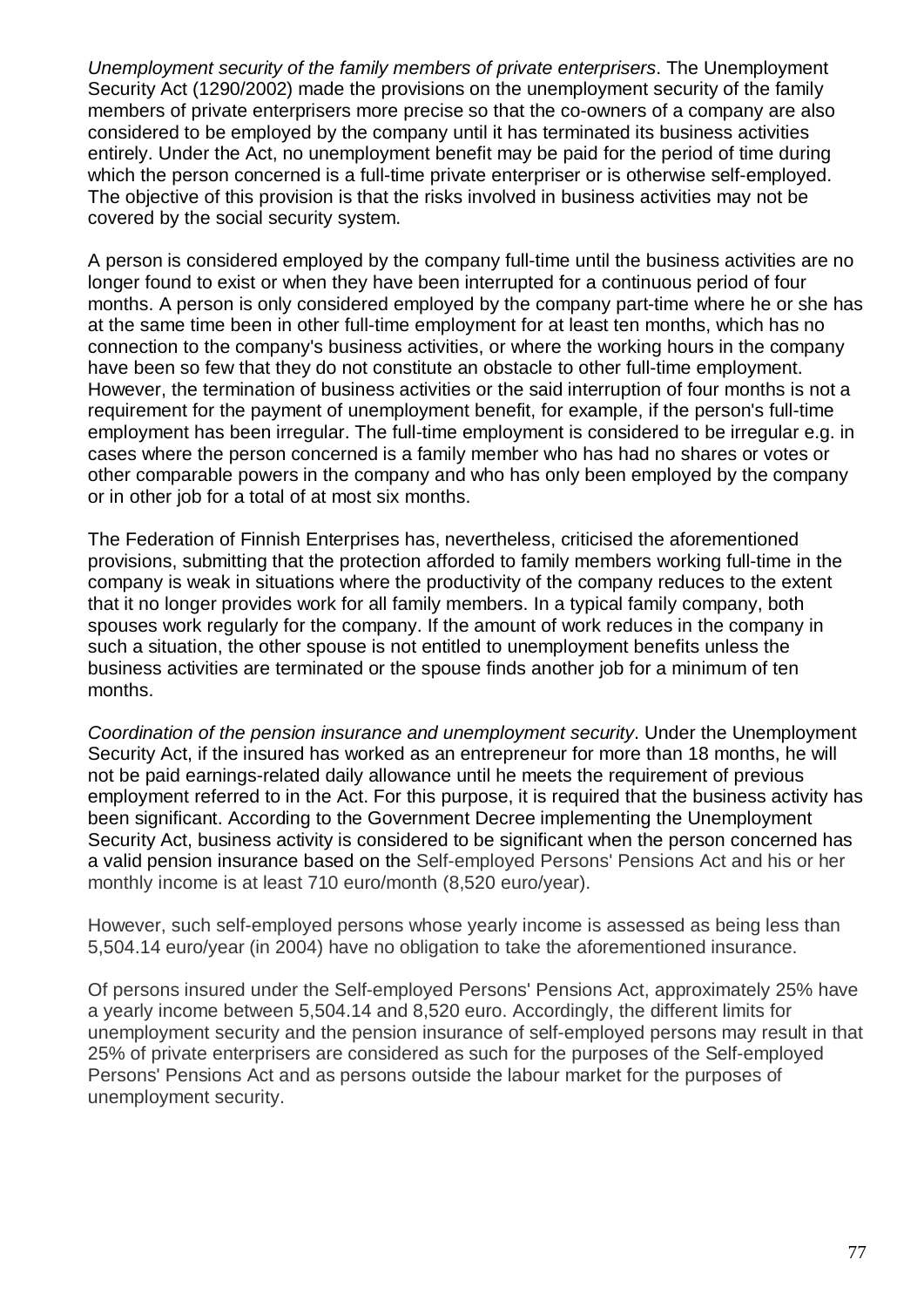*Unemployment security of the family members of private enterprisers*. The Unemployment Security Act (1290/2002) made the provisions on the unemployment security of the family members of private enterprisers more precise so that the co-owners of a company are also considered to be employed by the company until it has terminated its business activities entirely. Under the Act, no unemployment benefit may be paid for the period of time during which the person concerned is a full-time private enterpriser or is otherwise self-employed. The objective of this provision is that the risks involved in business activities may not be covered by the social security system.

A person is considered employed by the company full-time until the business activities are no longer found to exist or when they have been interrupted for a continuous period of four months. A person is only considered employed by the company part-time where he or she has at the same time been in other full-time employment for at least ten months, which has no connection to the company's business activities, or where the working hours in the company have been so few that they do not constitute an obstacle to other full-time employment. However, the termination of business activities or the said interruption of four months is not a requirement for the payment of unemployment benefit, for example, if the person's full-time employment has been irregular. The full-time employment is considered to be irregular e.g. in cases where the person concerned is a family member who has had no shares or votes or other comparable powers in the company and who has only been employed by the company or in other job for a total of at most six months.

The Federation of Finnish Enterprises has, nevertheless, criticised the aforementioned provisions, submitting that the protection afforded to family members working full-time in the company is weak in situations where the productivity of the company reduces to the extent that it no longer provides work for all family members. In a typical family company, both spouses work regularly for the company. If the amount of work reduces in the company in such a situation, the other spouse is not entitled to unemployment benefits unless the business activities are terminated or the spouse finds another job for a minimum of ten months.

*Coordination of the pension insurance and unemployment security*. Under the Unemployment Security Act, if the insured has worked as an entrepreneur for more than 18 months, he will not be paid earnings-related daily allowance until he meets the requirement of previous employment referred to in the Act. For this purpose, it is required that the business activity has been significant. According to the Government Decree implementing the Unemployment Security Act, business activity is considered to be significant when the person concerned has a valid pension insurance based on the Self-employed Persons' Pensions Act and his or her monthly income is at least 710 euro/month (8,520 euro/year).

However, such self-employed persons whose yearly income is assessed as being less than 5,504.14 euro/year (in 2004) have no obligation to take the aforementioned insurance.

Of persons insured under the Self-employed Persons' Pensions Act, approximately 25% have a yearly income between 5,504.14 and 8,520 euro. Accordingly, the different limits for unemployment security and the pension insurance of self-employed persons may result in that 25% of private enterprisers are considered as such for the purposes of the Self-employed Persons' Pensions Act and as persons outside the labour market for the purposes of unemployment security.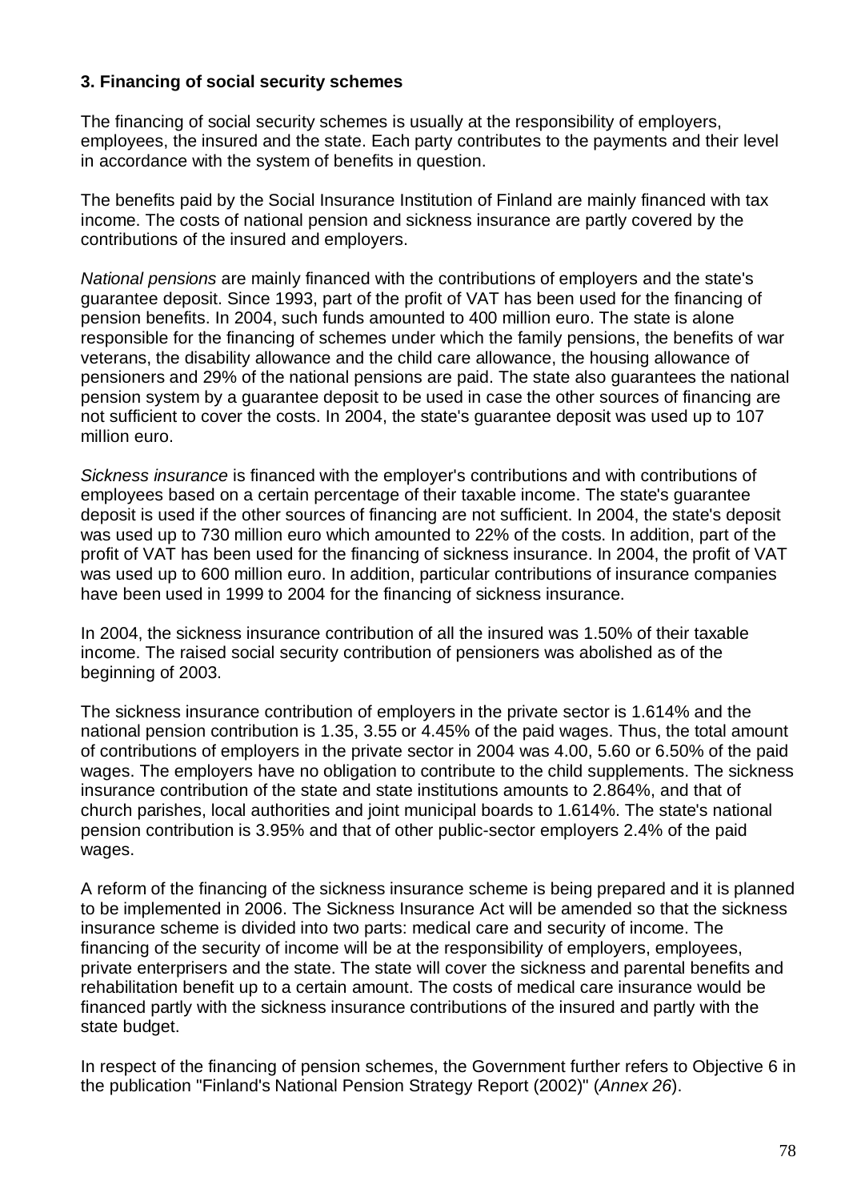### 3. Financing of social security schemes

The financing of social security schemes is usually at the responsibility of employers, employees, the insured and the state. Each party contributes to the payments and their level in accordance with the system of benefits in question.

The benefits paid by the Social Insurance Institution of Finland are mainly financed with tax income. The costs of national pension and sickness insurance are partly covered by the contributions of the insured and employers.

*National pensions* are mainly financed with the contributions of employers and the state's guarantee deposit. Since 1993, part of the profit of VAT has been used for the financing of pension benefits. In 2004, such funds amounted to 400 million euro. The state is alone responsible for the financing of schemes under which the family pensions, the benefits of war veterans, the disability allowance and the child care allowance, the housing allowance of pensioners and 29% of the national pensions are paid. The state also guarantees the national pension system by a guarantee deposit to be used in case the other sources of financing are not sufficient to cover the costs. In 2004, the state's guarantee deposit was used up to 107 million euro.

*Sickness insurance* is financed with the employer's contributions and with contributions of employees based on a certain percentage of their taxable income. The state's guarantee deposit is used if the other sources of financing are not sufficient. In 2004, the state's deposit was used up to 730 million euro which amounted to 22% of the costs. In addition, part of the profit of VAT has been used for the financing of sickness insurance. In 2004, the profit of VAT was used up to 600 million euro. In addition, particular contributions of insurance companies have been used in 1999 to 2004 for the financing of sickness insurance.

In 2004, the sickness insurance contribution of all the insured was 1.50% of their taxable income. The raised social security contribution of pensioners was abolished as of the beginning of 2003.

The sickness insurance contribution of employers in the private sector is 1.614% and the national pension contribution is 1.35, 3.55 or 4.45% of the paid wages. Thus, the total amount of contributions of employers in the private sector in 2004 was 4.00, 5.60 or 6.50% of the paid wages. The employers have no obligation to contribute to the child supplements. The sickness insurance contribution of the state and state institutions amounts to 2.864%, and that of church parishes, local authorities and joint municipal boards to 1.614%. The state's national pension contribution is 3.95% and that of other public-sector employers 2.4% of the paid wages.

A reform of the financing of the sickness insurance scheme is being prepared and it is planned to be implemented in 2006. The Sickness Insurance Act will be amended so that the sickness insurance scheme is divided into two parts: medical care and security of income. The financing of the security of income will be at the responsibility of employers, employees, private enterprisers and the state. The state will cover the sickness and parental benefits and rehabilitation benefit up to a certain amount. The costs of medical care insurance would be financed partly with the sickness insurance contributions of the insured and partly with the state budget.

In respect of the financing of pension schemes, the Government further refers to Objective 6 in the publication "Finland's National Pension Strategy Report (2002)" (*Annex 26*).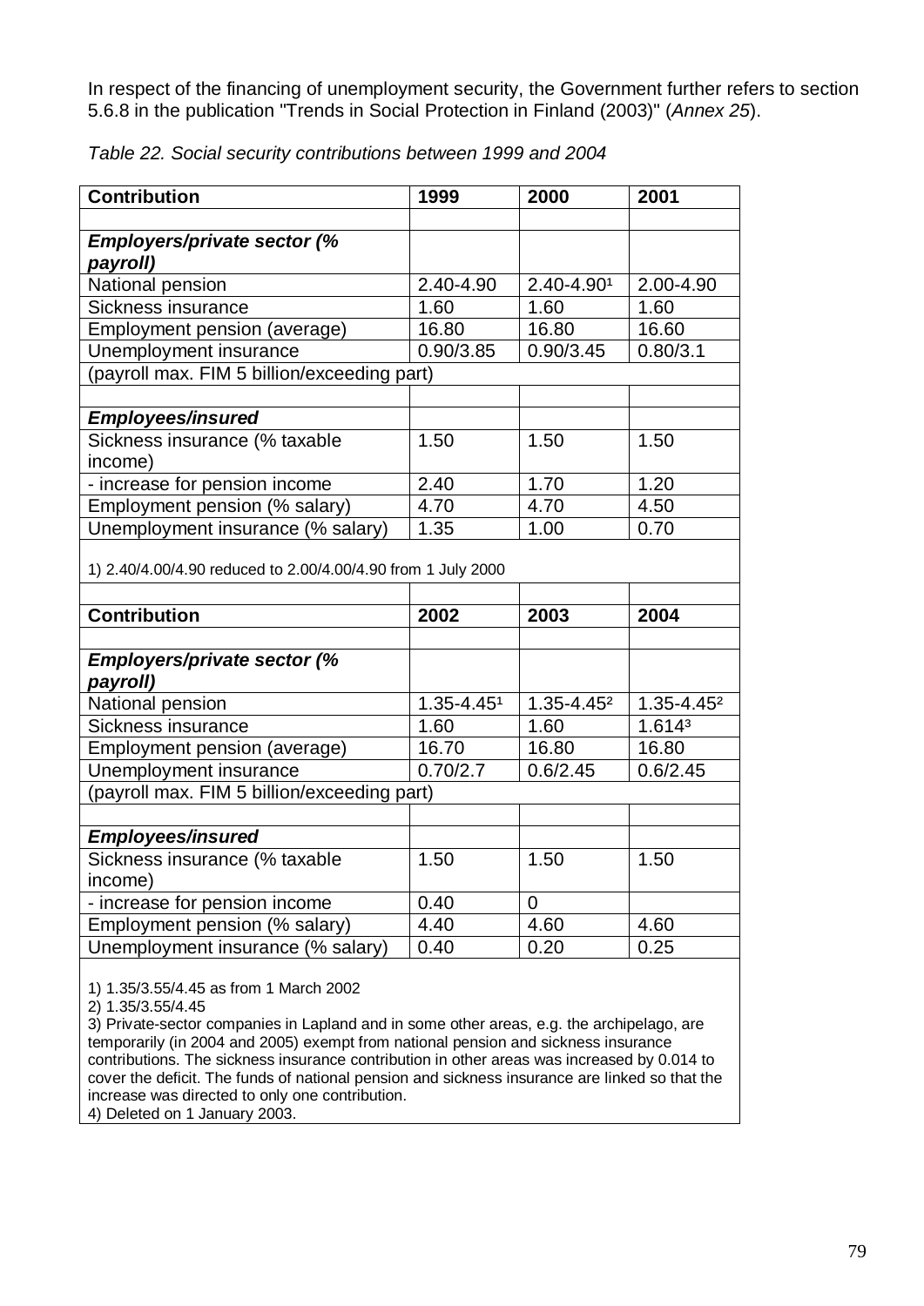In respect of the financing of unemployment security, the Government further refers to section 5.6.8 in the publication "Trends in Social Protection in Finland (2003)" (*Annex 25*).

*Table 22. Social security contributions between 1999 and 2004*

| Contribution | 1999 | 2000 | 2001 |
|---|---|---|---|
| | | | |
| ***Employers/private sector (% payroll)*** | | | |
| National pension | 2.40-4.90 | 2.40-4.90[1] | 2.00-4.90 |
| Sickness insurance | 1.60 | 1.60 | 1.60 |
| Employment pension (average) | 16.80 | 16.80 | 16.60 |
| Unemployment insurance | 0.90/3.85 | 0.90/3.45 | 0.80/3.1 |
| (payroll max. FIM 5 billion/exceeding part) | | | |
| | | | |
| ***Employees/insured*** | | | |
| Sickness insurance (% taxable income) | 1.50 | 1.50 | 1.50 |
| - increase for pension income | 2.40 | 1.70 | 1.20 |
| Employment pension (% salary) | 4.70 | 4.70 | 4.50 |
| Unemployment insurance (% salary) | 1.35 | 1.00 | 0.70 |

1) 2.40/4.00/4.90 reduced to 2.00/4.00/4.90 from 1 July 2000

| Contribution | 2002 | 2003 | 2004 |
|---|---|---|---|
| | | | |
| ***Employers/private sector (% payroll)*** | | | |
| National pension | 1.35-4.45[1] | 1.35-4.45[2] | 1.35-4.45[2] |
| Sickness insurance | 1.60 | 1.60 | 1.614[3] |
| Employment pension (average) | 16.70 | 16.80 | 16.80 |
| Unemployment insurance | 0.70/2.7 | 0.6/2.45 | 0.6/2.45 |
| (payroll max. FIM 5 billion/exceeding part) | | | |
| | | | |
| ***Employees/insured*** | | | |
| Sickness insurance (% taxable income) | 1.50 | 1.50 | 1.50 |
| - increase for pension income | 0.40 | 0 | |
| Employment pension (% salary) | 4.40 | 4.60 | 4.60 |
| Unemployment insurance (% salary) | 0.40 | 0.20 | 0.25 |

1) 1.35/3.55/4.45 as from 1 March 2002
2) 1.35/3.55/4.45
3) Private-sector companies in Lapland and in some other areas, e.g. the archipelago, are temporarily (in 2004 and 2005) exempt from national pension and sickness insurance contributions. The sickness insurance contribution in other areas was increased by 0.014 to cover the deficit. The funds of national pension and sickness insurance are linked so that the increase was directed to only one contribution.
4) Deleted on 1 January 2003.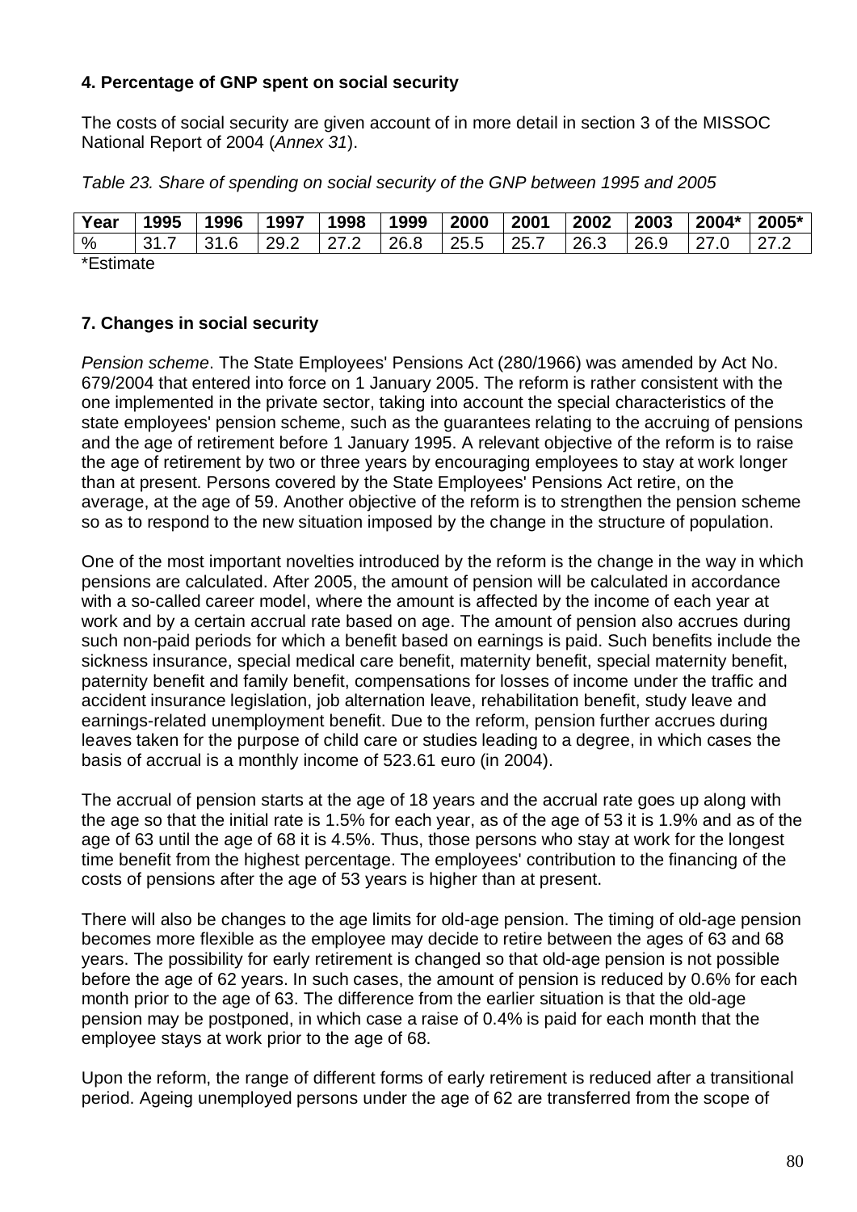### 4. Percentage of GNP spent on social security

The costs of social security are given account of in more detail in section 3 of the MISSOC National Report of 2004 (*Annex 31*).

*Table 23. Share of spending on social security of the GNP between 1995 and 2005*

| Year | 1995 | 1996 | 1997 | 1998 | 1999 | 2000 | 2001 | 2002 | 2003 | 2004* | 2005* |
|---|---|---|---|---|---|---|---|---|---|---|---|
| % | 31.7 | 31.6 | 29.2 | 27.2 | 26.8 | 25.5 | 25.7 | 26.3 | 26.9 | 27.0 | 27.2 |

*Estimate

### 7. Changes in social security

*Pension scheme*. The State Employees' Pensions Act (280/1966) was amended by Act No. 679/2004 that entered into force on 1 January 2005. The reform is rather consistent with the one implemented in the private sector, taking into account the special characteristics of the state employees' pension scheme, such as the guarantees relating to the accruing of pensions and the age of retirement before 1 January 1995. A relevant objective of the reform is to raise the age of retirement by two or three years by encouraging employees to stay at work longer than at present. Persons covered by the State Employees' Pensions Act retire, on the average, at the age of 59. Another objective of the reform is to strengthen the pension scheme so as to respond to the new situation imposed by the change in the structure of population.

One of the most important novelties introduced by the reform is the change in the way in which pensions are calculated. After 2005, the amount of pension will be calculated in accordance with a so-called career model, where the amount is affected by the income of each year at work and by a certain accrual rate based on age. The amount of pension also accrues during such non-paid periods for which a benefit based on earnings is paid. Such benefits include the sickness insurance, special medical care benefit, maternity benefit, special maternity benefit, paternity benefit and family benefit, compensations for losses of income under the traffic and accident insurance legislation, job alternation leave, rehabilitation benefit, study leave and earnings-related unemployment benefit. Due to the reform, pension further accrues during leaves taken for the purpose of child care or studies leading to a degree, in which cases the basis of accrual is a monthly income of 523.61 euro (in 2004).

The accrual of pension starts at the age of 18 years and the accrual rate goes up along with the age so that the initial rate is 1.5% for each year, as of the age of 53 it is 1.9% and as of the age of 63 until the age of 68 it is 4.5%. Thus, those persons who stay at work for the longest time benefit from the highest percentage. The employees' contribution to the financing of the costs of pensions after the age of 53 years is higher than at present.

There will also be changes to the age limits for old-age pension. The timing of old-age pension becomes more flexible as the employee may decide to retire between the ages of 63 and 68 years. The possibility for early retirement is changed so that old-age pension is not possible before the age of 62 years. In such cases, the amount of pension is reduced by 0.6% for each month prior to the age of 63. The difference from the earlier situation is that the old-age pension may be postponed, in which case a raise of 0.4% is paid for each month that the employee stays at work prior to the age of 68.

Upon the reform, the range of different forms of early retirement is reduced after a transitional period. Ageing unemployed persons under the age of 62 are transferred from the scope of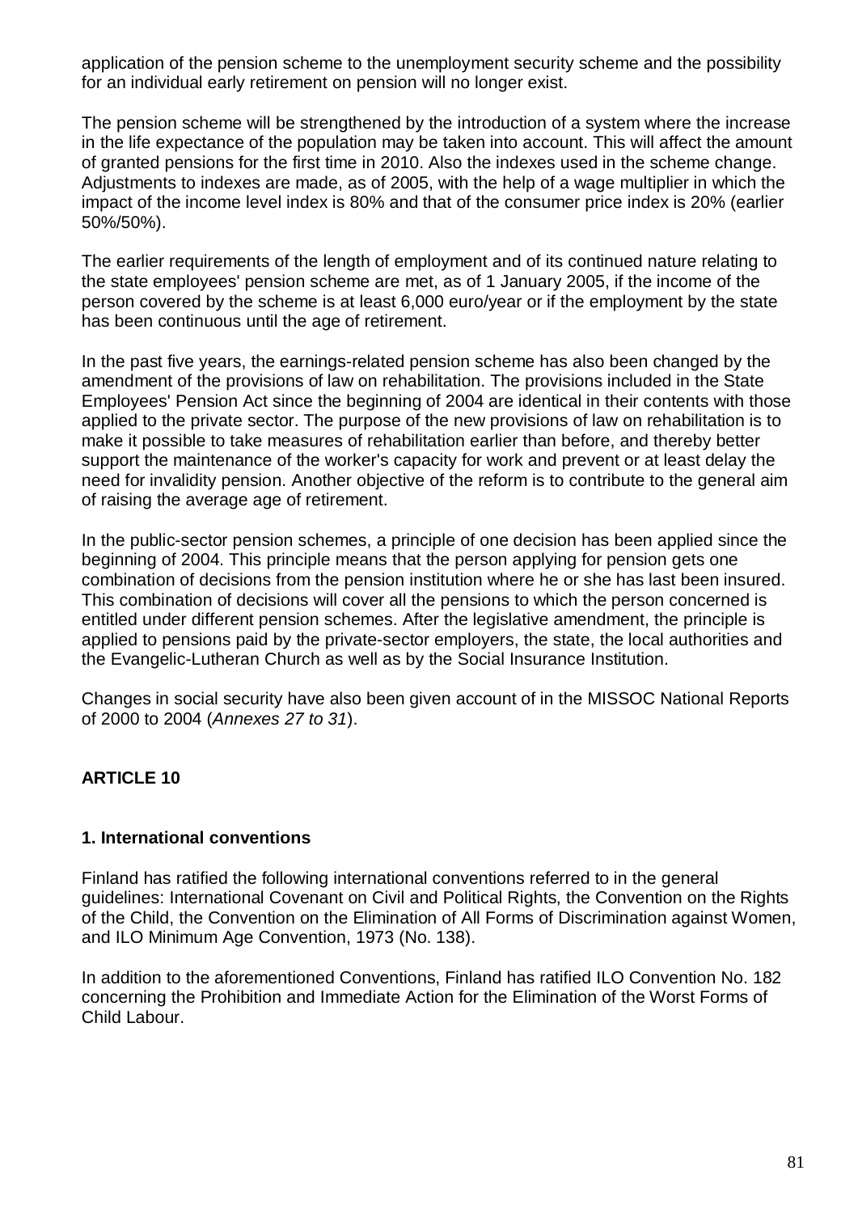application of the pension scheme to the unemployment security scheme and the possibility for an individual early retirement on pension will no longer exist.

The pension scheme will be strengthened by the introduction of a system where the increase in the life expectance of the population may be taken into account. This will affect the amount of granted pensions for the first time in 2010. Also the indexes used in the scheme change. Adjustments to indexes are made, as of 2005, with the help of a wage multiplier in which the impact of the income level index is 80% and that of the consumer price index is 20% (earlier 50%/50%).

The earlier requirements of the length of employment and of its continued nature relating to the state employees' pension scheme are met, as of 1 January 2005, if the income of the person covered by the scheme is at least 6,000 euro/year or if the employment by the state has been continuous until the age of retirement.

In the past five years, the earnings-related pension scheme has also been changed by the amendment of the provisions of law on rehabilitation. The provisions included in the State Employees' Pension Act since the beginning of 2004 are identical in their contents with those applied to the private sector. The purpose of the new provisions of law on rehabilitation is to make it possible to take measures of rehabilitation earlier than before, and thereby better support the maintenance of the worker's capacity for work and prevent or at least delay the need for invalidity pension. Another objective of the reform is to contribute to the general aim of raising the average age of retirement.

In the public-sector pension schemes, a principle of one decision has been applied since the beginning of 2004. This principle means that the person applying for pension gets one combination of decisions from the pension institution where he or she has last been insured. This combination of decisions will cover all the pensions to which the person concerned is entitled under different pension schemes. After the legislative amendment, the principle is applied to pensions paid by the private-sector employers, the state, the local authorities and the Evangelic-Lutheran Church as well as by the Social Insurance Institution.

Changes in social security have also been given account of in the MISSOC National Reports of 2000 to 2004 (*Annexes 27 to 31*).

## ARTICLE 10

### 1. International conventions

Finland has ratified the following international conventions referred to in the general guidelines: International Covenant on Civil and Political Rights, the Convention on the Rights of the Child, the Convention on the Elimination of All Forms of Discrimination against Women, and ILO Minimum Age Convention, 1973 (No. 138).

In addition to the aforementioned Conventions, Finland has ratified ILO Convention No. 182 concerning the Prohibition and Immediate Action for the Elimination of the Worst Forms of Child Labour.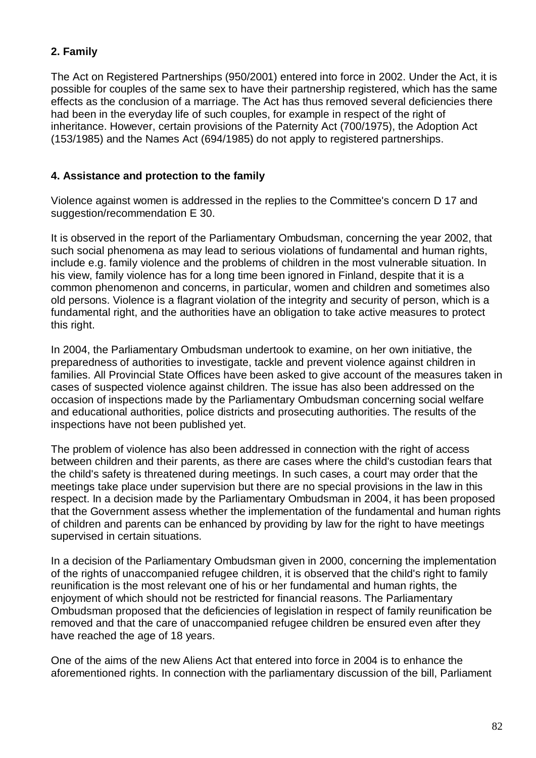**2. Family**

The Act on Registered Partnerships (950/2001) entered into force in 2002. Under the Act, it is possible for couples of the same sex to have their partnership registered, which has the same effects as the conclusion of a marriage. The Act has thus removed several deficiencies there had been in the everyday life of such couples, for example in respect of the right of inheritance. However, certain provisions of the Paternity Act (700/1975), the Adoption Act (153/1985) and the Names Act (694/1985) do not apply to registered partnerships.

**4. Assistance and protection to the family**

Violence against women is addressed in the replies to the Committee's concern D 17 and suggestion/recommendation E 30.

It is observed in the report of the Parliamentary Ombudsman, concerning the year 2002, that such social phenomena as may lead to serious violations of fundamental and human rights, include e.g. family violence and the problems of children in the most vulnerable situation. In his view, family violence has for a long time been ignored in Finland, despite that it is a common phenomenon and concerns, in particular, women and children and sometimes also old persons. Violence is a flagrant violation of the integrity and security of person, which is a fundamental right, and the authorities have an obligation to take active measures to protect this right.

In 2004, the Parliamentary Ombudsman undertook to examine, on her own initiative, the preparedness of authorities to investigate, tackle and prevent violence against children in families. All Provincial State Offices have been asked to give account of the measures taken in cases of suspected violence against children. The issue has also been addressed on the occasion of inspections made by the Parliamentary Ombudsman concerning social welfare and educational authorities, police districts and prosecuting authorities. The results of the inspections have not been published yet.

The problem of violence has also been addressed in connection with the right of access between children and their parents, as there are cases where the child's custodian fears that the child's safety is threatened during meetings. In such cases, a court may order that the meetings take place under supervision but there are no special provisions in the law in this respect. In a decision made by the Parliamentary Ombudsman in 2004, it has been proposed that the Government assess whether the implementation of the fundamental and human rights of children and parents can be enhanced by providing by law for the right to have meetings supervised in certain situations.

In a decision of the Parliamentary Ombudsman given in 2000, concerning the implementation of the rights of unaccompanied refugee children, it is observed that the child's right to family reunification is the most relevant one of his or her fundamental and human rights, the enjoyment of which should not be restricted for financial reasons. The Parliamentary Ombudsman proposed that the deficiencies of legislation in respect of family reunification be removed and that the care of unaccompanied refugee children be ensured even after they have reached the age of 18 years.

One of the aims of the new Aliens Act that entered into force in 2004 is to enhance the aforementioned rights. In connection with the parliamentary discussion of the bill, Parliament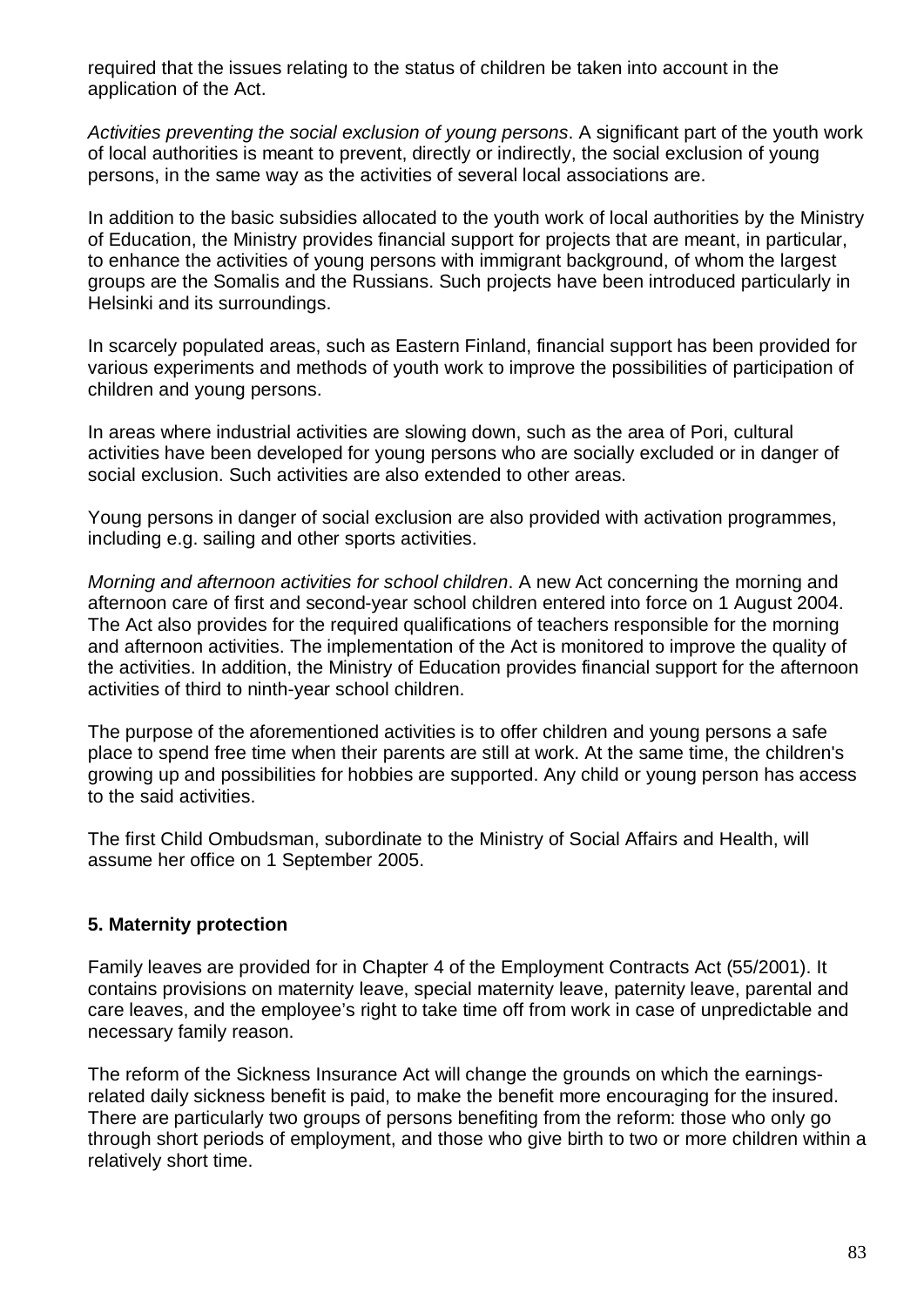required that the issues relating to the status of children be taken into account in the application of the Act.

*Activities preventing the social exclusion of young persons*. A significant part of the youth work of local authorities is meant to prevent, directly or indirectly, the social exclusion of young persons, in the same way as the activities of several local associations are.

In addition to the basic subsidies allocated to the youth work of local authorities by the Ministry of Education, the Ministry provides financial support for projects that are meant, in particular, to enhance the activities of young persons with immigrant background, of whom the largest groups are the Somalis and the Russians. Such projects have been introduced particularly in Helsinki and its surroundings.

In scarcely populated areas, such as Eastern Finland, financial support has been provided for various experiments and methods of youth work to improve the possibilities of participation of children and young persons.

In areas where industrial activities are slowing down, such as the area of Pori, cultural activities have been developed for young persons who are socially excluded or in danger of social exclusion. Such activities are also extended to other areas.

Young persons in danger of social exclusion are also provided with activation programmes, including e.g. sailing and other sports activities.

*Morning and afternoon activities for school children*. A new Act concerning the morning and afternoon care of first and second-year school children entered into force on 1 August 2004. The Act also provides for the required qualifications of teachers responsible for the morning and afternoon activities. The implementation of the Act is monitored to improve the quality of the activities. In addition, the Ministry of Education provides financial support for the afternoon activities of third to ninth-year school children.

The purpose of the aforementioned activities is to offer children and young persons a safe place to spend free time when their parents are still at work. At the same time, the children's growing up and possibilities for hobbies are supported. Any child or young person has access to the said activities.

The first Child Ombudsman, subordinate to the Ministry of Social Affairs and Health, will assume her office on 1 September 2005.

## 5. Maternity protection

Family leaves are provided for in Chapter 4 of the Employment Contracts Act (55/2001). It contains provisions on maternity leave, special maternity leave, paternity leave, parental and care leaves, and the employee's right to take time off from work in case of unpredictable and necessary family reason.

The reform of the Sickness Insurance Act will change the grounds on which the earnings-related daily sickness benefit is paid, to make the benefit more encouraging for the insured. There are particularly two groups of persons benefiting from the reform: those who only go through short periods of employment, and those who give birth to two or more children within a relatively short time.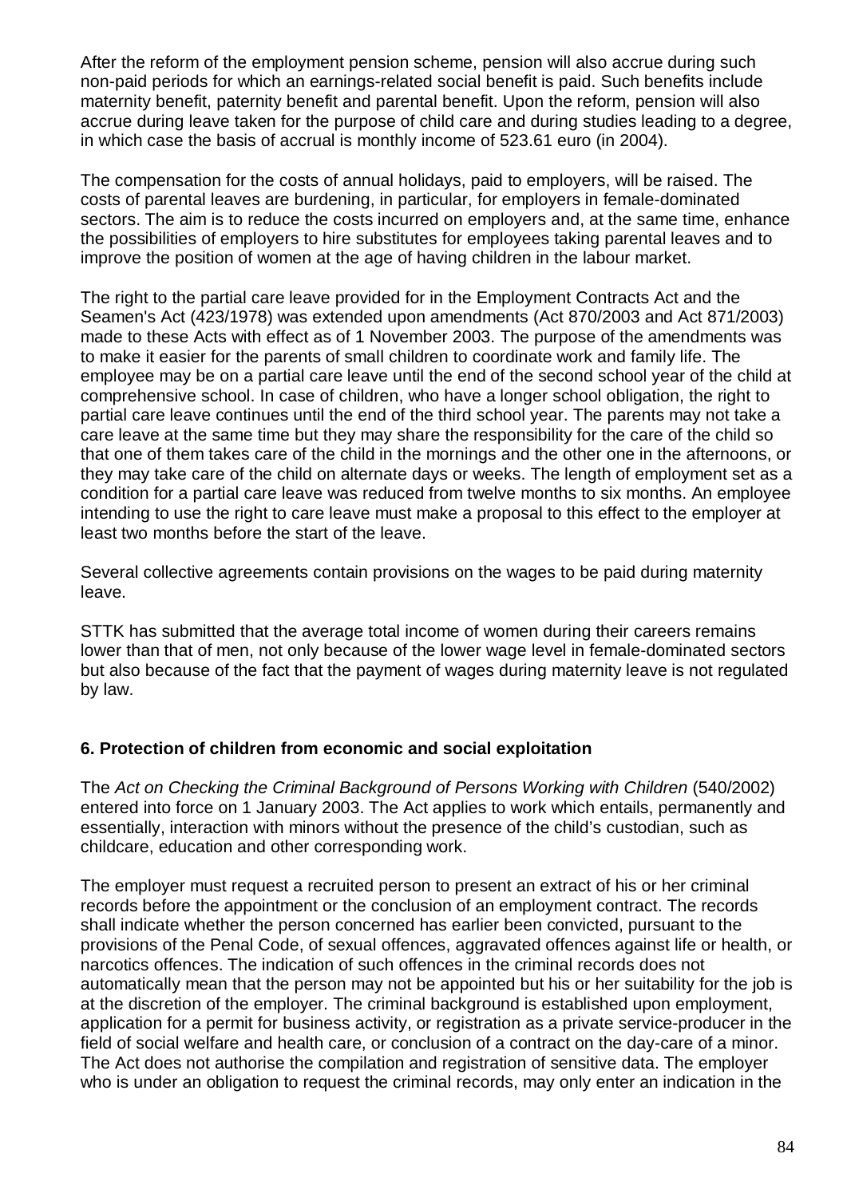After the reform of the employment pension scheme, pension will also accrue during such non-paid periods for which an earnings-related social benefit is paid. Such benefits include maternity benefit, paternity benefit and parental benefit. Upon the reform, pension will also accrue during leave taken for the purpose of child care and during studies leading to a degree, in which case the basis of accrual is monthly income of 523.61 euro (in 2004).

The compensation for the costs of annual holidays, paid to employers, will be raised. The costs of parental leaves are burdening, in particular, for employers in female-dominated sectors. The aim is to reduce the costs incurred on employers and, at the same time, enhance the possibilities of employers to hire substitutes for employees taking parental leaves and to improve the position of women at the age of having children in the labour market.

The right to the partial care leave provided for in the Employment Contracts Act and the Seamen's Act (423/1978) was extended upon amendments (Act 870/2003 and Act 871/2003) made to these Acts with effect as of 1 November 2003. The purpose of the amendments was to make it easier for the parents of small children to coordinate work and family life. The employee may be on a partial care leave until the end of the second school year of the child at comprehensive school. In case of children, who have a longer school obligation, the right to partial care leave continues until the end of the third school year. The parents may not take a care leave at the same time but they may share the responsibility for the care of the child so that one of them takes care of the child in the mornings and the other one in the afternoons, or they may take care of the child on alternate days or weeks. The length of employment set as a condition for a partial care leave was reduced from twelve months to six months. An employee intending to use the right to care leave must make a proposal to this effect to the employer at least two months before the start of the leave.

Several collective agreements contain provisions on the wages to be paid during maternity leave.

STTK has submitted that the average total income of women during their careers remains lower than that of men, not only because of the lower wage level in female-dominated sectors but also because of the fact that the payment of wages during maternity leave is not regulated by law.

## 6. Protection of children from economic and social exploitation

The *Act on Checking the Criminal Background of Persons Working with Children* (540/2002) entered into force on 1 January 2003. The Act applies to work which entails, permanently and essentially, interaction with minors without the presence of the child's custodian, such as childcare, education and other corresponding work.

The employer must request a recruited person to present an extract of his or her criminal records before the appointment or the conclusion of an employment contract. The records shall indicate whether the person concerned has earlier been convicted, pursuant to the provisions of the Penal Code, of sexual offences, aggravated offences against life or health, or narcotics offences. The indication of such offences in the criminal records does not automatically mean that the person may not be appointed but his or her suitability for the job is at the discretion of the employer. The criminal background is established upon employment, application for a permit for business activity, or registration as a private service-producer in the field of social welfare and health care, or conclusion of a contract on the day-care of a minor. The Act does not authorise the compilation and registration of sensitive data. The employer who is under an obligation to request the criminal records, may only enter an indication in the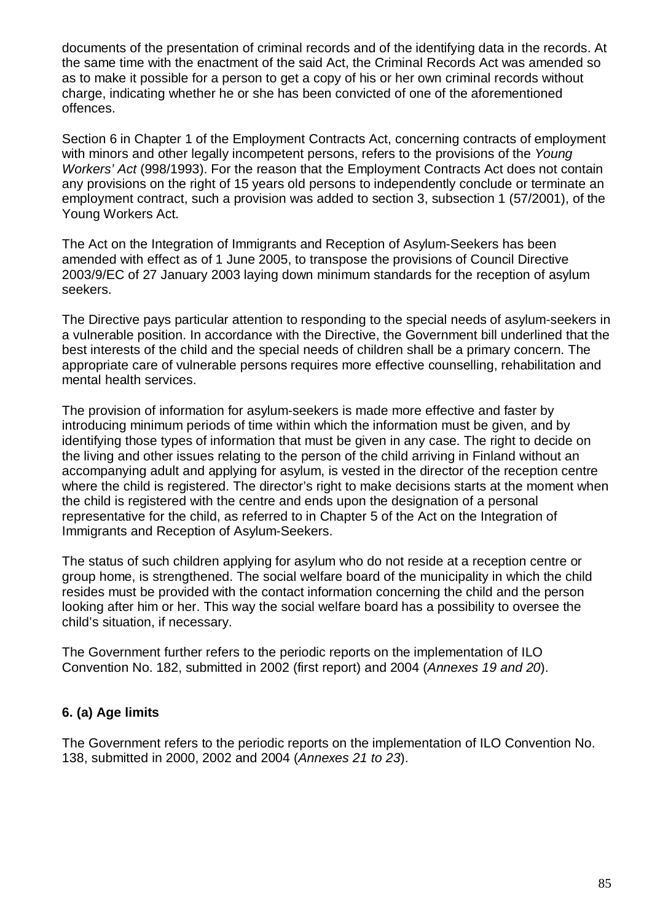documents of the presentation of criminal records and of the identifying data in the records. At the same time with the enactment of the said Act, the Criminal Records Act was amended so as to make it possible for a person to get a copy of his or her own criminal records without charge, indicating whether he or she has been convicted of one of the aforementioned offences.

Section 6 in Chapter 1 of the Employment Contracts Act, concerning contracts of employment with minors and other legally incompetent persons, refers to the provisions of the *Young Workers' Act* (998/1993). For the reason that the Employment Contracts Act does not contain any provisions on the right of 15 years old persons to independently conclude or terminate an employment contract, such a provision was added to section 3, subsection 1 (57/2001), of the Young Workers Act.

The Act on the Integration of Immigrants and Reception of Asylum-Seekers has been amended with effect as of 1 June 2005, to transpose the provisions of Council Directive 2003/9/EC of 27 January 2003 laying down minimum standards for the reception of asylum seekers.

The Directive pays particular attention to responding to the special needs of asylum-seekers in a vulnerable position. In accordance with the Directive, the Government bill underlined that the best interests of the child and the special needs of children shall be a primary concern. The appropriate care of vulnerable persons requires more effective counselling, rehabilitation and mental health services.

The provision of information for asylum-seekers is made more effective and faster by introducing minimum periods of time within which the information must be given, and by identifying those types of information that must be given in any case. The right to decide on the living and other issues relating to the person of the child arriving in Finland without an accompanying adult and applying for asylum, is vested in the director of the reception centre where the child is registered. The director's right to make decisions starts at the moment when the child is registered with the centre and ends upon the designation of a personal representative for the child, as referred to in Chapter 5 of the Act on the Integration of Immigrants and Reception of Asylum-Seekers.

The status of such children applying for asylum who do not reside at a reception centre or group home, is strengthened. The social welfare board of the municipality in which the child resides must be provided with the contact information concerning the child and the person looking after him or her. This way the social welfare board has a possibility to oversee the child's situation, if necessary.

The Government further refers to the periodic reports on the implementation of ILO Convention No. 182, submitted in 2002 (first report) and 2004 (*Annexes 19 and 20*).

**6. (a) Age limits**

The Government refers to the periodic reports on the implementation of ILO Convention No. 138, submitted in 2000, 2002 and 2004 (*Annexes 21 to 23*).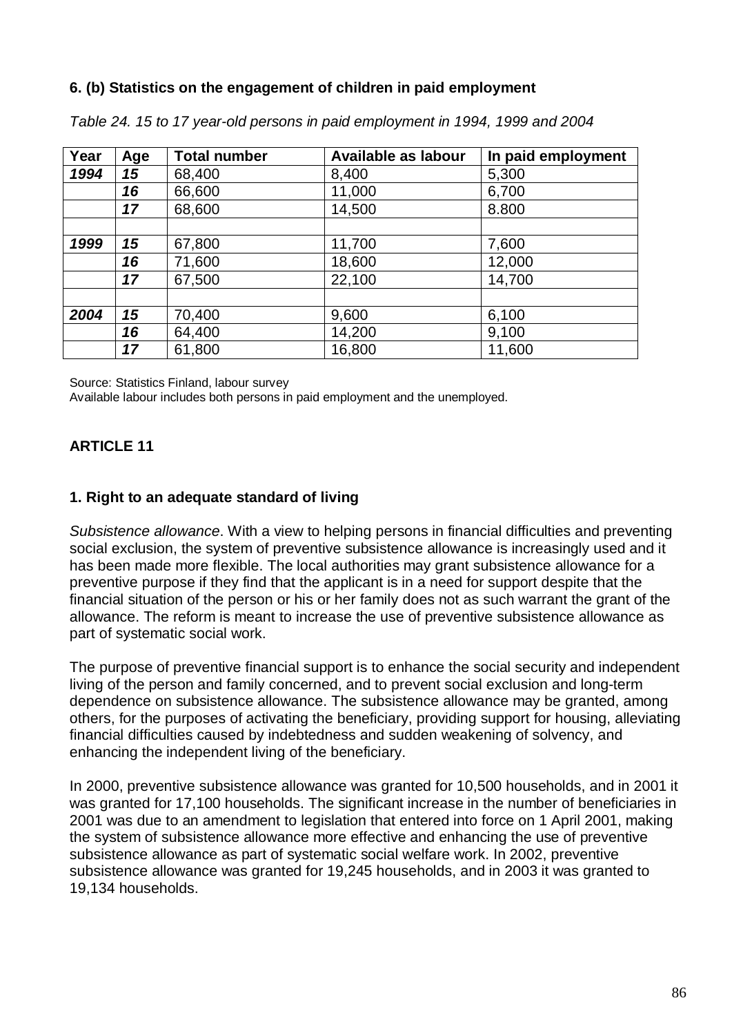**6. (b) Statistics on the engagement of children in paid employment**

*Table 24. 15 to 17 year-old persons in paid employment in 1994, 1999 and 2004*

| Year | Age | Total number | Available as labour | In paid employment |
|---|---|---|---|---|
| ***1994*** | ***15*** | 68,400 | 8,400 | 5,300 |
| | ***16*** | 66,600 | 11,000 | 6,700 |
| | ***17*** | 68,600 | 14,500 | 8.800 |
| | | | | |
| ***1999*** | ***15*** | 67,800 | 11,700 | 7,600 |
| | ***16*** | 71,600 | 18,600 | 12,000 |
| | ***17*** | 67,500 | 22,100 | 14,700 |
| | | | | |
| ***2004*** | ***15*** | 70,400 | 9,600 | 6,100 |
| | ***16*** | 64,400 | 14,200 | 9,100 |
| | ***17*** | 61,800 | 16,800 | 11,600 |

Source: Statistics Finland, labour survey
Available labour includes both persons in paid employment and the unemployed.

## ARTICLE 11

### 1. Right to an adequate standard of living

*Subsistence allowance*. With a view to helping persons in financial difficulties and preventing social exclusion, the system of preventive subsistence allowance is increasingly used and it has been made more flexible. The local authorities may grant subsistence allowance for a preventive purpose if they find that the applicant is in a need for support despite that the financial situation of the person or his or her family does not as such warrant the grant of the allowance. The reform is meant to increase the use of preventive subsistence allowance as part of systematic social work.

The purpose of preventive financial support is to enhance the social security and independent living of the person and family concerned, and to prevent social exclusion and long-term dependence on subsistence allowance. The subsistence allowance may be granted, among others, for the purposes of activating the beneficiary, providing support for housing, alleviating financial difficulties caused by indebtedness and sudden weakening of solvency, and enhancing the independent living of the beneficiary.

In 2000, preventive subsistence allowance was granted for 10,500 households, and in 2001 it was granted for 17,100 households. The significant increase in the number of beneficiaries in 2001 was due to an amendment to legislation that entered into force on 1 April 2001, making the system of subsistence allowance more effective and enhancing the use of preventive subsistence allowance as part of systematic social welfare work. In 2002, preventive subsistence allowance was granted for 19,245 households, and in 2003 it was granted to 19,134 households.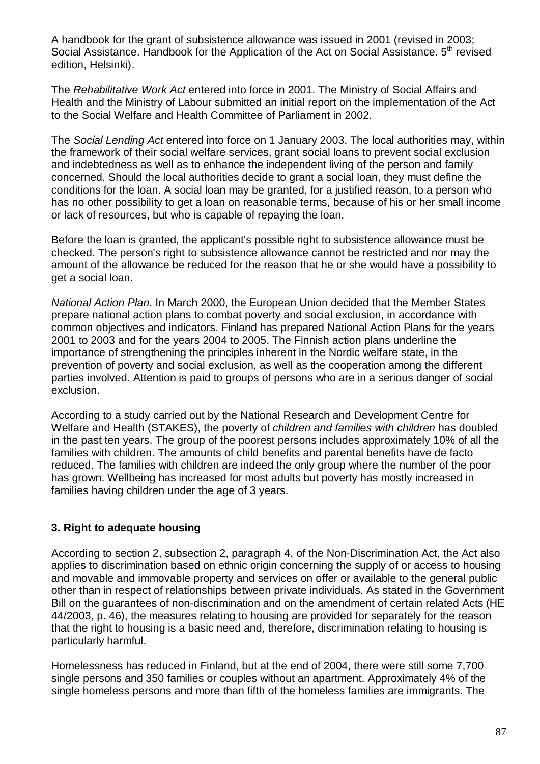A handbook for the grant of subsistence allowance was issued in 2001 (revised in 2003; Social Assistance. Handbook for the Application of the Act on Social Assistance. 5th revised edition, Helsinki).

The *Rehabilitative Work Act* entered into force in 2001. The Ministry of Social Affairs and Health and the Ministry of Labour submitted an initial report on the implementation of the Act to the Social Welfare and Health Committee of Parliament in 2002.

The *Social Lending Act* entered into force on 1 January 2003. The local authorities may, within the framework of their social welfare services, grant social loans to prevent social exclusion and indebtedness as well as to enhance the independent living of the person and family concerned. Should the local authorities decide to grant a social loan, they must define the conditions for the loan. A social loan may be granted, for a justified reason, to a person who has no other possibility to get a loan on reasonable terms, because of his or her small income or lack of resources, but who is capable of repaying the loan.

Before the loan is granted, the applicant's possible right to subsistence allowance must be checked. The person's right to subsistence allowance cannot be restricted and nor may the amount of the allowance be reduced for the reason that he or she would have a possibility to get a social loan.

*National Action Plan*. In March 2000, the European Union decided that the Member States prepare national action plans to combat poverty and social exclusion, in accordance with common objectives and indicators. Finland has prepared National Action Plans for the years 2001 to 2003 and for the years 2004 to 2005. The Finnish action plans underline the importance of strengthening the principles inherent in the Nordic welfare state, in the prevention of poverty and social exclusion, as well as the cooperation among the different parties involved. Attention is paid to groups of persons who are in a serious danger of social exclusion.

According to a study carried out by the National Research and Development Centre for Welfare and Health (STAKES), the poverty of *children and families with children* has doubled in the past ten years. The group of the poorest persons includes approximately 10% of all the families with children. The amounts of child benefits and parental benefits have de facto reduced. The families with children are indeed the only group where the number of the poor has grown. Wellbeing has increased for most adults but poverty has mostly increased in families having children under the age of 3 years.

### 3. Right to adequate housing

According to section 2, subsection 2, paragraph 4, of the Non-Discrimination Act, the Act also applies to discrimination based on ethnic origin concerning the supply of or access to housing and movable and immovable property and services on offer or available to the general public other than in respect of relationships between private individuals. As stated in the Government Bill on the guarantees of non-discrimination and on the amendment of certain related Acts (HE 44/2003, p. 46), the measures relating to housing are provided for separately for the reason that the right to housing is a basic need and, therefore, discrimination relating to housing is particularly harmful.

Homelessness has reduced in Finland, but at the end of 2004, there were still some 7,700 single persons and 350 families or couples without an apartment. Approximately 4% of the single homeless persons and more than fifth of the homeless families are immigrants. The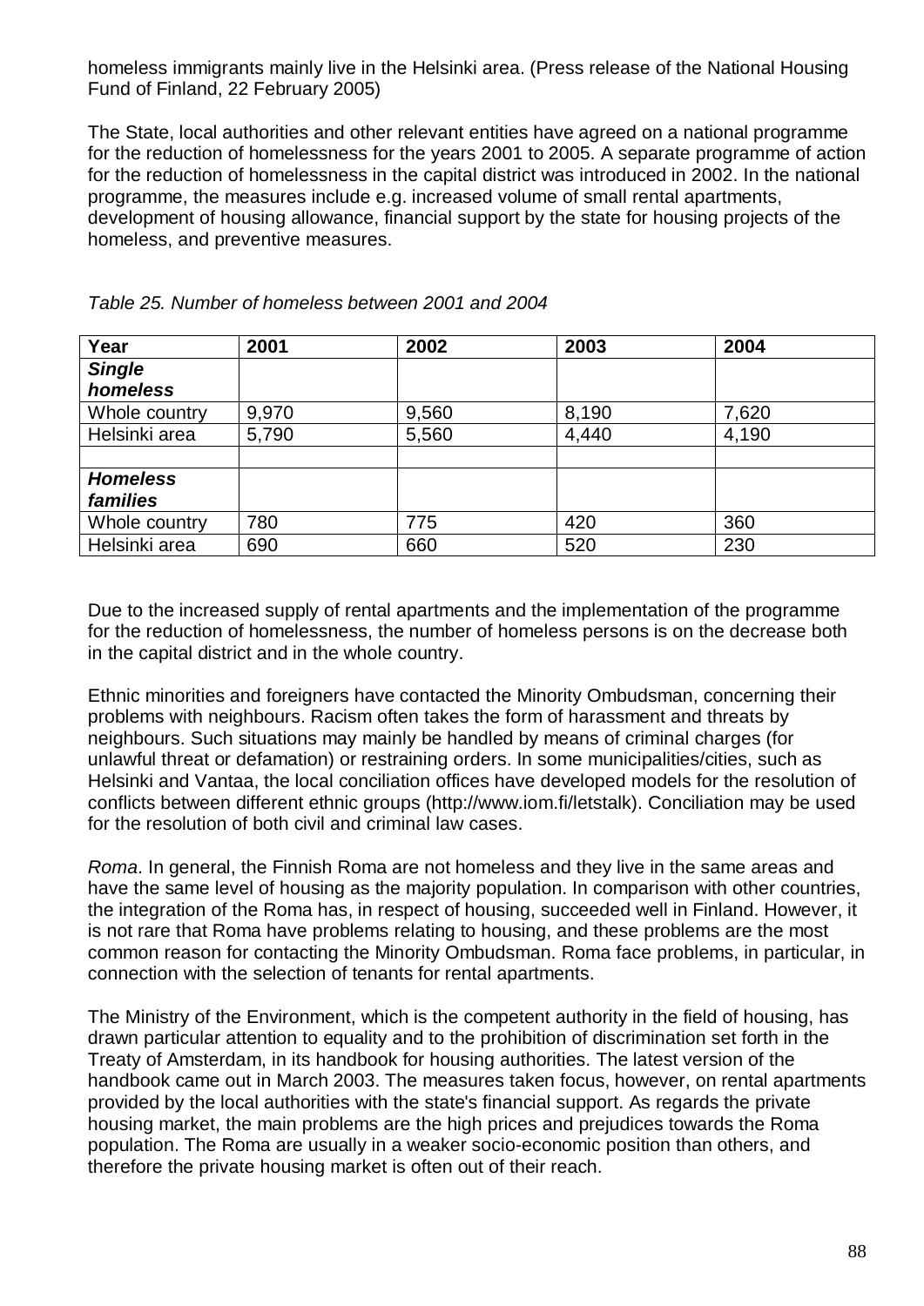homeless immigrants mainly live in the Helsinki area. (Press release of the National Housing Fund of Finland, 22 February 2005)

The State, local authorities and other relevant entities have agreed on a national programme for the reduction of homelessness for the years 2001 to 2005. A separate programme of action for the reduction of homelessness in the capital district was introduced in 2002. In the national programme, the measures include e.g. increased volume of small rental apartments, development of housing allowance, financial support by the state for housing projects of the homeless, and preventive measures.

*Table 25. Number of homeless between 2001 and 2004*

| Year | 2001 | 2002 | 2003 | 2004 |
|---|---|---|---|---|
| ***Single homeless*** | | | | |
| Whole country | 9,970 | 9,560 | 8,190 | 7,620 |
| Helsinki area | 5,790 | 5,560 | 4,440 | 4,190 |
| | | | | |
| ***Homeless families*** | | | | |
| Whole country | 780 | 775 | 420 | 360 |
| Helsinki area | 690 | 660 | 520 | 230 |

Due to the increased supply of rental apartments and the implementation of the programme for the reduction of homelessness, the number of homeless persons is on the decrease both in the capital district and in the whole country.

Ethnic minorities and foreigners have contacted the Minority Ombudsman, concerning their problems with neighbours. Racism often takes the form of harassment and threats by neighbours. Such situations may mainly be handled by means of criminal charges (for unlawful threat or defamation) or restraining orders. In some municipalities/cities, such as Helsinki and Vantaa, the local conciliation offices have developed models for the resolution of conflicts between different ethnic groups (http://www.iom.fi/letstalk). Conciliation may be used for the resolution of both civil and criminal law cases.

*Roma*. In general, the Finnish Roma are not homeless and they live in the same areas and have the same level of housing as the majority population. In comparison with other countries, the integration of the Roma has, in respect of housing, succeeded well in Finland. However, it is not rare that Roma have problems relating to housing, and these problems are the most common reason for contacting the Minority Ombudsman. Roma face problems, in particular, in connection with the selection of tenants for rental apartments.

The Ministry of the Environment, which is the competent authority in the field of housing, has drawn particular attention to equality and to the prohibition of discrimination set forth in the Treaty of Amsterdam, in its handbook for housing authorities. The latest version of the handbook came out in March 2003. The measures taken focus, however, on rental apartments provided by the local authorities with the state's financial support. As regards the private housing market, the main problems are the high prices and prejudices towards the Roma population. The Roma are usually in a weaker socio-economic position than others, and therefore the private housing market is often out of their reach.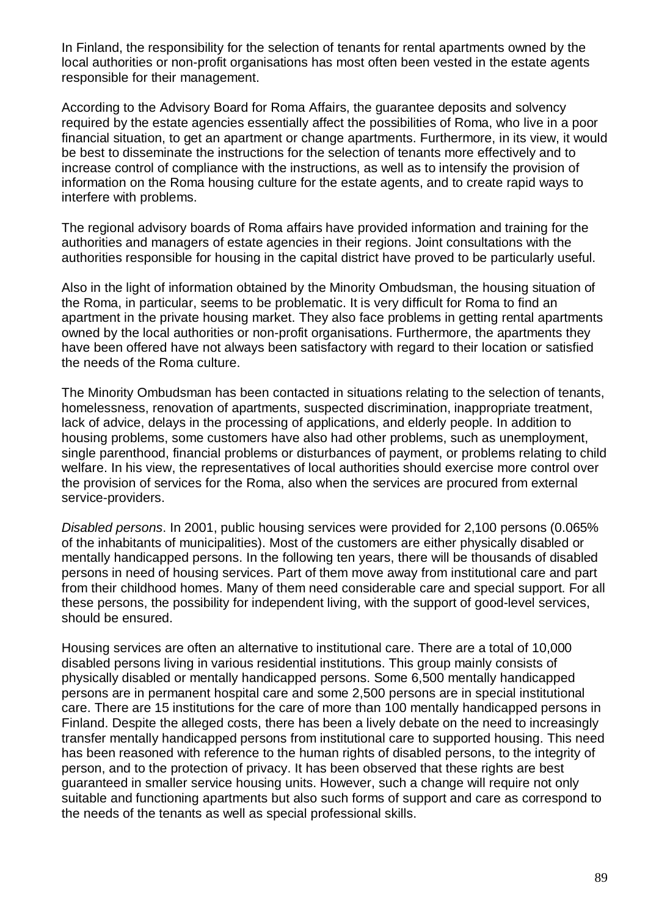In Finland, the responsibility for the selection of tenants for rental apartments owned by the local authorities or non-profit organisations has most often been vested in the estate agents responsible for their management.

According to the Advisory Board for Roma Affairs, the guarantee deposits and solvency required by the estate agencies essentially affect the possibilities of Roma, who live in a poor financial situation, to get an apartment or change apartments. Furthermore, in its view, it would be best to disseminate the instructions for the selection of tenants more effectively and to increase control of compliance with the instructions, as well as to intensify the provision of information on the Roma housing culture for the estate agents, and to create rapid ways to interfere with problems.

The regional advisory boards of Roma affairs have provided information and training for the authorities and managers of estate agencies in their regions. Joint consultations with the authorities responsible for housing in the capital district have proved to be particularly useful.

Also in the light of information obtained by the Minority Ombudsman, the housing situation of the Roma, in particular, seems to be problematic. It is very difficult for Roma to find an apartment in the private housing market. They also face problems in getting rental apartments owned by the local authorities or non-profit organisations. Furthermore, the apartments they have been offered have not always been satisfactory with regard to their location or satisfied the needs of the Roma culture.

The Minority Ombudsman has been contacted in situations relating to the selection of tenants, homelessness, renovation of apartments, suspected discrimination, inappropriate treatment, lack of advice, delays in the processing of applications, and elderly people. In addition to housing problems, some customers have also had other problems, such as unemployment, single parenthood, financial problems or disturbances of payment, or problems relating to child welfare. In his view, the representatives of local authorities should exercise more control over the provision of services for the Roma, also when the services are procured from external service-providers.

*Disabled persons*. In 2001, public housing services were provided for 2,100 persons (0.065% of the inhabitants of municipalities). Most of the customers are either physically disabled or mentally handicapped persons. In the following ten years, there will be thousands of disabled persons in need of housing services. Part of them move away from institutional care and part from their childhood homes. Many of them need considerable care and special support. For all these persons, the possibility for independent living, with the support of good-level services, should be ensured.

Housing services are often an alternative to institutional care. There are a total of 10,000 disabled persons living in various residential institutions. This group mainly consists of physically disabled or mentally handicapped persons. Some 6,500 mentally handicapped persons are in permanent hospital care and some 2,500 persons are in special institutional care. There are 15 institutions for the care of more than 100 mentally handicapped persons in Finland. Despite the alleged costs, there has been a lively debate on the need to increasingly transfer mentally handicapped persons from institutional care to supported housing. This need has been reasoned with reference to the human rights of disabled persons, to the integrity of person, and to the protection of privacy. It has been observed that these rights are best guaranteed in smaller service housing units. However, such a change will require not only suitable and functioning apartments but also such forms of support and care as correspond to the needs of the tenants as well as special professional skills.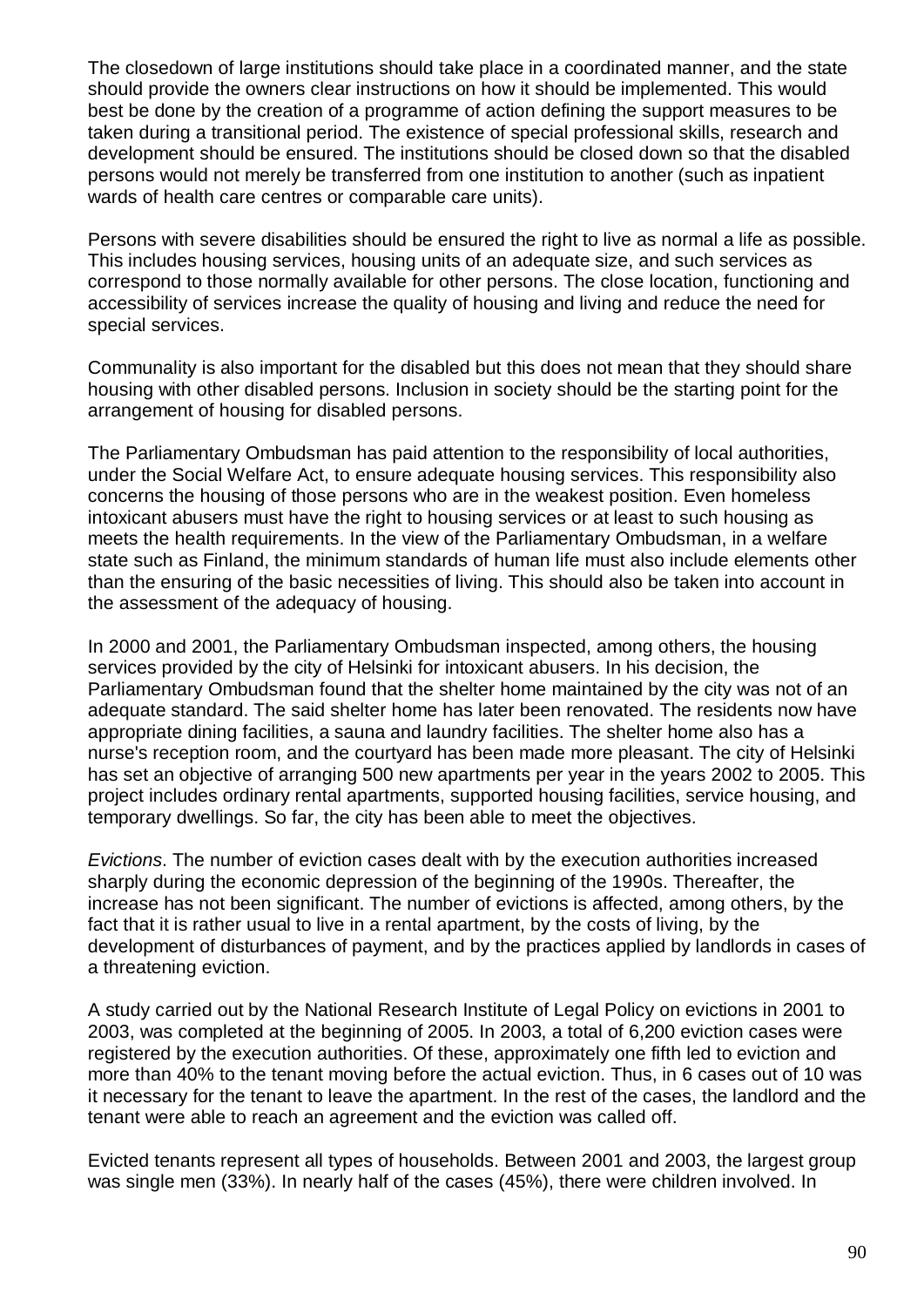The closedown of large institutions should take place in a coordinated manner, and the state should provide the owners clear instructions on how it should be implemented. This would best be done by the creation of a programme of action defining the support measures to be taken during a transitional period. The existence of special professional skills, research and development should be ensured. The institutions should be closed down so that the disabled persons would not merely be transferred from one institution to another (such as inpatient wards of health care centres or comparable care units).

Persons with severe disabilities should be ensured the right to live as normal a life as possible. This includes housing services, housing units of an adequate size, and such services as correspond to those normally available for other persons. The close location, functioning and accessibility of services increase the quality of housing and living and reduce the need for special services.

Communality is also important for the disabled but this does not mean that they should share housing with other disabled persons. Inclusion in society should be the starting point for the arrangement of housing for disabled persons.

The Parliamentary Ombudsman has paid attention to the responsibility of local authorities, under the Social Welfare Act, to ensure adequate housing services. This responsibility also concerns the housing of those persons who are in the weakest position. Even homeless intoxicant abusers must have the right to housing services or at least to such housing as meets the health requirements. In the view of the Parliamentary Ombudsman, in a welfare state such as Finland, the minimum standards of human life must also include elements other than the ensuring of the basic necessities of living. This should also be taken into account in the assessment of the adequacy of housing.

In 2000 and 2001, the Parliamentary Ombudsman inspected, among others, the housing services provided by the city of Helsinki for intoxicant abusers. In his decision, the Parliamentary Ombudsman found that the shelter home maintained by the city was not of an adequate standard. The said shelter home has later been renovated. The residents now have appropriate dining facilities, a sauna and laundry facilities. The shelter home also has a nurse's reception room, and the courtyard has been made more pleasant. The city of Helsinki has set an objective of arranging 500 new apartments per year in the years 2002 to 2005. This project includes ordinary rental apartments, supported housing facilities, service housing, and temporary dwellings. So far, the city has been able to meet the objectives.

*Evictions*. The number of eviction cases dealt with by the execution authorities increased sharply during the economic depression of the beginning of the 1990s. Thereafter, the increase has not been significant. The number of evictions is affected, among others, by the fact that it is rather usual to live in a rental apartment, by the costs of living, by the development of disturbances of payment, and by the practices applied by landlords in cases of a threatening eviction.

A study carried out by the National Research Institute of Legal Policy on evictions in 2001 to 2003, was completed at the beginning of 2005. In 2003, a total of 6,200 eviction cases were registered by the execution authorities. Of these, approximately one fifth led to eviction and more than 40% to the tenant moving before the actual eviction. Thus, in 6 cases out of 10 was it necessary for the tenant to leave the apartment. In the rest of the cases, the landlord and the tenant were able to reach an agreement and the eviction was called off.

Evicted tenants represent all types of households. Between 2001 and 2003, the largest group was single men (33%). In nearly half of the cases (45%), there were children involved. In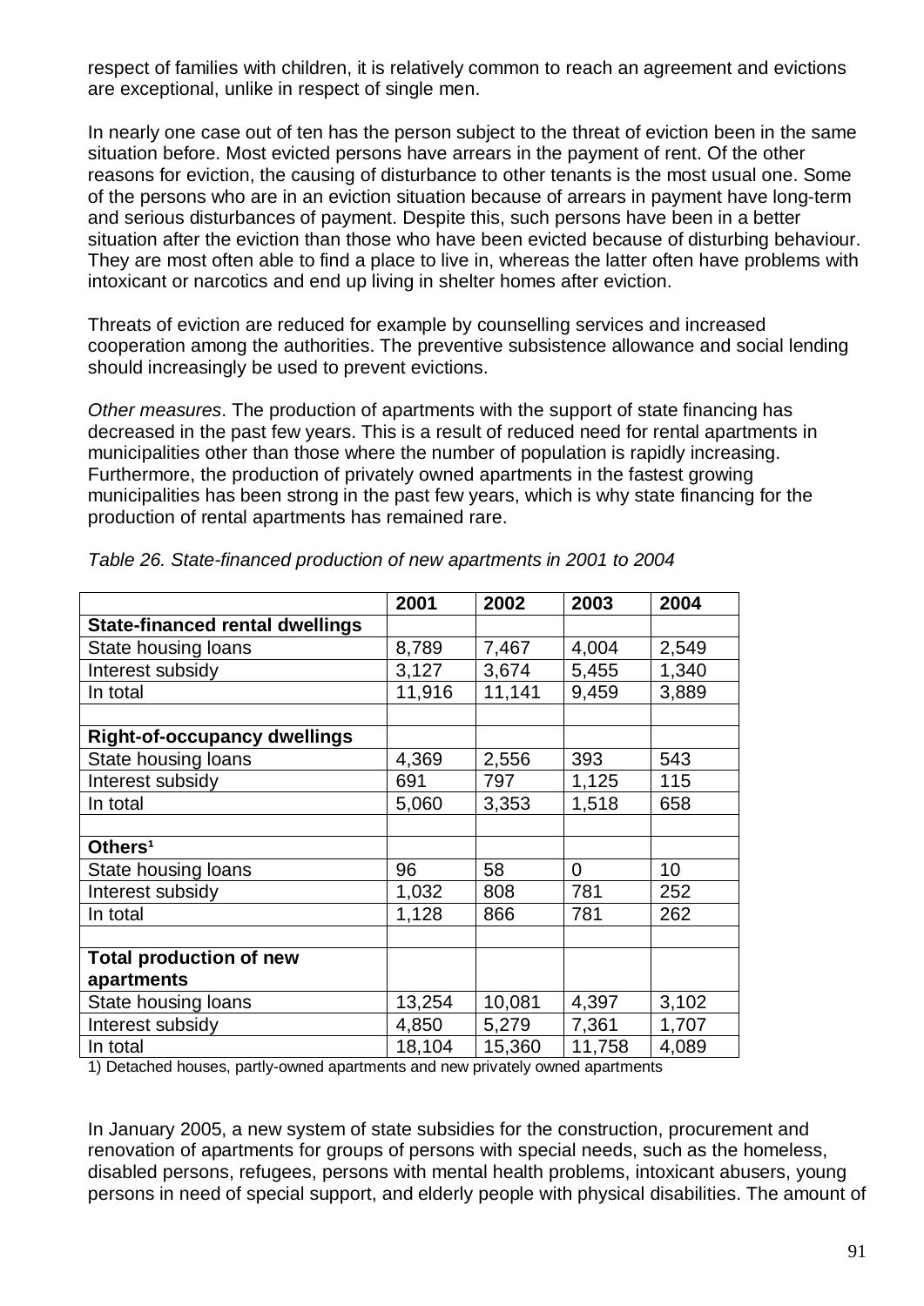respect of families with children, it is relatively common to reach an agreement and evictions are exceptional, unlike in respect of single men.

In nearly one case out of ten has the person subject to the threat of eviction been in the same situation before. Most evicted persons have arrears in the payment of rent. Of the other reasons for eviction, the causing of disturbance to other tenants is the most usual one. Some of the persons who are in an eviction situation because of arrears in payment have long-term and serious disturbances of payment. Despite this, such persons have been in a better situation after the eviction than those who have been evicted because of disturbing behaviour. They are most often able to find a place to live in, whereas the latter often have problems with intoxicant or narcotics and end up living in shelter homes after eviction.

Threats of eviction are reduced for example by counselling services and increased cooperation among the authorities. The preventive subsistence allowance and social lending should increasingly be used to prevent evictions.

*Other measures*. The production of apartments with the support of state financing has decreased in the past few years. This is a result of reduced need for rental apartments in municipalities other than those where the number of population is rapidly increasing. Furthermore, the production of privately owned apartments in the fastest growing municipalities has been strong in the past few years, which is why state financing for the production of rental apartments has remained rare.

*Table 26. State-financed production of new apartments in 2001 to 2004*

| | 2001 | 2002 | 2003 | 2004 |
|---|---|---|---|---|
| **State-financed rental dwellings** | | | | |
| State housing loans | 8,789 | 7,467 | 4,004 | 2,549 |
| Interest subsidy | 3,127 | 3,674 | 5,455 | 1,340 |
| In total | 11,916 | 11,141 | 9,459 | 3,889 |
| | | | | |
| **Right-of-occupancy dwellings** | | | | |
| State housing loans | 4,369 | 2,556 | 393 | 543 |
| Interest subsidy | 691 | 797 | 1,125 | 115 |
| In total | 5,060 | 3,353 | 1,518 | 658 |
| | | | | |
| **Others[1]** | | | | |
| State housing loans | 96 | 58 | 0 | 10 |
| Interest subsidy | 1,032 | 808 | 781 | 252 |
| In total | 1,128 | 866 | 781 | 262 |
| | | | | |
| **Total production of new apartments** | | | | |
| State housing loans | 13,254 | 10,081 | 4,397 | 3,102 |
| Interest subsidy | 4,850 | 5,279 | 7,361 | 1,707 |
| In total | 18,104 | 15,360 | 11,758 | 4,089 |

1) Detached houses, partly-owned apartments and new privately owned apartments

In January 2005, a new system of state subsidies for the construction, procurement and renovation of apartments for groups of persons with special needs, such as the homeless, disabled persons, refugees, persons with mental health problems, intoxicant abusers, young persons in need of special support, and elderly people with physical disabilities. The amount of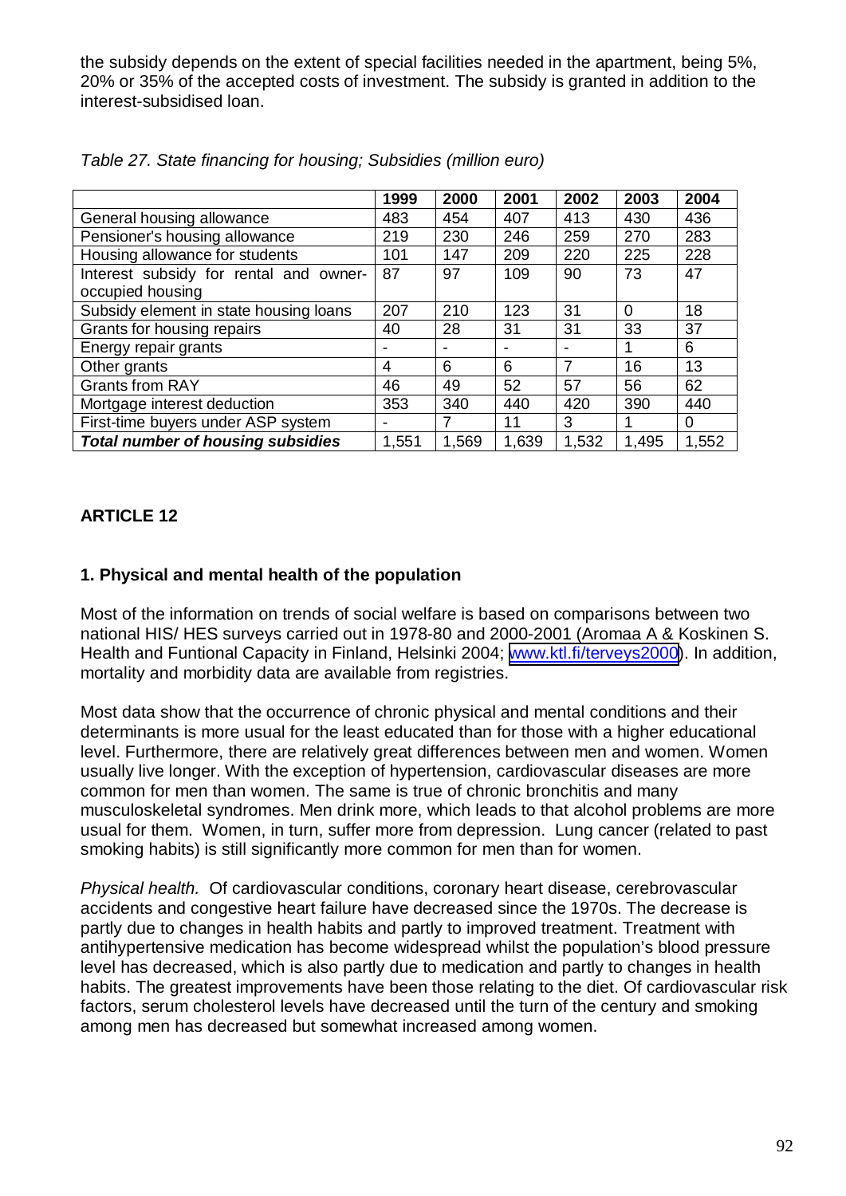the subsidy depends on the extent of special facilities needed in the apartment, being 5%, 20% or 35% of the accepted costs of investment. The subsidy is granted in addition to the interest-subsidised loan.

*Table 27. State financing for housing; Subsidies (million euro)*

| | 1999 | 2000 | 2001 | 2002 | 2003 | 2004 |
|---|---|---|---|---|---|---|
| General housing allowance | 483 | 454 | 407 | 413 | 430 | 436 |
| Pensioner's housing allowance | 219 | 230 | 246 | 259 | 270 | 283 |
| Housing allowance for students | 101 | 147 | 209 | 220 | 225 | 228 |
| Interest subsidy for rental and owner-occupied housing | 87 | 97 | 109 | 90 | 73 | 47 |
| Subsidy element in state housing loans | 207 | 210 | 123 | 31 | 0 | 18 |
| Grants for housing repairs | 40 | 28 | 31 | 31 | 33 | 37 |
| Energy repair grants | - | - | - | - | 1 | 6 |
| Other grants | 4 | 6 | 6 | 7 | 16 | 13 |
| Grants from RAY | 46 | 49 | 52 | 57 | 56 | 62 |
| Mortgage interest deduction | 353 | 340 | 440 | 420 | 390 | 440 |
| First-time buyers under ASP system | - | 7 | 11 | 3 | 1 | 0 |
| ***Total number of housing subsidies*** | 1,551 | 1,569 | 1,639 | 1,532 | 1,495 | 1,552 |

## ARTICLE 12

### 1. Physical and mental health of the population

Most of the information on trends of social welfare is based on comparisons between two national HIS/ HES surveys carried out in 1978-80 and 2000-2001 (Aromaa A & Koskinen S. Health and Funtional Capacity in Finland, Helsinki 2004; www.ktl.fi/terveys2000). In addition, mortality and morbidity data are available from registries.

Most data show that the occurrence of chronic physical and mental conditions and their determinants is more usual for the least educated than for those with a higher educational level. Furthermore, there are relatively great differences between men and women. Women usually live longer. With the exception of hypertension, cardiovascular diseases are more common for men than women. The same is true of chronic bronchitis and many musculoskeletal syndromes. Men drink more, which leads to that alcohol problems are more usual for them. Women, in turn, suffer more from depression. Lung cancer (related to past smoking habits) is still significantly more common for men than for women.

*Physical health.* Of cardiovascular conditions, coronary heart disease, cerebrovascular accidents and congestive heart failure have decreased since the 1970s. The decrease is partly due to changes in health habits and partly to improved treatment. Treatment with antihypertensive medication has become widespread whilst the population's blood pressure level has decreased, which is also partly due to medication and partly to changes in health habits. The greatest improvements have been those relating to the diet. Of cardiovascular risk factors, serum cholesterol levels have decreased until the turn of the century and smoking among men has decreased but somewhat increased among women.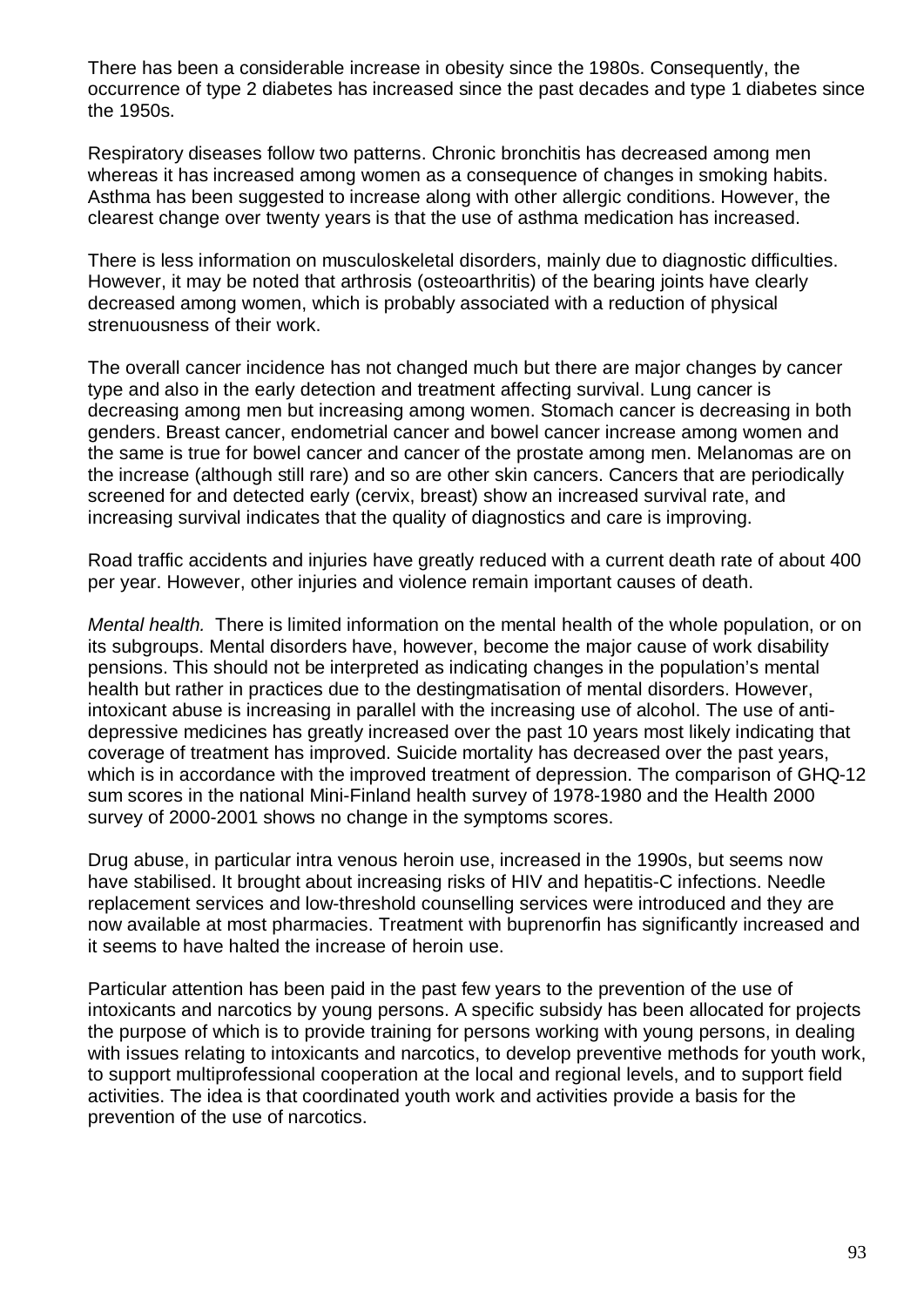There has been a considerable increase in obesity since the 1980s. Consequently, the occurrence of type 2 diabetes has increased since the past decades and type 1 diabetes since the 1950s.

Respiratory diseases follow two patterns. Chronic bronchitis has decreased among men whereas it has increased among women as a consequence of changes in smoking habits. Asthma has been suggested to increase along with other allergic conditions. However, the clearest change over twenty years is that the use of asthma medication has increased.

There is less information on musculoskeletal disorders, mainly due to diagnostic difficulties. However, it may be noted that arthrosis (osteoarthritis) of the bearing joints have clearly decreased among women, which is probably associated with a reduction of physical strenuousness of their work.

The overall cancer incidence has not changed much but there are major changes by cancer type and also in the early detection and treatment affecting survival. Lung cancer is decreasing among men but increasing among women. Stomach cancer is decreasing in both genders. Breast cancer, endometrial cancer and bowel cancer increase among women and the same is true for bowel cancer and cancer of the prostate among men. Melanomas are on the increase (although still rare) and so are other skin cancers. Cancers that are periodically screened for and detected early (cervix, breast) show an increased survival rate, and increasing survival indicates that the quality of diagnostics and care is improving.

Road traffic accidents and injuries have greatly reduced with a current death rate of about 400 per year. However, other injuries and violence remain important causes of death.

*Mental health.* There is limited information on the mental health of the whole population, or on its subgroups. Mental disorders have, however, become the major cause of work disability pensions. This should not be interpreted as indicating changes in the population's mental health but rather in practices due to the destingmatisation of mental disorders. However, intoxicant abuse is increasing in parallel with the increasing use of alcohol. The use of anti-depressive medicines has greatly increased over the past 10 years most likely indicating that coverage of treatment has improved. Suicide mortality has decreased over the past years, which is in accordance with the improved treatment of depression. The comparison of GHQ-12 sum scores in the national Mini-Finland health survey of 1978-1980 and the Health 2000 survey of 2000-2001 shows no change in the symptoms scores.

Drug abuse, in particular intra venous heroin use, increased in the 1990s, but seems now have stabilised. It brought about increasing risks of HIV and hepatitis-C infections. Needle replacement services and low-threshold counselling services were introduced and they are now available at most pharmacies. Treatment with buprenorfin has significantly increased and it seems to have halted the increase of heroin use.

Particular attention has been paid in the past few years to the prevention of the use of intoxicants and narcotics by young persons. A specific subsidy has been allocated for projects the purpose of which is to provide training for persons working with young persons, in dealing with issues relating to intoxicants and narcotics, to develop preventive methods for youth work, to support multiprofessional cooperation at the local and regional levels, and to support field activities. The idea is that coordinated youth work and activities provide a basis for the prevention of the use of narcotics.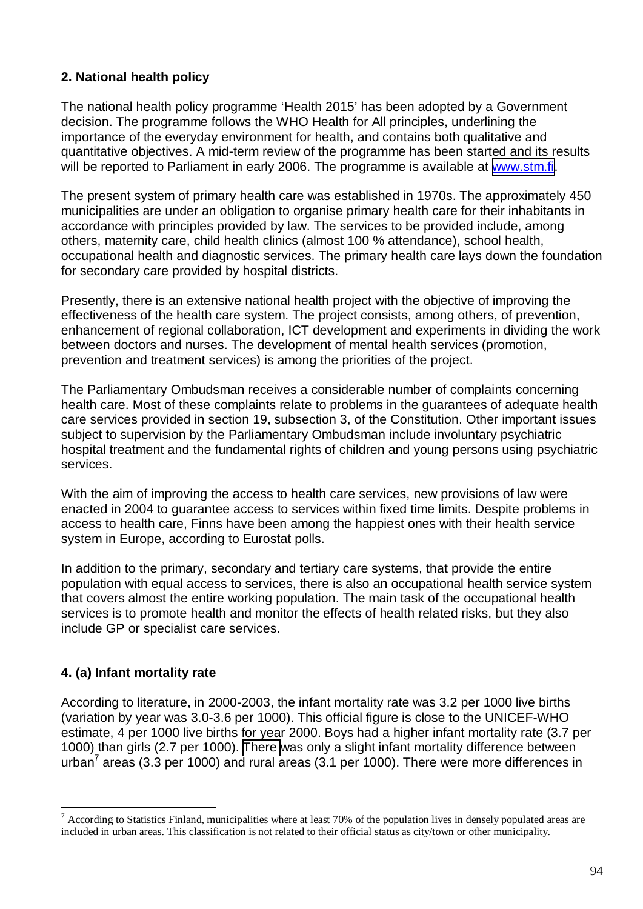## 2. National health policy

The national health policy programme 'Health 2015' has been adopted by a Government decision. The programme follows the WHO Health for All principles, underlining the importance of the everyday environment for health, and contains both qualitative and quantitative objectives. A mid-term review of the programme has been started and its results will be reported to Parliament in early 2006. The programme is available at www.stm.fi.

The present system of primary health care was established in 1970s. The approximately 450 municipalities are under an obligation to organise primary health care for their inhabitants in accordance with principles provided by law. The services to be provided include, among others, maternity care, child health clinics (almost 100 % attendance), school health, occupational health and diagnostic services. The primary health care lays down the foundation for secondary care provided by hospital districts.

Presently, there is an extensive national health project with the objective of improving the effectiveness of the health care system. The project consists, among others, of prevention, enhancement of regional collaboration, ICT development and experiments in dividing the work between doctors and nurses. The development of mental health services (promotion, prevention and treatment services) is among the priorities of the project.

The Parliamentary Ombudsman receives a considerable number of complaints concerning health care. Most of these complaints relate to problems in the guarantees of adequate health care services provided in section 19, subsection 3, of the Constitution. Other important issues subject to supervision by the Parliamentary Ombudsman include involuntary psychiatric hospital treatment and the fundamental rights of children and young persons using psychiatric services.

With the aim of improving the access to health care services, new provisions of law were enacted in 2004 to guarantee access to services within fixed time limits. Despite problems in access to health care, Finns have been among the happiest ones with their health service system in Europe, according to Eurostat polls.

In addition to the primary, secondary and tertiary care systems, that provide the entire population with equal access to services, there is also an occupational health service system that covers almost the entire working population. The main task of the occupational health services is to promote health and monitor the effects of health related risks, but they also include GP or specialist care services.

## 4. (a) Infant mortality rate

According to literature, in 2000-2003, the infant mortality rate was 3.2 per 1000 live births (variation by year was 3.0-3.6 per 1000). This official figure is close to the UNICEF-WHO estimate, 4 per 1000 live births for year 2000. Boys had a higher infant mortality rate (3.7 per 1000) than girls (2.7 per 1000). There was only a slight infant mortality difference between urban[7] areas (3.3 per 1000) and rural areas (3.1 per 1000). There were more differences in

[7] According to Statistics Finland, municipalities where at least 70% of the population lives in densely populated areas are included in urban areas. This classification is not related to their official status as city/town or other municipality.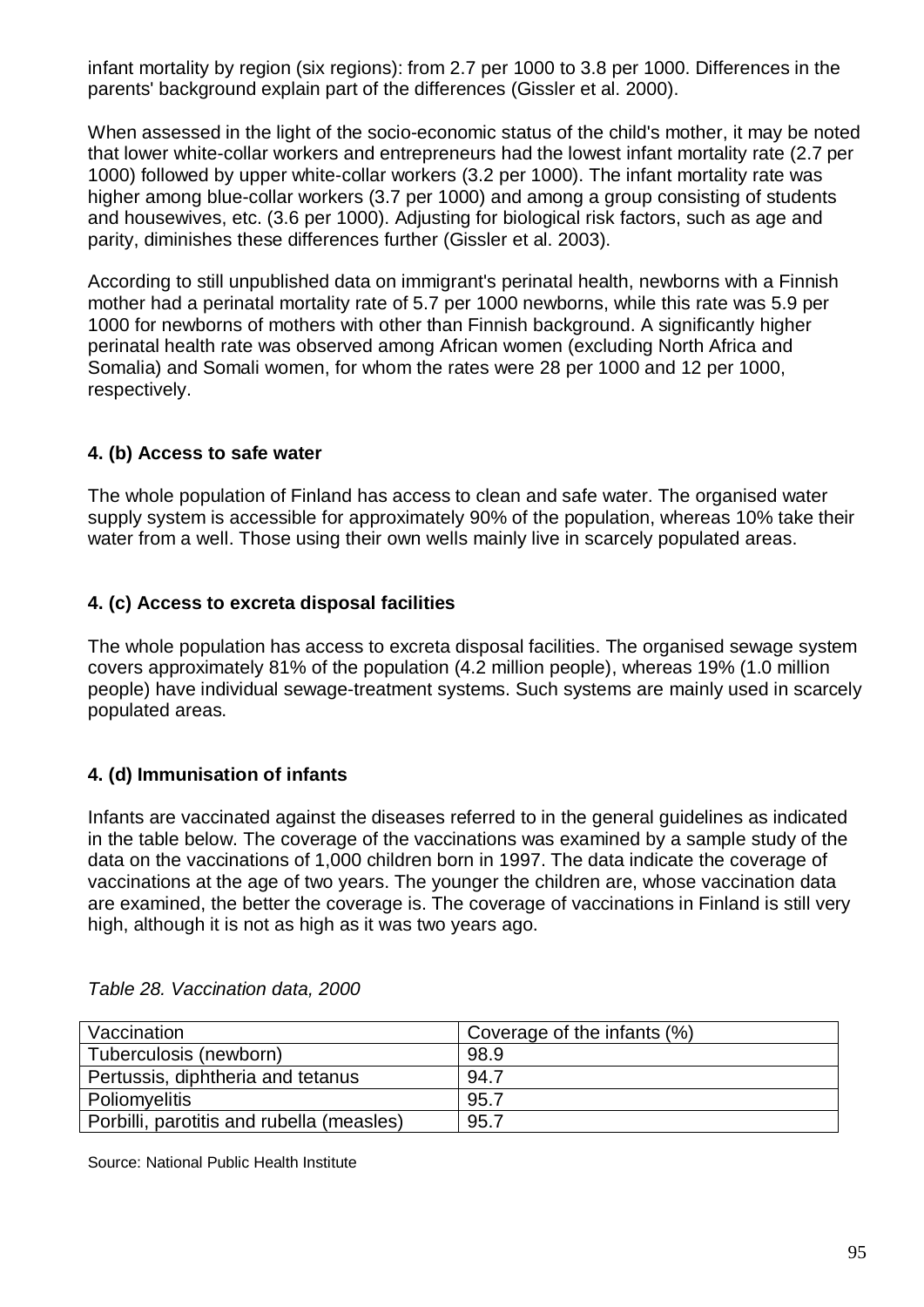infant mortality by region (six regions): from 2.7 per 1000 to 3.8 per 1000. Differences in the parents' background explain part of the differences (Gissler et al. 2000).

When assessed in the light of the socio-economic status of the child's mother, it may be noted that lower white-collar workers and entrepreneurs had the lowest infant mortality rate (2.7 per 1000) followed by upper white-collar workers (3.2 per 1000). The infant mortality rate was higher among blue-collar workers (3.7 per 1000) and among a group consisting of students and housewives, etc. (3.6 per 1000). Adjusting for biological risk factors, such as age and parity, diminishes these differences further (Gissler et al. 2003).

According to still unpublished data on immigrant's perinatal health, newborns with a Finnish mother had a perinatal mortality rate of 5.7 per 1000 newborns, while this rate was 5.9 per 1000 for newborns of mothers with other than Finnish background. A significantly higher perinatal health rate was observed among African women (excluding North Africa and Somalia) and Somali women, for whom the rates were 28 per 1000 and 12 per 1000, respectively.

#### 4. (b) Access to safe water

The whole population of Finland has access to clean and safe water. The organised water supply system is accessible for approximately 90% of the population, whereas 10% take their water from a well. Those using their own wells mainly live in scarcely populated areas.

#### 4. (c) Access to excreta disposal facilities

The whole population has access to excreta disposal facilities. The organised sewage system covers approximately 81% of the population (4.2 million people), whereas 19% (1.0 million people) have individual sewage-treatment systems. Such systems are mainly used in scarcely populated areas.

#### 4. (d) Immunisation of infants

Infants are vaccinated against the diseases referred to in the general guidelines as indicated in the table below. The coverage of the vaccinations was examined by a sample study of the data on the vaccinations of 1,000 children born in 1997. The data indicate the coverage of vaccinations at the age of two years. The younger the children are, whose vaccination data are examined, the better the coverage is. The coverage of vaccinations in Finland is still very high, although it is not as high as it was two years ago.

*Table 28. Vaccination data, 2000*

| Vaccination | Coverage of the infants (%) |
|---|---|
| Tuberculosis (newborn) | 98.9 |
| Pertussis, diphtheria and tetanus | 94.7 |
| Poliomyelitis | 95.7 |
| Porbilli, parotitis and rubella (measles) | 95.7 |

Source: National Public Health Institute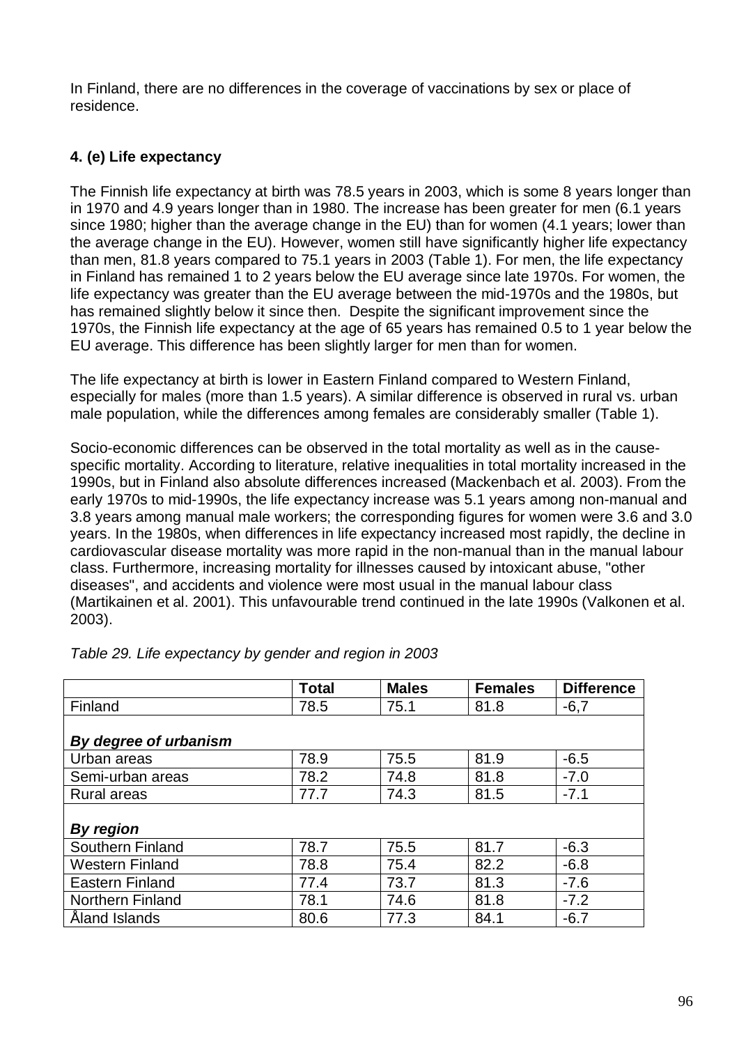In Finland, there are no differences in the coverage of vaccinations by sex or place of residence.

### 4. (e) Life expectancy

The Finnish life expectancy at birth was 78.5 years in 2003, which is some 8 years longer than in 1970 and 4.9 years longer than in 1980. The increase has been greater for men (6.1 years since 1980; higher than the average change in the EU) than for women (4.1 years; lower than the average change in the EU). However, women still have significantly higher life expectancy than men, 81.8 years compared to 75.1 years in 2003 (Table 1). For men, the life expectancy in Finland has remained 1 to 2 years below the EU average since late 1970s. For women, the life expectancy was greater than the EU average between the mid-1970s and the 1980s, but has remained slightly below it since then. Despite the significant improvement since the 1970s, the Finnish life expectancy at the age of 65 years has remained 0.5 to 1 year below the EU average. This difference has been slightly larger for men than for women.

The life expectancy at birth is lower in Eastern Finland compared to Western Finland, especially for males (more than 1.5 years). A similar difference is observed in rural vs. urban male population, while the differences among females are considerably smaller (Table 1).

Socio-economic differences can be observed in the total mortality as well as in the cause-specific mortality. According to literature, relative inequalities in total mortality increased in the 1990s, but in Finland also absolute differences increased (Mackenbach et al. 2003). From the early 1970s to mid-1990s, the life expectancy increase was 5.1 years among non-manual and 3.8 years among manual male workers; the corresponding figures for women were 3.6 and 3.0 years. In the 1980s, when differences in life expectancy increased most rapidly, the decline in cardiovascular disease mortality was more rapid in the non-manual than in the manual labour class. Furthermore, increasing mortality for illnesses caused by intoxicant abuse, "other diseases", and accidents and violence were most usual in the manual labour class (Martikainen et al. 2001). This unfavourable trend continued in the late 1990s (Valkonen et al. 2003).

*Table 29. Life expectancy by gender and region in 2003*

| | **Total** | **Males** | **Females** | **Difference** |
|---|---|---|---|---|
| Finland | 78.5 | 75.1 | 81.8 | -6,7 |
| ***By degree of urbanism*** | | | | |
| Urban areas | 78.9 | 75.5 | 81.9 | -6.5 |
| Semi-urban areas | 78.2 | 74.8 | 81.8 | -7.0 |
| Rural areas | 77.7 | 74.3 | 81.5 | -7.1 |
| ***By region*** | | | | |
| Southern Finland | 78.7 | 75.5 | 81.7 | -6.3 |
| Western Finland | 78.8 | 75.4 | 82.2 | -6.8 |
| Eastern Finland | 77.4 | 73.7 | 81.3 | -7.6 |
| Northern Finland | 78.1 | 74.6 | 81.8 | -7.2 |
| Åland Islands | 80.6 | 77.3 | 84.1 | -6.7 |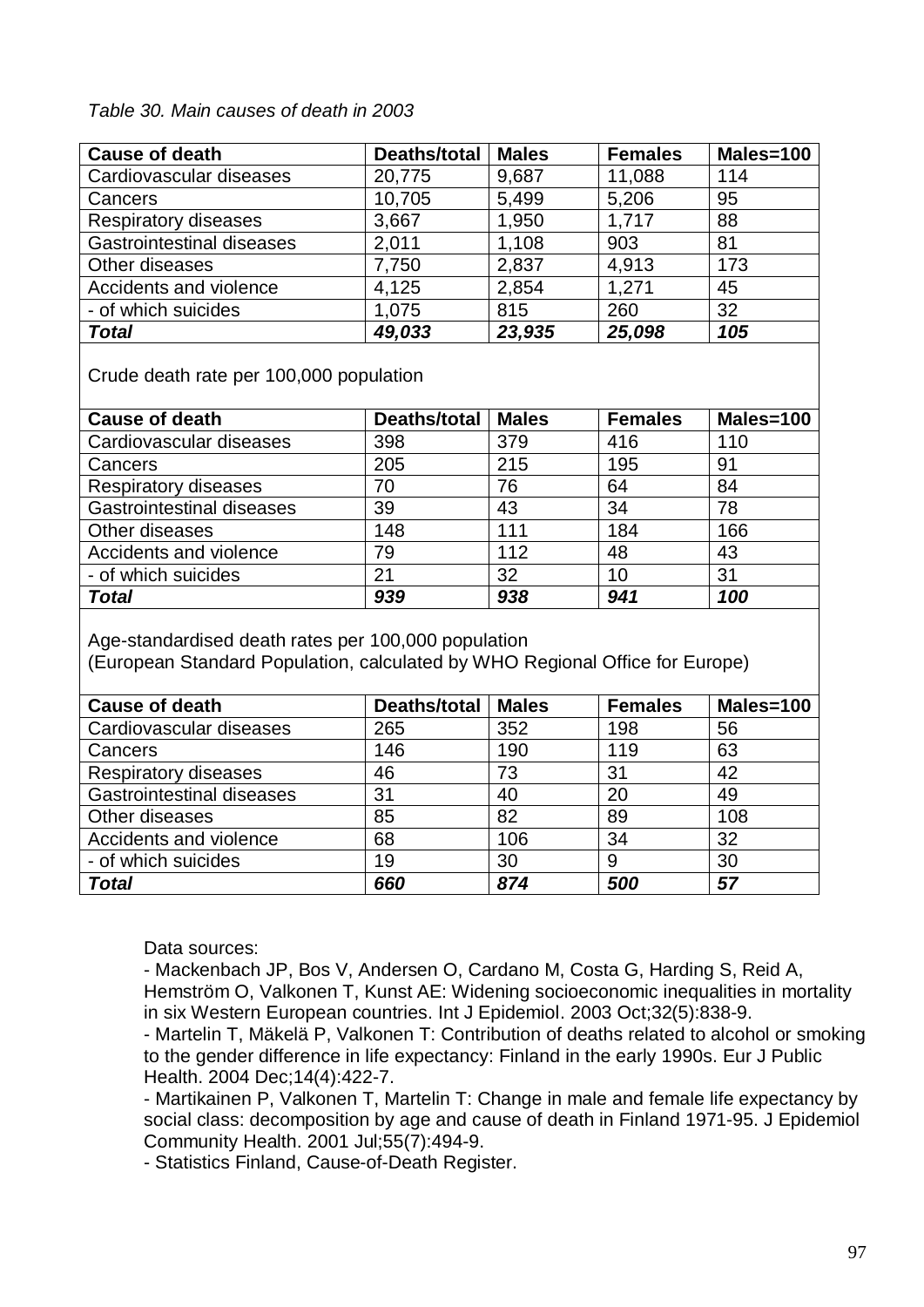*Table 30. Main causes of death in 2003*

| Cause of death | Deaths/total | Males | Females | Males=100 |
|---|---|---|---|---|
| Cardiovascular diseases | 20,775 | 9,687 | 11,088 | 114 |
| Cancers | 10,705 | 5,499 | 5,206 | 95 |
| Respiratory diseases | 3,667 | 1,950 | 1,717 | 88 |
| Gastrointestinal diseases | 2,011 | 1,108 | 903 | 81 |
| Other diseases | 7,750 | 2,837 | 4,913 | 173 |
| Accidents and violence | 4,125 | 2,854 | 1,271 | 45 |
| - of which suicides | 1,075 | 815 | 260 | 32 |
| ***Total*** | ***49,033*** | ***23,935*** | ***25,098*** | ***105*** |

Crude death rate per 100,000 population

| Cause of death | Deaths/total | Males | Females | Males=100 |
|---|---|---|---|---|
| Cardiovascular diseases | 398 | 379 | 416 | 110 |
| Cancers | 205 | 215 | 195 | 91 |
| Respiratory diseases | 70 | 76 | 64 | 84 |
| Gastrointestinal diseases | 39 | 43 | 34 | 78 |
| Other diseases | 148 | 111 | 184 | 166 |
| Accidents and violence | 79 | 112 | 48 | 43 |
| - of which suicides | 21 | 32 | 10 | 31 |
| ***Total*** | ***939*** | ***938*** | ***941*** | ***100*** |

Age-standardised death rates per 100,000 population
(European Standard Population, calculated by WHO Regional Office for Europe)

| Cause of death | Deaths/total | Males | Females | Males=100 |
|---|---|---|---|---|
| Cardiovascular diseases | 265 | 352 | 198 | 56 |
| Cancers | 146 | 190 | 119 | 63 |
| Respiratory diseases | 46 | 73 | 31 | 42 |
| Gastrointestinal diseases | 31 | 40 | 20 | 49 |
| Other diseases | 85 | 82 | 89 | 108 |
| Accidents and violence | 68 | 106 | 34 | 32 |
| - of which suicides | 19 | 30 | 9 | 30 |
| ***Total*** | ***660*** | ***874*** | ***500*** | ***57*** |

Data sources:

- Mackenbach JP, Bos V, Andersen O, Cardano M, Costa G, Harding S, Reid A, Hemström O, Valkonen T, Kunst AE: Widening socioeconomic inequalities in mortality in six Western European countries. Int J Epidemiol. 2003 Oct;32(5):838-9.
- Martelin T, Mäkelä P, Valkonen T: Contribution of deaths related to alcohol or smoking to the gender difference in life expectancy: Finland in the early 1990s. Eur J Public Health. 2004 Dec;14(4):422-7.
- Martikainen P, Valkonen T, Martelin T: Change in male and female life expectancy by social class: decomposition by age and cause of death in Finland 1971-95. J Epidemiol Community Health. 2001 Jul;55(7):494-9.
- Statistics Finland, Cause-of-Death Register.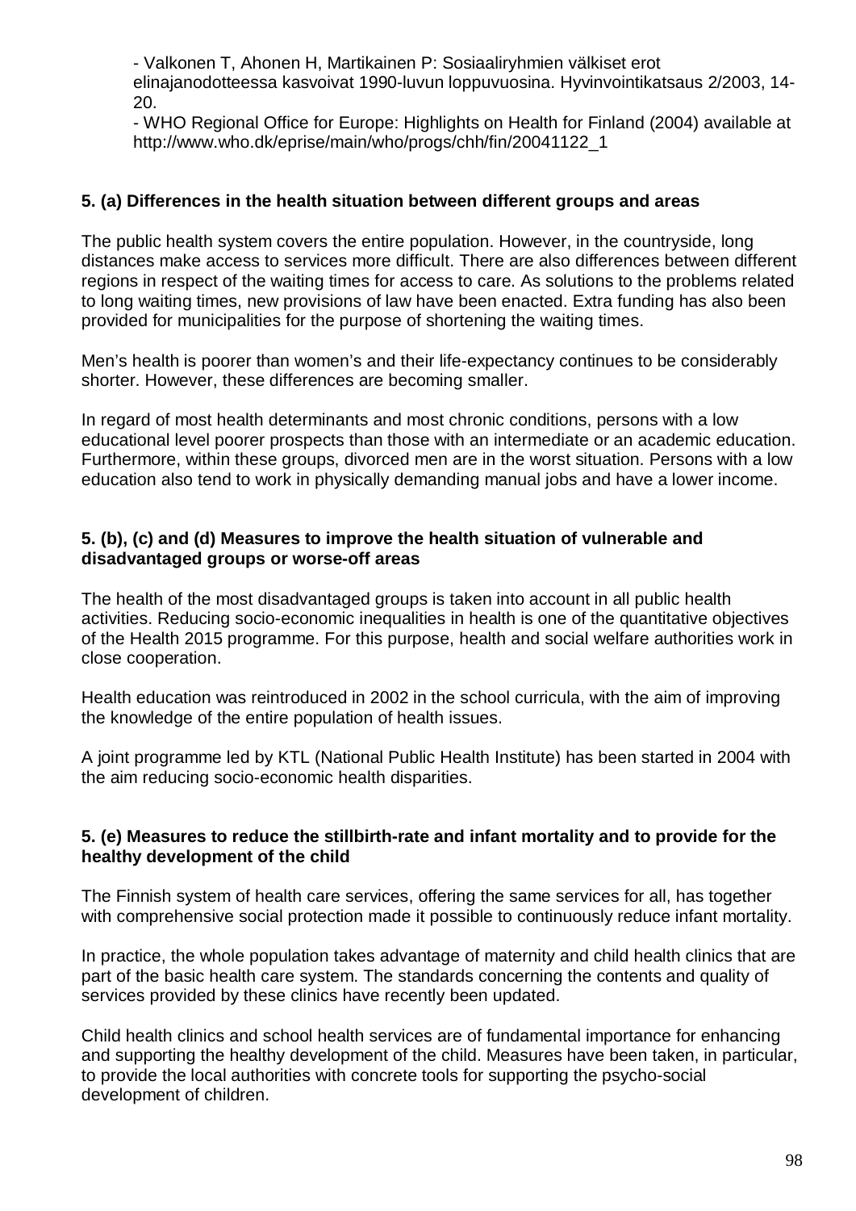- Valkonen T, Ahonen H, Martikainen P: Sosiaaliryhmien välkiset erot elinajanodotteessa kasvoivat 1990-luvun loppuvuosina. Hyvinvointikatsaus 2/2003, 14-20.
- WHO Regional Office for Europe: Highlights on Health for Finland (2004) available at http://www.who.dk/eprise/main/who/progs/chh/fin/20041122_1

**5. (a) Differences in the health situation between different groups and areas**

The public health system covers the entire population. However, in the countryside, long distances make access to services more difficult. There are also differences between different regions in respect of the waiting times for access to care. As solutions to the problems related to long waiting times, new provisions of law have been enacted. Extra funding has also been provided for municipalities for the purpose of shortening the waiting times.

Men's health is poorer than women's and their life-expectancy continues to be considerably shorter. However, these differences are becoming smaller.

In regard of most health determinants and most chronic conditions, persons with a low educational level poorer prospects than those with an intermediate or an academic education. Furthermore, within these groups, divorced men are in the worst situation. Persons with a low education also tend to work in physically demanding manual jobs and have a lower income.

**5. (b), (c) and (d) Measures to improve the health situation of vulnerable and disadvantaged groups or worse-off areas**

The health of the most disadvantaged groups is taken into account in all public health activities. Reducing socio-economic inequalities in health is one of the quantitative objectives of the Health 2015 programme. For this purpose, health and social welfare authorities work in close cooperation.

Health education was reintroduced in 2002 in the school curricula, with the aim of improving the knowledge of the entire population of health issues.

A joint programme led by KTL (National Public Health Institute) has been started in 2004 with the aim reducing socio-economic health disparities.

**5. (e) Measures to reduce the stillbirth-rate and infant mortality and to provide for the healthy development of the child**

The Finnish system of health care services, offering the same services for all, has together with comprehensive social protection made it possible to continuously reduce infant mortality.

In practice, the whole population takes advantage of maternity and child health clinics that are part of the basic health care system. The standards concerning the contents and quality of services provided by these clinics have recently been updated.

Child health clinics and school health services are of fundamental importance for enhancing and supporting the healthy development of the child. Measures have been taken, in particular, to provide the local authorities with concrete tools for supporting the psycho-social development of children.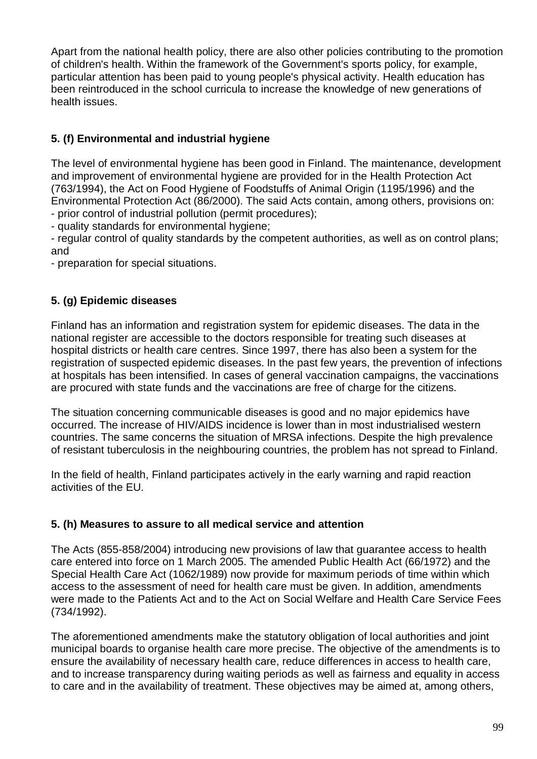Apart from the national health policy, there are also other policies contributing to the promotion of children's health. Within the framework of the Government's sports policy, for example, particular attention has been paid to young people's physical activity. Health education has been reintroduced in the school curricula to increase the knowledge of new generations of health issues.

### 5. (f) Environmental and industrial hygiene

The level of environmental hygiene has been good in Finland. The maintenance, development and improvement of environmental hygiene are provided for in the Health Protection Act (763/1994), the Act on Food Hygiene of Foodstuffs of Animal Origin (1195/1996) and the Environmental Protection Act (86/2000). The said Acts contain, among others, provisions on:

- prior control of industrial pollution (permit procedures);
- quality standards for environmental hygiene;
- regular control of quality standards by the competent authorities, as well as on control plans; and
- preparation for special situations.

### 5. (g) Epidemic diseases

Finland has an information and registration system for epidemic diseases. The data in the national register are accessible to the doctors responsible for treating such diseases at hospital districts or health care centres. Since 1997, there has also been a system for the registration of suspected epidemic diseases. In the past few years, the prevention of infections at hospitals has been intensified. In cases of general vaccination campaigns, the vaccinations are procured with state funds and the vaccinations are free of charge for the citizens.

The situation concerning communicable diseases is good and no major epidemics have occurred. The increase of HIV/AIDS incidence is lower than in most industrialised western countries. The same concerns the situation of MRSA infections. Despite the high prevalence of resistant tuberculosis in the neighbouring countries, the problem has not spread to Finland.

In the field of health, Finland participates actively in the early warning and rapid reaction activities of the EU.

### 5. (h) Measures to assure to all medical service and attention

The Acts (855-858/2004) introducing new provisions of law that guarantee access to health care entered into force on 1 March 2005. The amended Public Health Act (66/1972) and the Special Health Care Act (1062/1989) now provide for maximum periods of time within which access to the assessment of need for health care must be given. In addition, amendments were made to the Patients Act and to the Act on Social Welfare and Health Care Service Fees (734/1992).

The aforementioned amendments make the statutory obligation of local authorities and joint municipal boards to organise health care more precise. The objective of the amendments is to ensure the availability of necessary health care, reduce differences in access to health care, and to increase transparency during waiting periods as well as fairness and equality in access to care and in the availability of treatment. These objectives may be aimed at, among others,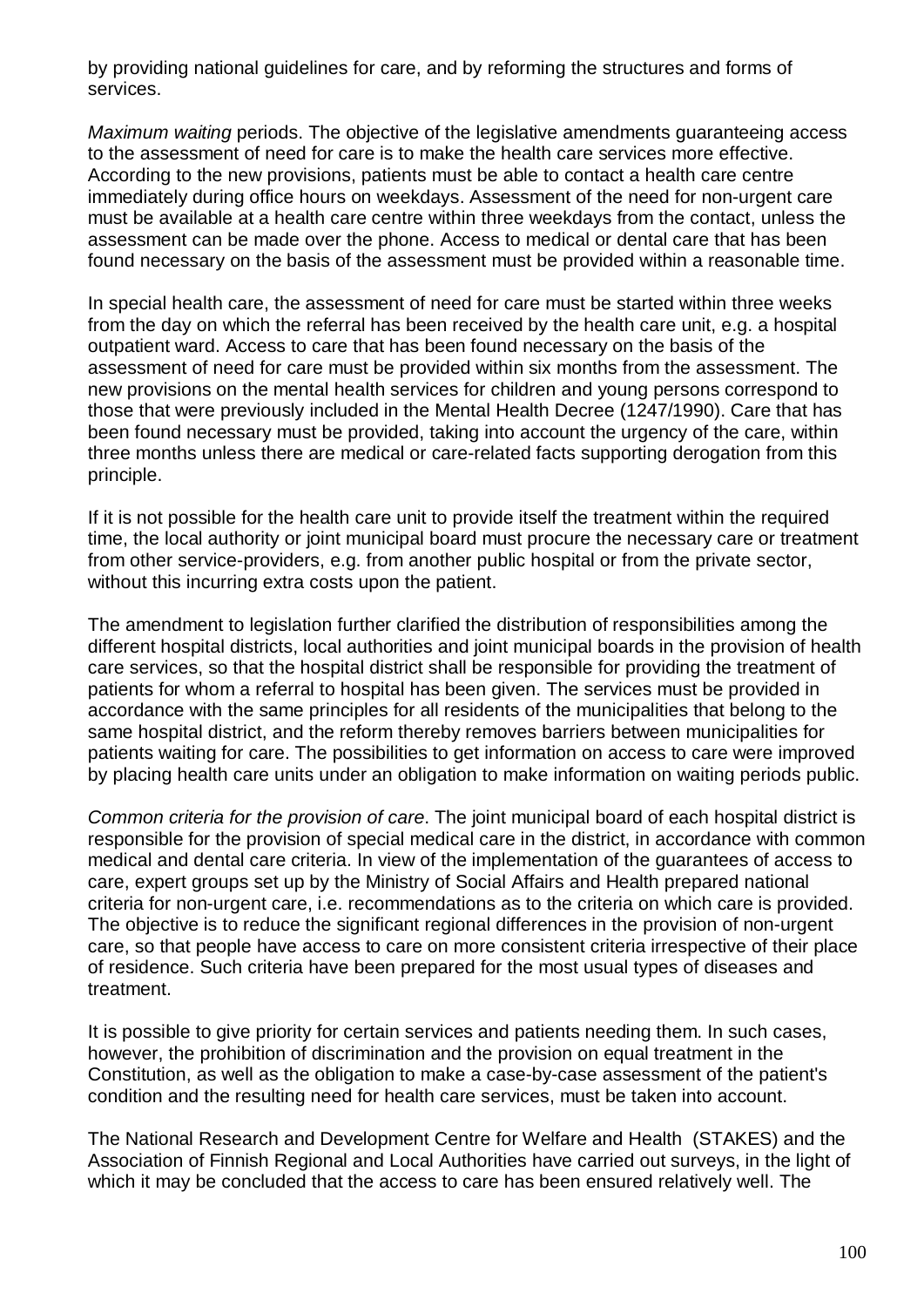by providing national guidelines for care, and by reforming the structures and forms of services.

*Maximum waiting* periods. The objective of the legislative amendments guaranteeing access to the assessment of need for care is to make the health care services more effective. According to the new provisions, patients must be able to contact a health care centre immediately during office hours on weekdays. Assessment of the need for non-urgent care must be available at a health care centre within three weekdays from the contact, unless the assessment can be made over the phone. Access to medical or dental care that has been found necessary on the basis of the assessment must be provided within a reasonable time.

In special health care, the assessment of need for care must be started within three weeks from the day on which the referral has been received by the health care unit, e.g. a hospital outpatient ward. Access to care that has been found necessary on the basis of the assessment of need for care must be provided within six months from the assessment. The new provisions on the mental health services for children and young persons correspond to those that were previously included in the Mental Health Decree (1247/1990). Care that has been found necessary must be provided, taking into account the urgency of the care, within three months unless there are medical or care-related facts supporting derogation from this principle.

If it is not possible for the health care unit to provide itself the treatment within the required time, the local authority or joint municipal board must procure the necessary care or treatment from other service-providers, e.g. from another public hospital or from the private sector, without this incurring extra costs upon the patient.

The amendment to legislation further clarified the distribution of responsibilities among the different hospital districts, local authorities and joint municipal boards in the provision of health care services, so that the hospital district shall be responsible for providing the treatment of patients for whom a referral to hospital has been given. The services must be provided in accordance with the same principles for all residents of the municipalities that belong to the same hospital district, and the reform thereby removes barriers between municipalities for patients waiting for care. The possibilities to get information on access to care were improved by placing health care units under an obligation to make information on waiting periods public.

*Common criteria for the provision of care*. The joint municipal board of each hospital district is responsible for the provision of special medical care in the district, in accordance with common medical and dental care criteria. In view of the implementation of the guarantees of access to care, expert groups set up by the Ministry of Social Affairs and Health prepared national criteria for non-urgent care, i.e. recommendations as to the criteria on which care is provided. The objective is to reduce the significant regional differences in the provision of non-urgent care, so that people have access to care on more consistent criteria irrespective of their place of residence. Such criteria have been prepared for the most usual types of diseases and treatment.

It is possible to give priority for certain services and patients needing them. In such cases, however, the prohibition of discrimination and the provision on equal treatment in the Constitution, as well as the obligation to make a case-by-case assessment of the patient's condition and the resulting need for health care services, must be taken into account.

The National Research and Development Centre for Welfare and Health (STAKES) and the Association of Finnish Regional and Local Authorities have carried out surveys, in the light of which it may be concluded that the access to care has been ensured relatively well. The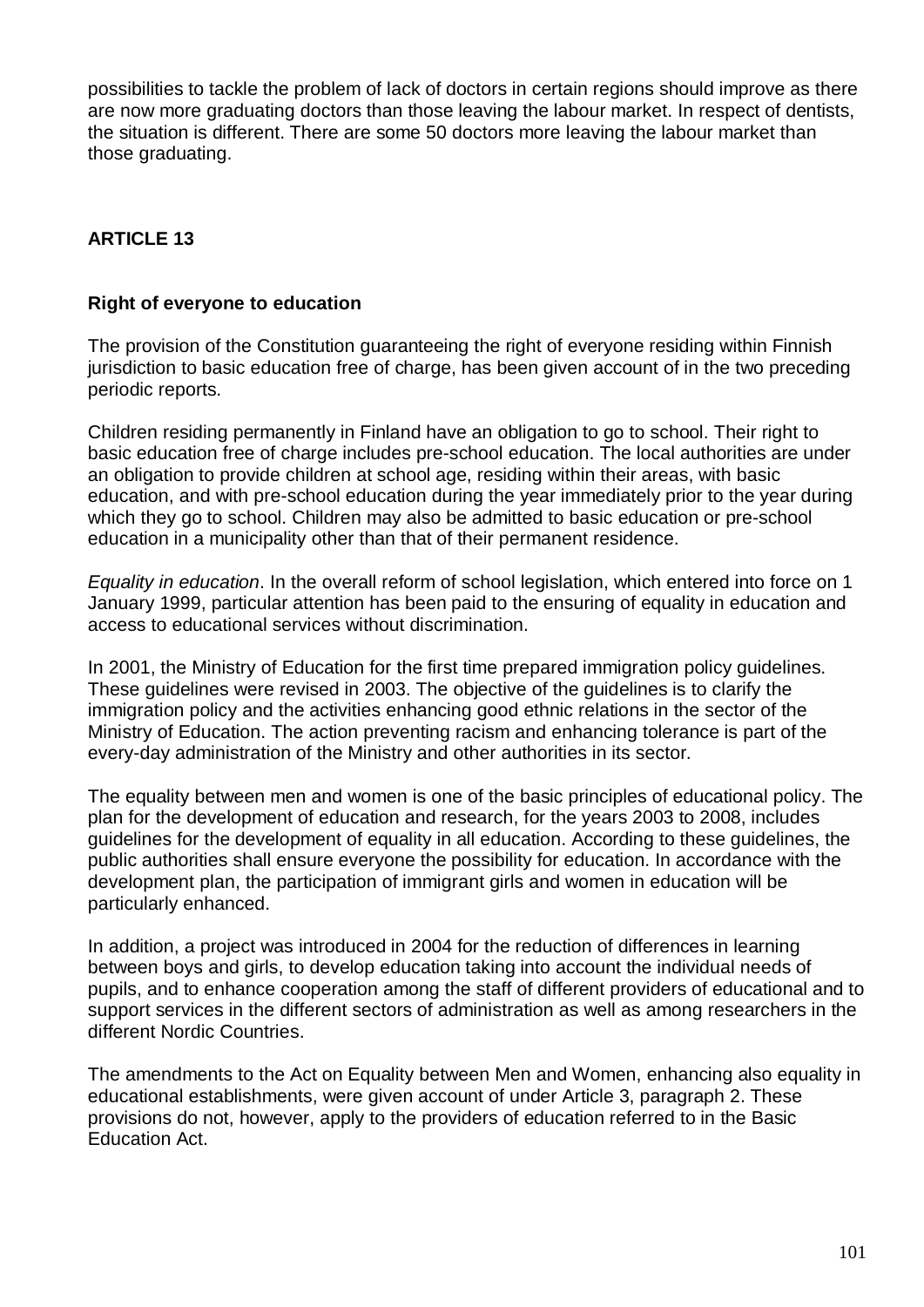possibilities to tackle the problem of lack of doctors in certain regions should improve as there are now more graduating doctors than those leaving the labour market. In respect of dentists, the situation is different. There are some 50 doctors more leaving the labour market than those graduating.

## ARTICLE 13

### Right of everyone to education

The provision of the Constitution guaranteeing the right of everyone residing within Finnish jurisdiction to basic education free of charge, has been given account of in the two preceding periodic reports.

Children residing permanently in Finland have an obligation to go to school. Their right to basic education free of charge includes pre-school education. The local authorities are under an obligation to provide children at school age, residing within their areas, with basic education, and with pre-school education during the year immediately prior to the year during which they go to school. Children may also be admitted to basic education or pre-school education in a municipality other than that of their permanent residence.

*Equality in education*. In the overall reform of school legislation, which entered into force on 1 January 1999, particular attention has been paid to the ensuring of equality in education and access to educational services without discrimination.

In 2001, the Ministry of Education for the first time prepared immigration policy guidelines. These guidelines were revised in 2003. The objective of the guidelines is to clarify the immigration policy and the activities enhancing good ethnic relations in the sector of the Ministry of Education. The action preventing racism and enhancing tolerance is part of the every-day administration of the Ministry and other authorities in its sector.

The equality between men and women is one of the basic principles of educational policy. The plan for the development of education and research, for the years 2003 to 2008, includes guidelines for the development of equality in all education. According to these guidelines, the public authorities shall ensure everyone the possibility for education. In accordance with the development plan, the participation of immigrant girls and women in education will be particularly enhanced.

In addition, a project was introduced in 2004 for the reduction of differences in learning between boys and girls, to develop education taking into account the individual needs of pupils, and to enhance cooperation among the staff of different providers of educational and to support services in the different sectors of administration as well as among researchers in the different Nordic Countries.

The amendments to the Act on Equality between Men and Women, enhancing also equality in educational establishments, were given account of under Article 3, paragraph 2. These provisions do not, however, apply to the providers of education referred to in the Basic Education Act.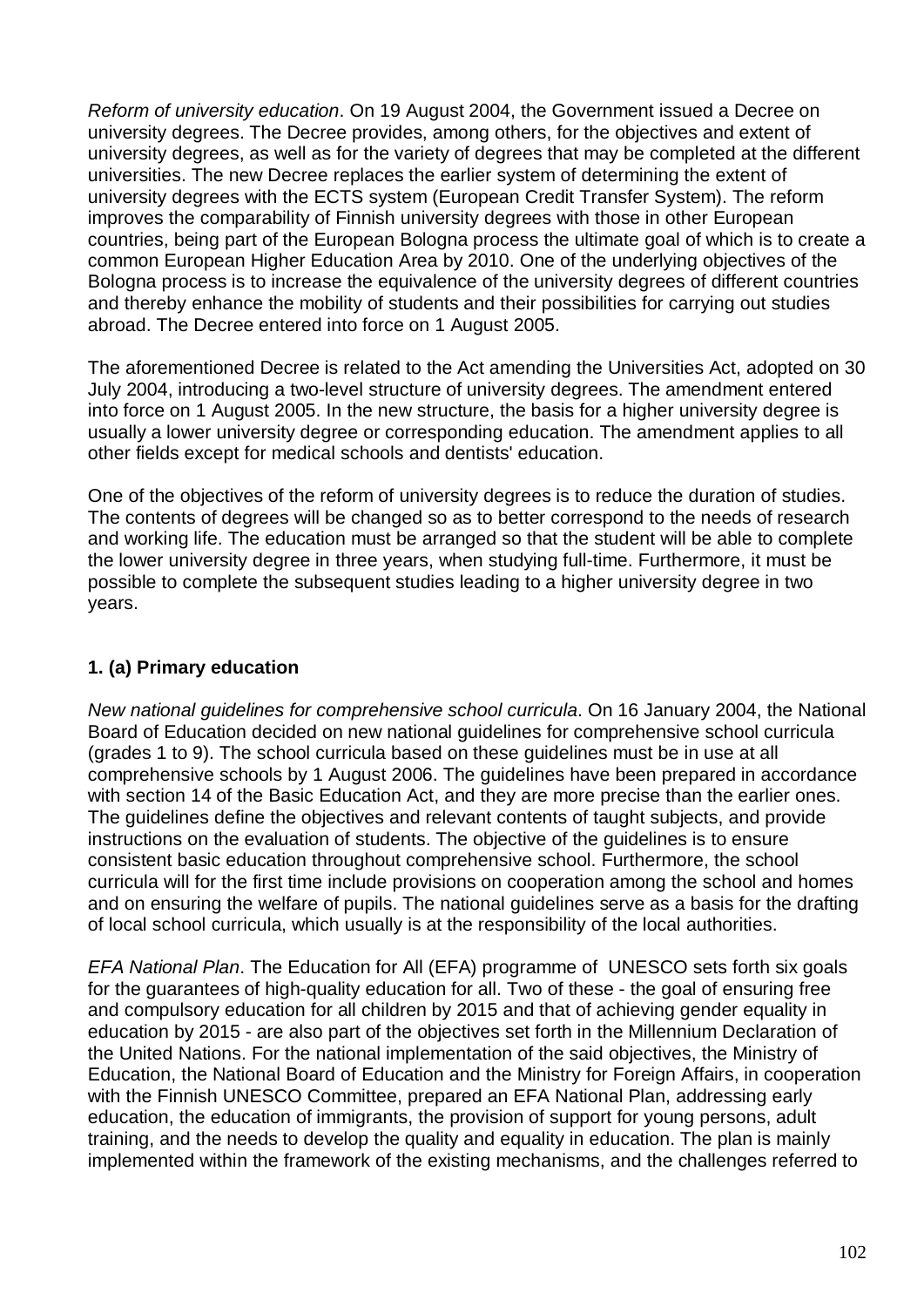*Reform of university education*. On 19 August 2004, the Government issued a Decree on university degrees. The Decree provides, among others, for the objectives and extent of university degrees, as well as for the variety of degrees that may be completed at the different universities. The new Decree replaces the earlier system of determining the extent of university degrees with the ECTS system (European Credit Transfer System). The reform improves the comparability of Finnish university degrees with those in other European countries, being part of the European Bologna process the ultimate goal of which is to create a common European Higher Education Area by 2010. One of the underlying objectives of the Bologna process is to increase the equivalence of the university degrees of different countries and thereby enhance the mobility of students and their possibilities for carrying out studies abroad. The Decree entered into force on 1 August 2005.

The aforementioned Decree is related to the Act amending the Universities Act, adopted on 30 July 2004, introducing a two-level structure of university degrees. The amendment entered into force on 1 August 2005. In the new structure, the basis for a higher university degree is usually a lower university degree or corresponding education. The amendment applies to all other fields except for medical schools and dentists' education.

One of the objectives of the reform of university degrees is to reduce the duration of studies. The contents of degrees will be changed so as to better correspond to the needs of research and working life. The education must be arranged so that the student will be able to complete the lower university degree in three years, when studying full-time. Furthermore, it must be possible to complete the subsequent studies leading to a higher university degree in two years.

**1. (a) Primary education**

*New national guidelines for comprehensive school curricula*. On 16 January 2004, the National Board of Education decided on new national guidelines for comprehensive school curricula (grades 1 to 9). The school curricula based on these guidelines must be in use at all comprehensive schools by 1 August 2006. The guidelines have been prepared in accordance with section 14 of the Basic Education Act, and they are more precise than the earlier ones. The guidelines define the objectives and relevant contents of taught subjects, and provide instructions on the evaluation of students. The objective of the guidelines is to ensure consistent basic education throughout comprehensive school. Furthermore, the school curricula will for the first time include provisions on cooperation among the school and homes and on ensuring the welfare of pupils. The national guidelines serve as a basis for the drafting of local school curricula, which usually is at the responsibility of the local authorities.

*EFA National Plan*. The Education for All (EFA) programme of UNESCO sets forth six goals for the guarantees of high-quality education for all. Two of these - the goal of ensuring free and compulsory education for all children by 2015 and that of achieving gender equality in education by 2015 - are also part of the objectives set forth in the Millennium Declaration of the United Nations. For the national implementation of the said objectives, the Ministry of Education, the National Board of Education and the Ministry for Foreign Affairs, in cooperation with the Finnish UNESCO Committee, prepared an EFA National Plan, addressing early education, the education of immigrants, the provision of support for young persons, adult training, and the needs to develop the quality and equality in education. The plan is mainly implemented within the framework of the existing mechanisms, and the challenges referred to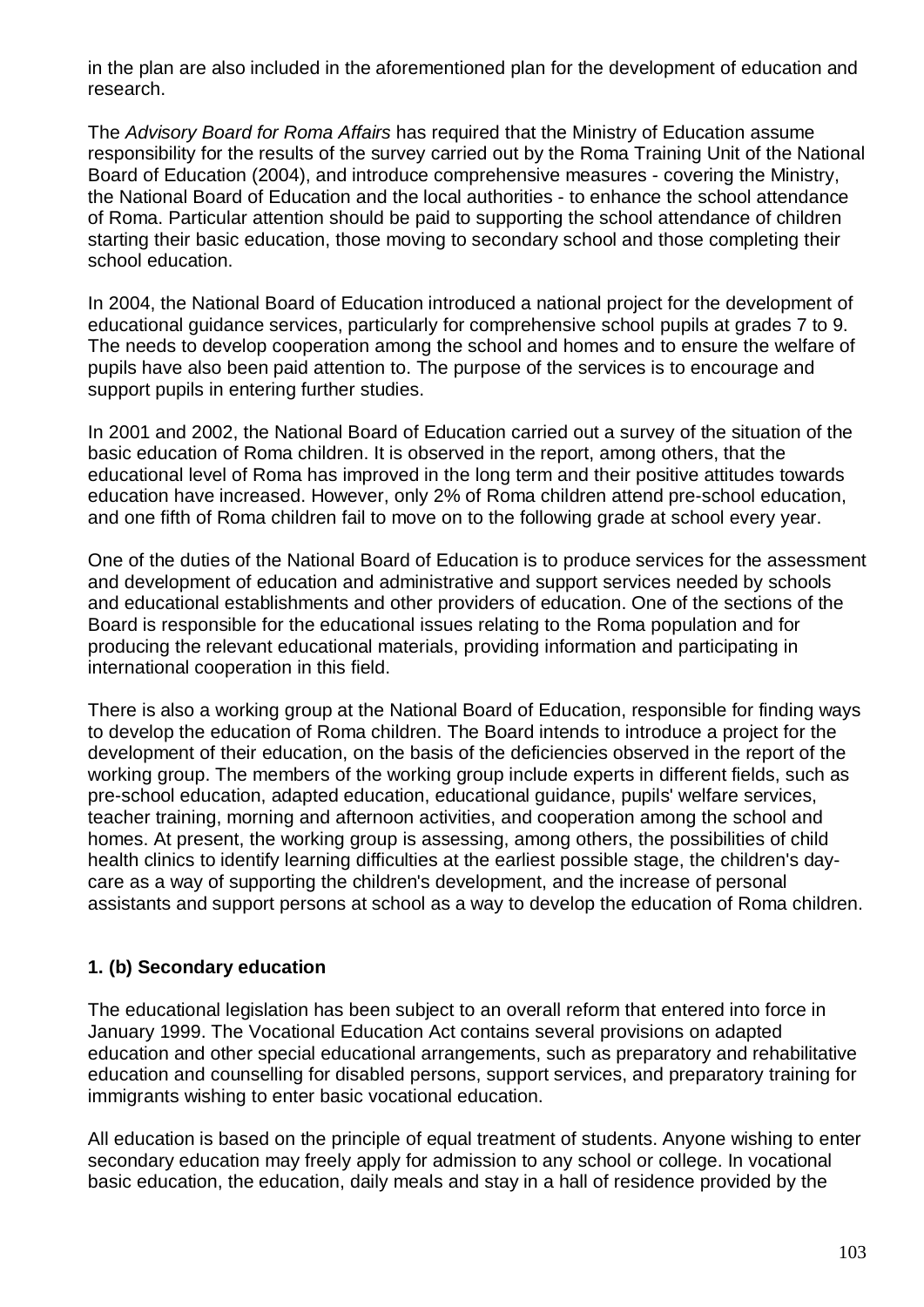in the plan are also included in the aforementioned plan for the development of education and research.

The *Advisory Board for Roma Affairs* has required that the Ministry of Education assume responsibility for the results of the survey carried out by the Roma Training Unit of the National Board of Education (2004), and introduce comprehensive measures - covering the Ministry, the National Board of Education and the local authorities - to enhance the school attendance of Roma. Particular attention should be paid to supporting the school attendance of children starting their basic education, those moving to secondary school and those completing their school education.

In 2004, the National Board of Education introduced a national project for the development of educational guidance services, particularly for comprehensive school pupils at grades 7 to 9. The needs to develop cooperation among the school and homes and to ensure the welfare of pupils have also been paid attention to. The purpose of the services is to encourage and support pupils in entering further studies.

In 2001 and 2002, the National Board of Education carried out a survey of the situation of the basic education of Roma children. It is observed in the report, among others, that the educational level of Roma has improved in the long term and their positive attitudes towards education have increased. However, only 2% of Roma children attend pre-school education, and one fifth of Roma children fail to move on to the following grade at school every year.

One of the duties of the National Board of Education is to produce services for the assessment and development of education and administrative and support services needed by schools and educational establishments and other providers of education. One of the sections of the Board is responsible for the educational issues relating to the Roma population and for producing the relevant educational materials, providing information and participating in international cooperation in this field.

There is also a working group at the National Board of Education, responsible for finding ways to develop the education of Roma children. The Board intends to introduce a project for the development of their education, on the basis of the deficiencies observed in the report of the working group. The members of the working group include experts in different fields, such as pre-school education, adapted education, educational guidance, pupils' welfare services, teacher training, morning and afternoon activities, and cooperation among the school and homes. At present, the working group is assessing, among others, the possibilities of child health clinics to identify learning difficulties at the earliest possible stage, the children's day-care as a way of supporting the children's development, and the increase of personal assistants and support persons at school as a way to develop the education of Roma children.

**1. (b) Secondary education**

The educational legislation has been subject to an overall reform that entered into force in January 1999. The Vocational Education Act contains several provisions on adapted education and other special educational arrangements, such as preparatory and rehabilitative education and counselling for disabled persons, support services, and preparatory training for immigrants wishing to enter basic vocational education.

All education is based on the principle of equal treatment of students. Anyone wishing to enter secondary education may freely apply for admission to any school or college. In vocational basic education, the education, daily meals and stay in a hall of residence provided by the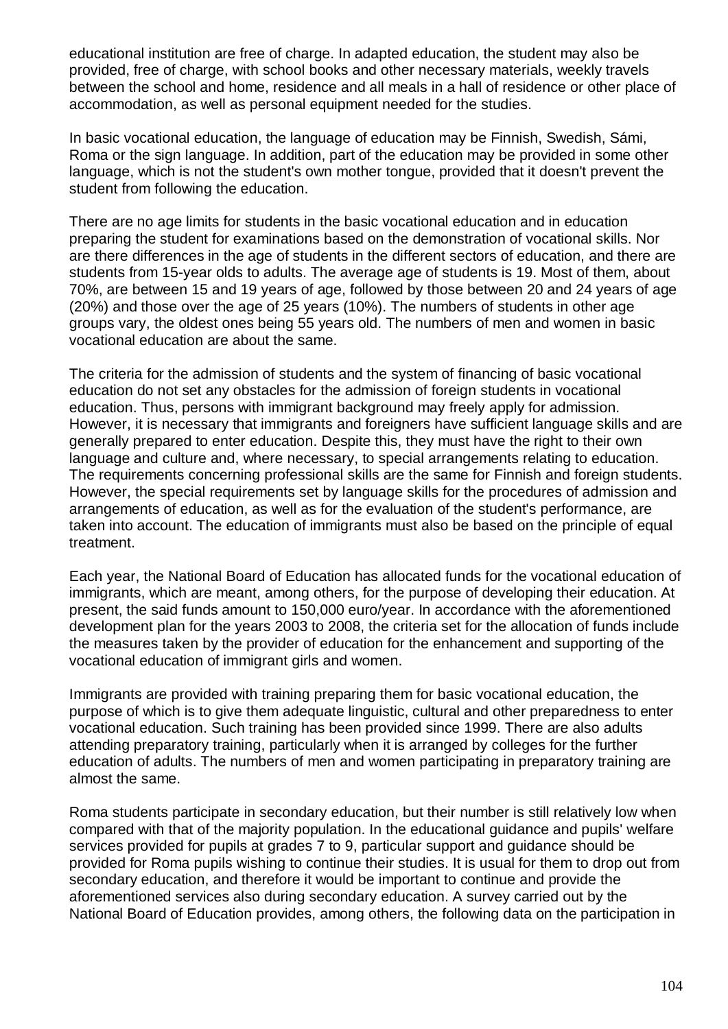educational institution are free of charge. In adapted education, the student may also be provided, free of charge, with school books and other necessary materials, weekly travels between the school and home, residence and all meals in a hall of residence or other place of accommodation, as well as personal equipment needed for the studies.

In basic vocational education, the language of education may be Finnish, Swedish, Sámi, Roma or the sign language. In addition, part of the education may be provided in some other language, which is not the student's own mother tongue, provided that it doesn't prevent the student from following the education.

There are no age limits for students in the basic vocational education and in education preparing the student for examinations based on the demonstration of vocational skills. Nor are there differences in the age of students in the different sectors of education, and there are students from 15-year olds to adults. The average age of students is 19. Most of them, about 70%, are between 15 and 19 years of age, followed by those between 20 and 24 years of age (20%) and those over the age of 25 years (10%). The numbers of students in other age groups vary, the oldest ones being 55 years old. The numbers of men and women in basic vocational education are about the same.

The criteria for the admission of students and the system of financing of basic vocational education do not set any obstacles for the admission of foreign students in vocational education. Thus, persons with immigrant background may freely apply for admission. However, it is necessary that immigrants and foreigners have sufficient language skills and are generally prepared to enter education. Despite this, they must have the right to their own language and culture and, where necessary, to special arrangements relating to education. The requirements concerning professional skills are the same for Finnish and foreign students. However, the special requirements set by language skills for the procedures of admission and arrangements of education, as well as for the evaluation of the student's performance, are taken into account. The education of immigrants must also be based on the principle of equal treatment.

Each year, the National Board of Education has allocated funds for the vocational education of immigrants, which are meant, among others, for the purpose of developing their education. At present, the said funds amount to 150,000 euro/year. In accordance with the aforementioned development plan for the years 2003 to 2008, the criteria set for the allocation of funds include the measures taken by the provider of education for the enhancement and supporting of the vocational education of immigrant girls and women.

Immigrants are provided with training preparing them for basic vocational education, the purpose of which is to give them adequate linguistic, cultural and other preparedness to enter vocational education. Such training has been provided since 1999. There are also adults attending preparatory training, particularly when it is arranged by colleges for the further education of adults. The numbers of men and women participating in preparatory training are almost the same.

Roma students participate in secondary education, but their number is still relatively low when compared with that of the majority population. In the educational guidance and pupils' welfare services provided for pupils at grades 7 to 9, particular support and guidance should be provided for Roma pupils wishing to continue their studies. It is usual for them to drop out from secondary education, and therefore it would be important to continue and provide the aforementioned services also during secondary education. A survey carried out by the National Board of Education provides, among others, the following data on the participation in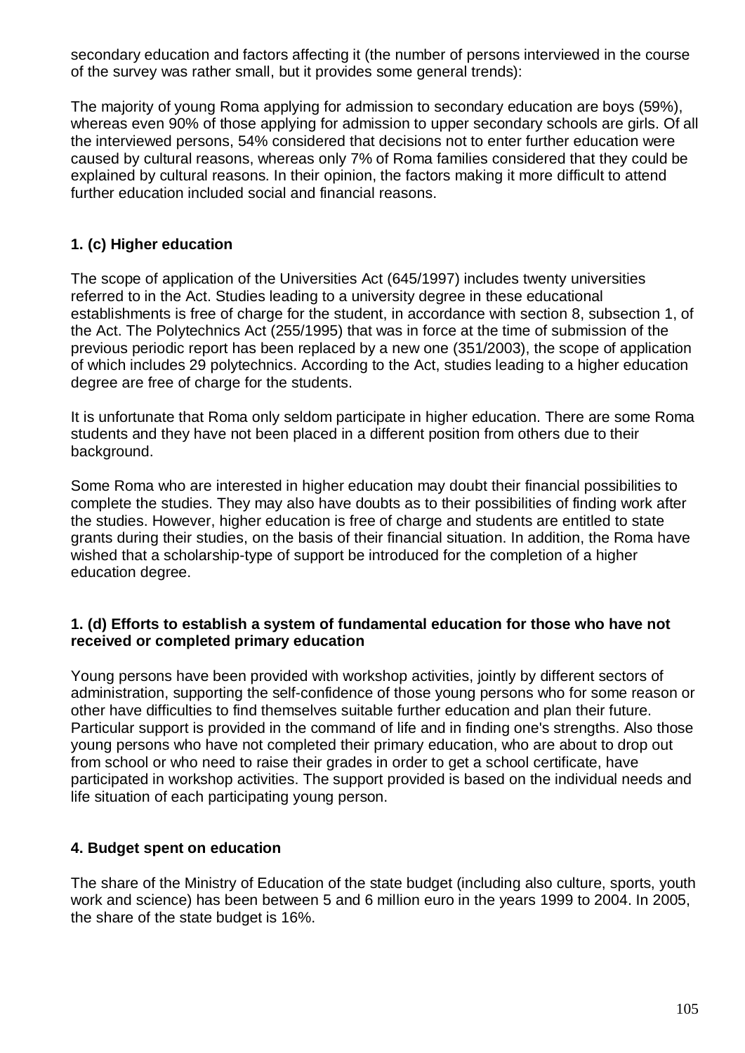secondary education and factors affecting it (the number of persons interviewed in the course of the survey was rather small, but it provides some general trends):

The majority of young Roma applying for admission to secondary education are boys (59%), whereas even 90% of those applying for admission to upper secondary schools are girls. Of all the interviewed persons, 54% considered that decisions not to enter further education were caused by cultural reasons, whereas only 7% of Roma families considered that they could be explained by cultural reasons. In their opinion, the factors making it more difficult to attend further education included social and financial reasons.

### 1. (c) Higher education

The scope of application of the Universities Act (645/1997) includes twenty universities referred to in the Act. Studies leading to a university degree in these educational establishments is free of charge for the student, in accordance with section 8, subsection 1, of the Act. The Polytechnics Act (255/1995) that was in force at the time of submission of the previous periodic report has been replaced by a new one (351/2003), the scope of application of which includes 29 polytechnics. According to the Act, studies leading to a higher education degree are free of charge for the students.

It is unfortunate that Roma only seldom participate in higher education. There are some Roma students and they have not been placed in a different position from others due to their background.

Some Roma who are interested in higher education may doubt their financial possibilities to complete the studies. They may also have doubts as to their possibilities of finding work after the studies. However, higher education is free of charge and students are entitled to state grants during their studies, on the basis of their financial situation. In addition, the Roma have wished that a scholarship-type of support be introduced for the completion of a higher education degree.

### 1. (d) Efforts to establish a system of fundamental education for those who have not received or completed primary education

Young persons have been provided with workshop activities, jointly by different sectors of administration, supporting the self-confidence of those young persons who for some reason or other have difficulties to find themselves suitable further education and plan their future. Particular support is provided in the command of life and in finding one's strengths. Also those young persons who have not completed their primary education, who are about to drop out from school or who need to raise their grades in order to get a school certificate, have participated in workshop activities. The support provided is based on the individual needs and life situation of each participating young person.

### 4. Budget spent on education

The share of the Ministry of Education of the state budget (including also culture, sports, youth work and science) has been between 5 and 6 million euro in the years 1999 to 2004. In 2005, the share of the state budget is 16%.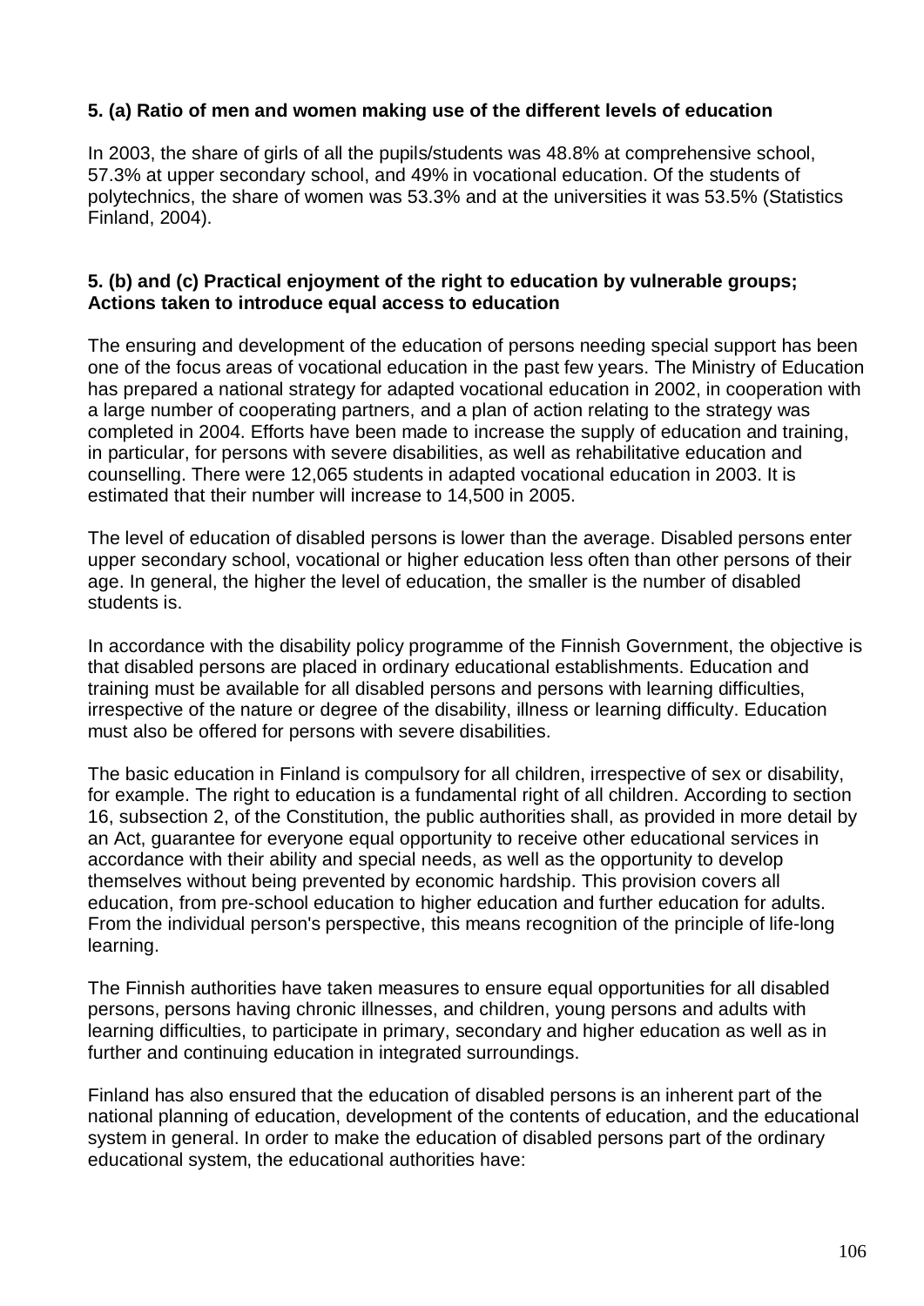**5. (a) Ratio of men and women making use of the different levels of education**

In 2003, the share of girls of all the pupils/students was 48.8% at comprehensive school, 57.3% at upper secondary school, and 49% in vocational education. Of the students of polytechnics, the share of women was 53.3% and at the universities it was 53.5% (Statistics Finland, 2004).

**5. (b) and (c) Practical enjoyment of the right to education by vulnerable groups; Actions taken to introduce equal access to education**

The ensuring and development of the education of persons needing special support has been one of the focus areas of vocational education in the past few years. The Ministry of Education has prepared a national strategy for adapted vocational education in 2002, in cooperation with a large number of cooperating partners, and a plan of action relating to the strategy was completed in 2004. Efforts have been made to increase the supply of education and training, in particular, for persons with severe disabilities, as well as rehabilitative education and counselling. There were 12,065 students in adapted vocational education in 2003. It is estimated that their number will increase to 14,500 in 2005.

The level of education of disabled persons is lower than the average. Disabled persons enter upper secondary school, vocational or higher education less often than other persons of their age. In general, the higher the level of education, the smaller is the number of disabled students is.

In accordance with the disability policy programme of the Finnish Government, the objective is that disabled persons are placed in ordinary educational establishments. Education and training must be available for all disabled persons and persons with learning difficulties, irrespective of the nature or degree of the disability, illness or learning difficulty. Education must also be offered for persons with severe disabilities.

The basic education in Finland is compulsory for all children, irrespective of sex or disability, for example. The right to education is a fundamental right of all children. According to section 16, subsection 2, of the Constitution, the public authorities shall, as provided in more detail by an Act, guarantee for everyone equal opportunity to receive other educational services in accordance with their ability and special needs, as well as the opportunity to develop themselves without being prevented by economic hardship. This provision covers all education, from pre-school education to higher education and further education for adults. From the individual person's perspective, this means recognition of the principle of life-long learning.

The Finnish authorities have taken measures to ensure equal opportunities for all disabled persons, persons having chronic illnesses, and children, young persons and adults with learning difficulties, to participate in primary, secondary and higher education as well as in further and continuing education in integrated surroundings.

Finland has also ensured that the education of disabled persons is an inherent part of the national planning of education, development of the contents of education, and the educational system in general. In order to make the education of disabled persons part of the ordinary educational system, the educational authorities have: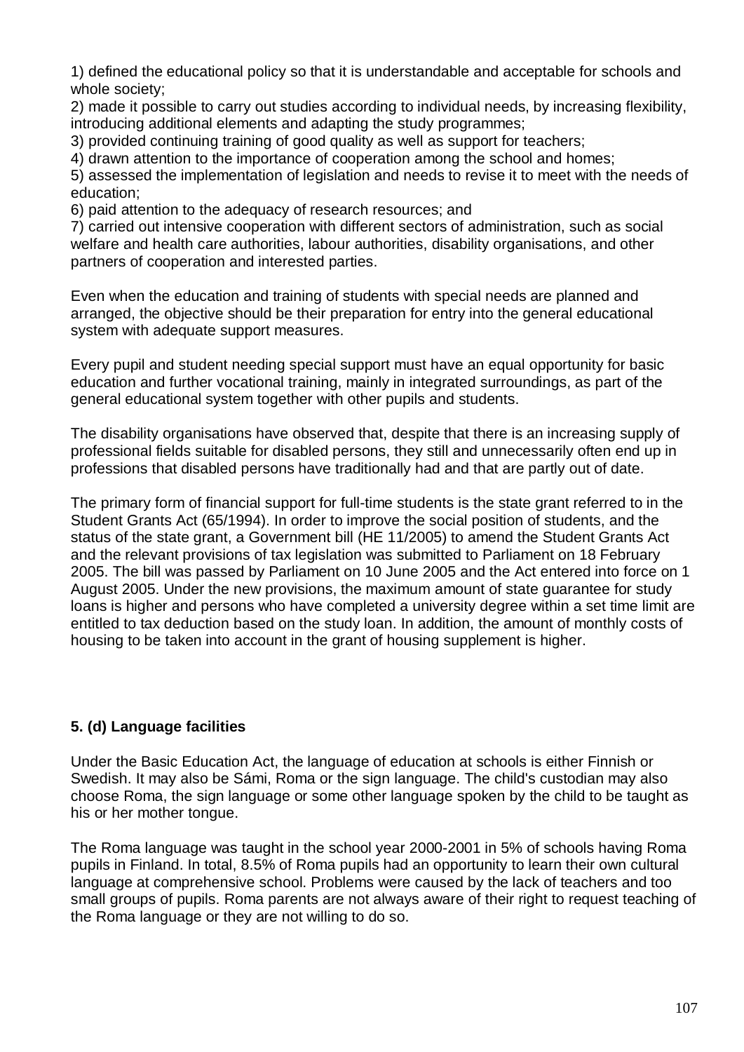1) defined the educational policy so that it is understandable and acceptable for schools and whole society;
2) made it possible to carry out studies according to individual needs, by increasing flexibility, introducing additional elements and adapting the study programmes;
3) provided continuing training of good quality as well as support for teachers;
4) drawn attention to the importance of cooperation among the school and homes;
5) assessed the implementation of legislation and needs to revise it to meet with the needs of education;
6) paid attention to the adequacy of research resources; and
7) carried out intensive cooperation with different sectors of administration, such as social welfare and health care authorities, labour authorities, disability organisations, and other partners of cooperation and interested parties.

Even when the education and training of students with special needs are planned and arranged, the objective should be their preparation for entry into the general educational system with adequate support measures.

Every pupil and student needing special support must have an equal opportunity for basic education and further vocational training, mainly in integrated surroundings, as part of the general educational system together with other pupils and students.

The disability organisations have observed that, despite that there is an increasing supply of professional fields suitable for disabled persons, they still and unnecessarily often end up in professions that disabled persons have traditionally had and that are partly out of date.

The primary form of financial support for full-time students is the state grant referred to in the Student Grants Act (65/1994). In order to improve the social position of students, and the status of the state grant, a Government bill (HE 11/2005) to amend the Student Grants Act and the relevant provisions of tax legislation was submitted to Parliament on 18 February 2005. The bill was passed by Parliament on 10 June 2005 and the Act entered into force on 1 August 2005. Under the new provisions, the maximum amount of state guarantee for study loans is higher and persons who have completed a university degree within a set time limit are entitled to tax deduction based on the study loan. In addition, the amount of monthly costs of housing to be taken into account in the grant of housing supplement is higher.

**5. (d) Language facilities**

Under the Basic Education Act, the language of education at schools is either Finnish or Swedish. It may also be Sámi, Roma or the sign language. The child's custodian may also choose Roma, the sign language or some other language spoken by the child to be taught as his or her mother tongue.

The Roma language was taught in the school year 2000-2001 in 5% of schools having Roma pupils in Finland. In total, 8.5% of Roma pupils had an opportunity to learn their own cultural language at comprehensive school. Problems were caused by the lack of teachers and too small groups of pupils. Roma parents are not always aware of their right to request teaching of the Roma language or they are not willing to do so.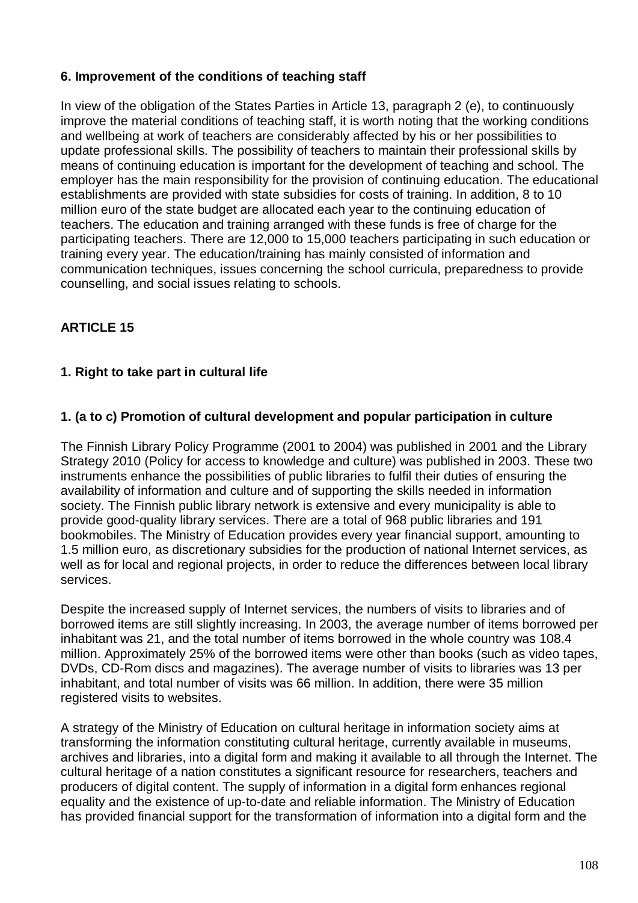**6. Improvement of the conditions of teaching staff**

In view of the obligation of the States Parties in Article 13, paragraph 2 (e), to continuously improve the material conditions of teaching staff, it is worth noting that the working conditions and wellbeing at work of teachers are considerably affected by his or her possibilities to update professional skills. The possibility of teachers to maintain their professional skills by means of continuing education is important for the development of teaching and school. The employer has the main responsibility for the provision of continuing education. The educational establishments are provided with state subsidies for costs of training. In addition, 8 to 10 million euro of the state budget are allocated each year to the continuing education of teachers. The education and training arranged with these funds is free of charge for the participating teachers. There are 12,000 to 15,000 teachers participating in such education or training every year. The education/training has mainly consisted of information and communication techniques, issues concerning the school curricula, preparedness to provide counselling, and social issues relating to schools.

## ARTICLE 15

**1. Right to take part in cultural life**

**1. (a to c) Promotion of cultural development and popular participation in culture**

The Finnish Library Policy Programme (2001 to 2004) was published in 2001 and the Library Strategy 2010 (Policy for access to knowledge and culture) was published in 2003. These two instruments enhance the possibilities of public libraries to fulfil their duties of ensuring the availability of information and culture and of supporting the skills needed in information society. The Finnish public library network is extensive and every municipality is able to provide good-quality library services. There are a total of 968 public libraries and 191 bookmobiles. The Ministry of Education provides every year financial support, amounting to 1.5 million euro, as discretionary subsidies for the production of national Internet services, as well as for local and regional projects, in order to reduce the differences between local library services.

Despite the increased supply of Internet services, the numbers of visits to libraries and of borrowed items are still slightly increasing. In 2003, the average number of items borrowed per inhabitant was 21, and the total number of items borrowed in the whole country was 108.4 million. Approximately 25% of the borrowed items were other than books (such as video tapes, DVDs, CD-Rom discs and magazines). The average number of visits to libraries was 13 per inhabitant, and total number of visits was 66 million. In addition, there were 35 million registered visits to websites.

A strategy of the Ministry of Education on cultural heritage in information society aims at transforming the information constituting cultural heritage, currently available in museums, archives and libraries, into a digital form and making it available to all through the Internet. The cultural heritage of a nation constitutes a significant resource for researchers, teachers and producers of digital content. The supply of information in a digital form enhances regional equality and the existence of up-to-date and reliable information. The Ministry of Education has provided financial support for the transformation of information into a digital form and the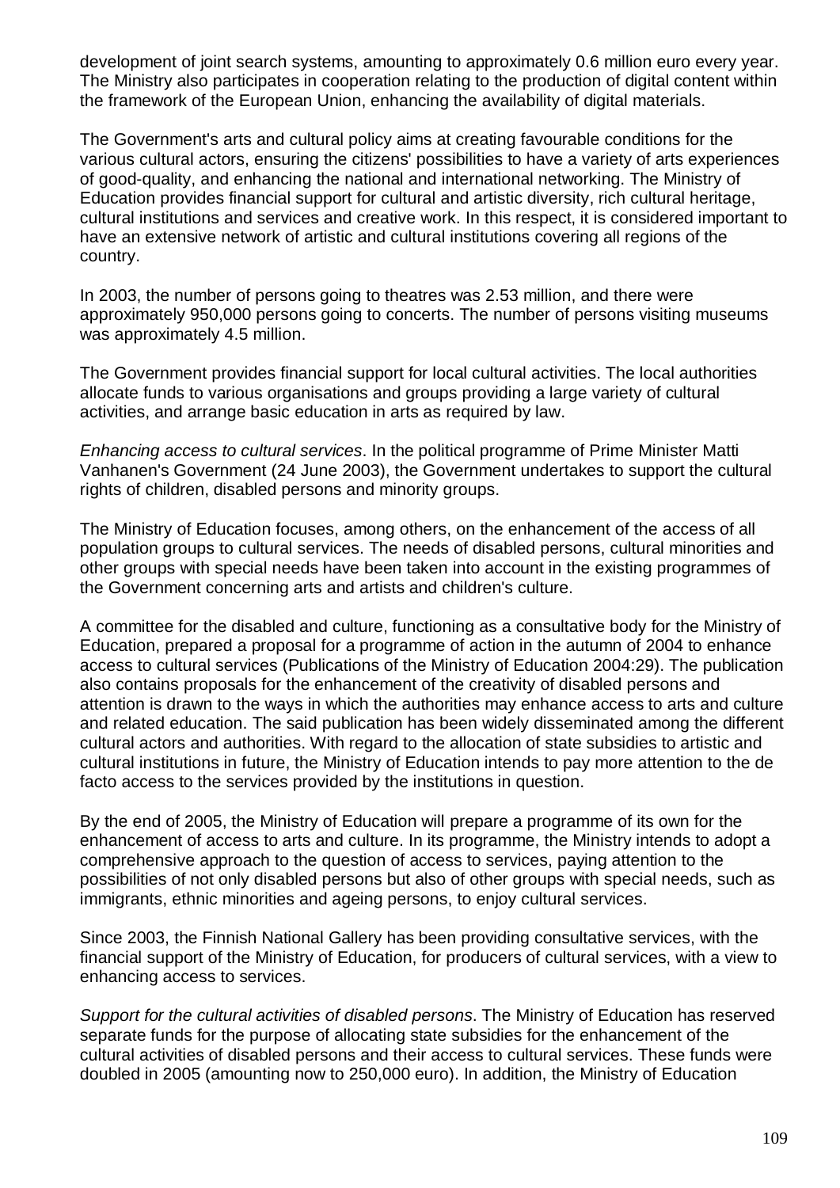development of joint search systems, amounting to approximately 0.6 million euro every year. The Ministry also participates in cooperation relating to the production of digital content within the framework of the European Union, enhancing the availability of digital materials.

The Government's arts and cultural policy aims at creating favourable conditions for the various cultural actors, ensuring the citizens' possibilities to have a variety of arts experiences of good-quality, and enhancing the national and international networking. The Ministry of Education provides financial support for cultural and artistic diversity, rich cultural heritage, cultural institutions and services and creative work. In this respect, it is considered important to have an extensive network of artistic and cultural institutions covering all regions of the country.

In 2003, the number of persons going to theatres was 2.53 million, and there were approximately 950,000 persons going to concerts. The number of persons visiting museums was approximately 4.5 million.

The Government provides financial support for local cultural activities. The local authorities allocate funds to various organisations and groups providing a large variety of cultural activities, and arrange basic education in arts as required by law.

*Enhancing access to cultural services*. In the political programme of Prime Minister Matti Vanhanen's Government (24 June 2003), the Government undertakes to support the cultural rights of children, disabled persons and minority groups.

The Ministry of Education focuses, among others, on the enhancement of the access of all population groups to cultural services. The needs of disabled persons, cultural minorities and other groups with special needs have been taken into account in the existing programmes of the Government concerning arts and artists and children's culture.

A committee for the disabled and culture, functioning as a consultative body for the Ministry of Education, prepared a proposal for a programme of action in the autumn of 2004 to enhance access to cultural services (Publications of the Ministry of Education 2004:29). The publication also contains proposals for the enhancement of the creativity of disabled persons and attention is drawn to the ways in which the authorities may enhance access to arts and culture and related education. The said publication has been widely disseminated among the different cultural actors and authorities. With regard to the allocation of state subsidies to artistic and cultural institutions in future, the Ministry of Education intends to pay more attention to the de facto access to the services provided by the institutions in question.

By the end of 2005, the Ministry of Education will prepare a programme of its own for the enhancement of access to arts and culture. In its programme, the Ministry intends to adopt a comprehensive approach to the question of access to services, paying attention to the possibilities of not only disabled persons but also of other groups with special needs, such as immigrants, ethnic minorities and ageing persons, to enjoy cultural services.

Since 2003, the Finnish National Gallery has been providing consultative services, with the financial support of the Ministry of Education, for producers of cultural services, with a view to enhancing access to services.

*Support for the cultural activities of disabled persons*. The Ministry of Education has reserved separate funds for the purpose of allocating state subsidies for the enhancement of the cultural activities of disabled persons and their access to cultural services. These funds were doubled in 2005 (amounting now to 250,000 euro). In addition, the Ministry of Education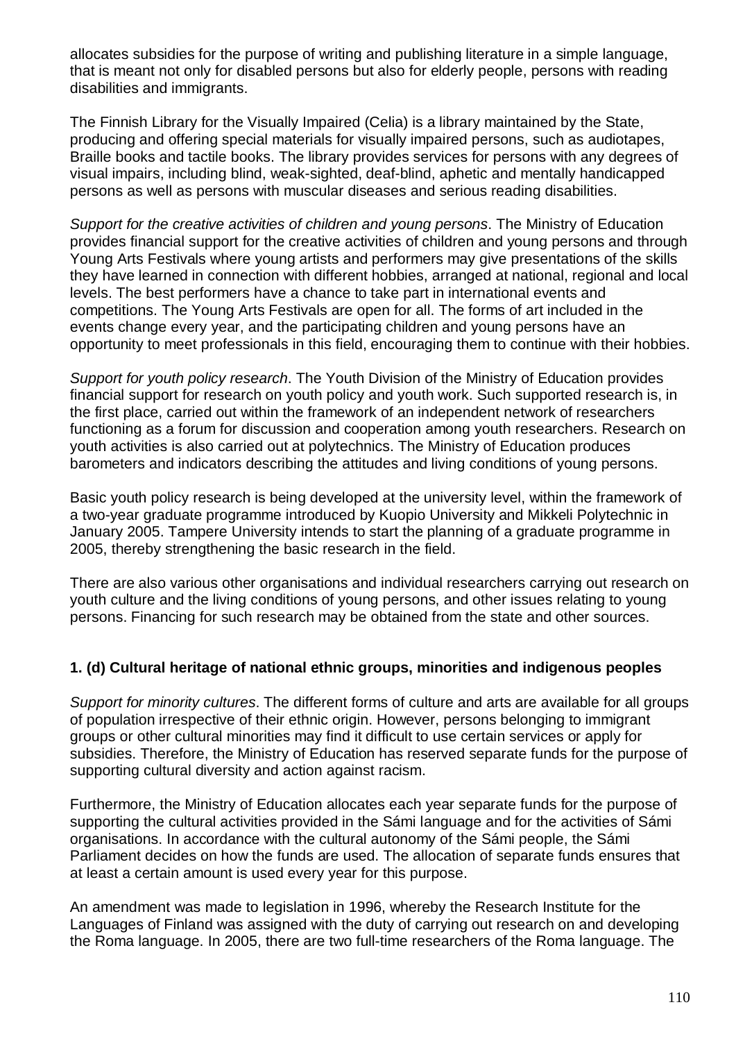allocates subsidies for the purpose of writing and publishing literature in a simple language, that is meant not only for disabled persons but also for elderly people, persons with reading disabilities and immigrants.

The Finnish Library for the Visually Impaired (Celia) is a library maintained by the State, producing and offering special materials for visually impaired persons, such as audiotapes, Braille books and tactile books. The library provides services for persons with any degrees of visual impairs, including blind, weak-sighted, deaf-blind, aphetic and mentally handicapped persons as well as persons with muscular diseases and serious reading disabilities.

*Support for the creative activities of children and young persons*. The Ministry of Education provides financial support for the creative activities of children and young persons and through Young Arts Festivals where young artists and performers may give presentations of the skills they have learned in connection with different hobbies, arranged at national, regional and local levels. The best performers have a chance to take part in international events and competitions. The Young Arts Festivals are open for all. The forms of art included in the events change every year, and the participating children and young persons have an opportunity to meet professionals in this field, encouraging them to continue with their hobbies.

*Support for youth policy research*. The Youth Division of the Ministry of Education provides financial support for research on youth policy and youth work. Such supported research is, in the first place, carried out within the framework of an independent network of researchers functioning as a forum for discussion and cooperation among youth researchers. Research on youth activities is also carried out at polytechnics. The Ministry of Education produces barometers and indicators describing the attitudes and living conditions of young persons.

Basic youth policy research is being developed at the university level, within the framework of a two-year graduate programme introduced by Kuopio University and Mikkeli Polytechnic in January 2005. Tampere University intends to start the planning of a graduate programme in 2005, thereby strengthening the basic research in the field.

There are also various other organisations and individual researchers carrying out research on youth culture and the living conditions of young persons, and other issues relating to young persons. Financing for such research may be obtained from the state and other sources.

### 1. (d) Cultural heritage of national ethnic groups, minorities and indigenous peoples

*Support for minority cultures*. The different forms of culture and arts are available for all groups of population irrespective of their ethnic origin. However, persons belonging to immigrant groups or other cultural minorities may find it difficult to use certain services or apply for subsidies. Therefore, the Ministry of Education has reserved separate funds for the purpose of supporting cultural diversity and action against racism.

Furthermore, the Ministry of Education allocates each year separate funds for the purpose of supporting the cultural activities provided in the Sámi language and for the activities of Sámi organisations. In accordance with the cultural autonomy of the Sámi people, the Sámi Parliament decides on how the funds are used. The allocation of separate funds ensures that at least a certain amount is used every year for this purpose.

An amendment was made to legislation in 1996, whereby the Research Institute for the Languages of Finland was assigned with the duty of carrying out research on and developing the Roma language. In 2005, there are two full-time researchers of the Roma language. The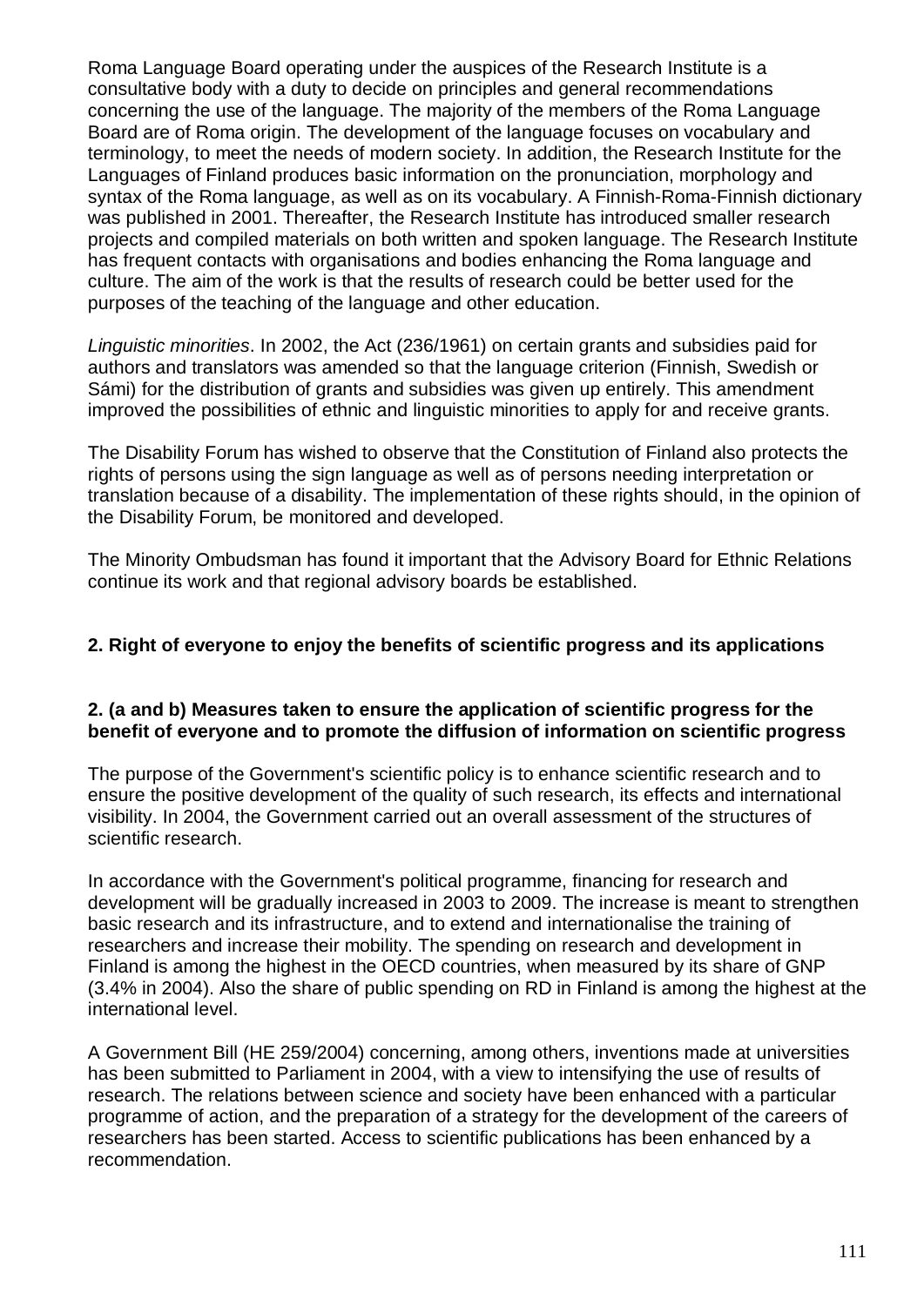Roma Language Board operating under the auspices of the Research Institute is a consultative body with a duty to decide on principles and general recommendations concerning the use of the language. The majority of the members of the Roma Language Board are of Roma origin. The development of the language focuses on vocabulary and terminology, to meet the needs of modern society. In addition, the Research Institute for the Languages of Finland produces basic information on the pronunciation, morphology and syntax of the Roma language, as well as on its vocabulary. A Finnish-Roma-Finnish dictionary was published in 2001. Thereafter, the Research Institute has introduced smaller research projects and compiled materials on both written and spoken language. The Research Institute has frequent contacts with organisations and bodies enhancing the Roma language and culture. The aim of the work is that the results of research could be better used for the purposes of the teaching of the language and other education.

*Linguistic minorities*. In 2002, the Act (236/1961) on certain grants and subsidies paid for authors and translators was amended so that the language criterion (Finnish, Swedish or Sámi) for the distribution of grants and subsidies was given up entirely. This amendment improved the possibilities of ethnic and linguistic minorities to apply for and receive grants.

The Disability Forum has wished to observe that the Constitution of Finland also protects the rights of persons using the sign language as well as of persons needing interpretation or translation because of a disability. The implementation of these rights should, in the opinion of the Disability Forum, be monitored and developed.

The Minority Ombudsman has found it important that the Advisory Board for Ethnic Relations continue its work and that regional advisory boards be established.

## 2. Right of everyone to enjoy the benefits of scientific progress and its applications

### 2. (a and b) Measures taken to ensure the application of scientific progress for the benefit of everyone and to promote the diffusion of information on scientific progress

The purpose of the Government's scientific policy is to enhance scientific research and to ensure the positive development of the quality of such research, its effects and international visibility. In 2004, the Government carried out an overall assessment of the structures of scientific research.

In accordance with the Government's political programme, financing for research and development will be gradually increased in 2003 to 2009. The increase is meant to strengthen basic research and its infrastructure, and to extend and internationalise the training of researchers and increase their mobility. The spending on research and development in Finland is among the highest in the OECD countries, when measured by its share of GNP (3.4% in 2004). Also the share of public spending on RD in Finland is among the highest at the international level.

A Government Bill (HE 259/2004) concerning, among others, inventions made at universities has been submitted to Parliament in 2004, with a view to intensifying the use of results of research. The relations between science and society have been enhanced with a particular programme of action, and the preparation of a strategy for the development of the careers of researchers has been started. Access to scientific publications has been enhanced by a recommendation.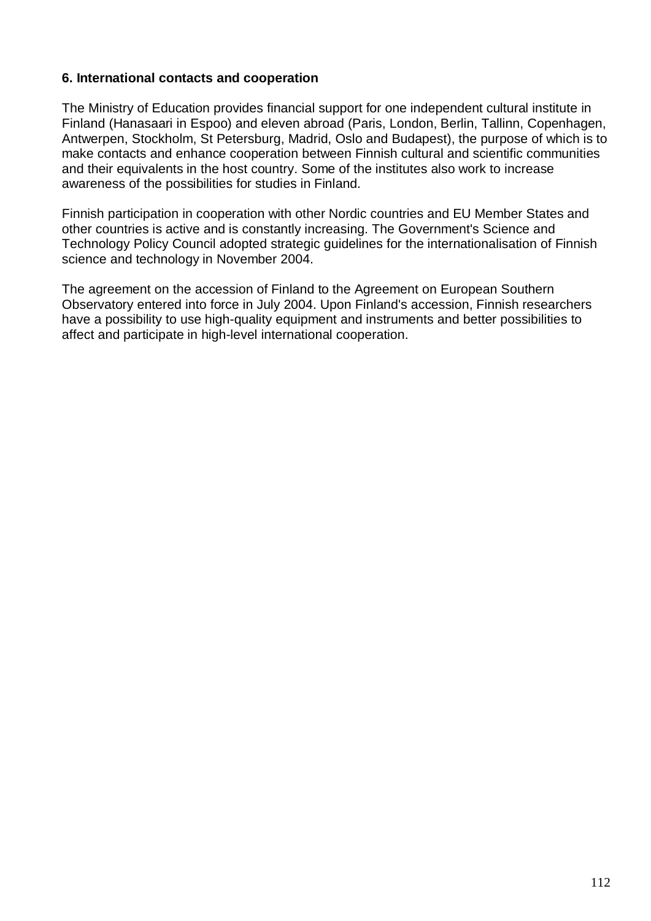## 6. International contacts and cooperation

The Ministry of Education provides financial support for one independent cultural institute in Finland (Hanasaari in Espoo) and eleven abroad (Paris, London, Berlin, Tallinn, Copenhagen, Antwerpen, Stockholm, St Petersburg, Madrid, Oslo and Budapest), the purpose of which is to make contacts and enhance cooperation between Finnish cultural and scientific communities and their equivalents in the host country. Some of the institutes also work to increase awareness of the possibilities for studies in Finland.

Finnish participation in cooperation with other Nordic countries and EU Member States and other countries is active and is constantly increasing. The Government's Science and Technology Policy Council adopted strategic guidelines for the internationalisation of Finnish science and technology in November 2004.

The agreement on the accession of Finland to the Agreement on European Southern Observatory entered into force in July 2004. Upon Finland's accession, Finnish researchers have a possibility to use high-quality equipment and instruments and better possibilities to affect and participate in high-level international cooperation.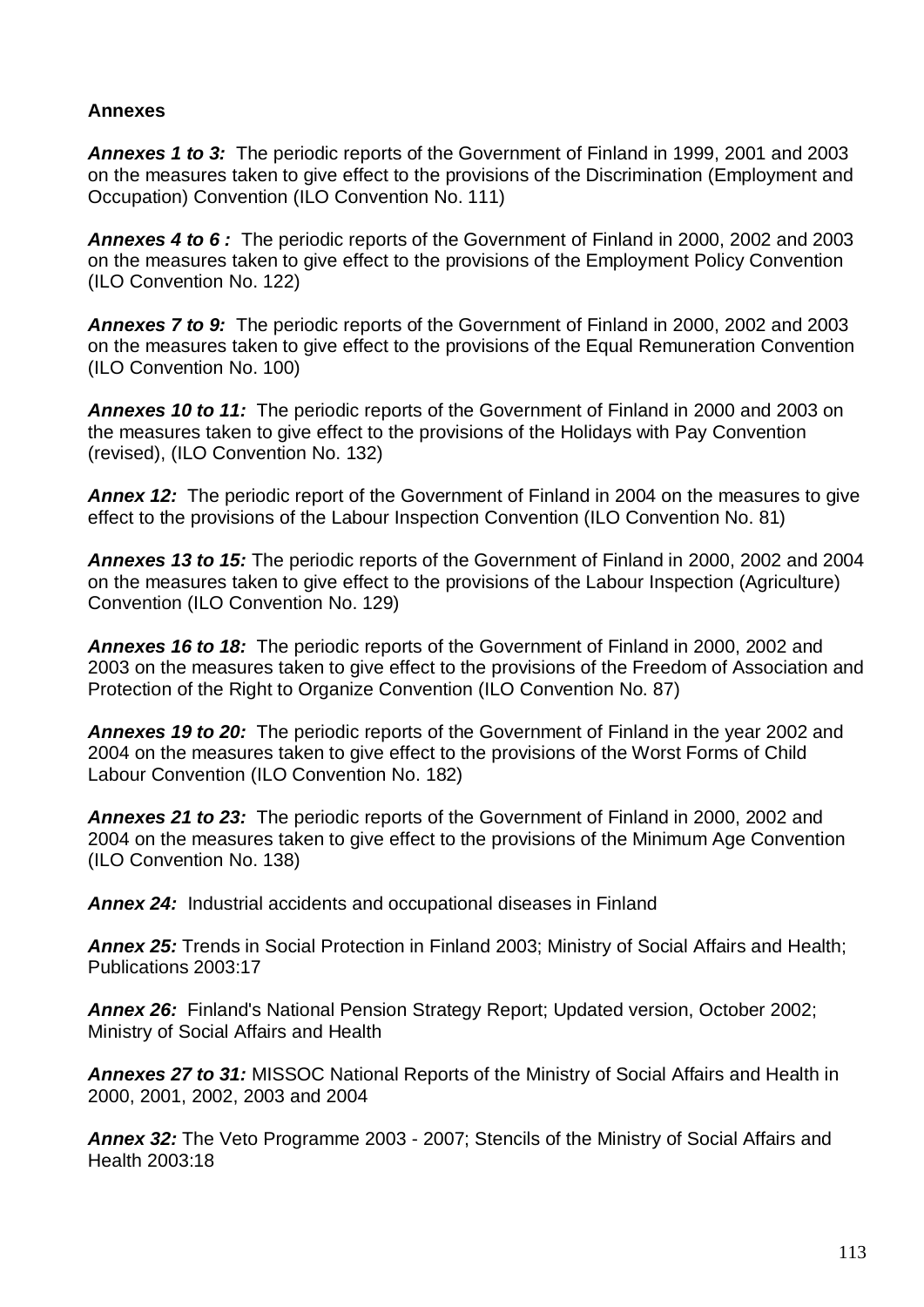**Annexes**

***Annexes 1 to 3:*** The periodic reports of the Government of Finland in 1999, 2001 and 2003 on the measures taken to give effect to the provisions of the Discrimination (Employment and Occupation) Convention (ILO Convention No. 111)

***Annexes 4 to 6 :*** The periodic reports of the Government of Finland in 2000, 2002 and 2003 on the measures taken to give effect to the provisions of the Employment Policy Convention (ILO Convention No. 122)

***Annexes 7 to 9:*** The periodic reports of the Government of Finland in 2000, 2002 and 2003 on the measures taken to give effect to the provisions of the Equal Remuneration Convention (ILO Convention No. 100)

***Annexes 10 to 11:*** The periodic reports of the Government of Finland in 2000 and 2003 on the measures taken to give effect to the provisions of the Holidays with Pay Convention (revised), (ILO Convention No. 132)

***Annex 12:*** The periodic report of the Government of Finland in 2004 on the measures to give effect to the provisions of the Labour Inspection Convention (ILO Convention No. 81)

***Annexes 13 to 15:*** The periodic reports of the Government of Finland in 2000, 2002 and 2004 on the measures taken to give effect to the provisions of the Labour Inspection (Agriculture) Convention (ILO Convention No. 129)

***Annexes 16 to 18:*** The periodic reports of the Government of Finland in 2000, 2002 and 2003 on the measures taken to give effect to the provisions of the Freedom of Association and Protection of the Right to Organize Convention (ILO Convention No. 87)

***Annexes 19 to 20:*** The periodic reports of the Government of Finland in the year 2002 and 2004 on the measures taken to give effect to the provisions of the Worst Forms of Child Labour Convention (ILO Convention No. 182)

***Annexes 21 to 23:*** The periodic reports of the Government of Finland in 2000, 2002 and 2004 on the measures taken to give effect to the provisions of the Minimum Age Convention (ILO Convention No. 138)

***Annex 24:*** Industrial accidents and occupational diseases in Finland

***Annex 25:*** Trends in Social Protection in Finland 2003; Ministry of Social Affairs and Health; Publications 2003:17

***Annex 26:*** Finland's National Pension Strategy Report; Updated version, October 2002; Ministry of Social Affairs and Health

***Annexes 27 to 31:*** MISSOC National Reports of the Ministry of Social Affairs and Health in 2000, 2001, 2002, 2003 and 2004

***Annex 32:*** The Veto Programme 2003 - 2007; Stencils of the Ministry of Social Affairs and Health 2003:18